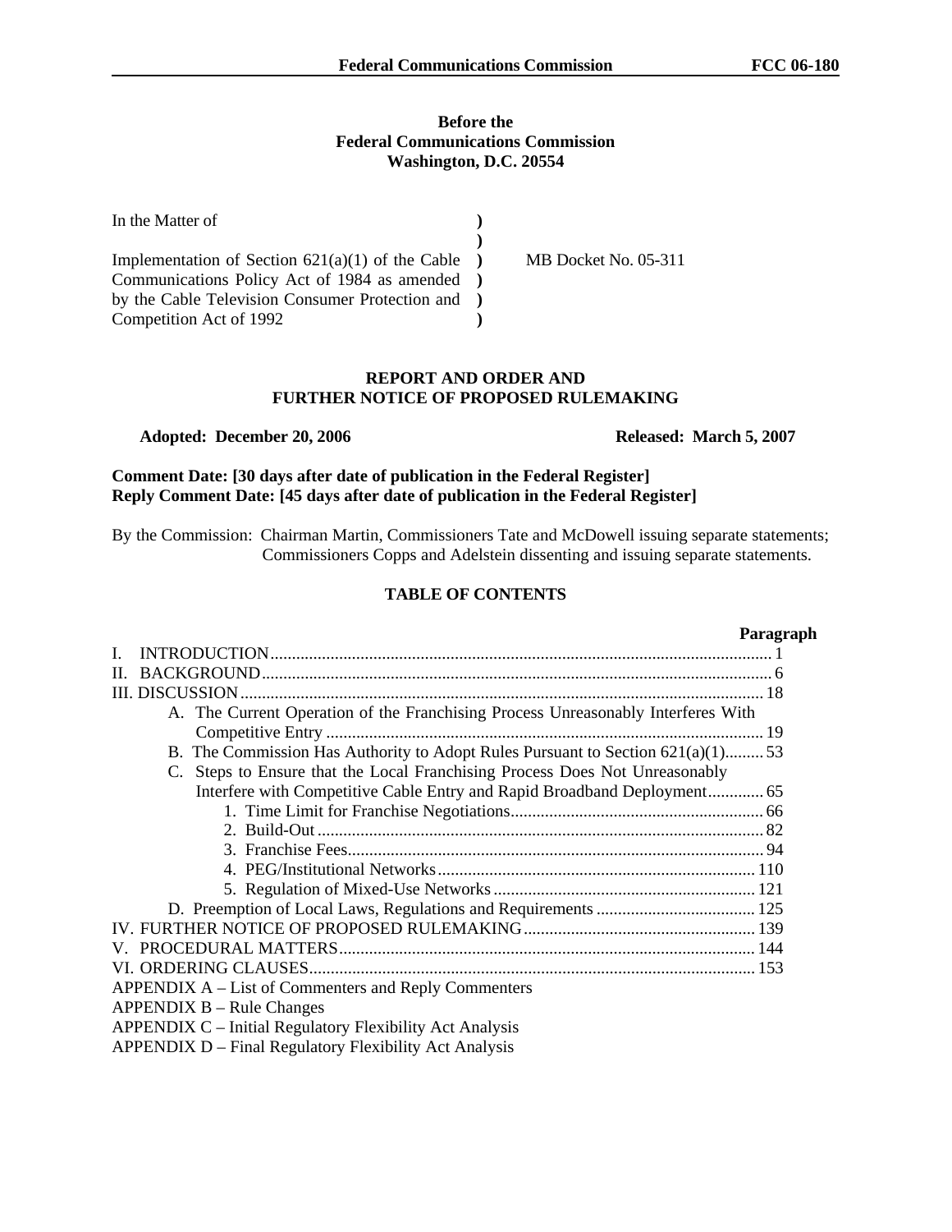**Before the**
**Federal Communications Commission**
**Washington, D.C. 20554**

| | | |
|---|---|---|
| In the Matter of | ) | |
| | ) | |
| Implementation of Section 621(a)(1) of the Cable Communications Policy Act of 1984 as amended by the Cable Television Consumer Protection and Competition Act of 1992 | ) | MB Docket No. 05-311 |

## REPORT AND ORDER AND FURTHER NOTICE OF PROPOSED RULEMAKING

**Adopted: December 20, 2006** **Released: March 5, 2007**

**Comment Date: [30 days after date of publication in the Federal Register]**
**Reply Comment Date: [45 days after date of publication in the Federal Register]**

By the Commission: Chairman Martin, Commissioners Tate and McDowell issuing separate statements; Commissioners Copps and Adelstein dissenting and issuing separate statements.

### TABLE OF CONTENTS

| | Paragraph |
|---|---|
| I. INTRODUCTION | 1 |
| II. BACKGROUND | 6 |
| III. DISCUSSION | 18 |
| A. The Current Operation of the Franchising Process Unreasonably Interferes With Competitive Entry | 19 |
| B. The Commission Has Authority to Adopt Rules Pursuant to Section 621(a)(1) | 53 |
| C. Steps to Ensure that the Local Franchising Process Does Not Unreasonably Interfere with Competitive Cable Entry and Rapid Broadband Deployment | 65 |
| 1. Time Limit for Franchise Negotiations | 66 |
| 2. Build-Out | 82 |
| 3. Franchise Fees | 94 |
| 4. PEG/Institutional Networks | 110 |
| 5. Regulation of Mixed-Use Networks | 121 |
| D. Preemption of Local Laws, Regulations and Requirements | 125 |
| IV. FURTHER NOTICE OF PROPOSED RULEMAKING | 139 |
| V. PROCEDURAL MATTERS | 144 |
| VI. ORDERING CLAUSES | 153 |

APPENDIX A – List of Commenters and Reply Commenters
APPENDIX B – Rule Changes
APPENDIX C – Initial Regulatory Flexibility Act Analysis
APPENDIX D – Final Regulatory Flexibility Act Analysis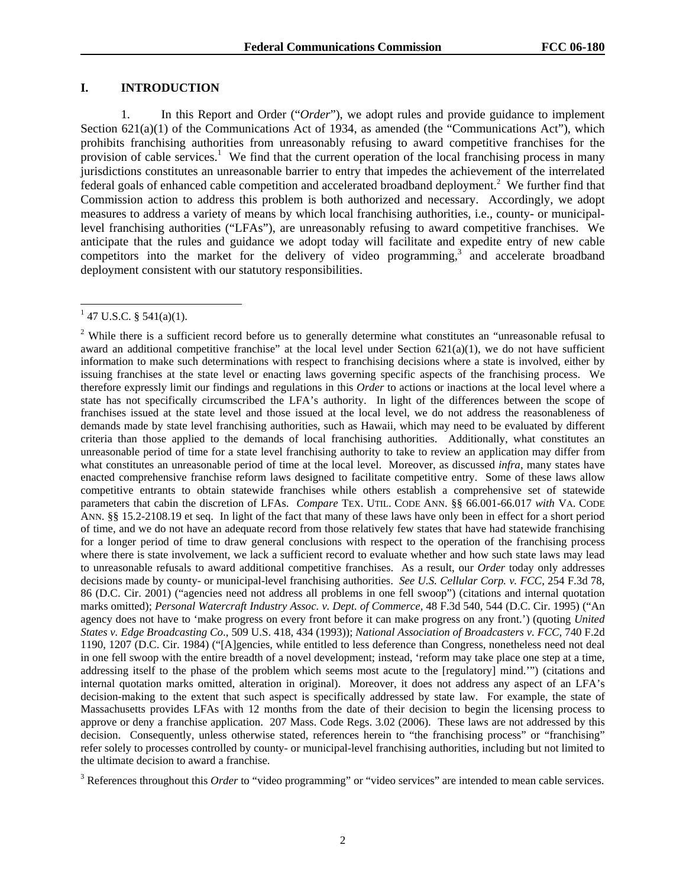## I. INTRODUCTION

1. In this Report and Order ("*Order*"), we adopt rules and provide guidance to implement Section 621(a)(1) of the Communications Act of 1934, as amended (the "Communications Act"), which prohibits franchising authorities from unreasonably refusing to award competitive franchises for the provision of cable services.[1] We find that the current operation of the local franchising process in many jurisdictions constitutes an unreasonable barrier to entry that impedes the achievement of the interrelated federal goals of enhanced cable competition and accelerated broadband deployment.[2] We further find that Commission action to address this problem is both authorized and necessary. Accordingly, we adopt measures to address a variety of means by which local franchising authorities, i.e., county- or municipal-level franchising authorities ("LFAs"), are unreasonably refusing to award competitive franchises. We anticipate that the rules and guidance we adopt today will facilitate and expedite entry of new cable competitors into the market for the delivery of video programming,[3] and accelerate broadband deployment consistent with our statutory responsibilities.

---

[1] 47 U.S.C. § 541(a)(1).

[2] While there is a sufficient record before us to generally determine what constitutes an "unreasonable refusal to award an additional competitive franchise" at the local level under Section 621(a)(1), we do not have sufficient information to make such determinations with respect to franchising decisions where a state is involved, either by issuing franchises at the state level or enacting laws governing specific aspects of the franchising process. We therefore expressly limit our findings and regulations in this *Order* to actions or inactions at the local level where a state has not specifically circumscribed the LFA's authority. In light of the differences between the scope of franchises issued at the state level and those issued at the local level, we do not address the reasonableness of demands made by state level franchising authorities, such as Hawaii, which may need to be evaluated by different criteria than those applied to the demands of local franchising authorities. Additionally, what constitutes an unreasonable period of time for a state level franchising authority to take to review an application may differ from what constitutes an unreasonable period of time at the local level. Moreover, as discussed *infra*, many states have enacted comprehensive franchise reform laws designed to facilitate competitive entry. Some of these laws allow competitive entrants to obtain statewide franchises while others establish a comprehensive set of statewide parameters that cabin the discretion of LFAs. *Compare* TEX. UTIL. CODE ANN. §§ 66.001-66.017 *with* VA. CODE ANN. §§ 15.2-2108.19 et seq. In light of the fact that many of these laws have only been in effect for a short period of time, and we do not have an adequate record from those relatively few states that have had statewide franchising for a longer period of time to draw general conclusions with respect to the operation of the franchising process where there is state involvement, we lack a sufficient record to evaluate whether and how such state laws may lead to unreasonable refusals to award additional competitive franchises. As a result, our *Order* today only addresses decisions made by county- or municipal-level franchising authorities. *See U.S. Cellular Corp. v. FCC*, 254 F.3d 78, 86 (D.C. Cir. 2001) ("agencies need not address all problems in one fell swoop") (citations and internal quotation marks omitted); *Personal Watercraft Industry Assoc. v. Dept. of Commerce*, 48 F.3d 540, 544 (D.C. Cir. 1995) ("An agency does not have to 'make progress on every front before it can make progress on any front.') (quoting *United States v. Edge Broadcasting Co*., 509 U.S. 418, 434 (1993)); *National Association of Broadcasters v. FCC*, 740 F.2d 1190, 1207 (D.C. Cir. 1984) ("[A]gencies, while entitled to less deference than Congress, nonetheless need not deal in one fell swoop with the entire breadth of a novel development; instead, 'reform may take place one step at a time, addressing itself to the phase of the problem which seems most acute to the [regulatory] mind.'") (citations and internal quotation marks omitted, alteration in original). Moreover, it does not address any aspect of an LFA's decision-making to the extent that such aspect is specifically addressed by state law. For example, the state of Massachusetts provides LFAs with 12 months from the date of their decision to begin the licensing process to approve or deny a franchise application. 207 Mass. Code Regs. 3.02 (2006). These laws are not addressed by this decision. Consequently, unless otherwise stated, references herein to "the franchising process" or "franchising" refer solely to processes controlled by county- or municipal-level franchising authorities, including but not limited to the ultimate decision to award a franchise.

[3] References throughout this *Order* to "video programming" or "video services" are intended to mean cable services.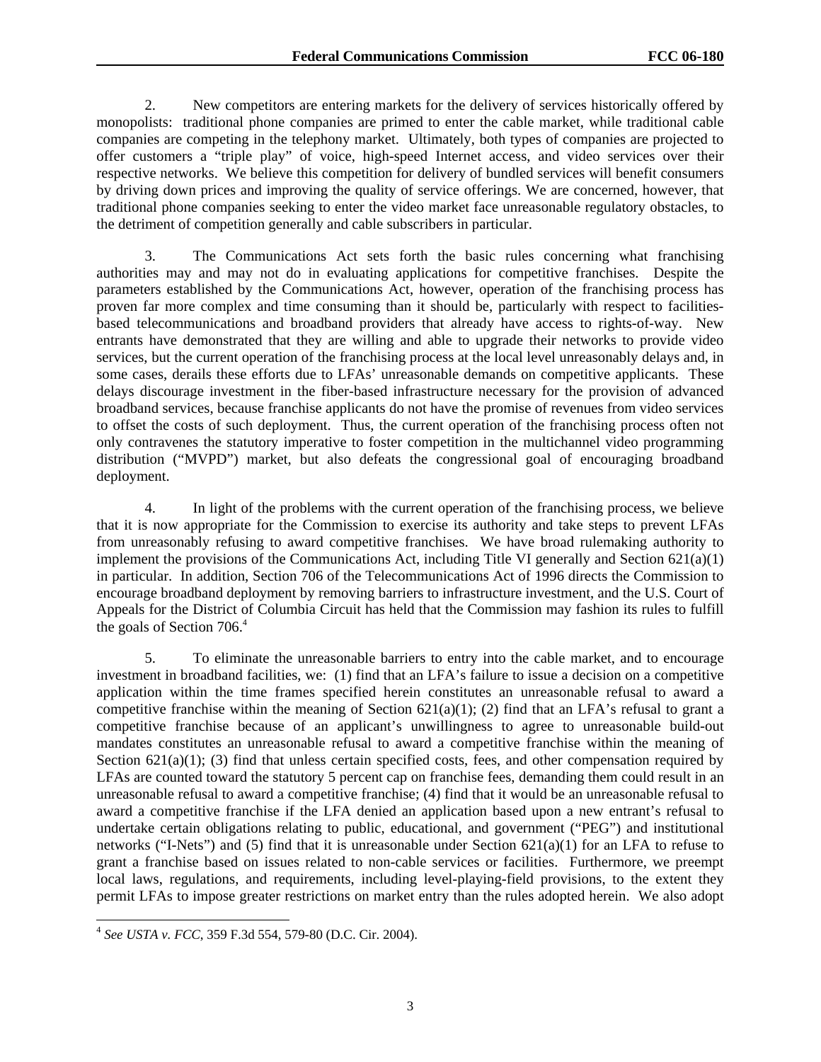2. New competitors are entering markets for the delivery of services historically offered by monopolists: traditional phone companies are primed to enter the cable market, while traditional cable companies are competing in the telephony market. Ultimately, both types of companies are projected to offer customers a "triple play" of voice, high-speed Internet access, and video services over their respective networks. We believe this competition for delivery of bundled services will benefit consumers by driving down prices and improving the quality of service offerings. We are concerned, however, that traditional phone companies seeking to enter the video market face unreasonable regulatory obstacles, to the detriment of competition generally and cable subscribers in particular.

3. The Communications Act sets forth the basic rules concerning what franchising authorities may and may not do in evaluating applications for competitive franchises. Despite the parameters established by the Communications Act, however, operation of the franchising process has proven far more complex and time consuming than it should be, particularly with respect to facilities-based telecommunications and broadband providers that already have access to rights-of-way. New entrants have demonstrated that they are willing and able to upgrade their networks to provide video services, but the current operation of the franchising process at the local level unreasonably delays and, in some cases, derails these efforts due to LFAs' unreasonable demands on competitive applicants. These delays discourage investment in the fiber-based infrastructure necessary for the provision of advanced broadband services, because franchise applicants do not have the promise of revenues from video services to offset the costs of such deployment. Thus, the current operation of the franchising process often not only contravenes the statutory imperative to foster competition in the multichannel video programming distribution ("MVPD") market, but also defeats the congressional goal of encouraging broadband deployment.

4. In light of the problems with the current operation of the franchising process, we believe that it is now appropriate for the Commission to exercise its authority and take steps to prevent LFAs from unreasonably refusing to award competitive franchises. We have broad rulemaking authority to implement the provisions of the Communications Act, including Title VI generally and Section 621(a)(1) in particular. In addition, Section 706 of the Telecommunications Act of 1996 directs the Commission to encourage broadband deployment by removing barriers to infrastructure investment, and the U.S. Court of Appeals for the District of Columbia Circuit has held that the Commission may fashion its rules to fulfill the goals of Section 706.[4]

5. To eliminate the unreasonable barriers to entry into the cable market, and to encourage investment in broadband facilities, we: (1) find that an LFA's failure to issue a decision on a competitive application within the time frames specified herein constitutes an unreasonable refusal to award a competitive franchise within the meaning of Section 621(a)(1); (2) find that an LFA's refusal to grant a competitive franchise because of an applicant's unwillingness to agree to unreasonable build-out mandates constitutes an unreasonable refusal to award a competitive franchise within the meaning of Section 621(a)(1); (3) find that unless certain specified costs, fees, and other compensation required by LFAs are counted toward the statutory 5 percent cap on franchise fees, demanding them could result in an unreasonable refusal to award a competitive franchise; (4) find that it would be an unreasonable refusal to award a competitive franchise if the LFA denied an application based upon a new entrant's refusal to undertake certain obligations relating to public, educational, and government ("PEG") and institutional networks ("I-Nets") and (5) find that it is unreasonable under Section 621(a)(1) for an LFA to refuse to grant a franchise based on issues related to non-cable services or facilities. Furthermore, we preempt local laws, regulations, and requirements, including level-playing-field provisions, to the extent they permit LFAs to impose greater restrictions on market entry than the rules adopted herein. We also adopt

[4] *See USTA v. FCC*, 359 F.3d 554, 579-80 (D.C. Cir. 2004).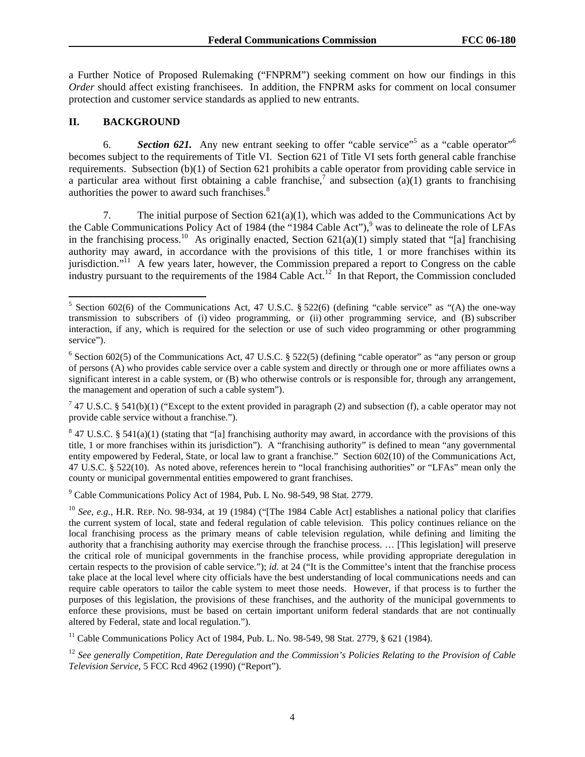a Further Notice of Proposed Rulemaking ("FNPRM") seeking comment on how our findings in this *Order* should affect existing franchisees. In addition, the FNPRM asks for comment on local consumer protection and customer service standards as applied to new entrants.

## II. BACKGROUND

6. ***Section 621.*** Any new entrant seeking to offer "cable service"[5] as a "cable operator"[6] becomes subject to the requirements of Title VI. Section 621 of Title VI sets forth general cable franchise requirements. Subsection (b)(1) of Section 621 prohibits a cable operator from providing cable service in a particular area without first obtaining a cable franchise,[7] and subsection (a)(1) grants to franchising authorities the power to award such franchises.[8]

7. The initial purpose of Section 621(a)(1), which was added to the Communications Act by the Cable Communications Policy Act of 1984 (the "1984 Cable Act"),[9] was to delineate the role of LFAs in the franchising process.[10] As originally enacted, Section 621(a)(1) simply stated that "[a] franchising authority may award, in accordance with the provisions of this title, 1 or more franchises within its jurisdiction."[11] A few years later, however, the Commission prepared a report to Congress on the cable industry pursuant to the requirements of the 1984 Cable Act.[12] In that Report, the Commission concluded

---

[5] Section 602(6) of the Communications Act, 47 U.S.C. § 522(6) (defining "cable service" as "(A) the one-way transmission to subscribers of (i) video programming, or (ii) other programming service, and (B) subscriber interaction, if any, which is required for the selection or use of such video programming or other programming service").

[6] Section 602(5) of the Communications Act, 47 U.S.C. § 522(5) (defining "cable operator" as "any person or group of persons (A) who provides cable service over a cable system and directly or through one or more affiliates owns a significant interest in a cable system, or (B) who otherwise controls or is responsible for, through any arrangement, the management and operation of such a cable system").

[7] 47 U.S.C. § 541(b)(1) ("Except to the extent provided in paragraph (2) and subsection (f), a cable operator may not provide cable service without a franchise.").

[8] 47 U.S.C. § 541(a)(1) (stating that "[a] franchising authority may award, in accordance with the provisions of this title, 1 or more franchises within its jurisdiction"). A "franchising authority" is defined to mean "any governmental entity empowered by Federal, State, or local law to grant a franchise." Section 602(10) of the Communications Act, 47 U.S.C. § 522(10). As noted above, references herein to "local franchising authorities" or "LFAs" mean only the county or municipal governmental entities empowered to grant franchises.

[9] Cable Communications Policy Act of 1984, Pub. L No. 98-549, 98 Stat. 2779.

[10] *See, e.g.*, H.R. REP. NO. 98-934, at 19 (1984) ("[The 1984 Cable Act] establishes a national policy that clarifies the current system of local, state and federal regulation of cable television. This policy continues reliance on the local franchising process as the primary means of cable television regulation, while defining and limiting the authority that a franchising authority may exercise through the franchise process. … [This legislation] will preserve the critical role of municipal governments in the franchise process, while providing appropriate deregulation in certain respects to the provision of cable service."); *id.* at 24 ("It is the Committee's intent that the franchise process take place at the local level where city officials have the best understanding of local communications needs and can require cable operators to tailor the cable system to meet those needs. However, if that process is to further the purposes of this legislation, the provisions of these franchises, and the authority of the municipal governments to enforce these provisions, must be based on certain important uniform federal standards that are not continually altered by Federal, state and local regulation.").

[11] Cable Communications Policy Act of 1984, Pub. L. No. 98-549, 98 Stat. 2779, § 621 (1984).

[12] *See generally Competition, Rate Deregulation and the Commission's Policies Relating to the Provision of Cable Television Service*, 5 FCC Rcd 4962 (1990) ("Report").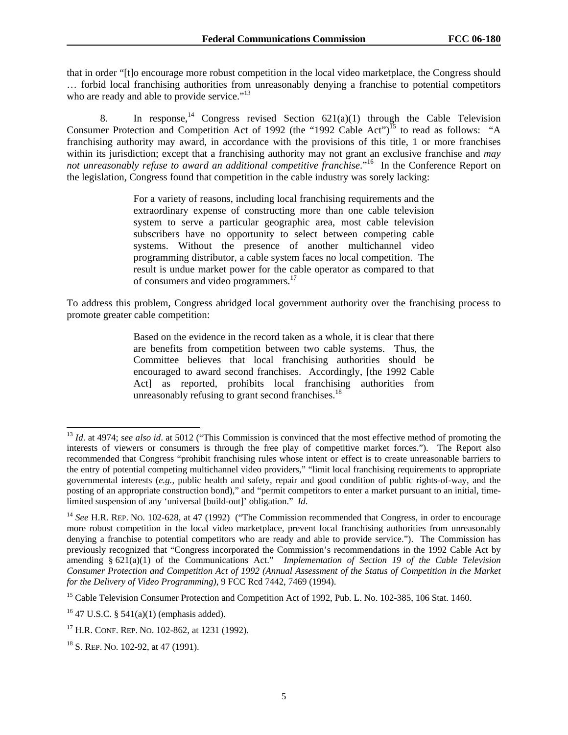that in order "[t]o encourage more robust competition in the local video marketplace, the Congress should … forbid local franchising authorities from unreasonably denying a franchise to potential competitors who are ready and able to provide service."[13]

8. In response,[14] Congress revised Section 621(a)(1) through the Cable Television Consumer Protection and Competition Act of 1992 (the "1992 Cable Act")[15] to read as follows: "A franchising authority may award, in accordance with the provisions of this title, 1 or more franchises within its jurisdiction; except that a franchising authority may not grant an exclusive franchise and *may not unreasonably refuse to award an additional competitive franchise*."[16] In the Conference Report on the legislation, Congress found that competition in the cable industry was sorely lacking:

> For a variety of reasons, including local franchising requirements and the extraordinary expense of constructing more than one cable television system to serve a particular geographic area, most cable television subscribers have no opportunity to select between competing cable systems. Without the presence of another multichannel video programming distributor, a cable system faces no local competition. The result is undue market power for the cable operator as compared to that of consumers and video programmers.[17]

To address this problem, Congress abridged local government authority over the franchising process to promote greater cable competition:

> Based on the evidence in the record taken as a whole, it is clear that there are benefits from competition between two cable systems. Thus, the Committee believes that local franchising authorities should be encouraged to award second franchises. Accordingly, [the 1992 Cable Act] as reported, prohibits local franchising authorities from unreasonably refusing to grant second franchises.[18]

---

[13] *Id*. at 4974; *see also id*. at 5012 ("This Commission is convinced that the most effective method of promoting the interests of viewers or consumers is through the free play of competitive market forces."). The Report also recommended that Congress "prohibit franchising rules whose intent or effect is to create unreasonable barriers to the entry of potential competing multichannel video providers," "limit local franchising requirements to appropriate governmental interests (*e.g.*, public health and safety, repair and good condition of public rights-of-way, and the posting of an appropriate construction bond)," and "permit competitors to enter a market pursuant to an initial, time-limited suspension of any 'universal [build-out]' obligation." *Id*.

[14] *See* H.R. REP. NO. 102-628, at 47 (1992) ("The Commission recommended that Congress, in order to encourage more robust competition in the local video marketplace, prevent local franchising authorities from unreasonably denying a franchise to potential competitors who are ready and able to provide service."). The Commission has previously recognized that "Congress incorporated the Commission's recommendations in the 1992 Cable Act by amending § 621(a)(1) of the Communications Act." *Implementation of Section 19 of the Cable Television Consumer Protection and Competition Act of 1992 (Annual Assessment of the Status of Competition in the Market for the Delivery of Video Programming)*, 9 FCC Rcd 7442, 7469 (1994).

[15] Cable Television Consumer Protection and Competition Act of 1992, Pub. L. No. 102-385, 106 Stat. 1460.

[16] 47 U.S.C. § 541(a)(1) (emphasis added).

[17] H.R. CONF. REP. NO. 102-862, at 1231 (1992).

[18] S. REP. NO. 102-92, at 47 (1991).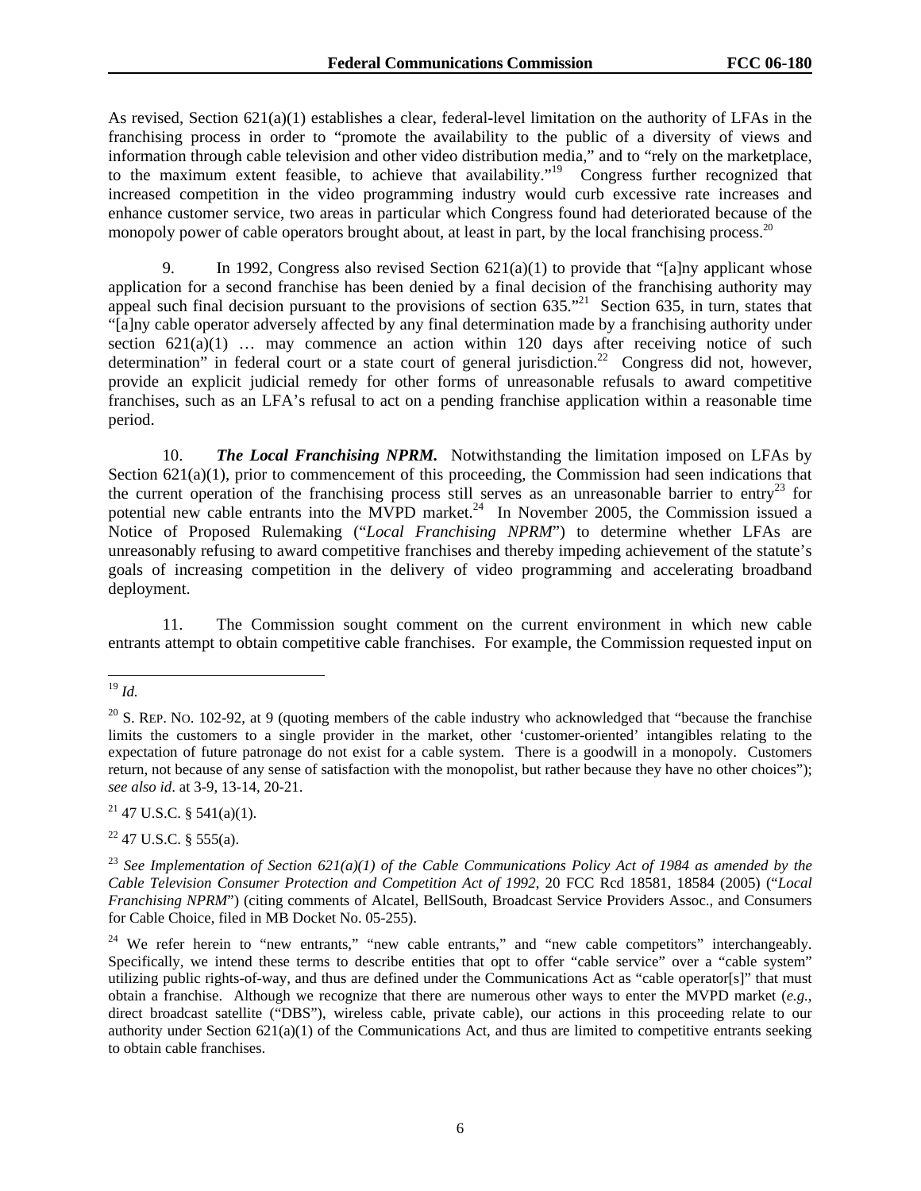As revised, Section 621(a)(1) establishes a clear, federal-level limitation on the authority of LFAs in the franchising process in order to "promote the availability to the public of a diversity of views and information through cable television and other video distribution media," and to "rely on the marketplace, to the maximum extent feasible, to achieve that availability."[19] Congress further recognized that increased competition in the video programming industry would curb excessive rate increases and enhance customer service, two areas in particular which Congress found had deteriorated because of the monopoly power of cable operators brought about, at least in part, by the local franchising process.[20]

9. In 1992, Congress also revised Section 621(a)(1) to provide that "[a]ny applicant whose application for a second franchise has been denied by a final decision of the franchising authority may appeal such final decision pursuant to the provisions of section 635."[21] Section 635, in turn, states that "[a]ny cable operator adversely affected by any final determination made by a franchising authority under section 621(a)(1) … may commence an action within 120 days after receiving notice of such determination" in federal court or a state court of general jurisdiction.[22] Congress did not, however, provide an explicit judicial remedy for other forms of unreasonable refusals to award competitive franchises, such as an LFA's refusal to act on a pending franchise application within a reasonable time period.

10. ***The Local Franchising NPRM.*** Notwithstanding the limitation imposed on LFAs by Section 621(a)(1), prior to commencement of this proceeding, the Commission had seen indications that the current operation of the franchising process still serves as an unreasonable barrier to entry[23] for potential new cable entrants into the MVPD market.[24] In November 2005, the Commission issued a Notice of Proposed Rulemaking ("*Local Franchising NPRM*") to determine whether LFAs are unreasonably refusing to award competitive franchises and thereby impeding achievement of the statute's goals of increasing competition in the delivery of video programming and accelerating broadband deployment.

11. The Commission sought comment on the current environment in which new cable entrants attempt to obtain competitive cable franchises. For example, the Commission requested input on

---

[19] *Id.*

[20] S. REP. NO. 102-92, at 9 (quoting members of the cable industry who acknowledged that "because the franchise limits the customers to a single provider in the market, other 'customer-oriented' intangibles relating to the expectation of future patronage do not exist for a cable system. There is a goodwill in a monopoly. Customers return, not because of any sense of satisfaction with the monopolist, but rather because they have no other choices"); *see also id*. at 3-9, 13-14, 20-21.

[21] 47 U.S.C. § 541(a)(1).

[22] 47 U.S.C. § 555(a).

[23] *See Implementation of Section 621(a)(1) of the Cable Communications Policy Act of 1984 as amended by the Cable Television Consumer Protection and Competition Act of 1992*, 20 FCC Rcd 18581, 18584 (2005) ("*Local Franchising NPRM*") (citing comments of Alcatel, BellSouth, Broadcast Service Providers Assoc., and Consumers for Cable Choice, filed in MB Docket No. 05-255).

[24] We refer herein to "new entrants," "new cable entrants," and "new cable competitors" interchangeably. Specifically, we intend these terms to describe entities that opt to offer "cable service" over a "cable system" utilizing public rights-of-way, and thus are defined under the Communications Act as "cable operator[s]" that must obtain a franchise. Although we recognize that there are numerous other ways to enter the MVPD market (*e.g.*, direct broadcast satellite ("DBS"), wireless cable, private cable), our actions in this proceeding relate to our authority under Section 621(a)(1) of the Communications Act, and thus are limited to competitive entrants seeking to obtain cable franchises.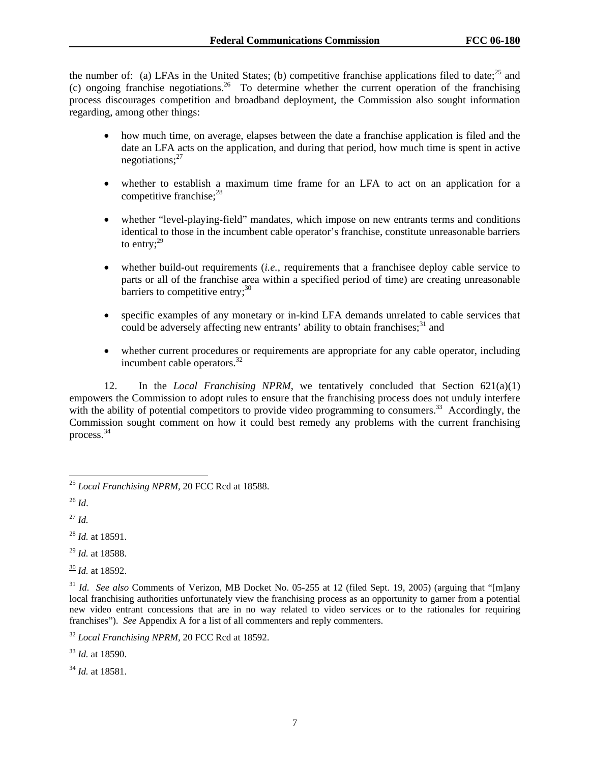the number of: (a) LFAs in the United States; (b) competitive franchise applications filed to date;[25] and (c) ongoing franchise negotiations.[26] To determine whether the current operation of the franchising process discourages competition and broadband deployment, the Commission also sought information regarding, among other things:

- how much time, on average, elapses between the date a franchise application is filed and the date an LFA acts on the application, and during that period, how much time is spent in active negotiations;[27]
- whether to establish a maximum time frame for an LFA to act on an application for a competitive franchise;[28]
- whether "level-playing-field" mandates, which impose on new entrants terms and conditions identical to those in the incumbent cable operator's franchise, constitute unreasonable barriers to entry;[29]
- whether build-out requirements (*i.e.*, requirements that a franchisee deploy cable service to parts or all of the franchise area within a specified period of time) are creating unreasonable barriers to competitive entry;[30]
- specific examples of any monetary or in-kind LFA demands unrelated to cable services that could be adversely affecting new entrants' ability to obtain franchises;[31] and
- whether current procedures or requirements are appropriate for any cable operator, including incumbent cable operators.[32]

12. In the *Local Franchising NPRM*, we tentatively concluded that Section 621(a)(1) empowers the Commission to adopt rules to ensure that the franchising process does not unduly interfere with the ability of potential competitors to provide video programming to consumers.[33] Accordingly, the Commission sought comment on how it could best remedy any problems with the current franchising process.[34]

---

[25] *Local Franchising NPRM*, 20 FCC Rcd at 18588.

[26] *Id*.

[27] *Id.*

[28] *Id.* at 18591.

[29] *Id.* at 18588.

[30] *Id.* at 18592.

[31] *Id. See also* Comments of Verizon, MB Docket No. 05-255 at 12 (filed Sept. 19, 2005) (arguing that "[m]any local franchising authorities unfortunately view the franchising process as an opportunity to garner from a potential new video entrant concessions that are in no way related to video services or to the rationales for requiring franchises"). *See* Appendix A for a list of all commenters and reply commenters.

[32] *Local Franchising NPRM*, 20 FCC Rcd at 18592.

[33] *Id.* at 18590.

[34] *Id.* at 18581.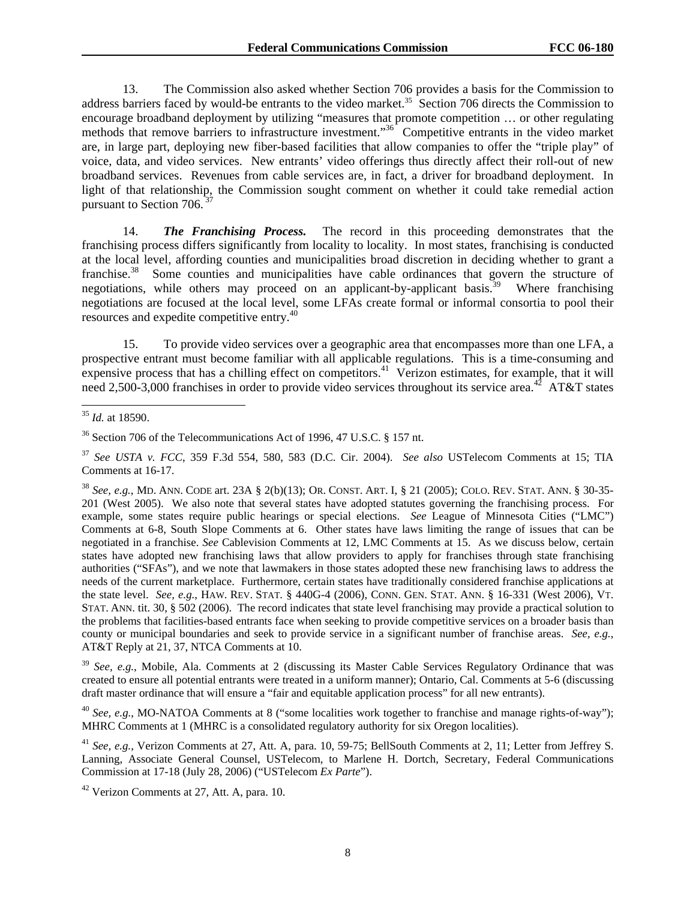13. The Commission also asked whether Section 706 provides a basis for the Commission to address barriers faced by would-be entrants to the video market.[35] Section 706 directs the Commission to encourage broadband deployment by utilizing "measures that promote competition … or other regulating methods that remove barriers to infrastructure investment."[36] Competitive entrants in the video market are, in large part, deploying new fiber-based facilities that allow companies to offer the "triple play" of voice, data, and video services. New entrants' video offerings thus directly affect their roll-out of new broadband services. Revenues from cable services are, in fact, a driver for broadband deployment. In light of that relationship, the Commission sought comment on whether it could take remedial action pursuant to Section 706.[37]

14. ***The Franchising Process.*** The record in this proceeding demonstrates that the franchising process differs significantly from locality to locality. In most states, franchising is conducted at the local level, affording counties and municipalities broad discretion in deciding whether to grant a franchise.[38] Some counties and municipalities have cable ordinances that govern the structure of negotiations, while others may proceed on an applicant-by-applicant basis.[39] Where franchising negotiations are focused at the local level, some LFAs create formal or informal consortia to pool their resources and expedite competitive entry.[40]

15. To provide video services over a geographic area that encompasses more than one LFA, a prospective entrant must become familiar with all applicable regulations. This is a time-consuming and expensive process that has a chilling effect on competitors.[41] Verizon estimates, for example, that it will need 2,500-3,000 franchises in order to provide video services throughout its service area.[42] AT&T states

---

[35] *Id.* at 18590.

[36] Section 706 of the Telecommunications Act of 1996, 47 U.S.C. § 157 nt.

[37] *See USTA v. FCC*, 359 F.3d 554, 580, 583 (D.C. Cir. 2004). *See also* USTelecom Comments at 15; TIA Comments at 16-17.

[38] *See, e.g.*, MD. ANN. CODE art. 23A § 2(b)(13); OR. CONST. ART. I, § 21 (2005); COLO. REV. STAT. ANN. § 30-35-201 (West 2005). We also note that several states have adopted statutes governing the franchising process. For example, some states require public hearings or special elections. *See* League of Minnesota Cities ("LMC") Comments at 6-8, South Slope Comments at 6. Other states have laws limiting the range of issues that can be negotiated in a franchise. *See* Cablevision Comments at 12, LMC Comments at 15. As we discuss below, certain states have adopted new franchising laws that allow providers to apply for franchises through state franchising authorities ("SFAs"), and we note that lawmakers in those states adopted these new franchising laws to address the needs of the current marketplace. Furthermore, certain states have traditionally considered franchise applications at the state level. *See, e.g.*, HAW. REV. STAT. § 440G-4 (2006), CONN. GEN. STAT. ANN. § 16-331 (West 2006), VT. STAT. ANN. tit. 30, § 502 (2006). The record indicates that state level franchising may provide a practical solution to the problems that facilities-based entrants face when seeking to provide competitive services on a broader basis than county or municipal boundaries and seek to provide service in a significant number of franchise areas. *See, e.g.*, AT&T Reply at 21, 37, NTCA Comments at 10.

[39] *See, e.g.*, Mobile, Ala. Comments at 2 (discussing its Master Cable Services Regulatory Ordinance that was created to ensure all potential entrants were treated in a uniform manner); Ontario, Cal. Comments at 5-6 (discussing draft master ordinance that will ensure a "fair and equitable application process" for all new entrants).

[40] *See, e.g.*, MO-NATOA Comments at 8 ("some localities work together to franchise and manage rights-of-way"); MHRC Comments at 1 (MHRC is a consolidated regulatory authority for six Oregon localities).

[41] *See, e.g.*, Verizon Comments at 27, Att. A, para. 10, 59-75; BellSouth Comments at 2, 11; Letter from Jeffrey S. Lanning, Associate General Counsel, USTelecom, to Marlene H. Dortch, Secretary, Federal Communications Commission at 17-18 (July 28, 2006) ("USTelecom *Ex Parte*").

[42] Verizon Comments at 27, Att. A, para. 10.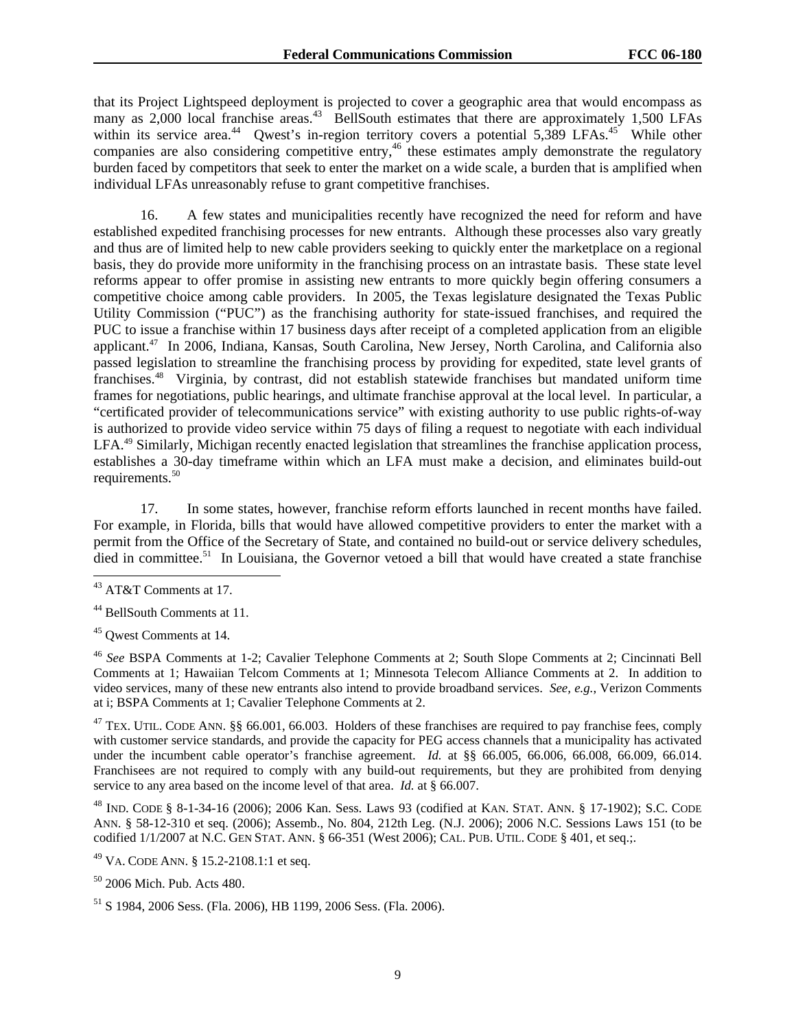that its Project Lightspeed deployment is projected to cover a geographic area that would encompass as many as 2,000 local franchise areas.[43] BellSouth estimates that there are approximately 1,500 LFAs within its service area.[44] Qwest's in-region territory covers a potential 5,389 LFAs.[45] While other companies are also considering competitive entry,[46] these estimates amply demonstrate the regulatory burden faced by competitors that seek to enter the market on a wide scale, a burden that is amplified when individual LFAs unreasonably refuse to grant competitive franchises.

16. A few states and municipalities recently have recognized the need for reform and have established expedited franchising processes for new entrants. Although these processes also vary greatly and thus are of limited help to new cable providers seeking to quickly enter the marketplace on a regional basis, they do provide more uniformity in the franchising process on an intrastate basis. These state level reforms appear to offer promise in assisting new entrants to more quickly begin offering consumers a competitive choice among cable providers. In 2005, the Texas legislature designated the Texas Public Utility Commission ("PUC") as the franchising authority for state-issued franchises, and required the PUC to issue a franchise within 17 business days after receipt of a completed application from an eligible applicant.[47] In 2006, Indiana, Kansas, South Carolina, New Jersey, North Carolina, and California also passed legislation to streamline the franchising process by providing for expedited, state level grants of franchises.[48] Virginia, by contrast, did not establish statewide franchises but mandated uniform time frames for negotiations, public hearings, and ultimate franchise approval at the local level. In particular, a "certificated provider of telecommunications service" with existing authority to use public rights-of-way is authorized to provide video service within 75 days of filing a request to negotiate with each individual LFA.[49] Similarly, Michigan recently enacted legislation that streamlines the franchise application process, establishes a 30-day timeframe within which an LFA must make a decision, and eliminates build-out requirements.[50]

17. In some states, however, franchise reform efforts launched in recent months have failed. For example, in Florida, bills that would have allowed competitive providers to enter the market with a permit from the Office of the Secretary of State, and contained no build-out or service delivery schedules, died in committee.[51] In Louisiana, the Governor vetoed a bill that would have created a state franchise

---

[43] AT&T Comments at 17.

[44] BellSouth Comments at 11.

[45] Qwest Comments at 14.

[46] *See* BSPA Comments at 1-2; Cavalier Telephone Comments at 2; South Slope Comments at 2; Cincinnati Bell Comments at 1; Hawaiian Telcom Comments at 1; Minnesota Telecom Alliance Comments at 2. In addition to video services, many of these new entrants also intend to provide broadband services. *See, e.g.*, Verizon Comments at i; BSPA Comments at 1; Cavalier Telephone Comments at 2.

[47] TEX. UTIL. CODE ANN. §§ 66.001, 66.003. Holders of these franchises are required to pay franchise fees, comply with customer service standards, and provide the capacity for PEG access channels that a municipality has activated under the incumbent cable operator's franchise agreement. *Id.* at §§ 66.005, 66.006, 66.008, 66.009, 66.014. Franchisees are not required to comply with any build-out requirements, but they are prohibited from denying service to any area based on the income level of that area. *Id.* at § 66.007.

[48] IND. CODE § 8-1-34-16 (2006); 2006 Kan. Sess. Laws 93 (codified at KAN. STAT. ANN. § 17-1902); S.C. CODE ANN. § 58-12-310 et seq. (2006); Assemb., No. 804, 212th Leg. (N.J. 2006); 2006 N.C. Sessions Laws 151 (to be codified 1/1/2007 at N.C. GEN STAT. ANN. § 66-351 (West 2006); CAL. PUB. UTIL. CODE § 401, et seq.;.

[49] VA. CODE ANN. § 15.2-2108.1:1 et seq.

[50] 2006 Mich. Pub. Acts 480.

[51] S 1984, 2006 Sess. (Fla. 2006), HB 1199, 2006 Sess. (Fla. 2006).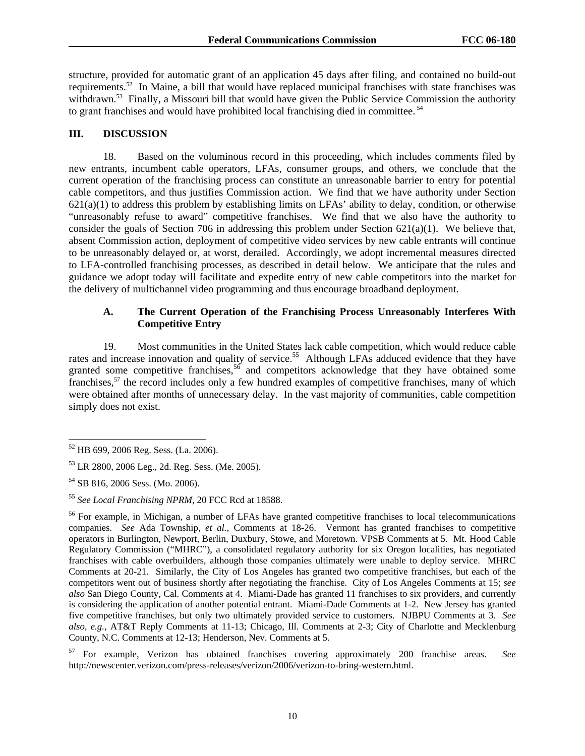structure, provided for automatic grant of an application 45 days after filing, and contained no build-out requirements.[52] In Maine, a bill that would have replaced municipal franchises with state franchises was withdrawn.[53] Finally, a Missouri bill that would have given the Public Service Commission the authority to grant franchises and would have prohibited local franchising died in committee.[54]

## III. DISCUSSION

18. Based on the voluminous record in this proceeding, which includes comments filed by new entrants, incumbent cable operators, LFAs, consumer groups, and others, we conclude that the current operation of the franchising process can constitute an unreasonable barrier to entry for potential cable competitors, and thus justifies Commission action. We find that we have authority under Section 621(a)(1) to address this problem by establishing limits on LFAs' ability to delay, condition, or otherwise "unreasonably refuse to award" competitive franchises. We find that we also have the authority to consider the goals of Section 706 in addressing this problem under Section 621(a)(1). We believe that, absent Commission action, deployment of competitive video services by new cable entrants will continue to be unreasonably delayed or, at worst, derailed. Accordingly, we adopt incremental measures directed to LFA-controlled franchising processes, as described in detail below. We anticipate that the rules and guidance we adopt today will facilitate and expedite entry of new cable competitors into the market for the delivery of multichannel video programming and thus encourage broadband deployment.

### A. The Current Operation of the Franchising Process Unreasonably Interferes With Competitive Entry

19. Most communities in the United States lack cable competition, which would reduce cable rates and increase innovation and quality of service.[55] Although LFAs adduced evidence that they have granted some competitive franchises,[56] and competitors acknowledge that they have obtained some franchises,[57] the record includes only a few hundred examples of competitive franchises, many of which were obtained after months of unnecessary delay. In the vast majority of communities, cable competition simply does not exist.

---

[52] HB 699, 2006 Reg. Sess. (La. 2006).

[53] LR 2800, 2006 Leg., 2d. Reg. Sess. (Me. 2005).

[54] SB 816, 2006 Sess. (Mo. 2006).

[55] *See Local Franchising NPRM*, 20 FCC Rcd at 18588.

[56] For example, in Michigan, a number of LFAs have granted competitive franchises to local telecommunications companies. *See* Ada Township, *et al.*, Comments at 18-26. Vermont has granted franchises to competitive operators in Burlington, Newport, Berlin, Duxbury, Stowe, and Moretown. VPSB Comments at 5. Mt. Hood Cable Regulatory Commission ("MHRC"), a consolidated regulatory authority for six Oregon localities, has negotiated franchises with cable overbuilders, although those companies ultimately were unable to deploy service. MHRC Comments at 20-21. Similarly, the City of Los Angeles has granted two competitive franchises, but each of the competitors went out of business shortly after negotiating the franchise. City of Los Angeles Comments at 15; *see also* San Diego County, Cal. Comments at 4. Miami-Dade has granted 11 franchises to six providers, and currently is considering the application of another potential entrant. Miami-Dade Comments at 1-2. New Jersey has granted five competitive franchises, but only two ultimately provided service to customers. NJBPU Comments at 3. *See also, e.g.*, AT&T Reply Comments at 11-13; Chicago, Ill. Comments at 2-3; City of Charlotte and Mecklenburg County, N.C. Comments at 12-13; Henderson, Nev. Comments at 5.

[57] For example, Verizon has obtained franchises covering approximately 200 franchise areas. *See* http://newscenter.verizon.com/press-releases/verizon/2006/verizon-to-bring-western.html.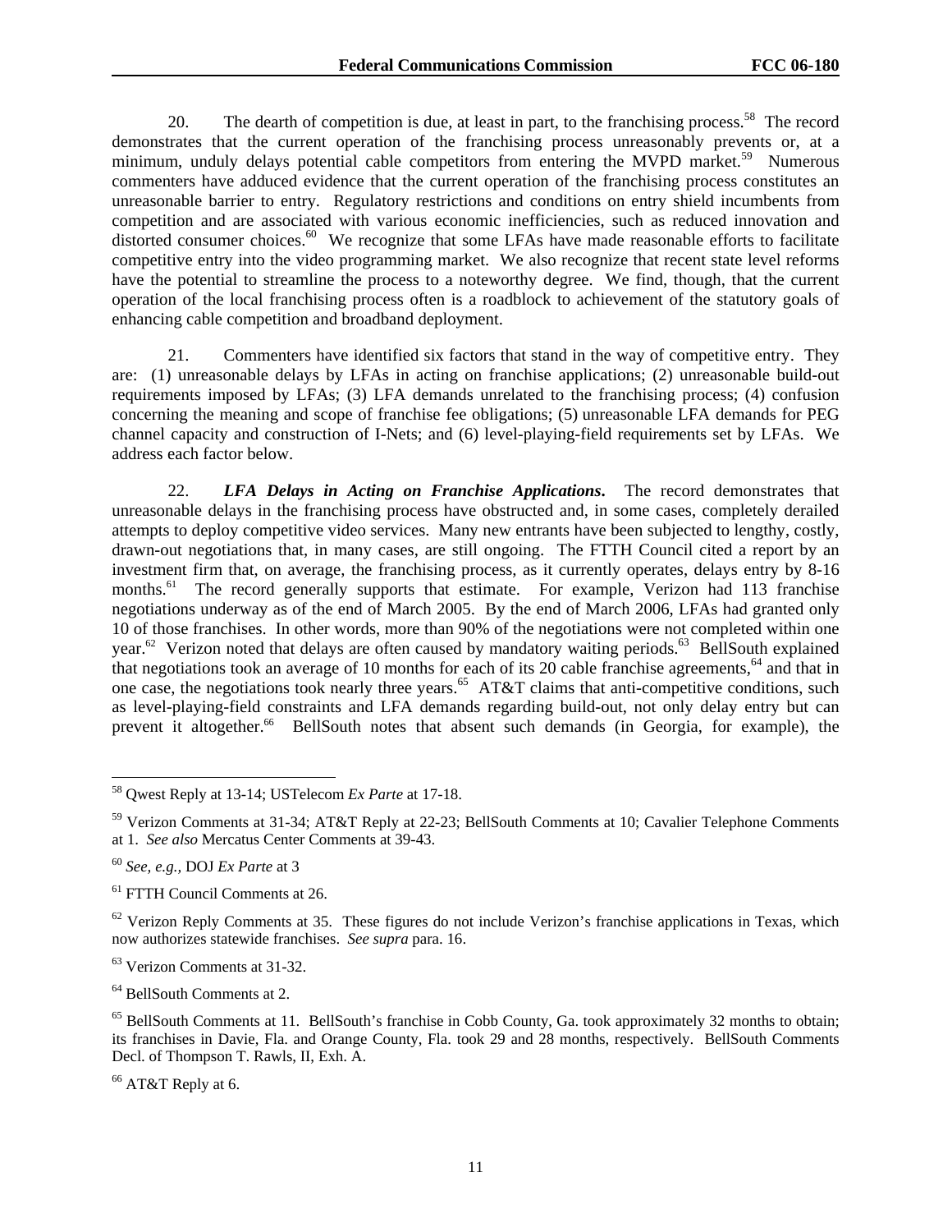20. The dearth of competition is due, at least in part, to the franchising process.[58] The record demonstrates that the current operation of the franchising process unreasonably prevents or, at a minimum, unduly delays potential cable competitors from entering the MVPD market.[59] Numerous commenters have adduced evidence that the current operation of the franchising process constitutes an unreasonable barrier to entry. Regulatory restrictions and conditions on entry shield incumbents from competition and are associated with various economic inefficiencies, such as reduced innovation and distorted consumer choices.[60] We recognize that some LFAs have made reasonable efforts to facilitate competitive entry into the video programming market. We also recognize that recent state level reforms have the potential to streamline the process to a noteworthy degree. We find, though, that the current operation of the local franchising process often is a roadblock to achievement of the statutory goals of enhancing cable competition and broadband deployment.

21. Commenters have identified six factors that stand in the way of competitive entry. They are: (1) unreasonable delays by LFAs in acting on franchise applications; (2) unreasonable build-out requirements imposed by LFAs; (3) LFA demands unrelated to the franchising process; (4) confusion concerning the meaning and scope of franchise fee obligations; (5) unreasonable LFA demands for PEG channel capacity and construction of I-Nets; and (6) level-playing-field requirements set by LFAs. We address each factor below.

22. ***LFA Delays in Acting on Franchise Applications***. The record demonstrates that unreasonable delays in the franchising process have obstructed and, in some cases, completely derailed attempts to deploy competitive video services. Many new entrants have been subjected to lengthy, costly, drawn-out negotiations that, in many cases, are still ongoing. The FTTH Council cited a report by an investment firm that, on average, the franchising process, as it currently operates, delays entry by 8-16 months.[61] The record generally supports that estimate. For example, Verizon had 113 franchise negotiations underway as of the end of March 2005. By the end of March 2006, LFAs had granted only 10 of those franchises. In other words, more than 90% of the negotiations were not completed within one year.[62] Verizon noted that delays are often caused by mandatory waiting periods.[63] BellSouth explained that negotiations took an average of 10 months for each of its 20 cable franchise agreements,[64] and that in one case, the negotiations took nearly three years.[65] AT&T claims that anti-competitive conditions, such as level-playing-field constraints and LFA demands regarding build-out, not only delay entry but can prevent it altogether.[66] BellSouth notes that absent such demands (in Georgia, for example), the

---

[58] Qwest Reply at 13-14; USTelecom *Ex Parte* at 17-18.

[59] Verizon Comments at 31-34; AT&T Reply at 22-23; BellSouth Comments at 10; Cavalier Telephone Comments at 1. *See also* Mercatus Center Comments at 39-43.

[60] *See, e.g.*, DOJ *Ex Parte* at 3

[61] FTTH Council Comments at 26.

[62] Verizon Reply Comments at 35. These figures do not include Verizon's franchise applications in Texas, which now authorizes statewide franchises. *See supra* para. 16.

[63] Verizon Comments at 31-32.

[64] BellSouth Comments at 2.

[65] BellSouth Comments at 11. BellSouth's franchise in Cobb County, Ga. took approximately 32 months to obtain; its franchises in Davie, Fla. and Orange County, Fla. took 29 and 28 months, respectively. BellSouth Comments Decl. of Thompson T. Rawls, II, Exh. A.

[66] AT&T Reply at 6.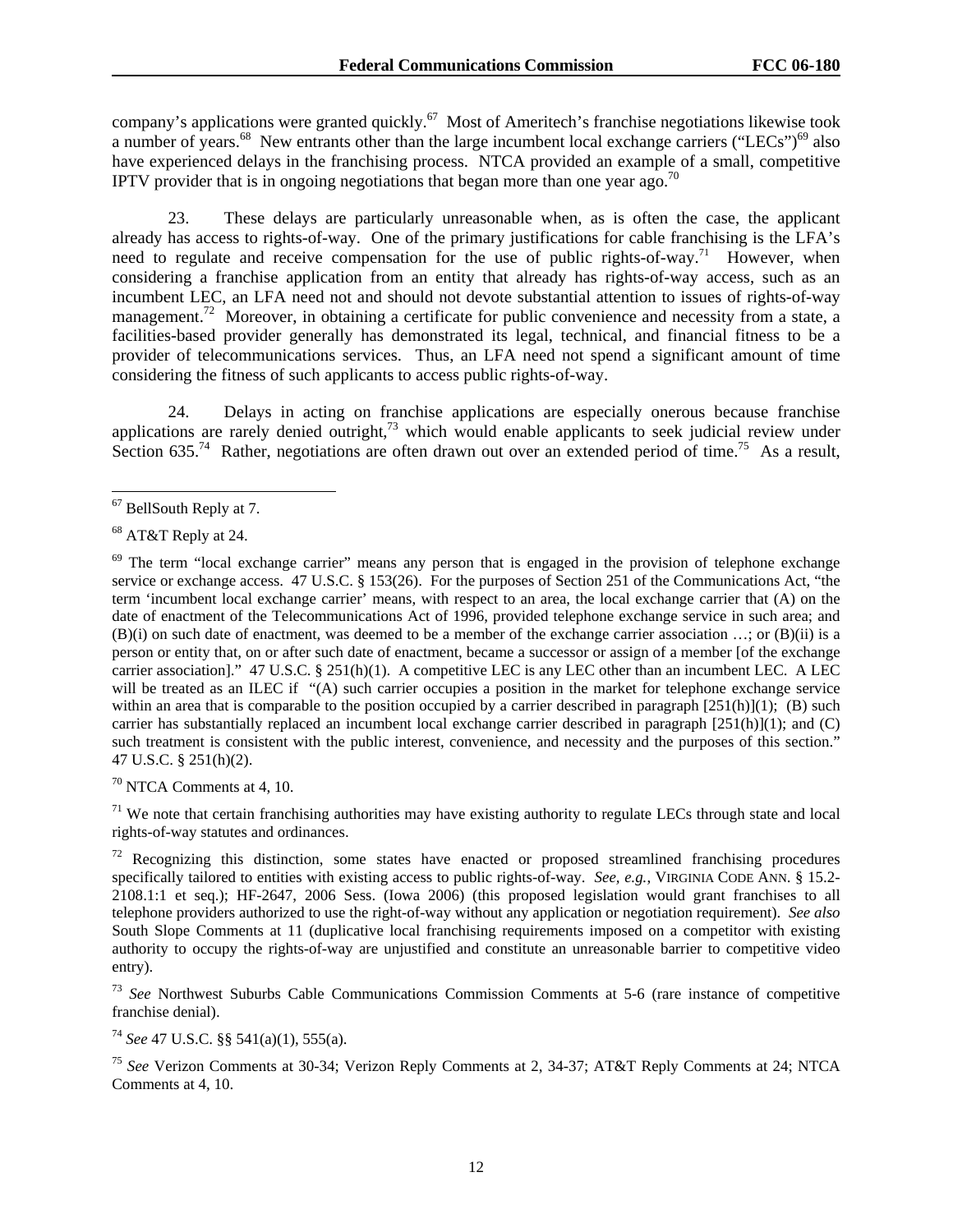company's applications were granted quickly.[67] Most of Ameritech's franchise negotiations likewise took a number of years.[68] New entrants other than the large incumbent local exchange carriers ("LECs")[69] also have experienced delays in the franchising process. NTCA provided an example of a small, competitive IPTV provider that is in ongoing negotiations that began more than one year ago.[70]

23. These delays are particularly unreasonable when, as is often the case, the applicant already has access to rights-of-way. One of the primary justifications for cable franchising is the LFA's need to regulate and receive compensation for the use of public rights-of-way.[71] However, when considering a franchise application from an entity that already has rights-of-way access, such as an incumbent LEC, an LFA need not and should not devote substantial attention to issues of rights-of-way management.[72] Moreover, in obtaining a certificate for public convenience and necessity from a state, a facilities-based provider generally has demonstrated its legal, technical, and financial fitness to be a provider of telecommunications services. Thus, an LFA need not spend a significant amount of time considering the fitness of such applicants to access public rights-of-way.

24. Delays in acting on franchise applications are especially onerous because franchise applications are rarely denied outright,[73] which would enable applicants to seek judicial review under Section 635.[74] Rather, negotiations are often drawn out over an extended period of time.[75] As a result,

---

[67] BellSouth Reply at 7.

[68] AT&T Reply at 24.

[69] The term "local exchange carrier" means any person that is engaged in the provision of telephone exchange service or exchange access. 47 U.S.C. § 153(26). For the purposes of Section 251 of the Communications Act, "the term 'incumbent local exchange carrier' means, with respect to an area, the local exchange carrier that (A) on the date of enactment of the Telecommunications Act of 1996, provided telephone exchange service in such area; and (B)(i) on such date of enactment, was deemed to be a member of the exchange carrier association …; or (B)(ii) is a person or entity that, on or after such date of enactment, became a successor or assign of a member [of the exchange carrier association]." 47 U.S.C. § 251(h)(1). A competitive LEC is any LEC other than an incumbent LEC. A LEC will be treated as an ILEC if "(A) such carrier occupies a position in the market for telephone exchange service within an area that is comparable to the position occupied by a carrier described in paragraph [251(h)](1); (B) such carrier has substantially replaced an incumbent local exchange carrier described in paragraph [251(h)](1); and (C) such treatment is consistent with the public interest, convenience, and necessity and the purposes of this section." 47 U.S.C. § 251(h)(2).

[70] NTCA Comments at 4, 10.

[71] We note that certain franchising authorities may have existing authority to regulate LECs through state and local rights-of-way statutes and ordinances.

[72] Recognizing this distinction, some states have enacted or proposed streamlined franchising procedures specifically tailored to entities with existing access to public rights-of-way. *See, e.g.*, VIRGINIA CODE ANN. § 15.2-2108.1:1 et seq.); HF-2647, 2006 Sess. (Iowa 2006) (this proposed legislation would grant franchises to all telephone providers authorized to use the right-of-way without any application or negotiation requirement). *See also* South Slope Comments at 11 (duplicative local franchising requirements imposed on a competitor with existing authority to occupy the rights-of-way are unjustified and constitute an unreasonable barrier to competitive video entry).

[73] *See* Northwest Suburbs Cable Communications Commission Comments at 5-6 (rare instance of competitive franchise denial).

[74] *See* 47 U.S.C. §§ 541(a)(1), 555(a).

[75] *See* Verizon Comments at 30-34; Verizon Reply Comments at 2, 34-37; AT&T Reply Comments at 24; NTCA Comments at 4, 10.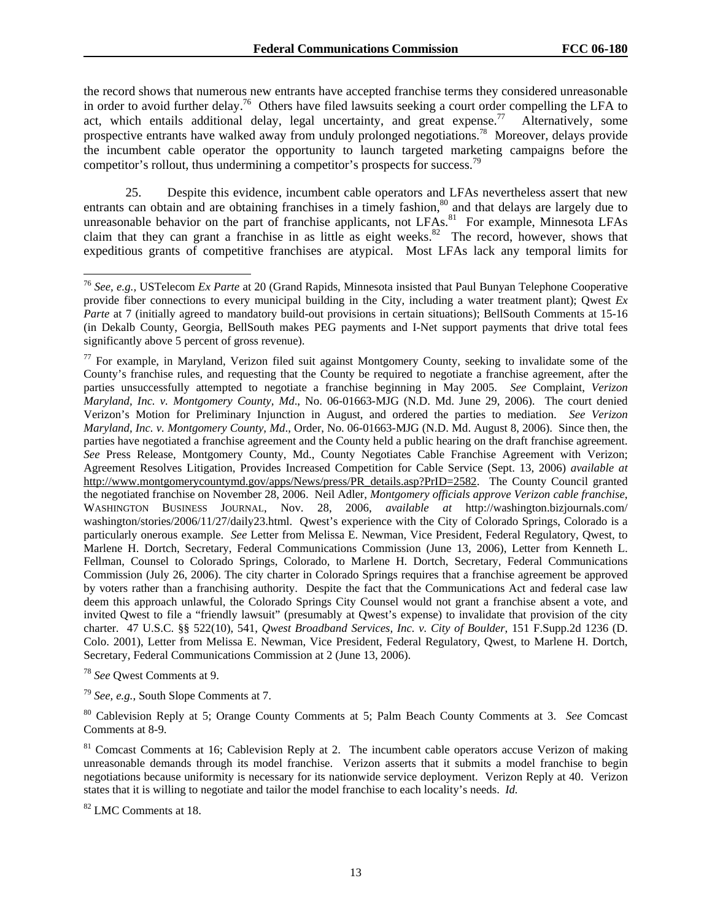the record shows that numerous new entrants have accepted franchise terms they considered unreasonable in order to avoid further delay.[76] Others have filed lawsuits seeking a court order compelling the LFA to act, which entails additional delay, legal uncertainty, and great expense.[77] Alternatively, some prospective entrants have walked away from unduly prolonged negotiations.[78] Moreover, delays provide the incumbent cable operator the opportunity to launch targeted marketing campaigns before the competitor's rollout, thus undermining a competitor's prospects for success.[79]

25. Despite this evidence, incumbent cable operators and LFAs nevertheless assert that new entrants can obtain and are obtaining franchises in a timely fashion,[80] and that delays are largely due to unreasonable behavior on the part of franchise applicants, not LFAs.[81] For example, Minnesota LFAs claim that they can grant a franchise in as little as eight weeks.[82] The record, however, shows that expeditious grants of competitive franchises are atypical. Most LFAs lack any temporal limits for

---

[76] *See, e.g.,* USTelecom *Ex Parte* at 20 (Grand Rapids, Minnesota insisted that Paul Bunyan Telephone Cooperative provide fiber connections to every municipal building in the City, including a water treatment plant); Qwest *Ex Parte* at 7 (initially agreed to mandatory build-out provisions in certain situations); BellSouth Comments at 15-16 (in Dekalb County, Georgia, BellSouth makes PEG payments and I-Net support payments that drive total fees significantly above 5 percent of gross revenue).

[77] For example, in Maryland, Verizon filed suit against Montgomery County, seeking to invalidate some of the County's franchise rules, and requesting that the County be required to negotiate a franchise agreement, after the parties unsuccessfully attempted to negotiate a franchise beginning in May 2005. *See* Complaint, *Verizon Maryland, Inc. v. Montgomery County, Md*., No. 06-01663-MJG (N.D. Md. June 29, 2006). The court denied Verizon's Motion for Preliminary Injunction in August, and ordered the parties to mediation. *See Verizon Maryland, Inc. v. Montgomery County, Md*., Order, No. 06-01663-MJG (N.D. Md. August 8, 2006). Since then, the parties have negotiated a franchise agreement and the County held a public hearing on the draft franchise agreement. *See* Press Release, Montgomery County, Md., County Negotiates Cable Franchise Agreement with Verizon; Agreement Resolves Litigation, Provides Increased Competition for Cable Service (Sept. 13, 2006) *available at* http://www.montgomerycountymd.gov/apps/News/press/PR_details.asp?PrID=2582. The County Council granted the negotiated franchise on November 28, 2006. Neil Adler, *Montgomery officials approve Verizon cable franchise*, WASHINGTON BUSINESS JOURNAL, Nov. 28, 2006, *available at* http://washington.bizjournals.com/washington/stories/2006/11/27/daily23.html. Qwest's experience with the City of Colorado Springs, Colorado is a particularly onerous example. *See* Letter from Melissa E. Newman, Vice President, Federal Regulatory, Qwest, to Marlene H. Dortch, Secretary, Federal Communications Commission (June 13, 2006), Letter from Kenneth L. Fellman, Counsel to Colorado Springs, Colorado, to Marlene H. Dortch, Secretary, Federal Communications Commission (July 26, 2006). The city charter in Colorado Springs requires that a franchise agreement be approved by voters rather than a franchising authority. Despite the fact that the Communications Act and federal case law deem this approach unlawful, the Colorado Springs City Counsel would not grant a franchise absent a vote, and invited Qwest to file a "friendly lawsuit" (presumably at Qwest's expense) to invalidate that provision of the city charter. 47 U.S.C. §§ 522(10), 541, *Qwest Broadband Services, Inc. v. City of Boulder*, 151 F.Supp.2d 1236 (D. Colo. 2001), Letter from Melissa E. Newman, Vice President, Federal Regulatory, Qwest, to Marlene H. Dortch, Secretary, Federal Communications Commission at 2 (June 13, 2006).

[78] *See* Qwest Comments at 9.

[79] *See, e.g.,* South Slope Comments at 7.

[80] Cablevision Reply at 5; Orange County Comments at 5; Palm Beach County Comments at 3. *See* Comcast Comments at 8-9.

[81] Comcast Comments at 16; Cablevision Reply at 2. The incumbent cable operators accuse Verizon of making unreasonable demands through its model franchise. Verizon asserts that it submits a model franchise to begin negotiations because uniformity is necessary for its nationwide service deployment. Verizon Reply at 40. Verizon states that it is willing to negotiate and tailor the model franchise to each locality's needs. *Id.*

[82] LMC Comments at 18.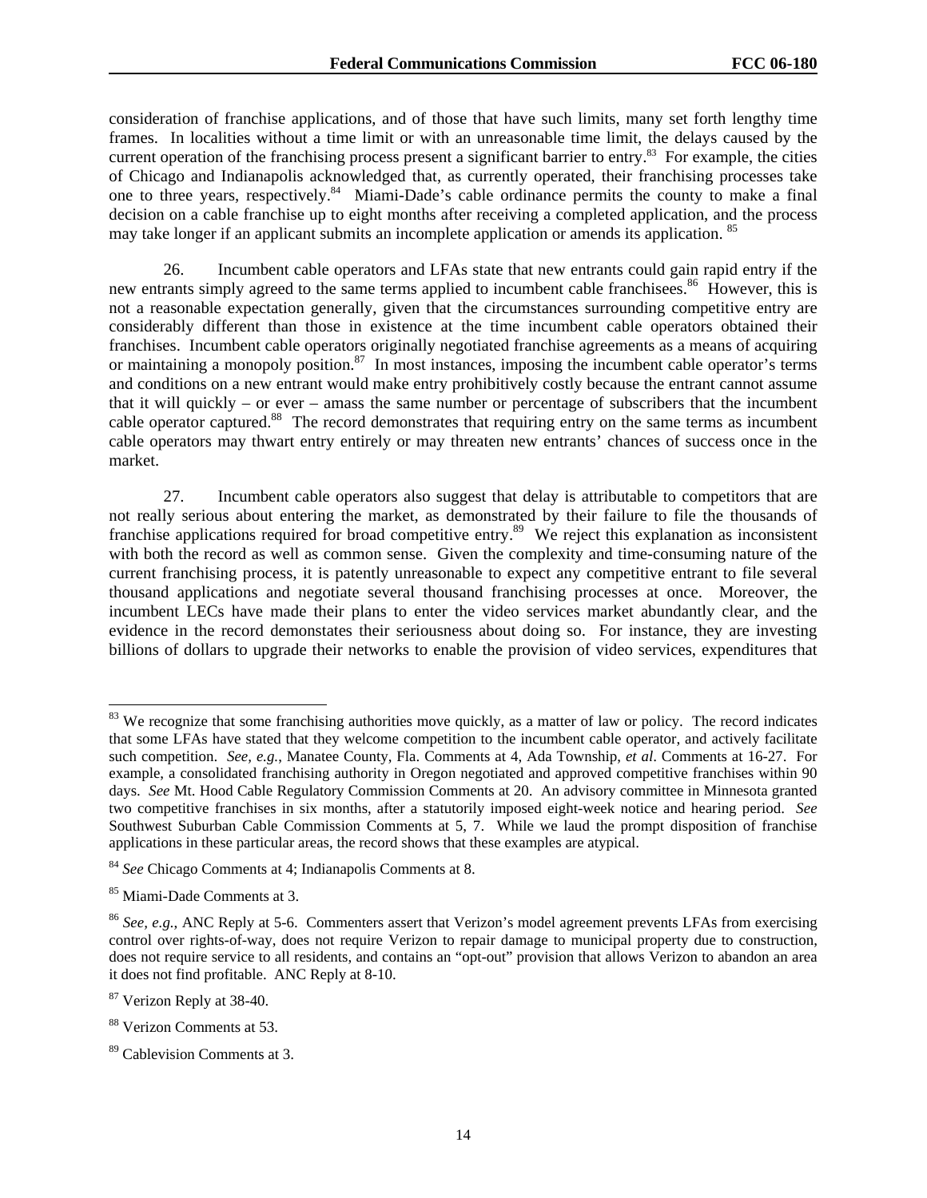consideration of franchise applications, and of those that have such limits, many set forth lengthy time frames. In localities without a time limit or with an unreasonable time limit, the delays caused by the current operation of the franchising process present a significant barrier to entry.[83] For example, the cities of Chicago and Indianapolis acknowledged that, as currently operated, their franchising processes take one to three years, respectively.[84] Miami-Dade's cable ordinance permits the county to make a final decision on a cable franchise up to eight months after receiving a completed application, and the process may take longer if an applicant submits an incomplete application or amends its application.[85]

26. Incumbent cable operators and LFAs state that new entrants could gain rapid entry if the new entrants simply agreed to the same terms applied to incumbent cable franchisees.[86] However, this is not a reasonable expectation generally, given that the circumstances surrounding competitive entry are considerably different than those in existence at the time incumbent cable operators obtained their franchises. Incumbent cable operators originally negotiated franchise agreements as a means of acquiring or maintaining a monopoly position.[87] In most instances, imposing the incumbent cable operator's terms and conditions on a new entrant would make entry prohibitively costly because the entrant cannot assume that it will quickly – or ever – amass the same number or percentage of subscribers that the incumbent cable operator captured.[88] The record demonstrates that requiring entry on the same terms as incumbent cable operators may thwart entry entirely or may threaten new entrants' chances of success once in the market.

27. Incumbent cable operators also suggest that delay is attributable to competitors that are not really serious about entering the market, as demonstrated by their failure to file the thousands of franchise applications required for broad competitive entry.[89] We reject this explanation as inconsistent with both the record as well as common sense. Given the complexity and time-consuming nature of the current franchising process, it is patently unreasonable to expect any competitive entrant to file several thousand applications and negotiate several thousand franchising processes at once. Moreover, the incumbent LECs have made their plans to enter the video services market abundantly clear, and the evidence in the record demonstates their seriousness about doing so. For instance, they are investing billions of dollars to upgrade their networks to enable the provision of video services, expenditures that

---

[83] We recognize that some franchising authorities move quickly, as a matter of law or policy. The record indicates that some LFAs have stated that they welcome competition to the incumbent cable operator, and actively facilitate such competition. *See, e.g.*, Manatee County, Fla. Comments at 4, Ada Township, *et al*. Comments at 16-27. For example, a consolidated franchising authority in Oregon negotiated and approved competitive franchises within 90 days. *See* Mt. Hood Cable Regulatory Commission Comments at 20. An advisory committee in Minnesota granted two competitive franchises in six months, after a statutorily imposed eight-week notice and hearing period. *See* Southwest Suburban Cable Commission Comments at 5, 7. While we laud the prompt disposition of franchise applications in these particular areas, the record shows that these examples are atypical.

[84] *See* Chicago Comments at 4; Indianapolis Comments at 8.

[85] Miami-Dade Comments at 3.

[86] *See, e.g.*, ANC Reply at 5-6. Commenters assert that Verizon's model agreement prevents LFAs from exercising control over rights-of-way, does not require Verizon to repair damage to municipal property due to construction, does not require service to all residents, and contains an "opt-out" provision that allows Verizon to abandon an area it does not find profitable. ANC Reply at 8-10.

[87] Verizon Reply at 38-40.

[88] Verizon Comments at 53.

[89] Cablevision Comments at 3.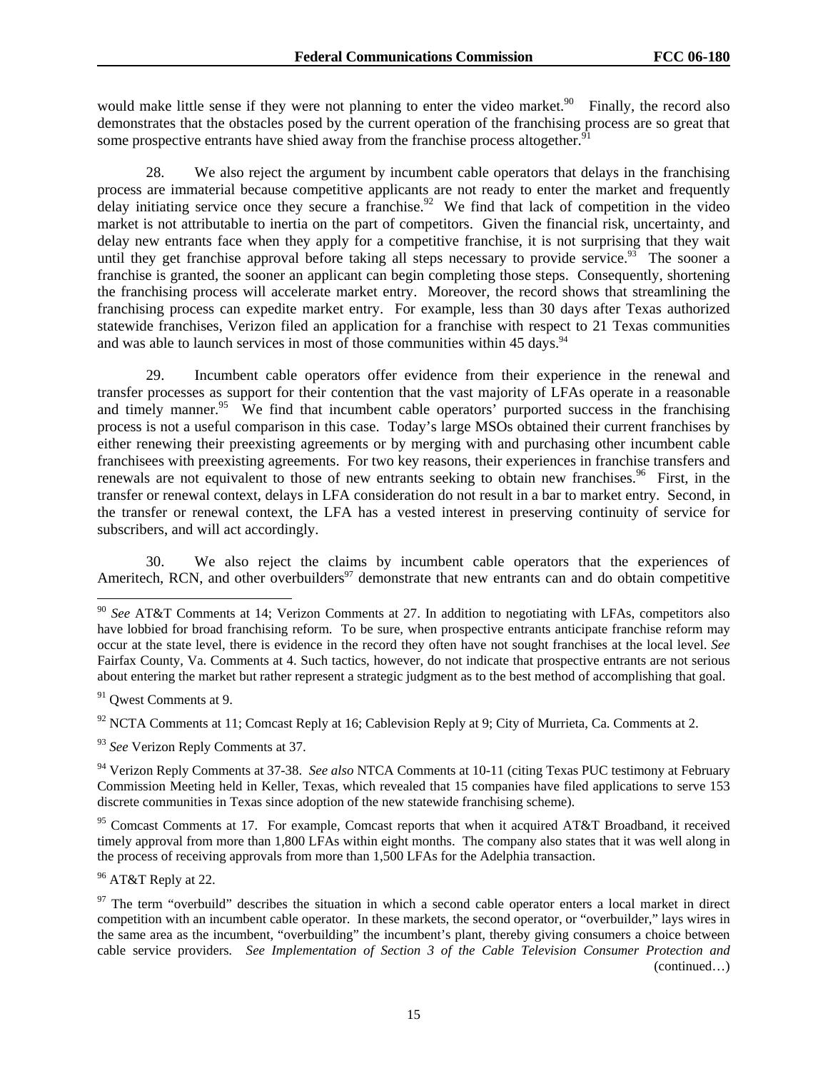would make little sense if they were not planning to enter the video market.[90] Finally, the record also demonstrates that the obstacles posed by the current operation of the franchising process are so great that some prospective entrants have shied away from the franchise process altogether.[91]

28. We also reject the argument by incumbent cable operators that delays in the franchising process are immaterial because competitive applicants are not ready to enter the market and frequently delay initiating service once they secure a franchise.[92] We find that lack of competition in the video market is not attributable to inertia on the part of competitors. Given the financial risk, uncertainty, and delay new entrants face when they apply for a competitive franchise, it is not surprising that they wait until they get franchise approval before taking all steps necessary to provide service.[93] The sooner a franchise is granted, the sooner an applicant can begin completing those steps. Consequently, shortening the franchising process will accelerate market entry. Moreover, the record shows that streamlining the franchising process can expedite market entry. For example, less than 30 days after Texas authorized statewide franchises, Verizon filed an application for a franchise with respect to 21 Texas communities and was able to launch services in most of those communities within 45 days.[94]

29. Incumbent cable operators offer evidence from their experience in the renewal and transfer processes as support for their contention that the vast majority of LFAs operate in a reasonable and timely manner.[95] We find that incumbent cable operators' purported success in the franchising process is not a useful comparison in this case. Today's large MSOs obtained their current franchises by either renewing their preexisting agreements or by merging with and purchasing other incumbent cable franchisees with preexisting agreements. For two key reasons, their experiences in franchise transfers and renewals are not equivalent to those of new entrants seeking to obtain new franchises.[96] First, in the transfer or renewal context, delays in LFA consideration do not result in a bar to market entry. Second, in the transfer or renewal context, the LFA has a vested interest in preserving continuity of service for subscribers, and will act accordingly.

30. We also reject the claims by incumbent cable operators that the experiences of Ameritech, RCN, and other overbuilders[97] demonstrate that new entrants can and do obtain competitive

---

[90] *See* AT&T Comments at 14; Verizon Comments at 27. In addition to negotiating with LFAs, competitors also have lobbied for broad franchising reform. To be sure, when prospective entrants anticipate franchise reform may occur at the state level, there is evidence in the record they often have not sought franchises at the local level. *See* Fairfax County, Va. Comments at 4. Such tactics, however, do not indicate that prospective entrants are not serious about entering the market but rather represent a strategic judgment as to the best method of accomplishing that goal.

[91] Qwest Comments at 9.

[92] NCTA Comments at 11; Comcast Reply at 16; Cablevision Reply at 9; City of Murrieta, Ca. Comments at 2.

[93] *See* Verizon Reply Comments at 37.

[94] Verizon Reply Comments at 37-38. *See also* NTCA Comments at 10-11 (citing Texas PUC testimony at February Commission Meeting held in Keller, Texas, which revealed that 15 companies have filed applications to serve 153 discrete communities in Texas since adoption of the new statewide franchising scheme).

[95] Comcast Comments at 17. For example, Comcast reports that when it acquired AT&T Broadband, it received timely approval from more than 1,800 LFAs within eight months. The company also states that it was well along in the process of receiving approvals from more than 1,500 LFAs for the Adelphia transaction.

[96] AT&T Reply at 22.

[97] The term "overbuild" describes the situation in which a second cable operator enters a local market in direct competition with an incumbent cable operator. In these markets, the second operator, or "overbuilder," lays wires in the same area as the incumbent, "overbuilding" the incumbent's plant, thereby giving consumers a choice between cable service providers. *See Implementation of Section 3 of the Cable Television Consumer Protection and*

(continued…)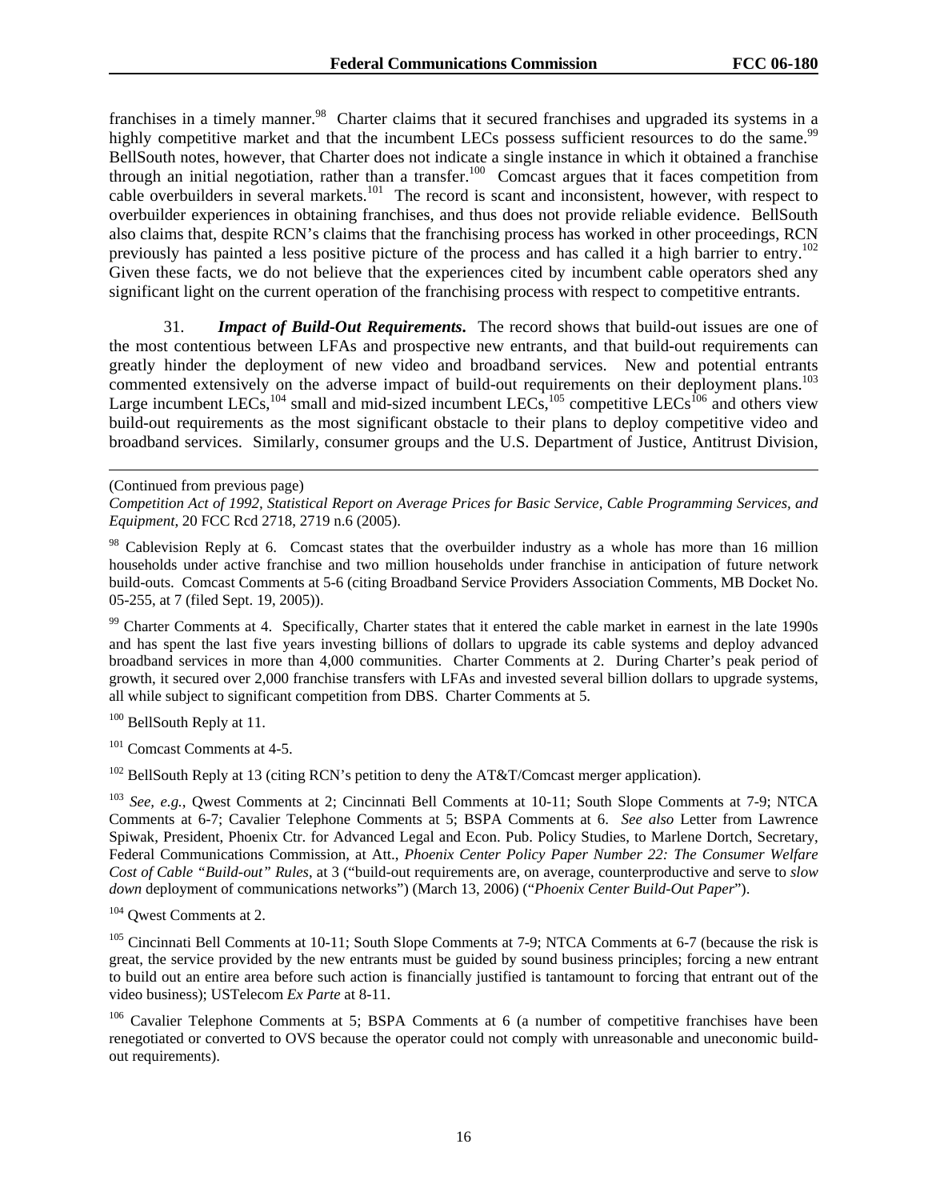franchises in a timely manner.[98] Charter claims that it secured franchises and upgraded its systems in a highly competitive market and that the incumbent LECs possess sufficient resources to do the same.[99] BellSouth notes, however, that Charter does not indicate a single instance in which it obtained a franchise through an initial negotiation, rather than a transfer.[100] Comcast argues that it faces competition from cable overbuilders in several markets.[101] The record is scant and inconsistent, however, with respect to overbuilder experiences in obtaining franchises, and thus does not provide reliable evidence. BellSouth also claims that, despite RCN's claims that the franchising process has worked in other proceedings, RCN previously has painted a less positive picture of the process and has called it a high barrier to entry.[102] Given these facts, we do not believe that the experiences cited by incumbent cable operators shed any significant light on the current operation of the franchising process with respect to competitive entrants.

31. ***Impact of Build-Out Requirements*.** The record shows that build-out issues are one of the most contentious between LFAs and prospective new entrants, and that build-out requirements can greatly hinder the deployment of new video and broadband services. New and potential entrants commented extensively on the adverse impact of build-out requirements on their deployment plans.[103] Large incumbent LECs,[104] small and mid-sized incumbent LECs,[105] competitive LECs[106] and others view build-out requirements as the most significant obstacle to their plans to deploy competitive video and broadband services. Similarly, consumer groups and the U.S. Department of Justice, Antitrust Division,

---

(Continued from previous page)
*Competition Act of 1992, Statistical Report on Average Prices for Basic Service, Cable Programming Services, and Equipment*, 20 FCC Rcd 2718, 2719 n.6 (2005).

[98] Cablevision Reply at 6. Comcast states that the overbuilder industry as a whole has more than 16 million households under active franchise and two million households under franchise in anticipation of future network build-outs. Comcast Comments at 5-6 (citing Broadband Service Providers Association Comments, MB Docket No. 05-255, at 7 (filed Sept. 19, 2005)).

[99] Charter Comments at 4. Specifically, Charter states that it entered the cable market in earnest in the late 1990s and has spent the last five years investing billions of dollars to upgrade its cable systems and deploy advanced broadband services in more than 4,000 communities. Charter Comments at 2. During Charter's peak period of growth, it secured over 2,000 franchise transfers with LFAs and invested several billion dollars to upgrade systems, all while subject to significant competition from DBS. Charter Comments at 5.

[100] BellSouth Reply at 11.

[101] Comcast Comments at 4-5.

[102] BellSouth Reply at 13 (citing RCN's petition to deny the AT&T/Comcast merger application).

[103] *See, e.g.*, Qwest Comments at 2; Cincinnati Bell Comments at 10-11; South Slope Comments at 7-9; NTCA Comments at 6-7; Cavalier Telephone Comments at 5; BSPA Comments at 6. *See also* Letter from Lawrence Spiwak, President, Phoenix Ctr. for Advanced Legal and Econ. Pub. Policy Studies, to Marlene Dortch, Secretary, Federal Communications Commission, at Att., *Phoenix Center Policy Paper Number 22: The Consumer Welfare Cost of Cable "Build-out" Rules*, at 3 ("build-out requirements are, on average, counterproductive and serve to *slow down* deployment of communications networks") (March 13, 2006) ("*Phoenix Center Build-Out Paper*").

[104] Qwest Comments at 2.

[105] Cincinnati Bell Comments at 10-11; South Slope Comments at 7-9; NTCA Comments at 6-7 (because the risk is great, the service provided by the new entrants must be guided by sound business principles; forcing a new entrant to build out an entire area before such action is financially justified is tantamount to forcing that entrant out of the video business); USTelecom *Ex Parte* at 8-11.

[106] Cavalier Telephone Comments at 5; BSPA Comments at 6 (a number of competitive franchises have been renegotiated or converted to OVS because the operator could not comply with unreasonable and uneconomic build-out requirements).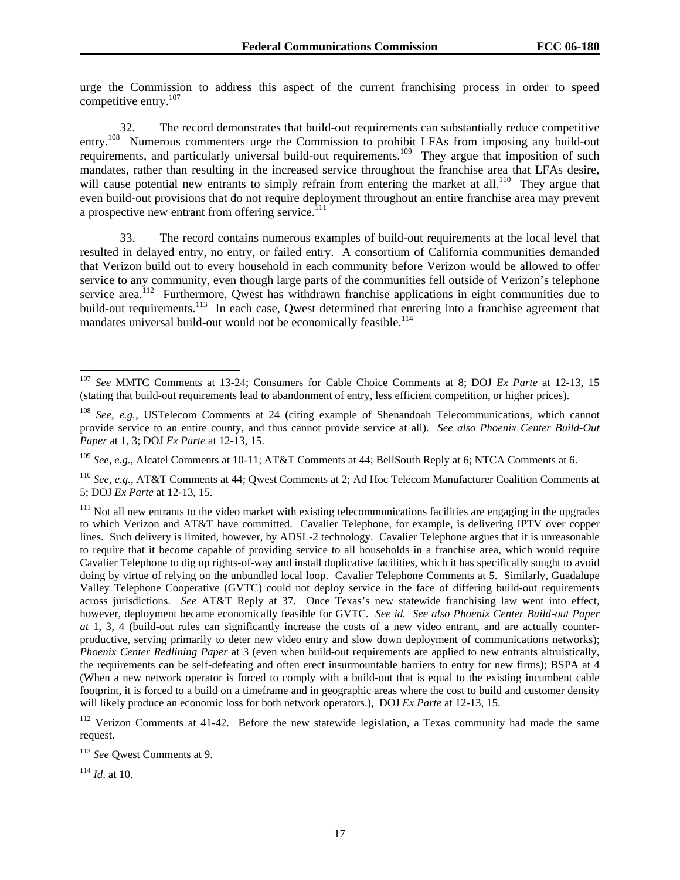urge the Commission to address this aspect of the current franchising process in order to speed competitive entry.[107]

32. The record demonstrates that build-out requirements can substantially reduce competitive entry.[108] Numerous commenters urge the Commission to prohibit LFAs from imposing any build-out requirements, and particularly universal build-out requirements.[109] They argue that imposition of such mandates, rather than resulting in the increased service throughout the franchise area that LFAs desire, will cause potential new entrants to simply refrain from entering the market at all.[110] They argue that even build-out provisions that do not require deployment throughout an entire franchise area may prevent a prospective new entrant from offering service.[111]

33. The record contains numerous examples of build-out requirements at the local level that resulted in delayed entry, no entry, or failed entry. A consortium of California communities demanded that Verizon build out to every household in each community before Verizon would be allowed to offer service to any community, even though large parts of the communities fell outside of Verizon's telephone service area.[112] Furthermore, Qwest has withdrawn franchise applications in eight communities due to build-out requirements.[113] In each case, Qwest determined that entering into a franchise agreement that mandates universal build-out would not be economically feasible.[114]

---

[107] *See* MMTC Comments at 13-24; Consumers for Cable Choice Comments at 8; DOJ *Ex Parte* at 12-13, 15 (stating that build-out requirements lead to abandonment of entry, less efficient competition, or higher prices).

[108] *See, e.g.*, USTelecom Comments at 24 (citing example of Shenandoah Telecommunications, which cannot provide service to an entire county, and thus cannot provide service at all). *See also Phoenix Center Build-Out Paper* at 1, 3; DOJ *Ex Parte* at 12-13, 15.

[109] *See, e.g.*, Alcatel Comments at 10-11; AT&T Comments at 44; BellSouth Reply at 6; NTCA Comments at 6.

[110] *See, e.g.*, AT&T Comments at 44; Qwest Comments at 2; Ad Hoc Telecom Manufacturer Coalition Comments at 5; DOJ *Ex Parte* at 12-13, 15.

[111] Not all new entrants to the video market with existing telecommunications facilities are engaging in the upgrades to which Verizon and AT&T have committed. Cavalier Telephone, for example, is delivering IPTV over copper lines. Such delivery is limited, however, by ADSL-2 technology. Cavalier Telephone argues that it is unreasonable to require that it become capable of providing service to all households in a franchise area, which would require Cavalier Telephone to dig up rights-of-way and install duplicative facilities, which it has specifically sought to avoid doing by virtue of relying on the unbundled local loop. Cavalier Telephone Comments at 5. Similarly, Guadalupe Valley Telephone Cooperative (GVTC) could not deploy service in the face of differing build-out requirements across jurisdictions. *See* AT&T Reply at 37. Once Texas's new statewide franchising law went into effect, however, deployment became economically feasible for GVTC. *See id. See also Phoenix Center Build-out Paper at* 1, 3, 4 (build-out rules can significantly increase the costs of a new video entrant, and are actually counter-productive, serving primarily to deter new video entry and slow down deployment of communications networks); *Phoenix Center Redlining Paper* at 3 (even when build-out requirements are applied to new entrants altruistically, the requirements can be self-defeating and often erect insurmountable barriers to entry for new firms); BSPA at 4 (When a new network operator is forced to comply with a build-out that is equal to the existing incumbent cable footprint, it is forced to a build on a timeframe and in geographic areas where the cost to build and customer density will likely produce an economic loss for both network operators.), DOJ *Ex Parte* at 12-13, 15.

[112] Verizon Comments at 41-42. Before the new statewide legislation, a Texas community had made the same request.

[113] *See* Qwest Comments at 9.

[114] *Id*. at 10.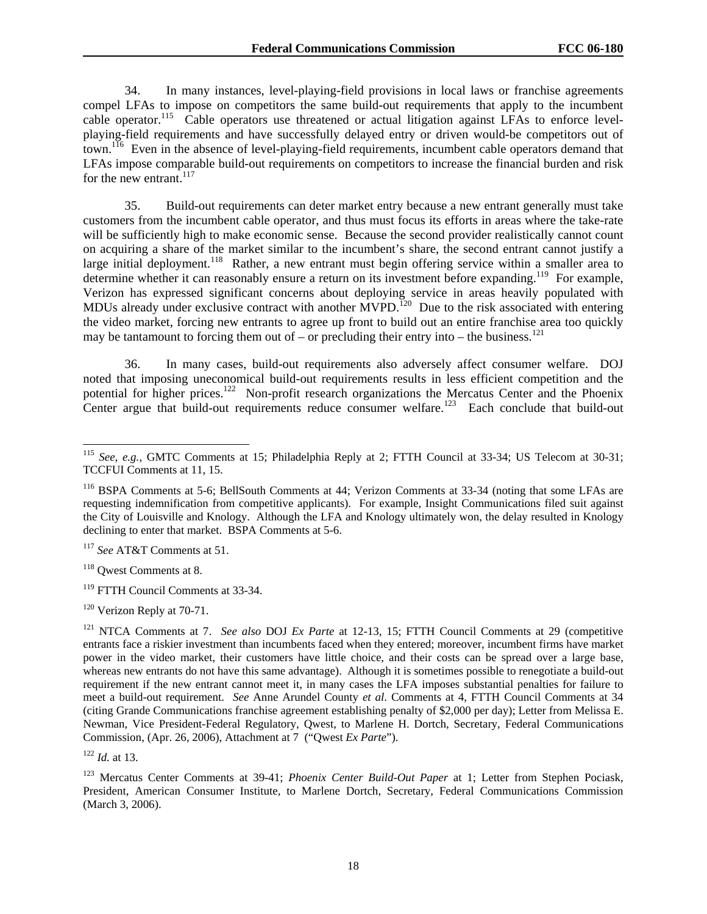34. In many instances, level-playing-field provisions in local laws or franchise agreements compel LFAs to impose on competitors the same build-out requirements that apply to the incumbent cable operator.[115] Cable operators use threatened or actual litigation against LFAs to enforce level-playing-field requirements and have successfully delayed entry or driven would-be competitors out of town.[116] Even in the absence of level-playing-field requirements, incumbent cable operators demand that LFAs impose comparable build-out requirements on competitors to increase the financial burden and risk for the new entrant.[117]

35. Build-out requirements can deter market entry because a new entrant generally must take customers from the incumbent cable operator, and thus must focus its efforts in areas where the take-rate will be sufficiently high to make economic sense. Because the second provider realistically cannot count on acquiring a share of the market similar to the incumbent's share, the second entrant cannot justify a large initial deployment.[118] Rather, a new entrant must begin offering service within a smaller area to determine whether it can reasonably ensure a return on its investment before expanding.[119] For example, Verizon has expressed significant concerns about deploying service in areas heavily populated with MDUs already under exclusive contract with another MVPD.[120] Due to the risk associated with entering the video market, forcing new entrants to agree up front to build out an entire franchise area too quickly may be tantamount to forcing them out of – or precluding their entry into – the business.[121]

36. In many cases, build-out requirements also adversely affect consumer welfare. DOJ noted that imposing uneconomical build-out requirements results in less efficient competition and the potential for higher prices.[122] Non-profit research organizations the Mercatus Center and the Phoenix Center argue that build-out requirements reduce consumer welfare.[123] Each conclude that build-out

---

[115] *See, e.g.*, GMTC Comments at 15; Philadelphia Reply at 2; FTTH Council at 33-34; US Telecom at 30-31; TCCFUI Comments at 11, 15.

[116] BSPA Comments at 5-6; BellSouth Comments at 44; Verizon Comments at 33-34 (noting that some LFAs are requesting indemnification from competitive applicants). For example, Insight Communications filed suit against the City of Louisville and Knology. Although the LFA and Knology ultimately won, the delay resulted in Knology declining to enter that market. BSPA Comments at 5-6.

[117] *See* AT&T Comments at 51.

[118] Qwest Comments at 8.

[119] FTTH Council Comments at 33-34.

[120] Verizon Reply at 70-71.

[121] NTCA Comments at 7. *See also* DOJ *Ex Parte* at 12-13, 15; FTTH Council Comments at 29 (competitive entrants face a riskier investment than incumbents faced when they entered; moreover, incumbent firms have market power in the video market, their customers have little choice, and their costs can be spread over a large base, whereas new entrants do not have this same advantage). Although it is sometimes possible to renegotiate a build-out requirement if the new entrant cannot meet it, in many cases the LFA imposes substantial penalties for failure to meet a build-out requirement. *See* Anne Arundel County *et al*. Comments at 4, FTTH Council Comments at 34 (citing Grande Communications franchise agreement establishing penalty of $2,000 per day); Letter from Melissa E. Newman, Vice President-Federal Regulatory, Qwest, to Marlene H. Dortch, Secretary, Federal Communications Commission, (Apr. 26, 2006), Attachment at 7 ("Qwest *Ex Parte*").

[122] *Id.* at 13.

[123] Mercatus Center Comments at 39-41; *Phoenix Center Build-Out Paper* at 1; Letter from Stephen Pociask, President, American Consumer Institute, to Marlene Dortch, Secretary, Federal Communications Commission (March 3, 2006).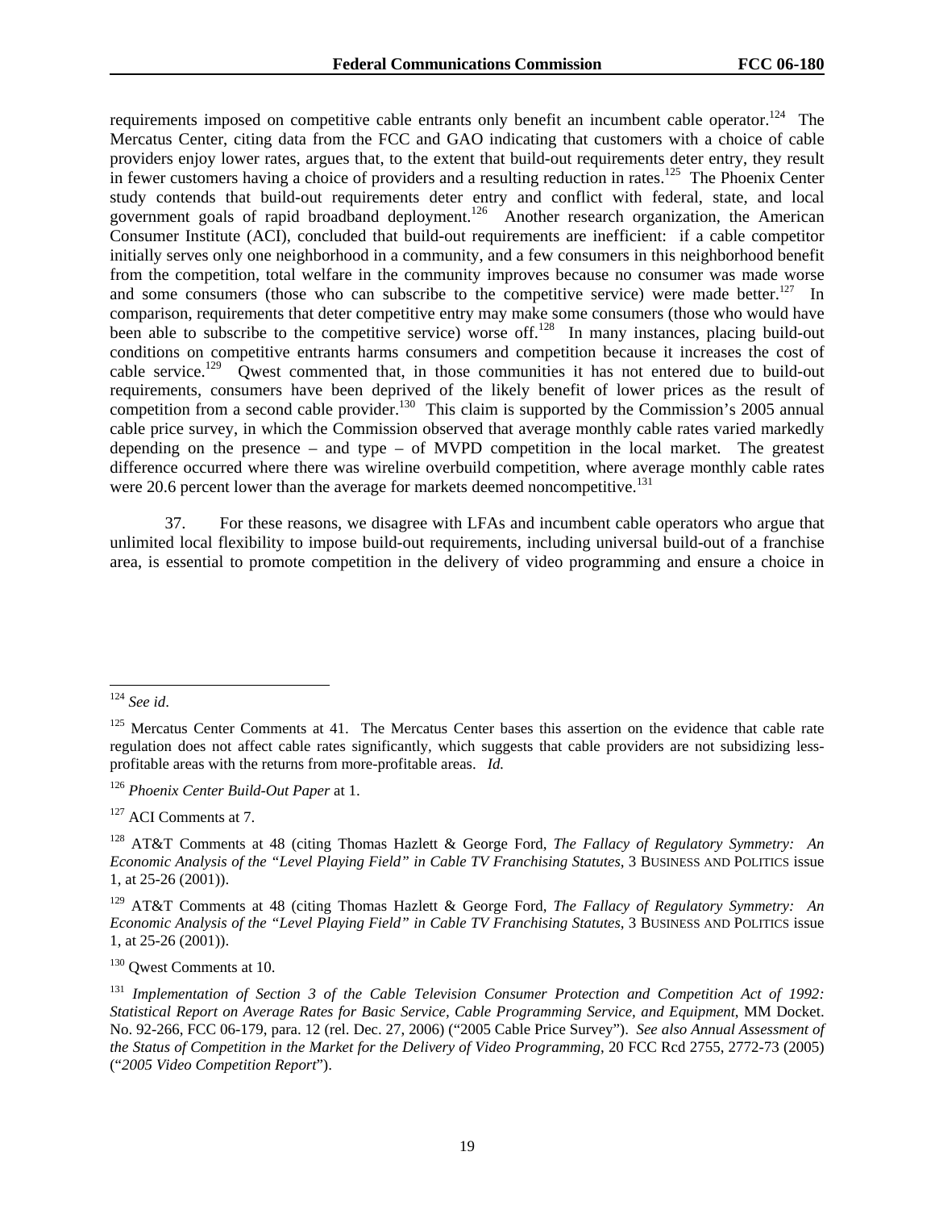requirements imposed on competitive cable entrants only benefit an incumbent cable operator.[124] The Mercatus Center, citing data from the FCC and GAO indicating that customers with a choice of cable providers enjoy lower rates, argues that, to the extent that build-out requirements deter entry, they result in fewer customers having a choice of providers and a resulting reduction in rates.[125] The Phoenix Center study contends that build-out requirements deter entry and conflict with federal, state, and local government goals of rapid broadband deployment.[126] Another research organization, the American Consumer Institute (ACI), concluded that build-out requirements are inefficient: if a cable competitor initially serves only one neighborhood in a community, and a few consumers in this neighborhood benefit from the competition, total welfare in the community improves because no consumer was made worse and some consumers (those who can subscribe to the competitive service) were made better.[127] In comparison, requirements that deter competitive entry may make some consumers (those who would have been able to subscribe to the competitive service) worse off.[128] In many instances, placing build-out conditions on competitive entrants harms consumers and competition because it increases the cost of cable service.[129] Qwest commented that, in those communities it has not entered due to build-out requirements, consumers have been deprived of the likely benefit of lower prices as the result of competition from a second cable provider.[130] This claim is supported by the Commission's 2005 annual cable price survey, in which the Commission observed that average monthly cable rates varied markedly depending on the presence – and type – of MVPD competition in the local market. The greatest difference occurred where there was wireline overbuild competition, where average monthly cable rates were 20.6 percent lower than the average for markets deemed noncompetitive.[131]

37. For these reasons, we disagree with LFAs and incumbent cable operators who argue that unlimited local flexibility to impose build-out requirements, including universal build-out of a franchise area, is essential to promote competition in the delivery of video programming and ensure a choice in

---

[124] *See id*.

[125] Mercatus Center Comments at 41. The Mercatus Center bases this assertion on the evidence that cable rate regulation does not affect cable rates significantly, which suggests that cable providers are not subsidizing less-profitable areas with the returns from more-profitable areas. *Id.*

[126] *Phoenix Center Build-Out Paper* at 1.

[127] ACI Comments at 7.

[128] AT&T Comments at 48 (citing Thomas Hazlett & George Ford, *The Fallacy of Regulatory Symmetry: An Economic Analysis of the "Level Playing Field" in Cable TV Franchising Statutes*, 3 BUSINESS AND POLITICS issue 1, at 25-26 (2001)).

[129] AT&T Comments at 48 (citing Thomas Hazlett & George Ford, *The Fallacy of Regulatory Symmetry: An Economic Analysis of the "Level Playing Field" in Cable TV Franchising Statutes*, 3 BUSINESS AND POLITICS issue 1, at 25-26 (2001)).

[130] Qwest Comments at 10.

[131] *Implementation of Section 3 of the Cable Television Consumer Protection and Competition Act of 1992: Statistical Report on Average Rates for Basic Service, Cable Programming Service, and Equipment*, MM Docket. No. 92-266, FCC 06-179, para. 12 (rel. Dec. 27, 2006) ("2005 Cable Price Survey"). *See also Annual Assessment of the Status of Competition in the Market for the Delivery of Video Programming*, 20 FCC Rcd 2755, 2772-73 (2005) ("*2005 Video Competition Report*").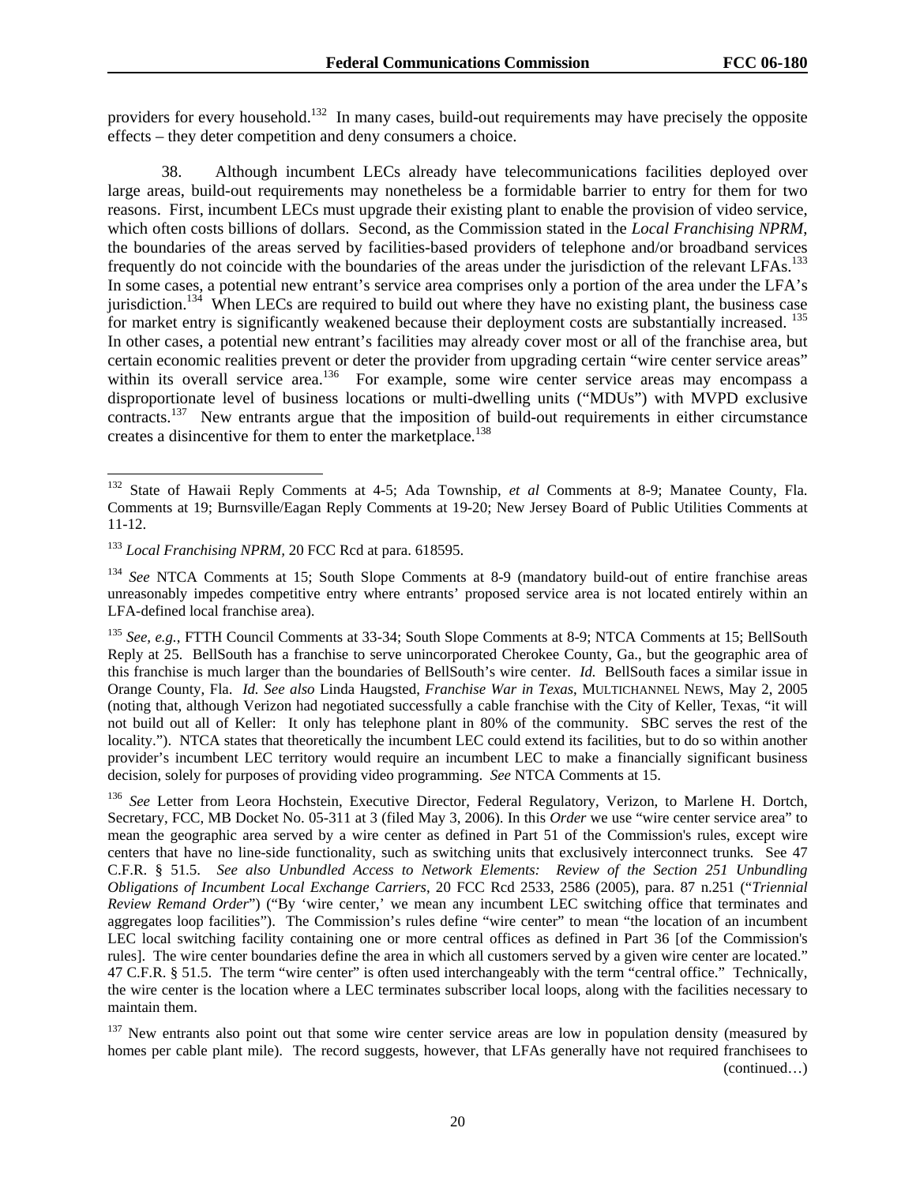providers for every household.[132] In many cases, build-out requirements may have precisely the opposite effects – they deter competition and deny consumers a choice.

38. Although incumbent LECs already have telecommunications facilities deployed over large areas, build-out requirements may nonetheless be a formidable barrier to entry for them for two reasons. First, incumbent LECs must upgrade their existing plant to enable the provision of video service, which often costs billions of dollars. Second, as the Commission stated in the *Local Franchising NPRM*, the boundaries of the areas served by facilities-based providers of telephone and/or broadband services frequently do not coincide with the boundaries of the areas under the jurisdiction of the relevant LFAs.[133] In some cases, a potential new entrant's service area comprises only a portion of the area under the LFA's jurisdiction.[134] When LECs are required to build out where they have no existing plant, the business case for market entry is significantly weakened because their deployment costs are substantially increased.[135] In other cases, a potential new entrant's facilities may already cover most or all of the franchise area, but certain economic realities prevent or deter the provider from upgrading certain "wire center service areas" within its overall service area.[136] For example, some wire center service areas may encompass a disproportionate level of business locations or multi-dwelling units ("MDUs") with MVPD exclusive contracts.[137] New entrants argue that the imposition of build-out requirements in either circumstance creates a disincentive for them to enter the marketplace.[138]

---

[132] State of Hawaii Reply Comments at 4-5; Ada Township, *et al* Comments at 8-9; Manatee County, Fla. Comments at 19; Burnsville/Eagan Reply Comments at 19-20; New Jersey Board of Public Utilities Comments at 11-12.

[133] *Local Franchising NPRM,* 20 FCC Rcd at para. 618595.

[134] *See* NTCA Comments at 15; South Slope Comments at 8-9 (mandatory build-out of entire franchise areas unreasonably impedes competitive entry where entrants' proposed service area is not located entirely within an LFA-defined local franchise area).

[135] *See, e.g.*, FTTH Council Comments at 33-34; South Slope Comments at 8-9; NTCA Comments at 15; BellSouth Reply at 25. BellSouth has a franchise to serve unincorporated Cherokee County, Ga., but the geographic area of this franchise is much larger than the boundaries of BellSouth's wire center. *Id.* BellSouth faces a similar issue in Orange County, Fla. *Id. See also* Linda Haugsted, *Franchise War in Texas*, MULTICHANNEL NEWS, May 2, 2005 (noting that, although Verizon had negotiated successfully a cable franchise with the City of Keller, Texas, "it will not build out all of Keller: It only has telephone plant in 80% of the community. SBC serves the rest of the locality."). NTCA states that theoretically the incumbent LEC could extend its facilities, but to do so within another provider's incumbent LEC territory would require an incumbent LEC to make a financially significant business decision, solely for purposes of providing video programming. *See* NTCA Comments at 15.

[136] *See* Letter from Leora Hochstein, Executive Director, Federal Regulatory, Verizon, to Marlene H. Dortch, Secretary, FCC, MB Docket No. 05-311 at 3 (filed May 3, 2006). In this *Order* we use "wire center service area" to mean the geographic area served by a wire center as defined in Part 51 of the Commission's rules, except wire centers that have no line-side functionality, such as switching units that exclusively interconnect trunks. See 47 C.F.R. § 51.5. *See also Unbundled Access to Network Elements: Review of the Section 251 Unbundling Obligations of Incumbent Local Exchange Carriers*, 20 FCC Rcd 2533, 2586 (2005), para. 87 n.251 ("*Triennial Review Remand Order*") ("By 'wire center,' we mean any incumbent LEC switching office that terminates and aggregates loop facilities"). The Commission's rules define "wire center" to mean "the location of an incumbent LEC local switching facility containing one or more central offices as defined in Part 36 [of the Commission's rules]. The wire center boundaries define the area in which all customers served by a given wire center are located." 47 C.F.R. § 51.5. The term "wire center" is often used interchangeably with the term "central office." Technically, the wire center is the location where a LEC terminates subscriber local loops, along with the facilities necessary to maintain them.

[137] New entrants also point out that some wire center service areas are low in population density (measured by homes per cable plant mile). The record suggests, however, that LFAs generally have not required franchisees to (continued…)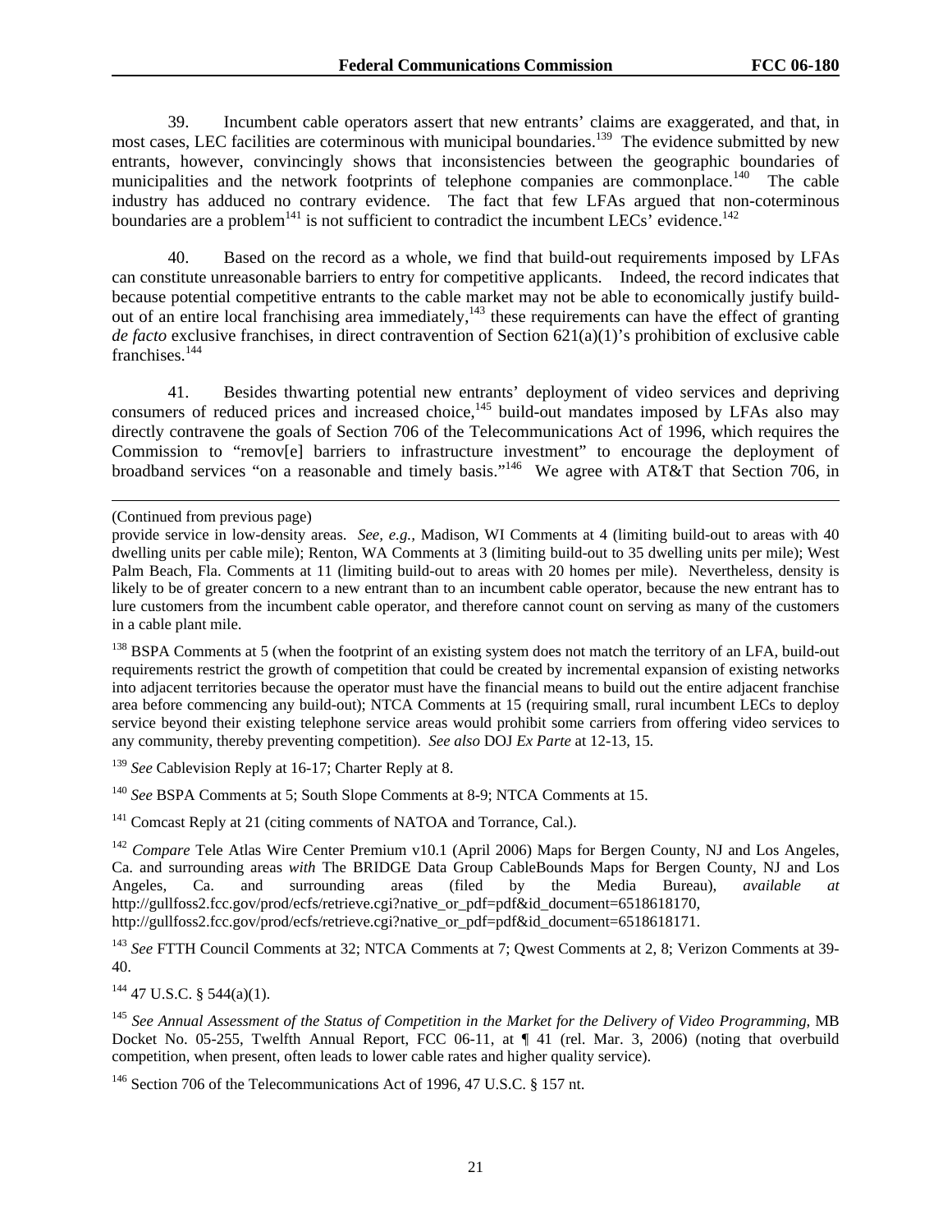39. Incumbent cable operators assert that new entrants' claims are exaggerated, and that, in most cases, LEC facilities are coterminous with municipal boundaries.[139] The evidence submitted by new entrants, however, convincingly shows that inconsistencies between the geographic boundaries of municipalities and the network footprints of telephone companies are commonplace.[140] The cable industry has adduced no contrary evidence. The fact that few LFAs argued that non-coterminous boundaries are a problem[141] is not sufficient to contradict the incumbent LECs' evidence.[142]

40. Based on the record as a whole, we find that build-out requirements imposed by LFAs can constitute unreasonable barriers to entry for competitive applicants. Indeed, the record indicates that because potential competitive entrants to the cable market may not be able to economically justify build-out of an entire local franchising area immediately,[143] these requirements can have the effect of granting *de facto* exclusive franchises, in direct contravention of Section 621(a)(1)'s prohibition of exclusive cable franchises.[144]

41. Besides thwarting potential new entrants' deployment of video services and depriving consumers of reduced prices and increased choice,[145] build-out mandates imposed by LFAs also may directly contravene the goals of Section 706 of the Telecommunications Act of 1996, which requires the Commission to "remov[e] barriers to infrastructure investment" to encourage the deployment of broadband services "on a reasonable and timely basis."[146] We agree with AT&T that Section 706, in

---

(Continued from previous page)

provide service in low-density areas. *See, e.g.*, Madison, WI Comments at 4 (limiting build-out to areas with 40 dwelling units per cable mile); Renton, WA Comments at 3 (limiting build-out to 35 dwelling units per mile); West Palm Beach, Fla. Comments at 11 (limiting build-out to areas with 20 homes per mile). Nevertheless, density is likely to be of greater concern to a new entrant than to an incumbent cable operator, because the new entrant has to lure customers from the incumbent cable operator, and therefore cannot count on serving as many of the customers in a cable plant mile.

[138] BSPA Comments at 5 (when the footprint of an existing system does not match the territory of an LFA, build-out requirements restrict the growth of competition that could be created by incremental expansion of existing networks into adjacent territories because the operator must have the financial means to build out the entire adjacent franchise area before commencing any build-out); NTCA Comments at 15 (requiring small, rural incumbent LECs to deploy service beyond their existing telephone service areas would prohibit some carriers from offering video services to any community, thereby preventing competition). *See also* DOJ *Ex Parte* at 12-13, 15.

[139] *See* Cablevision Reply at 16-17; Charter Reply at 8.

[140] *See* BSPA Comments at 5; South Slope Comments at 8-9; NTCA Comments at 15.

[141] Comcast Reply at 21 (citing comments of NATOA and Torrance, Cal.).

[142] *Compare* Tele Atlas Wire Center Premium v10.1 (April 2006) Maps for Bergen County, NJ and Los Angeles, Ca. and surrounding areas *with* The BRIDGE Data Group CableBounds Maps for Bergen County, NJ and Los Angeles, Ca. and surrounding areas (filed by the Media Bureau), *available at* http://gullfoss2.fcc.gov/prod/ecfs/retrieve.cgi?native_or_pdf=pdf&id_document=6518618170, http://gullfoss2.fcc.gov/prod/ecfs/retrieve.cgi?native_or_pdf=pdf&id_document=6518618171.

[143] *See* FTTH Council Comments at 32; NTCA Comments at 7; Qwest Comments at 2, 8; Verizon Comments at 39-40.

[144] 47 U.S.C. § 544(a)(1).

[145] *See Annual Assessment of the Status of Competition in the Market for the Delivery of Video Programming*, MB Docket No. 05-255, Twelfth Annual Report, FCC 06-11, at ¶ 41 (rel. Mar. 3, 2006) (noting that overbuild competition, when present, often leads to lower cable rates and higher quality service).

[146] Section 706 of the Telecommunications Act of 1996, 47 U.S.C. § 157 nt.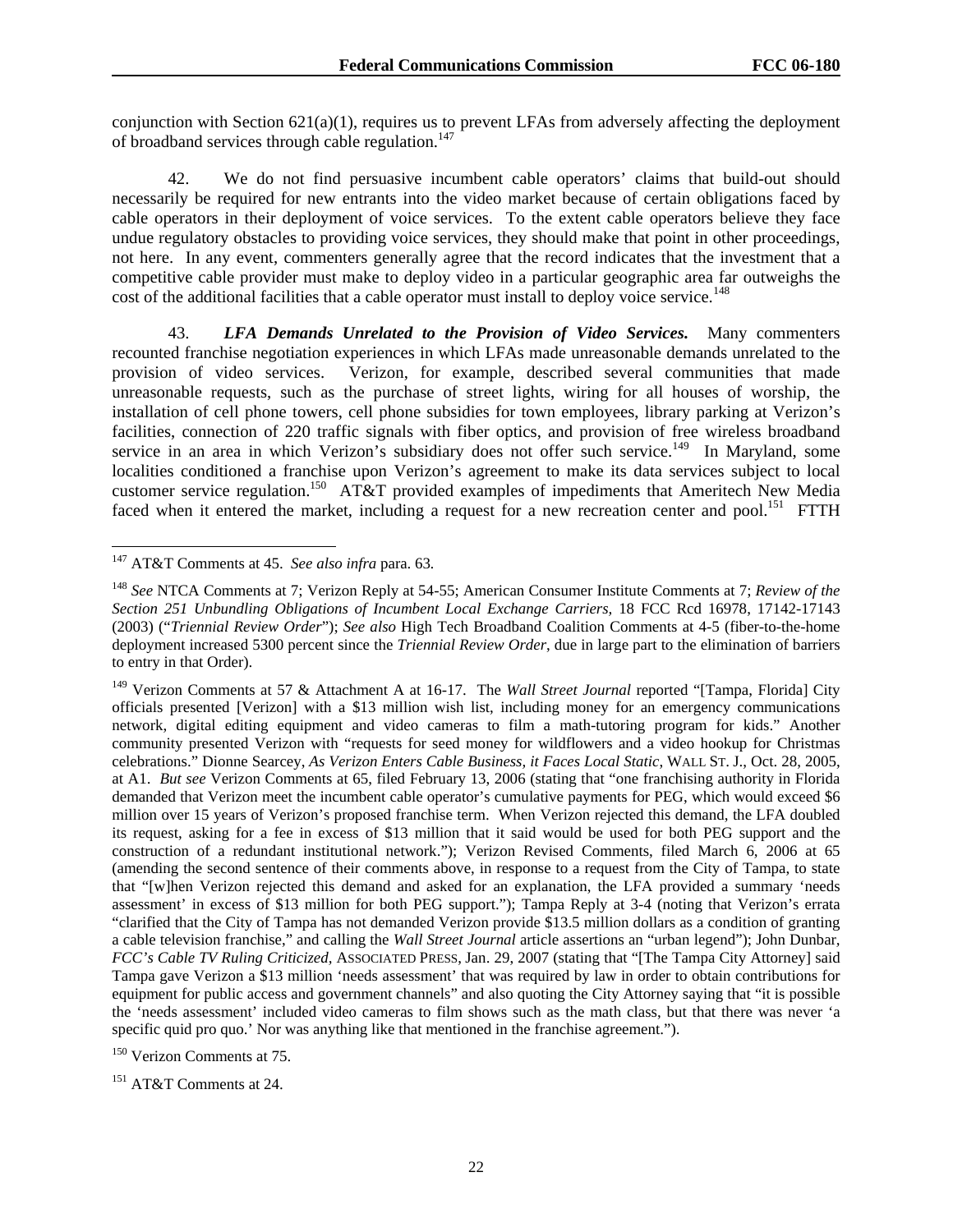conjunction with Section 621(a)(1), requires us to prevent LFAs from adversely affecting the deployment of broadband services through cable regulation.[147]

42. We do not find persuasive incumbent cable operators' claims that build-out should necessarily be required for new entrants into the video market because of certain obligations faced by cable operators in their deployment of voice services. To the extent cable operators believe they face undue regulatory obstacles to providing voice services, they should make that point in other proceedings, not here. In any event, commenters generally agree that the record indicates that the investment that a competitive cable provider must make to deploy video in a particular geographic area far outweighs the cost of the additional facilities that a cable operator must install to deploy voice service.[148]

43. ***LFA Demands Unrelated to the Provision of Video Services.*** Many commenters recounted franchise negotiation experiences in which LFAs made unreasonable demands unrelated to the provision of video services. Verizon, for example, described several communities that made unreasonable requests, such as the purchase of street lights, wiring for all houses of worship, the installation of cell phone towers, cell phone subsidies for town employees, library parking at Verizon's facilities, connection of 220 traffic signals with fiber optics, and provision of free wireless broadband service in an area in which Verizon's subsidiary does not offer such service.[149] In Maryland, some localities conditioned a franchise upon Verizon's agreement to make its data services subject to local customer service regulation.[150] AT&T provided examples of impediments that Ameritech New Media faced when it entered the market, including a request for a new recreation center and pool.[151] FTTH

---

[147] AT&T Comments at 45. *See also infra* para. 63.

[148] *See* NTCA Comments at 7; Verizon Reply at 54-55; American Consumer Institute Comments at 7; *Review of the Section 251 Unbundling Obligations of Incumbent Local Exchange Carriers,* 18 FCC Rcd 16978, 17142-17143 (2003) ("*Triennial Review Order*"); *See also* High Tech Broadband Coalition Comments at 4-5 (fiber-to-the-home deployment increased 5300 percent since the *Triennial Review Order*, due in large part to the elimination of barriers to entry in that Order).

[149] Verizon Comments at 57 & Attachment A at 16-17. The *Wall Street Journal* reported "[Tampa, Florida] City officials presented [Verizon] with a $13 million wish list, including money for an emergency communications network, digital editing equipment and video cameras to film a math-tutoring program for kids." Another community presented Verizon with "requests for seed money for wildflowers and a video hookup for Christmas celebrations." Dionne Searcey, *As Verizon Enters Cable Business, it Faces Local Static*, WALL ST. J., Oct. 28, 2005, at A1. *But see* Verizon Comments at 65, filed February 13, 2006 (stating that "one franchising authority in Florida demanded that Verizon meet the incumbent cable operator's cumulative payments for PEG, which would exceed $6 million over 15 years of Verizon's proposed franchise term. When Verizon rejected this demand, the LFA doubled its request, asking for a fee in excess of $13 million that it said would be used for both PEG support and the construction of a redundant institutional network."); Verizon Revised Comments, filed March 6, 2006 at 65 (amending the second sentence of their comments above, in response to a request from the City of Tampa, to state that "[w]hen Verizon rejected this demand and asked for an explanation, the LFA provided a summary 'needs assessment' in excess of $13 million for both PEG support."); Tampa Reply at 3-4 (noting that Verizon's errata "clarified that the City of Tampa has not demanded Verizon provide $13.5 million dollars as a condition of granting a cable television franchise," and calling the *Wall Street Journal* article assertions an "urban legend"); John Dunbar, *FCC's Cable TV Ruling Criticized*, ASSOCIATED PRESS, Jan. 29, 2007 (stating that "[The Tampa City Attorney] said Tampa gave Verizon a $13 million 'needs assessment' that was required by law in order to obtain contributions for equipment for public access and government channels" and also quoting the City Attorney saying that "it is possible the 'needs assessment' included video cameras to film shows such as the math class, but that there was never 'a specific quid pro quo.' Nor was anything like that mentioned in the franchise agreement.").

[150] Verizon Comments at 75.

[151] AT&T Comments at 24.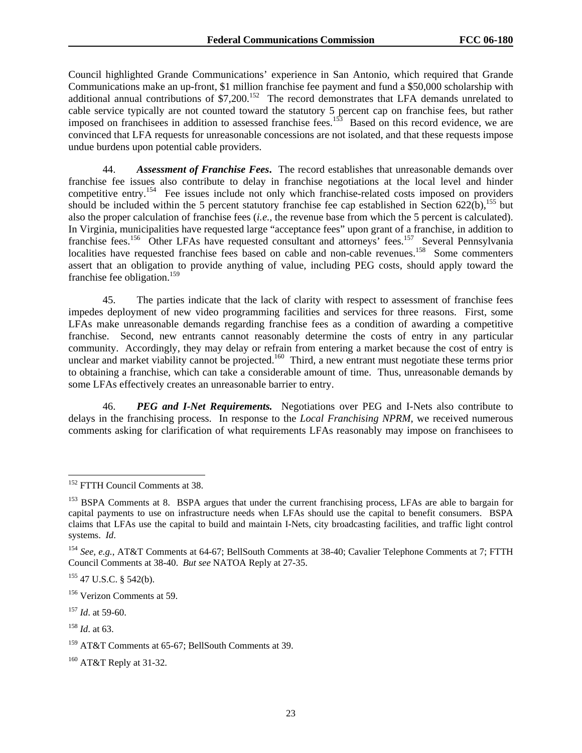Council highlighted Grande Communications' experience in San Antonio, which required that Grande Communications make an up-front, $1 million franchise fee payment and fund a $50,000 scholarship with additional annual contributions of $7,200.[152] The record demonstrates that LFA demands unrelated to cable service typically are not counted toward the statutory 5 percent cap on franchise fees, but rather imposed on franchisees in addition to assessed franchise fees.[153] Based on this record evidence, we are convinced that LFA requests for unreasonable concessions are not isolated, and that these requests impose undue burdens upon potential cable providers.

44. ***Assessment of Franchise Fees.*** The record establishes that unreasonable demands over franchise fee issues also contribute to delay in franchise negotiations at the local level and hinder competitive entry.[154] Fee issues include not only which franchise-related costs imposed on providers should be included within the 5 percent statutory franchise fee cap established in Section 622(b),[155] but also the proper calculation of franchise fees (*i.e.*, the revenue base from which the 5 percent is calculated). In Virginia, municipalities have requested large "acceptance fees" upon grant of a franchise, in addition to franchise fees.[156] Other LFAs have requested consultant and attorneys' fees.[157] Several Pennsylvania localities have requested franchise fees based on cable and non-cable revenues.[158] Some commenters assert that an obligation to provide anything of value, including PEG costs, should apply toward the franchise fee obligation.[159]

45. The parties indicate that the lack of clarity with respect to assessment of franchise fees impedes deployment of new video programming facilities and services for three reasons. First, some LFAs make unreasonable demands regarding franchise fees as a condition of awarding a competitive franchise. Second, new entrants cannot reasonably determine the costs of entry in any particular community. Accordingly, they may delay or refrain from entering a market because the cost of entry is unclear and market viability cannot be projected.[160] Third, a new entrant must negotiate these terms prior to obtaining a franchise, which can take a considerable amount of time. Thus, unreasonable demands by some LFAs effectively creates an unreasonable barrier to entry.

46. ***PEG and I-Net Requirements.*** Negotiations over PEG and I-Nets also contribute to delays in the franchising process. In response to the *Local Franchising NPRM*, we received numerous comments asking for clarification of what requirements LFAs reasonably may impose on franchisees to

---

[152] FTTH Council Comments at 38.

[153] BSPA Comments at 8. BSPA argues that under the current franchising process, LFAs are able to bargain for capital payments to use on infrastructure needs when LFAs should use the capital to benefit consumers. BSPA claims that LFAs use the capital to build and maintain I-Nets, city broadcasting facilities, and traffic light control systems. *Id*.

[154] *See, e.g.*, AT&T Comments at 64-67; BellSouth Comments at 38-40; Cavalier Telephone Comments at 7; FTTH Council Comments at 38-40. *But see* NATOA Reply at 27-35.

[155] 47 U.S.C. § 542(b).

[156] Verizon Comments at 59.

[157] *Id*. at 59-60.

[158] *Id*. at 63.

[159] AT&T Comments at 65-67; BellSouth Comments at 39.

[160] AT&T Reply at 31-32.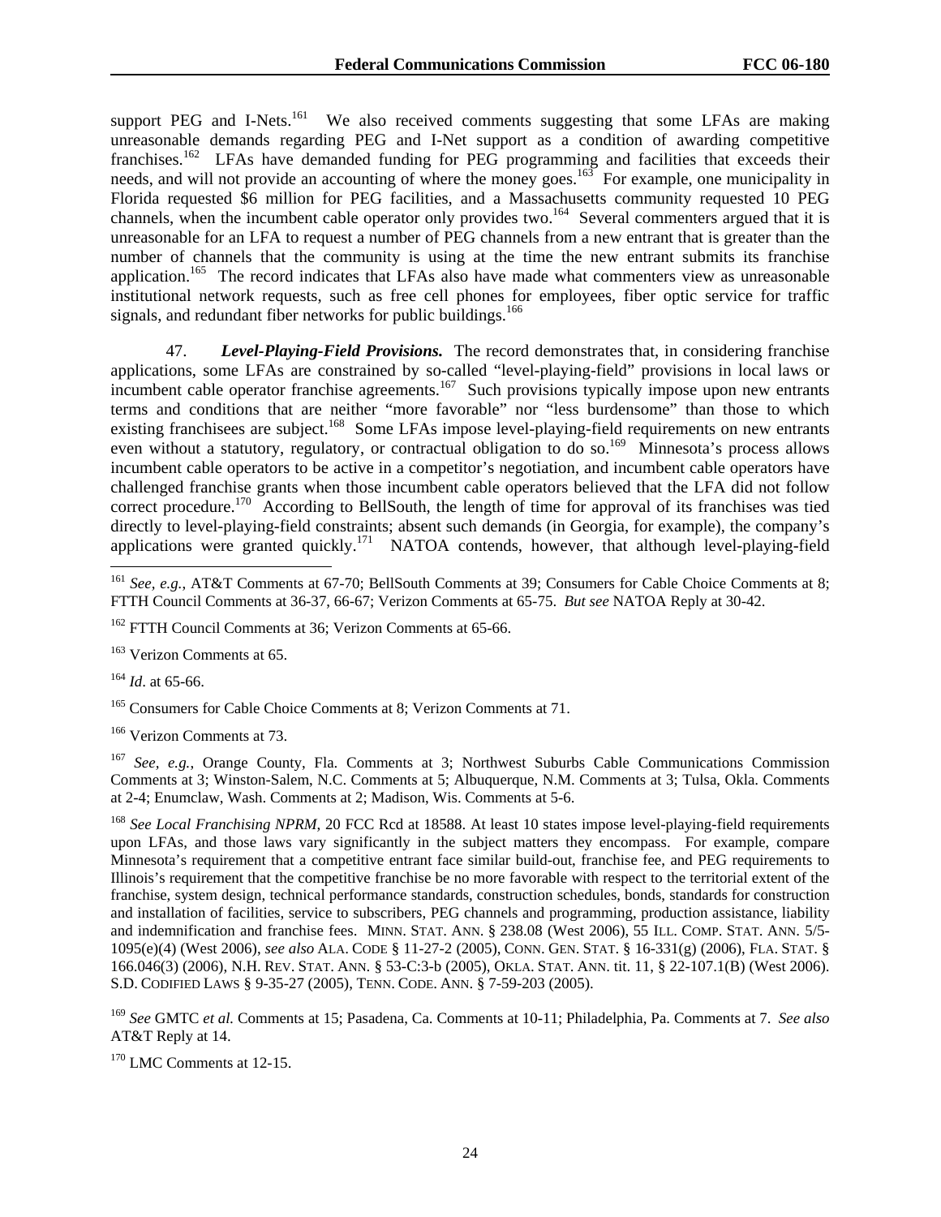support PEG and I-Nets.[161] We also received comments suggesting that some LFAs are making unreasonable demands regarding PEG and I-Net support as a condition of awarding competitive franchises.[162] LFAs have demanded funding for PEG programming and facilities that exceeds their needs, and will not provide an accounting of where the money goes.[163] For example, one municipality in Florida requested $6 million for PEG facilities, and a Massachusetts community requested 10 PEG channels, when the incumbent cable operator only provides two.[164] Several commenters argued that it is unreasonable for an LFA to request a number of PEG channels from a new entrant that is greater than the number of channels that the community is using at the time the new entrant submits its franchise application.[165] The record indicates that LFAs also have made what commenters view as unreasonable institutional network requests, such as free cell phones for employees, fiber optic service for traffic signals, and redundant fiber networks for public buildings.[166]

47. ***Level-Playing-Field Provisions.*** The record demonstrates that, in considering franchise applications, some LFAs are constrained by so-called "level-playing-field" provisions in local laws or incumbent cable operator franchise agreements.[167] Such provisions typically impose upon new entrants terms and conditions that are neither "more favorable" nor "less burdensome" than those to which existing franchisees are subject.[168] Some LFAs impose level-playing-field requirements on new entrants even without a statutory, regulatory, or contractual obligation to do so.[169] Minnesota's process allows incumbent cable operators to be active in a competitor's negotiation, and incumbent cable operators have challenged franchise grants when those incumbent cable operators believed that the LFA did not follow correct procedure.[170] According to BellSouth, the length of time for approval of its franchises was tied directly to level-playing-field constraints; absent such demands (in Georgia, for example), the company's applications were granted quickly.[171] NATOA contends, however, that although level-playing-field

---

[161] *See, e.g.*, AT&T Comments at 67-70; BellSouth Comments at 39; Consumers for Cable Choice Comments at 8; FTTH Council Comments at 36-37, 66-67; Verizon Comments at 65-75. *But see* NATOA Reply at 30-42.

[162] FTTH Council Comments at 36; Verizon Comments at 65-66.

[163] Verizon Comments at 65.

[164] *Id*. at 65-66.

[165] Consumers for Cable Choice Comments at 8; Verizon Comments at 71.

[166] Verizon Comments at 73.

[167] *See, e.g.*, Orange County, Fla. Comments at 3; Northwest Suburbs Cable Communications Commission Comments at 3; Winston-Salem, N.C. Comments at 5; Albuquerque, N.M. Comments at 3; Tulsa, Okla. Comments at 2-4; Enumclaw, Wash. Comments at 2; Madison, Wis. Comments at 5-6.

[168] *See Local Franchising NPRM*, 20 FCC Rcd at 18588. At least 10 states impose level-playing-field requirements upon LFAs, and those laws vary significantly in the subject matters they encompass. For example, compare Minnesota's requirement that a competitive entrant face similar build-out, franchise fee, and PEG requirements to Illinois's requirement that the competitive franchise be no more favorable with respect to the territorial extent of the franchise, system design, technical performance standards, construction schedules, bonds, standards for construction and installation of facilities, service to subscribers, PEG channels and programming, production assistance, liability and indemnification and franchise fees. MINN. STAT. ANN. § 238.08 (West 2006), 55 ILL. COMP. STAT. ANN. 5/5-1095(e)(4) (West 2006), *see also* ALA. CODE § 11-27-2 (2005), CONN. GEN. STAT. § 16-331(g) (2006), FLA. STAT. § 166.046(3) (2006), N.H. REV. STAT. ANN. § 53-C:3-b (2005), OKLA. STAT. ANN. tit. 11, § 22-107.1(B) (West 2006). S.D. CODIFIED LAWS § 9-35-27 (2005), TENN. CODE. ANN. § 7-59-203 (2005).

[169] *See* GMTC *et al.* Comments at 15; Pasadena, Ca. Comments at 10-11; Philadelphia, Pa. Comments at 7. *See also* AT&T Reply at 14.

[170] LMC Comments at 12-15.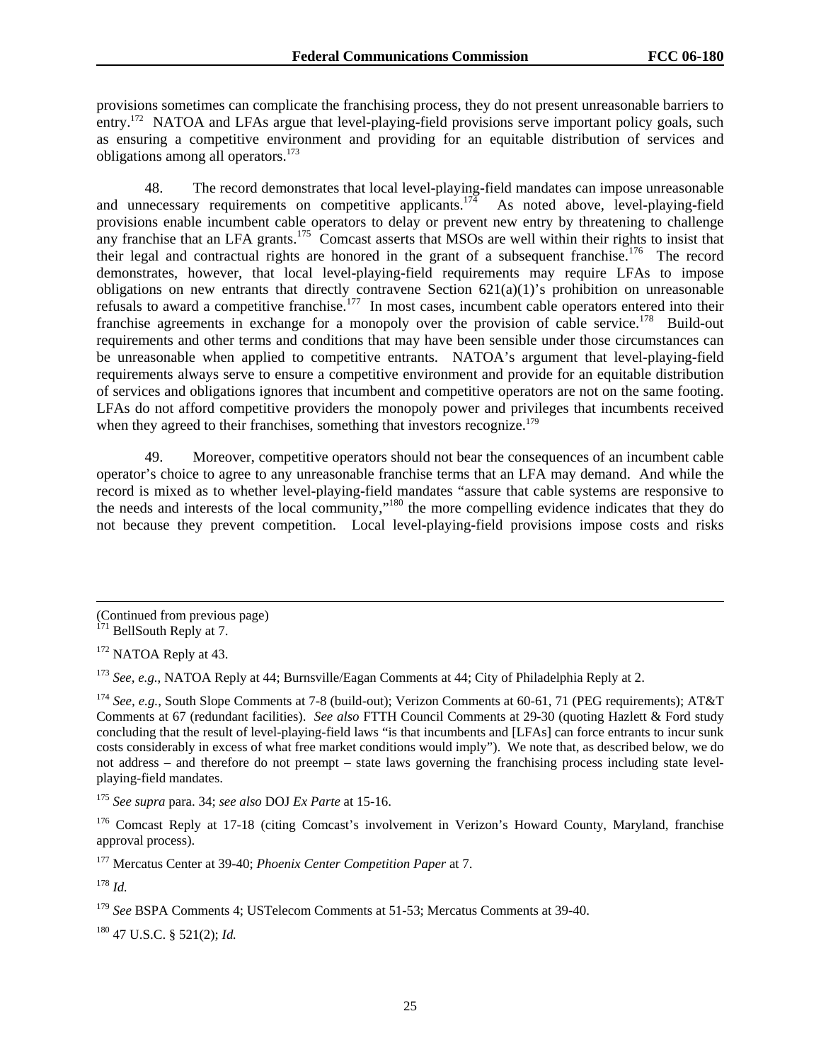provisions sometimes can complicate the franchising process, they do not present unreasonable barriers to entry.[172] NATOA and LFAs argue that level-playing-field provisions serve important policy goals, such as ensuring a competitive environment and providing for an equitable distribution of services and obligations among all operators.[173]

48. The record demonstrates that local level-playing-field mandates can impose unreasonable and unnecessary requirements on competitive applicants.[174] As noted above, level-playing-field provisions enable incumbent cable operators to delay or prevent new entry by threatening to challenge any franchise that an LFA grants.[175] Comcast asserts that MSOs are well within their rights to insist that their legal and contractual rights are honored in the grant of a subsequent franchise.[176] The record demonstrates, however, that local level-playing-field requirements may require LFAs to impose obligations on new entrants that directly contravene Section 621(a)(1)'s prohibition on unreasonable refusals to award a competitive franchise.[177] In most cases, incumbent cable operators entered into their franchise agreements in exchange for a monopoly over the provision of cable service.[178] Build-out requirements and other terms and conditions that may have been sensible under those circumstances can be unreasonable when applied to competitive entrants. NATOA's argument that level-playing-field requirements always serve to ensure a competitive environment and provide for an equitable distribution of services and obligations ignores that incumbent and competitive operators are not on the same footing. LFAs do not afford competitive providers the monopoly power and privileges that incumbents received when they agreed to their franchises, something that investors recognize.[179]

49. Moreover, competitive operators should not bear the consequences of an incumbent cable operator's choice to agree to any unreasonable franchise terms that an LFA may demand. And while the record is mixed as to whether level-playing-field mandates "assure that cable systems are responsive to the needs and interests of the local community,"[180] the more compelling evidence indicates that they do not because they prevent competition. Local level-playing-field provisions impose costs and risks

---

(Continued from previous page)
[171] BellSouth Reply at 7.

[172] NATOA Reply at 43.

[173] *See, e.g.*, NATOA Reply at 44; Burnsville/Eagan Comments at 44; City of Philadelphia Reply at 2.

[174] *See, e.g.*, South Slope Comments at 7-8 (build-out); Verizon Comments at 60-61, 71 (PEG requirements); AT&T Comments at 67 (redundant facilities). *See also* FTTH Council Comments at 29-30 (quoting Hazlett & Ford study concluding that the result of level-playing-field laws "is that incumbents and [LFAs] can force entrants to incur sunk costs considerably in excess of what free market conditions would imply"). We note that, as described below, we do not address – and therefore do not preempt – state laws governing the franchising process including state level-playing-field mandates.

[175] *See supra* para. 34; *see also* DOJ *Ex Parte* at 15-16.

[176] Comcast Reply at 17-18 (citing Comcast's involvement in Verizon's Howard County, Maryland, franchise approval process).

[177] Mercatus Center at 39-40; *Phoenix Center Competition Paper* at 7.

[178] *Id.*

[179] *See* BSPA Comments 4; USTelecom Comments at 51-53; Mercatus Comments at 39-40.

[180] 47 U.S.C. § 521(2); *Id.*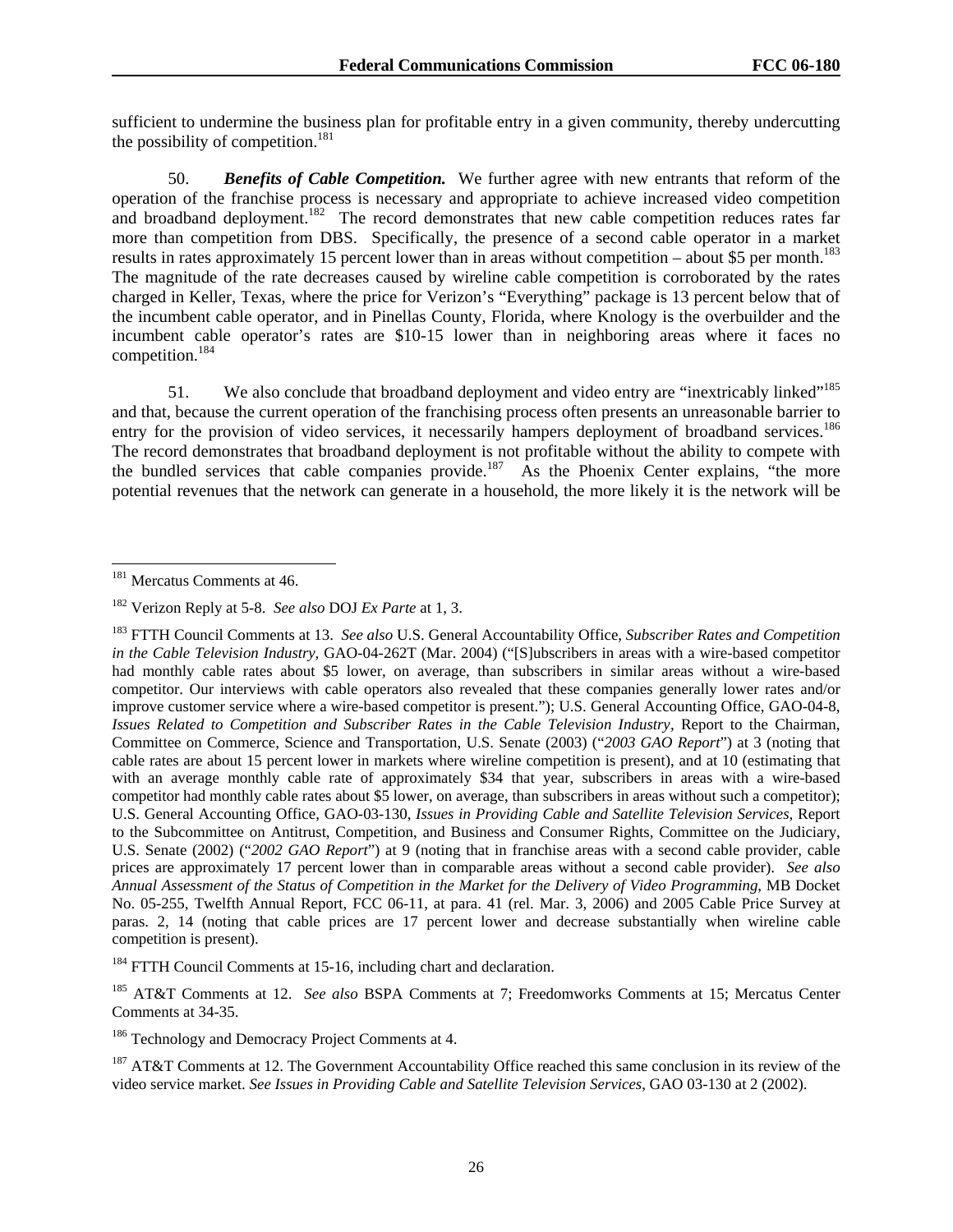sufficient to undermine the business plan for profitable entry in a given community, thereby undercutting the possibility of competition.[181]

50. ***Benefits of Cable Competition.*** We further agree with new entrants that reform of the operation of the franchise process is necessary and appropriate to achieve increased video competition and broadband deployment.[182] The record demonstrates that new cable competition reduces rates far more than competition from DBS. Specifically, the presence of a second cable operator in a market results in rates approximately 15 percent lower than in areas without competition – about $5 per month.[183] The magnitude of the rate decreases caused by wireline cable competition is corroborated by the rates charged in Keller, Texas, where the price for Verizon's "Everything" package is 13 percent below that of the incumbent cable operator, and in Pinellas County, Florida, where Knology is the overbuilder and the incumbent cable operator's rates are $10-15 lower than in neighboring areas where it faces no competition.[184]

51. We also conclude that broadband deployment and video entry are "inextricably linked"[185] and that, because the current operation of the franchising process often presents an unreasonable barrier to entry for the provision of video services, it necessarily hampers deployment of broadband services.[186] The record demonstrates that broadband deployment is not profitable without the ability to compete with the bundled services that cable companies provide.[187] As the Phoenix Center explains, "the more potential revenues that the network can generate in a household, the more likely it is the network will be

---

[181] Mercatus Comments at 46.

[182] Verizon Reply at 5-8. *See also* DOJ *Ex Parte* at 1, 3.

[183] FTTH Council Comments at 13. *See also* U.S. General Accountability Office, *Subscriber Rates and Competition in the Cable Television Industry*, GAO-04-262T (Mar. 2004) ("[S]ubscribers in areas with a wire-based competitor had monthly cable rates about $5 lower, on average, than subscribers in similar areas without a wire-based competitor. Our interviews with cable operators also revealed that these companies generally lower rates and/or improve customer service where a wire-based competitor is present."); U.S. General Accounting Office, GAO-04-8, *Issues Related to Competition and Subscriber Rates in the Cable Television Industry*, Report to the Chairman, Committee on Commerce, Science and Transportation, U.S. Senate (2003) ("*2003 GAO Report*") at 3 (noting that cable rates are about 15 percent lower in markets where wireline competition is present), and at 10 (estimating that with an average monthly cable rate of approximately $34 that year, subscribers in areas with a wire-based competitor had monthly cable rates about $5 lower, on average, than subscribers in areas without such a competitor); U.S. General Accounting Office, GAO-03-130, *Issues in Providing Cable and Satellite Television Services*, Report to the Subcommittee on Antitrust, Competition, and Business and Consumer Rights, Committee on the Judiciary, U.S. Senate (2002) ("*2002 GAO Report*") at 9 (noting that in franchise areas with a second cable provider, cable prices are approximately 17 percent lower than in comparable areas without a second cable provider). *See also Annual Assessment of the Status of Competition in the Market for the Delivery of Video Programming*, MB Docket No. 05-255, Twelfth Annual Report, FCC 06-11, at para. 41 (rel. Mar. 3, 2006) and 2005 Cable Price Survey at paras. 2, 14 (noting that cable prices are 17 percent lower and decrease substantially when wireline cable competition is present).

[184] FTTH Council Comments at 15-16, including chart and declaration.

[185] AT&T Comments at 12. *See also* BSPA Comments at 7; Freedomworks Comments at 15; Mercatus Center Comments at 34-35.

[186] Technology and Democracy Project Comments at 4.

[187] AT&T Comments at 12. The Government Accountability Office reached this same conclusion in its review of the video service market. *See Issues in Providing Cable and Satellite Television Services*, GAO 03-130 at 2 (2002).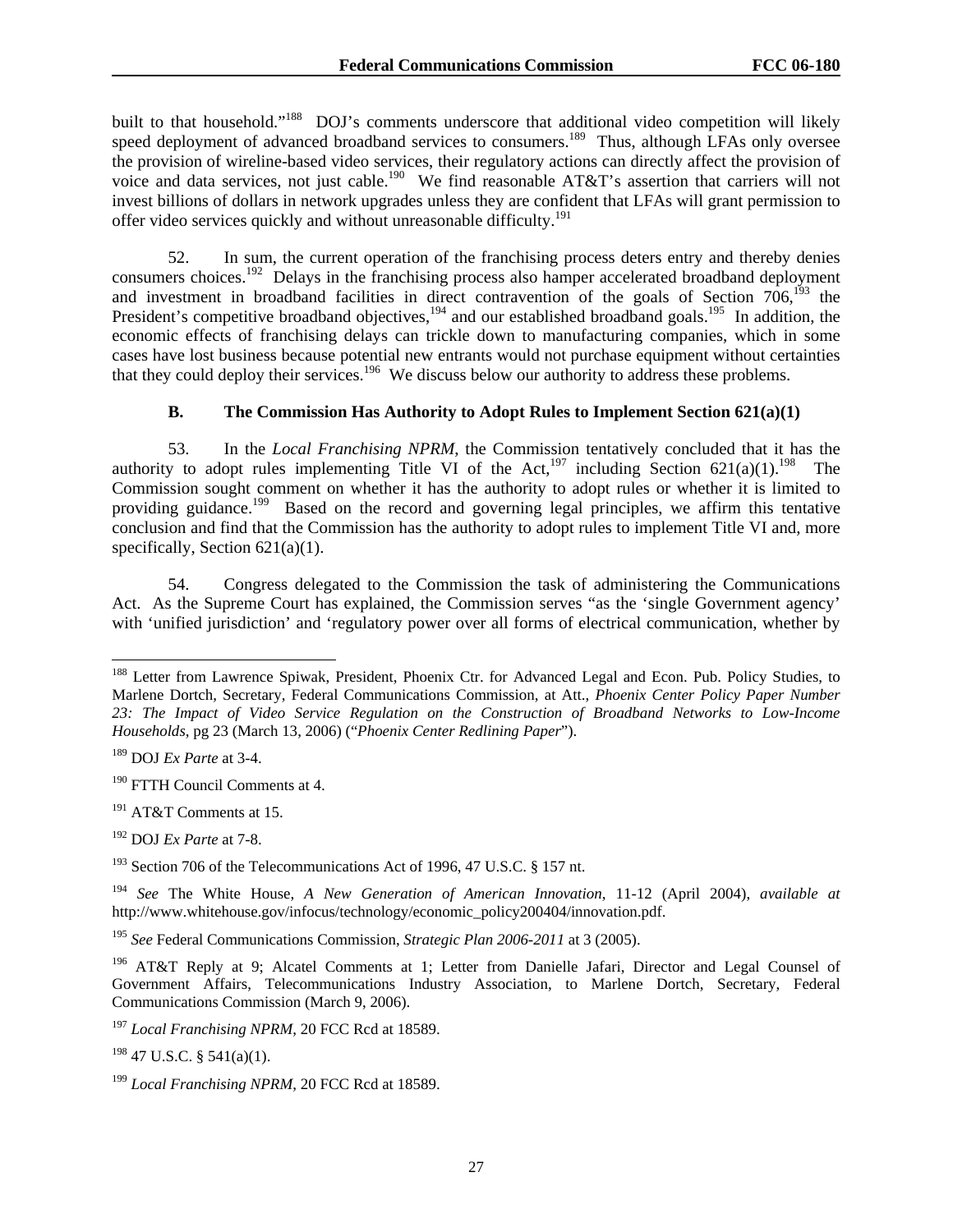built to that household."[188] DOJ's comments underscore that additional video competition will likely speed deployment of advanced broadband services to consumers.[189] Thus, although LFAs only oversee the provision of wireline-based video services, their regulatory actions can directly affect the provision of voice and data services, not just cable.[190] We find reasonable AT&T's assertion that carriers will not invest billions of dollars in network upgrades unless they are confident that LFAs will grant permission to offer video services quickly and without unreasonable difficulty.[191]

52. In sum, the current operation of the franchising process deters entry and thereby denies consumers choices.[192] Delays in the franchising process also hamper accelerated broadband deployment and investment in broadband facilities in direct contravention of the goals of Section 706,[193] the President's competitive broadband objectives,[194] and our established broadband goals.[195] In addition, the economic effects of franchising delays can trickle down to manufacturing companies, which in some cases have lost business because potential new entrants would not purchase equipment without certainties that they could deploy their services.[196] We discuss below our authority to address these problems.

### B. The Commission Has Authority to Adopt Rules to Implement Section 621(a)(1)

53. In the *Local Franchising NPRM*, the Commission tentatively concluded that it has the authority to adopt rules implementing Title VI of the Act,[197] including Section 621(a)(1).[198] The Commission sought comment on whether it has the authority to adopt rules or whether it is limited to providing guidance.[199] Based on the record and governing legal principles, we affirm this tentative conclusion and find that the Commission has the authority to adopt rules to implement Title VI and, more specifically, Section 621(a)(1).

54. Congress delegated to the Commission the task of administering the Communications Act. As the Supreme Court has explained, the Commission serves "as the 'single Government agency' with 'unified jurisdiction' and 'regulatory power over all forms of electrical communication, whether by

---

[188] Letter from Lawrence Spiwak, President, Phoenix Ctr. for Advanced Legal and Econ. Pub. Policy Studies, to Marlene Dortch, Secretary, Federal Communications Commission, at Att., *Phoenix Center Policy Paper Number 23: The Impact of Video Service Regulation on the Construction of Broadband Networks to Low-Income Households*, pg 23 (March 13, 2006) ("*Phoenix Center Redlining Paper*").

[189] DOJ *Ex Parte* at 3-4.

[190] FTTH Council Comments at 4.

[191] AT&T Comments at 15.

[192] DOJ *Ex Parte* at 7-8.

[193] Section 706 of the Telecommunications Act of 1996, 47 U.S.C. § 157 nt.

[194] *See* The White House, *A New Generation of American Innovation*, 11-12 (April 2004), *available at* http://www.whitehouse.gov/infocus/technology/economic_policy200404/innovation.pdf.

[195] *See* Federal Communications Commission, *Strategic Plan 2006-2011* at 3 (2005).

[196] AT&T Reply at 9; Alcatel Comments at 1; Letter from Danielle Jafari, Director and Legal Counsel of Government Affairs, Telecommunications Industry Association, to Marlene Dortch, Secretary, Federal Communications Commission (March 9, 2006).

[197] *Local Franchising NPRM*, 20 FCC Rcd at 18589.

[198] 47 U.S.C. § 541(a)(1).

[199] *Local Franchising NPRM*, 20 FCC Rcd at 18589.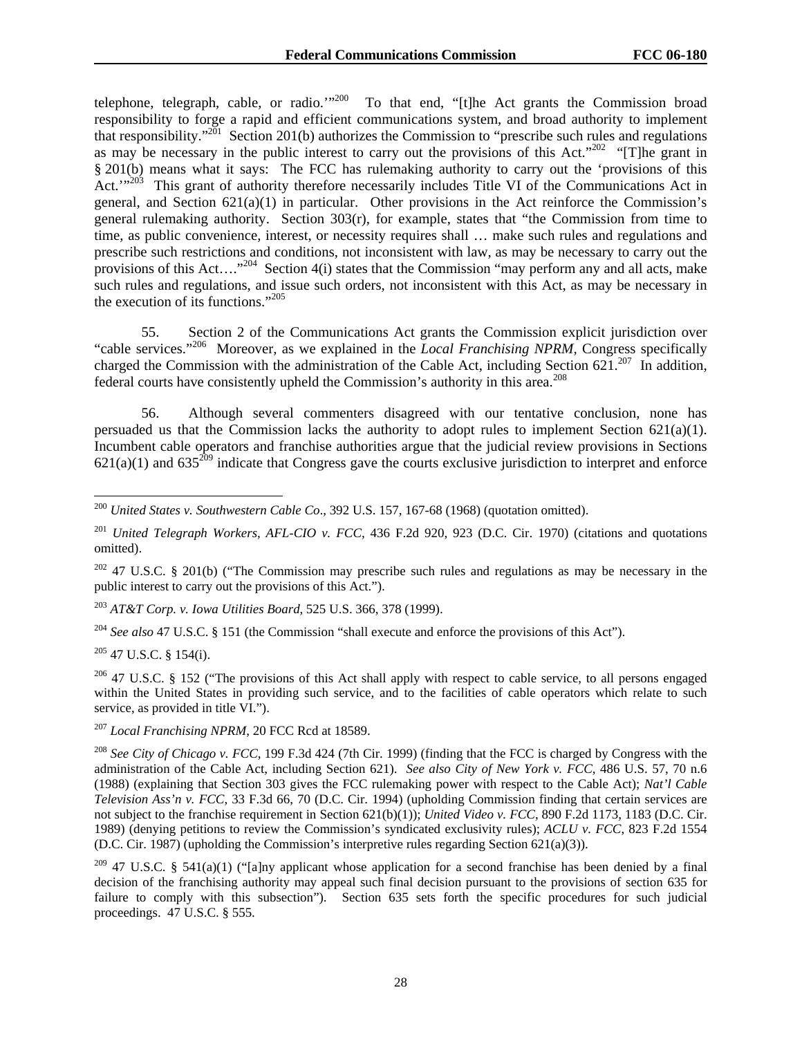telephone, telegraph, cable, or radio.'"[200] To that end, "[t]he Act grants the Commission broad responsibility to forge a rapid and efficient communications system, and broad authority to implement that responsibility."[201] Section 201(b) authorizes the Commission to "prescribe such rules and regulations as may be necessary in the public interest to carry out the provisions of this Act."[202] "[T]he grant in § 201(b) means what it says: The FCC has rulemaking authority to carry out the 'provisions of this Act.'"[203] This grant of authority therefore necessarily includes Title VI of the Communications Act in general, and Section 621(a)(1) in particular. Other provisions in the Act reinforce the Commission's general rulemaking authority. Section 303(r), for example, states that "the Commission from time to time, as public convenience, interest, or necessity requires shall … make such rules and regulations and prescribe such restrictions and conditions, not inconsistent with law, as may be necessary to carry out the provisions of this Act…."[204] Section 4(i) states that the Commission "may perform any and all acts, make such rules and regulations, and issue such orders, not inconsistent with this Act, as may be necessary in the execution of its functions."[205]

55. Section 2 of the Communications Act grants the Commission explicit jurisdiction over "cable services."[206] Moreover, as we explained in the *Local Franchising NPRM*, Congress specifically charged the Commission with the administration of the Cable Act, including Section 621.[207] In addition, federal courts have consistently upheld the Commission's authority in this area.[208]

56. Although several commenters disagreed with our tentative conclusion, none has persuaded us that the Commission lacks the authority to adopt rules to implement Section 621(a)(1). Incumbent cable operators and franchise authorities argue that the judicial review provisions in Sections 621(a)(1) and 635[209] indicate that Congress gave the courts exclusive jurisdiction to interpret and enforce

---

[200] *United States v. Southwestern Cable Co*., 392 U.S. 157, 167-68 (1968) (quotation omitted).

[201] *United Telegraph Workers, AFL-CIO v. FCC*, 436 F.2d 920, 923 (D.C. Cir. 1970) (citations and quotations omitted).

[202] 47 U.S.C. § 201(b) ("The Commission may prescribe such rules and regulations as may be necessary in the public interest to carry out the provisions of this Act.").

[203] *AT&T Corp. v. Iowa Utilities Board*, 525 U.S. 366, 378 (1999).

[204] *See also* 47 U.S.C. § 151 (the Commission "shall execute and enforce the provisions of this Act").

[205] 47 U.S.C. § 154(i).

[206] 47 U.S.C. § 152 ("The provisions of this Act shall apply with respect to cable service, to all persons engaged within the United States in providing such service, and to the facilities of cable operators which relate to such service, as provided in title VI.").

[207] *Local Franchising NPRM*, 20 FCC Rcd at 18589.

[208] *See City of Chicago v. FCC*, 199 F.3d 424 (7th Cir. 1999) (finding that the FCC is charged by Congress with the administration of the Cable Act, including Section 621). *See also City of New York v. FCC*, 486 U.S. 57, 70 n.6 (1988) (explaining that Section 303 gives the FCC rulemaking power with respect to the Cable Act); *Nat'l Cable Television Ass'n v. FCC*, 33 F.3d 66, 70 (D.C. Cir. 1994) (upholding Commission finding that certain services are not subject to the franchise requirement in Section 621(b)(1)); *United Video v. FCC*, 890 F.2d 1173, 1183 (D.C. Cir. 1989) (denying petitions to review the Commission's syndicated exclusivity rules); *ACLU v. FCC*, 823 F.2d 1554 (D.C. Cir. 1987) (upholding the Commission's interpretive rules regarding Section 621(a)(3)).

[209] 47 U.S.C. § 541(a)(1) ("[a]ny applicant whose application for a second franchise has been denied by a final decision of the franchising authority may appeal such final decision pursuant to the provisions of section 635 for failure to comply with this subsection"). Section 635 sets forth the specific procedures for such judicial proceedings. 47 U.S.C. § 555.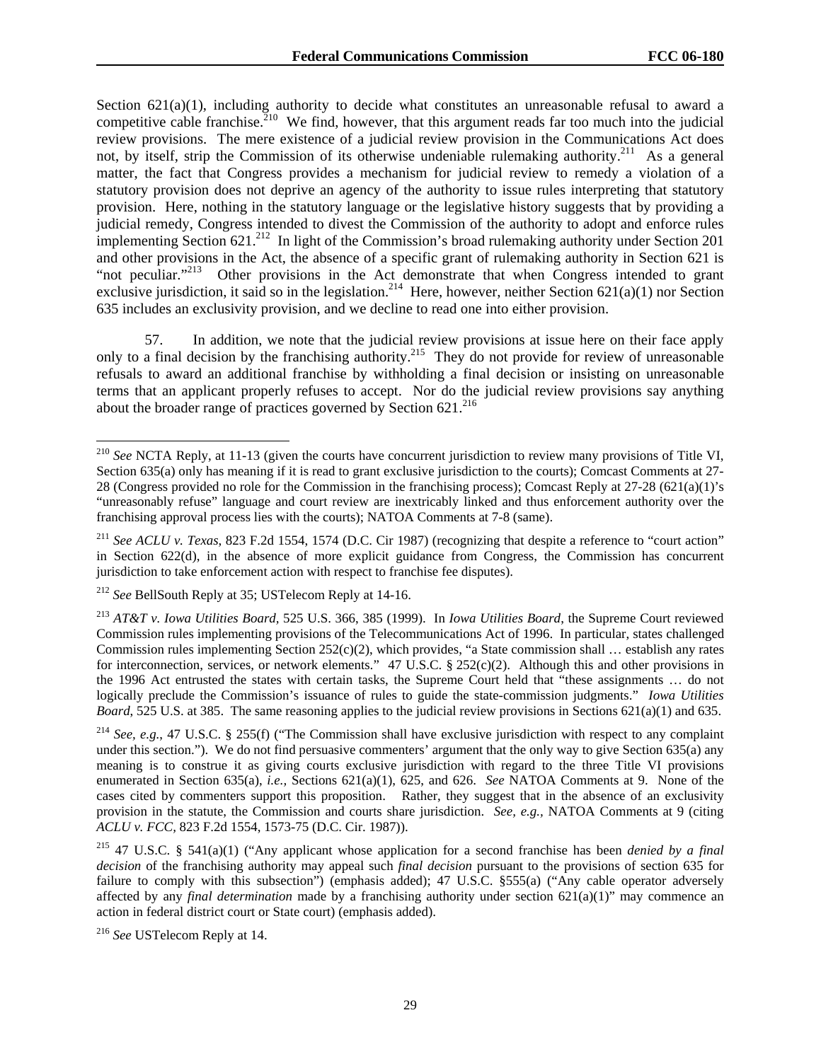Section 621(a)(1), including authority to decide what constitutes an unreasonable refusal to award a competitive cable franchise.[210] We find, however, that this argument reads far too much into the judicial review provisions. The mere existence of a judicial review provision in the Communications Act does not, by itself, strip the Commission of its otherwise undeniable rulemaking authority.[211] As a general matter, the fact that Congress provides a mechanism for judicial review to remedy a violation of a statutory provision does not deprive an agency of the authority to issue rules interpreting that statutory provision. Here, nothing in the statutory language or the legislative history suggests that by providing a judicial remedy, Congress intended to divest the Commission of the authority to adopt and enforce rules implementing Section 621.[212] In light of the Commission's broad rulemaking authority under Section 201 and other provisions in the Act, the absence of a specific grant of rulemaking authority in Section 621 is "not peculiar."[213] Other provisions in the Act demonstrate that when Congress intended to grant exclusive jurisdiction, it said so in the legislation.[214] Here, however, neither Section 621(a)(1) nor Section 635 includes an exclusivity provision, and we decline to read one into either provision.

57. In addition, we note that the judicial review provisions at issue here on their face apply only to a final decision by the franchising authority.[215] They do not provide for review of unreasonable refusals to award an additional franchise by withholding a final decision or insisting on unreasonable terms that an applicant properly refuses to accept. Nor do the judicial review provisions say anything about the broader range of practices governed by Section 621.[216]

---

[210] *See* NCTA Reply, at 11-13 (given the courts have concurrent jurisdiction to review many provisions of Title VI, Section 635(a) only has meaning if it is read to grant exclusive jurisdiction to the courts); Comcast Comments at 27-28 (Congress provided no role for the Commission in the franchising process); Comcast Reply at 27-28 (621(a)(1)'s "unreasonably refuse" language and court review are inextricably linked and thus enforcement authority over the franchising approval process lies with the courts); NATOA Comments at 7-8 (same).

[211] *See ACLU v. Texas*, 823 F.2d 1554, 1574 (D.C. Cir 1987) (recognizing that despite a reference to "court action" in Section 622(d), in the absence of more explicit guidance from Congress, the Commission has concurrent jurisdiction to take enforcement action with respect to franchise fee disputes).

[212] *See* BellSouth Reply at 35; USTelecom Reply at 14-16.

[213] *AT&T v. Iowa Utilities Board*, 525 U.S. 366, 385 (1999). In *Iowa Utilities Board*, the Supreme Court reviewed Commission rules implementing provisions of the Telecommunications Act of 1996. In particular, states challenged Commission rules implementing Section 252(c)(2), which provides, "a State commission shall … establish any rates for interconnection, services, or network elements." 47 U.S.C. § 252(c)(2). Although this and other provisions in the 1996 Act entrusted the states with certain tasks, the Supreme Court held that "these assignments … do not logically preclude the Commission's issuance of rules to guide the state-commission judgments." *Iowa Utilities Board*, 525 U.S. at 385. The same reasoning applies to the judicial review provisions in Sections 621(a)(1) and 635.

[214] *See, e.g.*, 47 U.S.C. § 255(f) ("The Commission shall have exclusive jurisdiction with respect to any complaint under this section."). We do not find persuasive commenters' argument that the only way to give Section 635(a) any meaning is to construe it as giving courts exclusive jurisdiction with regard to the three Title VI provisions enumerated in Section 635(a), *i.e.*, Sections 621(a)(1), 625, and 626. *See* NATOA Comments at 9. None of the cases cited by commenters support this proposition. Rather, they suggest that in the absence of an exclusivity provision in the statute, the Commission and courts share jurisdiction. *See, e.g.*, NATOA Comments at 9 (citing *ACLU v. FCC*, 823 F.2d 1554, 1573-75 (D.C. Cir. 1987)).

[215] 47 U.S.C. § 541(a)(1) ("Any applicant whose application for a second franchise has been *denied by a final decision* of the franchising authority may appeal such *final decision* pursuant to the provisions of section 635 for failure to comply with this subsection") (emphasis added); 47 U.S.C. §555(a) ("Any cable operator adversely affected by any *final determination* made by a franchising authority under section 621(a)(1)" may commence an action in federal district court or State court) (emphasis added).

[216] *See* USTelecom Reply at 14.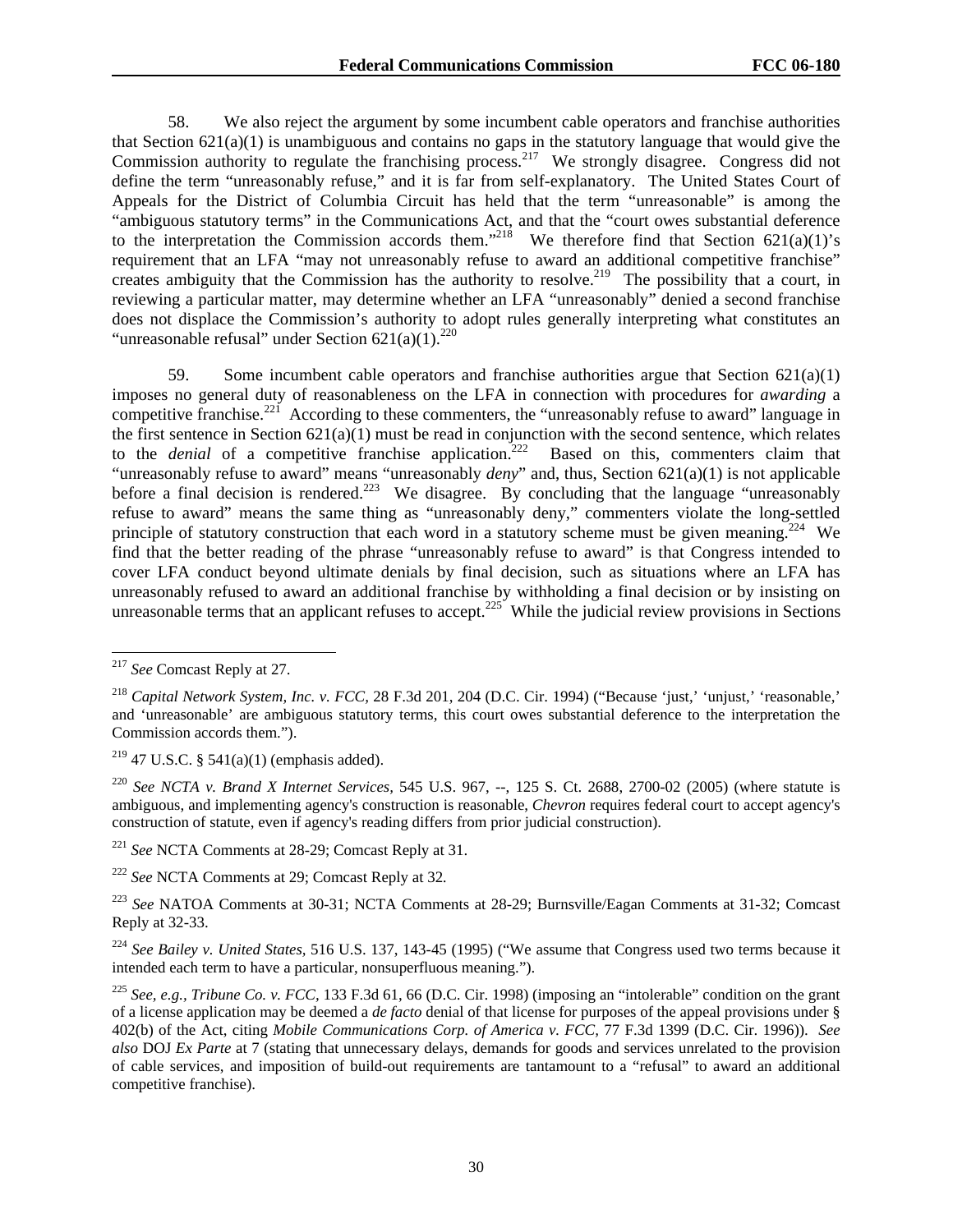58. We also reject the argument by some incumbent cable operators and franchise authorities that Section 621(a)(1) is unambiguous and contains no gaps in the statutory language that would give the Commission authority to regulate the franchising process.[217] We strongly disagree. Congress did not define the term "unreasonably refuse," and it is far from self-explanatory. The United States Court of Appeals for the District of Columbia Circuit has held that the term "unreasonable" is among the "ambiguous statutory terms" in the Communications Act, and that the "court owes substantial deference to the interpretation the Commission accords them."[218] We therefore find that Section 621(a)(1)'s requirement that an LFA "may not unreasonably refuse to award an additional competitive franchise" creates ambiguity that the Commission has the authority to resolve.[219] The possibility that a court, in reviewing a particular matter, may determine whether an LFA "unreasonably" denied a second franchise does not displace the Commission's authority to adopt rules generally interpreting what constitutes an "unreasonable refusal" under Section 621(a)(1).[220]

59. Some incumbent cable operators and franchise authorities argue that Section 621(a)(1) imposes no general duty of reasonableness on the LFA in connection with procedures for *awarding* a competitive franchise.[221] According to these commenters, the "unreasonably refuse to award" language in the first sentence in Section 621(a)(1) must be read in conjunction with the second sentence, which relates to the *denial* of a competitive franchise application.[222] Based on this, commenters claim that "unreasonably refuse to award" means "unreasonably *deny*" and, thus, Section 621(a)(1) is not applicable before a final decision is rendered.[223] We disagree. By concluding that the language "unreasonably refuse to award" means the same thing as "unreasonably deny," commenters violate the long-settled principle of statutory construction that each word in a statutory scheme must be given meaning.[224] We find that the better reading of the phrase "unreasonably refuse to award" is that Congress intended to cover LFA conduct beyond ultimate denials by final decision, such as situations where an LFA has unreasonably refused to award an additional franchise by withholding a final decision or by insisting on unreasonable terms that an applicant refuses to accept.[225] While the judicial review provisions in Sections

---

[217] *See* Comcast Reply at 27.

[218] *Capital Network System, Inc. v. FCC*, 28 F.3d 201, 204 (D.C. Cir. 1994) ("Because 'just,' 'unjust,' 'reasonable,' and 'unreasonable' are ambiguous statutory terms, this court owes substantial deference to the interpretation the Commission accords them.").

[219] 47 U.S.C. § 541(a)(1) (emphasis added).

[220] *See NCTA v. Brand X Internet Services*, 545 U.S. 967, --, 125 S. Ct. 2688, 2700-02 (2005) (where statute is ambiguous, and implementing agency's construction is reasonable, *Chevron* requires federal court to accept agency's construction of statute, even if agency's reading differs from prior judicial construction).

[221] *See* NCTA Comments at 28-29; Comcast Reply at 31.

[222] *See* NCTA Comments at 29; Comcast Reply at 32.

[223] *See* NATOA Comments at 30-31; NCTA Comments at 28-29; Burnsville/Eagan Comments at 31-32; Comcast Reply at 32-33.

[224] *See Bailey v. United States*, 516 U.S. 137, 143-45 (1995) ("We assume that Congress used two terms because it intended each term to have a particular, nonsuperfluous meaning.").

[225] *See, e.g., Tribune Co. v. FCC*, 133 F.3d 61, 66 (D.C. Cir. 1998) (imposing an "intolerable" condition on the grant of a license application may be deemed a *de facto* denial of that license for purposes of the appeal provisions under § 402(b) of the Act, citing *Mobile Communications Corp. of America v. FCC*, 77 F.3d 1399 (D.C. Cir. 1996)). *See also* DOJ *Ex Parte* at 7 (stating that unnecessary delays, demands for goods and services unrelated to the provision of cable services, and imposition of build-out requirements are tantamount to a "refusal" to award an additional competitive franchise).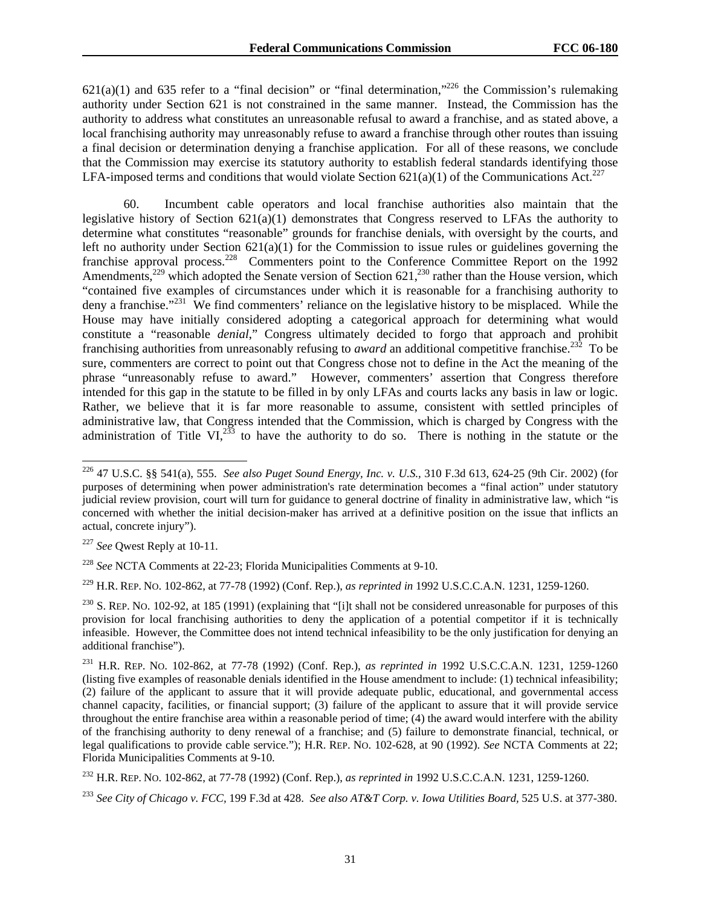621(a)(1) and 635 refer to a "final decision" or "final determination,"[226] the Commission's rulemaking authority under Section 621 is not constrained in the same manner. Instead, the Commission has the authority to address what constitutes an unreasonable refusal to award a franchise, and as stated above, a local franchising authority may unreasonably refuse to award a franchise through other routes than issuing a final decision or determination denying a franchise application. For all of these reasons, we conclude that the Commission may exercise its statutory authority to establish federal standards identifying those LFA-imposed terms and conditions that would violate Section 621(a)(1) of the Communications Act.[227]

60. Incumbent cable operators and local franchise authorities also maintain that the legislative history of Section 621(a)(1) demonstrates that Congress reserved to LFAs the authority to determine what constitutes "reasonable" grounds for franchise denials, with oversight by the courts, and left no authority under Section 621(a)(1) for the Commission to issue rules or guidelines governing the franchise approval process.[228] Commenters point to the Conference Committee Report on the 1992 Amendments,[229] which adopted the Senate version of Section 621,[230] rather than the House version, which "contained five examples of circumstances under which it is reasonable for a franchising authority to deny a franchise."[231] We find commenters' reliance on the legislative history to be misplaced. While the House may have initially considered adopting a categorical approach for determining what would constitute a "reasonable *denial*," Congress ultimately decided to forgo that approach and prohibit franchising authorities from unreasonably refusing to *award* an additional competitive franchise.[232] To be sure, commenters are correct to point out that Congress chose not to define in the Act the meaning of the phrase "unreasonably refuse to award." However, commenters' assertion that Congress therefore intended for this gap in the statute to be filled in by only LFAs and courts lacks any basis in law or logic. Rather, we believe that it is far more reasonable to assume, consistent with settled principles of administrative law, that Congress intended that the Commission, which is charged by Congress with the administration of Title VI,[233] to have the authority to do so. There is nothing in the statute or the

---

[226] 47 U.S.C. §§ 541(a), 555. *See also Puget Sound Energy, Inc. v. U.S.*, 310 F.3d 613, 624-25 (9th Cir. 2002) (for purposes of determining when power administration's rate determination becomes a "final action" under statutory judicial review provision, court will turn for guidance to general doctrine of finality in administrative law, which "is concerned with whether the initial decision-maker has arrived at a definitive position on the issue that inflicts an actual, concrete injury").

[227] *See* Qwest Reply at 10-11.

[228] *See* NCTA Comments at 22-23; Florida Municipalities Comments at 9-10.

[229] H.R. REP. NO. 102-862, at 77-78 (1992) (Conf. Rep.), *as reprinted in* 1992 U.S.C.C.A.N. 1231, 1259-1260.

[230] S. REP. NO. 102-92, at 185 (1991) (explaining that "[i]t shall not be considered unreasonable for purposes of this provision for local franchising authorities to deny the application of a potential competitor if it is technically infeasible. However, the Committee does not intend technical infeasibility to be the only justification for denying an additional franchise").

[231] H.R. REP. NO. 102-862, at 77-78 (1992) (Conf. Rep.), *as reprinted in* 1992 U.S.C.C.A.N. 1231, 1259-1260 (listing five examples of reasonable denials identified in the House amendment to include: (1) technical infeasibility; (2) failure of the applicant to assure that it will provide adequate public, educational, and governmental access channel capacity, facilities, or financial support; (3) failure of the applicant to assure that it will provide service throughout the entire franchise area within a reasonable period of time; (4) the award would interfere with the ability of the franchising authority to deny renewal of a franchise; and (5) failure to demonstrate financial, technical, or legal qualifications to provide cable service."); H.R. REP. NO. 102-628, at 90 (1992). *See* NCTA Comments at 22; Florida Municipalities Comments at 9-10.

[232] H.R. REP. NO. 102-862, at 77-78 (1992) (Conf. Rep.), *as reprinted in* 1992 U.S.C.C.A.N. 1231, 1259-1260.

[233] *See City of Chicago v. FCC*, 199 F.3d at 428. *See also AT&T Corp. v. Iowa Utilities Board*, 525 U.S. at 377-380.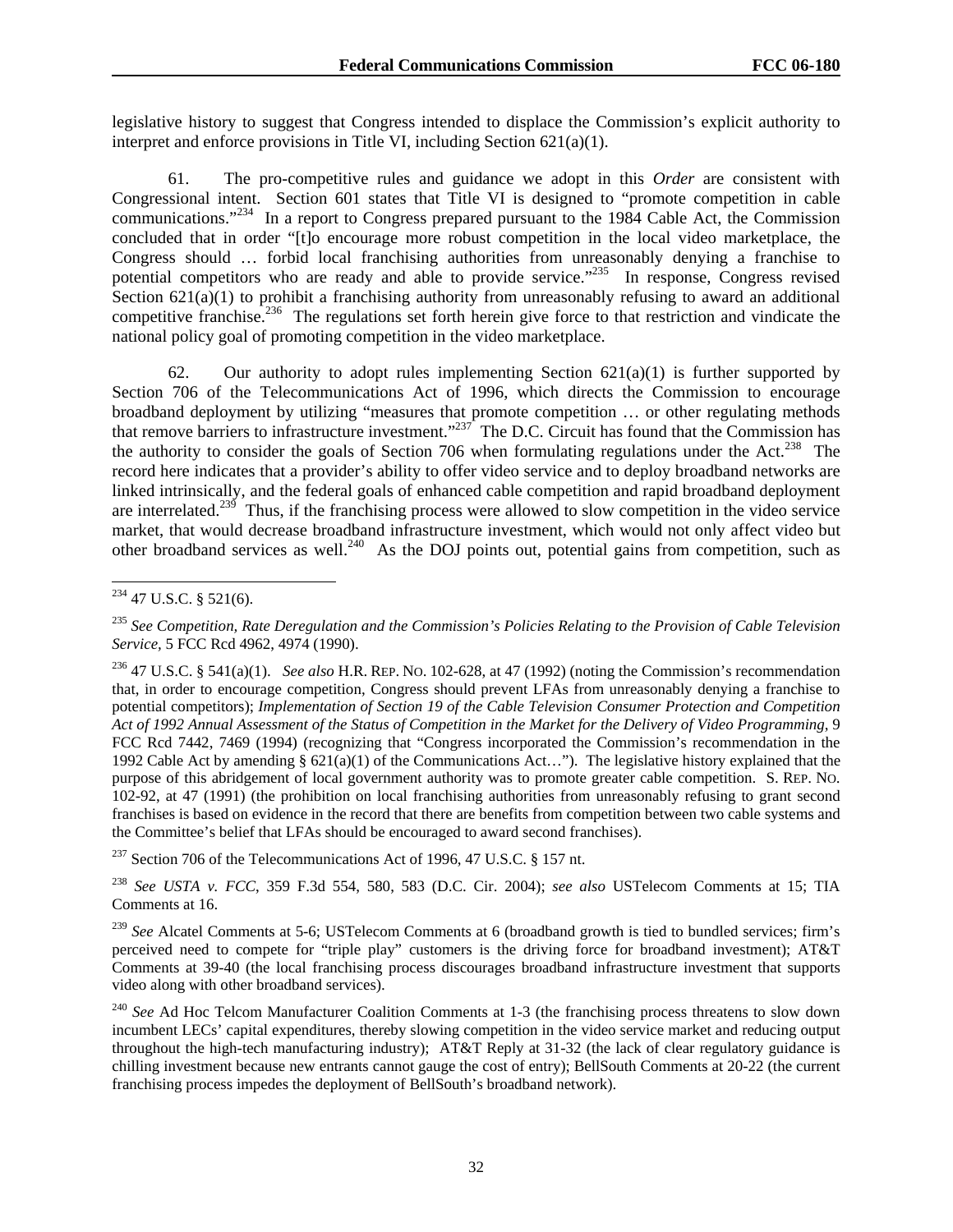legislative history to suggest that Congress intended to displace the Commission's explicit authority to interpret and enforce provisions in Title VI, including Section 621(a)(1).

61. The pro-competitive rules and guidance we adopt in this *Order* are consistent with Congressional intent. Section 601 states that Title VI is designed to "promote competition in cable communications."[234] In a report to Congress prepared pursuant to the 1984 Cable Act, the Commission concluded that in order "[t]o encourage more robust competition in the local video marketplace, the Congress should … forbid local franchising authorities from unreasonably denying a franchise to potential competitors who are ready and able to provide service."[235] In response, Congress revised Section 621(a)(1) to prohibit a franchising authority from unreasonably refusing to award an additional competitive franchise.[236] The regulations set forth herein give force to that restriction and vindicate the national policy goal of promoting competition in the video marketplace.

62. Our authority to adopt rules implementing Section 621(a)(1) is further supported by Section 706 of the Telecommunications Act of 1996, which directs the Commission to encourage broadband deployment by utilizing "measures that promote competition … or other regulating methods that remove barriers to infrastructure investment."[237] The D.C. Circuit has found that the Commission has the authority to consider the goals of Section 706 when formulating regulations under the Act.[238] The record here indicates that a provider's ability to offer video service and to deploy broadband networks are linked intrinsically, and the federal goals of enhanced cable competition and rapid broadband deployment are interrelated.[239] Thus, if the franchising process were allowed to slow competition in the video service market, that would decrease broadband infrastructure investment, which would not only affect video but other broadband services as well.[240] As the DOJ points out, potential gains from competition, such as

---

[234] 47 U.S.C. § 521(6).

[235] *See Competition, Rate Deregulation and the Commission's Policies Relating to the Provision of Cable Television Service*, 5 FCC Rcd 4962, 4974 (1990).

[236] 47 U.S.C. § 541(a)(1). *See also* H.R. REP. NO. 102-628, at 47 (1992) (noting the Commission's recommendation that, in order to encourage competition, Congress should prevent LFAs from unreasonably denying a franchise to potential competitors); *Implementation of Section 19 of the Cable Television Consumer Protection and Competition Act of 1992 Annual Assessment of the Status of Competition in the Market for the Delivery of Video Programming*, 9 FCC Rcd 7442, 7469 (1994) (recognizing that "Congress incorporated the Commission's recommendation in the 1992 Cable Act by amending § 621(a)(1) of the Communications Act…"). The legislative history explained that the purpose of this abridgement of local government authority was to promote greater cable competition. S. REP. NO. 102-92, at 47 (1991) (the prohibition on local franchising authorities from unreasonably refusing to grant second franchises is based on evidence in the record that there are benefits from competition between two cable systems and the Committee's belief that LFAs should be encouraged to award second franchises).

[237] Section 706 of the Telecommunications Act of 1996, 47 U.S.C. § 157 nt.

[238] *See USTA v. FCC*, 359 F.3d 554, 580, 583 (D.C. Cir. 2004); *see also* USTelecom Comments at 15; TIA Comments at 16.

[239] *See* Alcatel Comments at 5-6; USTelecom Comments at 6 (broadband growth is tied to bundled services; firm's perceived need to compete for "triple play" customers is the driving force for broadband investment); AT&T Comments at 39-40 (the local franchising process discourages broadband infrastructure investment that supports video along with other broadband services).

[240] *See* Ad Hoc Telcom Manufacturer Coalition Comments at 1-3 (the franchising process threatens to slow down incumbent LECs' capital expenditures, thereby slowing competition in the video service market and reducing output throughout the high-tech manufacturing industry); AT&T Reply at 31-32 (the lack of clear regulatory guidance is chilling investment because new entrants cannot gauge the cost of entry); BellSouth Comments at 20-22 (the current franchising process impedes the deployment of BellSouth's broadband network).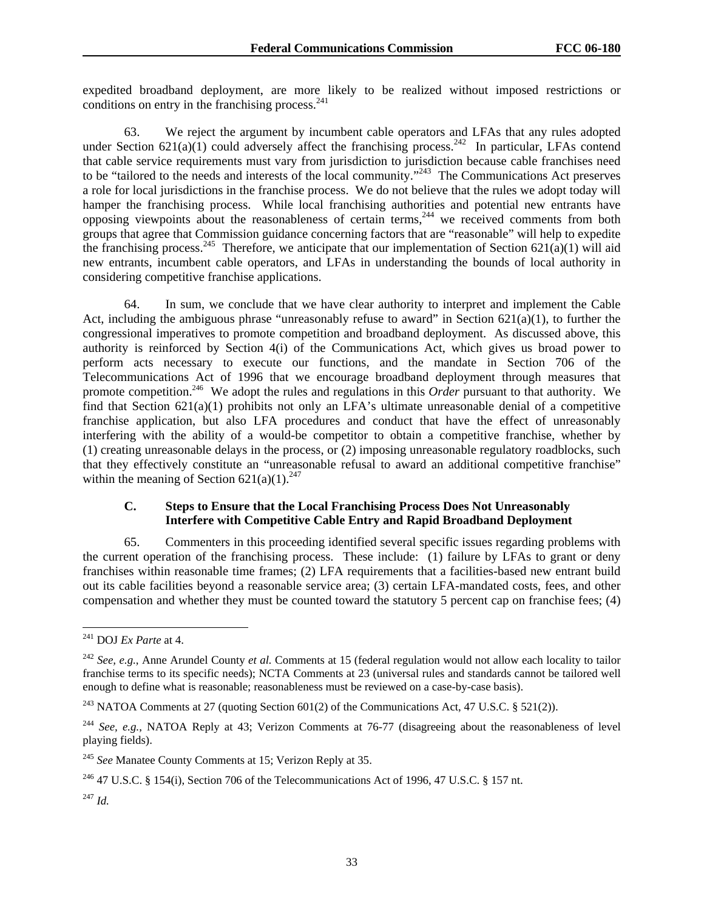expedited broadband deployment, are more likely to be realized without imposed restrictions or conditions on entry in the franchising process.[241]

63. We reject the argument by incumbent cable operators and LFAs that any rules adopted under Section 621(a)(1) could adversely affect the franchising process.[242] In particular, LFAs contend that cable service requirements must vary from jurisdiction to jurisdiction because cable franchises need to be "tailored to the needs and interests of the local community."[243] The Communications Act preserves a role for local jurisdictions in the franchise process. We do not believe that the rules we adopt today will hamper the franchising process. While local franchising authorities and potential new entrants have opposing viewpoints about the reasonableness of certain terms,[244] we received comments from both groups that agree that Commission guidance concerning factors that are "reasonable" will help to expedite the franchising process.[245] Therefore, we anticipate that our implementation of Section 621(a)(1) will aid new entrants, incumbent cable operators, and LFAs in understanding the bounds of local authority in considering competitive franchise applications.

64. In sum, we conclude that we have clear authority to interpret and implement the Cable Act, including the ambiguous phrase "unreasonably refuse to award" in Section 621(a)(1), to further the congressional imperatives to promote competition and broadband deployment. As discussed above, this authority is reinforced by Section 4(i) of the Communications Act, which gives us broad power to perform acts necessary to execute our functions, and the mandate in Section 706 of the Telecommunications Act of 1996 that we encourage broadband deployment through measures that promote competition.[246] We adopt the rules and regulations in this *Order* pursuant to that authority. We find that Section 621(a)(1) prohibits not only an LFA's ultimate unreasonable denial of a competitive franchise application, but also LFA procedures and conduct that have the effect of unreasonably interfering with the ability of a would-be competitor to obtain a competitive franchise, whether by (1) creating unreasonable delays in the process, or (2) imposing unreasonable regulatory roadblocks, such that they effectively constitute an "unreasonable refusal to award an additional competitive franchise" within the meaning of Section 621(a)(1).[247]

### C. Steps to Ensure that the Local Franchising Process Does Not Unreasonably Interfere with Competitive Cable Entry and Rapid Broadband Deployment

65. Commenters in this proceeding identified several specific issues regarding problems with the current operation of the franchising process. These include: (1) failure by LFAs to grant or deny franchises within reasonable time frames; (2) LFA requirements that a facilities-based new entrant build out its cable facilities beyond a reasonable service area; (3) certain LFA-mandated costs, fees, and other compensation and whether they must be counted toward the statutory 5 percent cap on franchise fees; (4)

---

[241] DOJ *Ex Parte* at 4.

[242] *See, e.g.*, Anne Arundel County *et al.* Comments at 15 (federal regulation would not allow each locality to tailor franchise terms to its specific needs); NCTA Comments at 23 (universal rules and standards cannot be tailored well enough to define what is reasonable; reasonableness must be reviewed on a case-by-case basis).

[243] NATOA Comments at 27 (quoting Section 601(2) of the Communications Act, 47 U.S.C. § 521(2)).

[244] *See, e.g.*, NATOA Reply at 43; Verizon Comments at 76-77 (disagreeing about the reasonableness of level playing fields).

[245] *See* Manatee County Comments at 15; Verizon Reply at 35.

[246] 47 U.S.C. § 154(i), Section 706 of the Telecommunications Act of 1996, 47 U.S.C. § 157 nt.

[247] *Id.*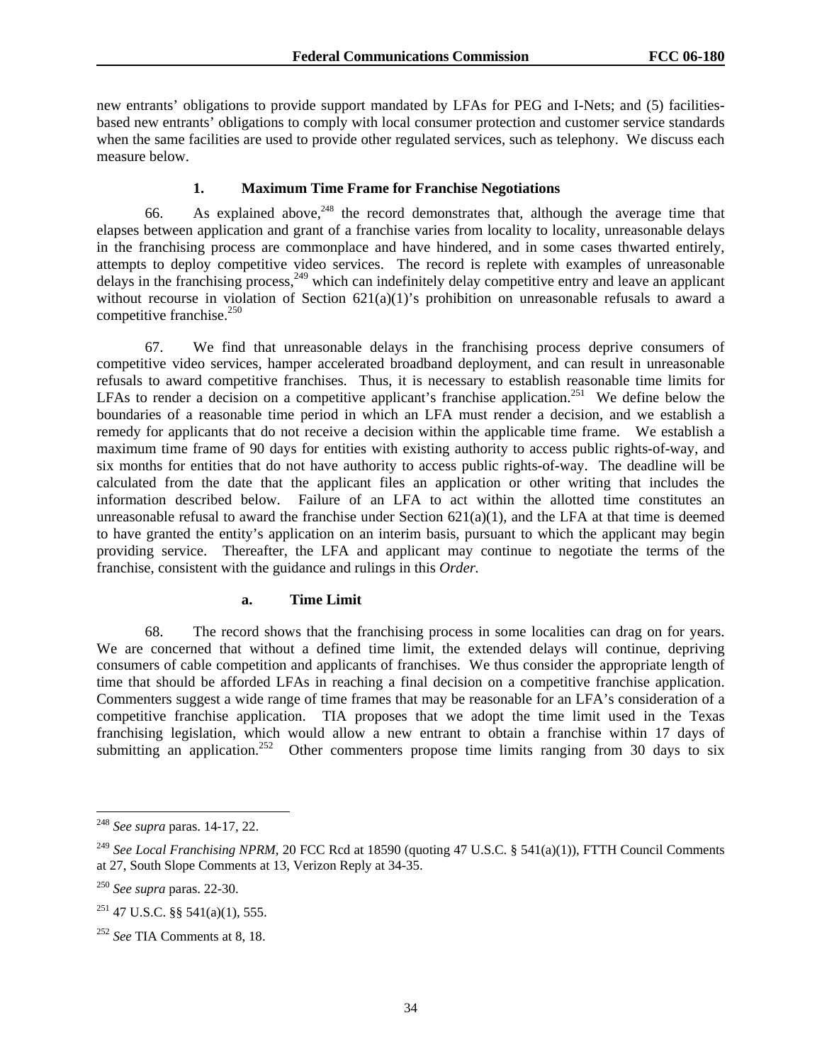new entrants' obligations to provide support mandated by LFAs for PEG and I-Nets; and (5) facilities-based new entrants' obligations to comply with local consumer protection and customer service standards when the same facilities are used to provide other regulated services, such as telephony. We discuss each measure below.

### 1. Maximum Time Frame for Franchise Negotiations

66. As explained above,[248] the record demonstrates that, although the average time that elapses between application and grant of a franchise varies from locality to locality, unreasonable delays in the franchising process are commonplace and have hindered, and in some cases thwarted entirely, attempts to deploy competitive video services. The record is replete with examples of unreasonable delays in the franchising process,[249] which can indefinitely delay competitive entry and leave an applicant without recourse in violation of Section 621(a)(1)'s prohibition on unreasonable refusals to award a competitive franchise.[250]

67. We find that unreasonable delays in the franchising process deprive consumers of competitive video services, hamper accelerated broadband deployment, and can result in unreasonable refusals to award competitive franchises. Thus, it is necessary to establish reasonable time limits for LFAs to render a decision on a competitive applicant's franchise application.[251] We define below the boundaries of a reasonable time period in which an LFA must render a decision, and we establish a remedy for applicants that do not receive a decision within the applicable time frame. We establish a maximum time frame of 90 days for entities with existing authority to access public rights-of-way, and six months for entities that do not have authority to access public rights-of-way. The deadline will be calculated from the date that the applicant files an application or other writing that includes the information described below. Failure of an LFA to act within the allotted time constitutes an unreasonable refusal to award the franchise under Section 621(a)(1), and the LFA at that time is deemed to have granted the entity's application on an interim basis, pursuant to which the applicant may begin providing service. Thereafter, the LFA and applicant may continue to negotiate the terms of the franchise, consistent with the guidance and rulings in this *Order.*

#### a. Time Limit

68. The record shows that the franchising process in some localities can drag on for years. We are concerned that without a defined time limit, the extended delays will continue, depriving consumers of cable competition and applicants of franchises. We thus consider the appropriate length of time that should be afforded LFAs in reaching a final decision on a competitive franchise application. Commenters suggest a wide range of time frames that may be reasonable for an LFA's consideration of a competitive franchise application. TIA proposes that we adopt the time limit used in the Texas franchising legislation, which would allow a new entrant to obtain a franchise within 17 days of submitting an application.[252] Other commenters propose time limits ranging from 30 days to six

---

[248] *See supra* paras. 14-17, 22.

[249] *See Local Franchising NPRM*, 20 FCC Rcd at 18590 (quoting 47 U.S.C. § 541(a)(1)), FTTH Council Comments at 27, South Slope Comments at 13, Verizon Reply at 34-35.

[250] *See supra* paras. 22-30.

[251] 47 U.S.C. §§ 541(a)(1), 555.

[252] *See* TIA Comments at 8, 18.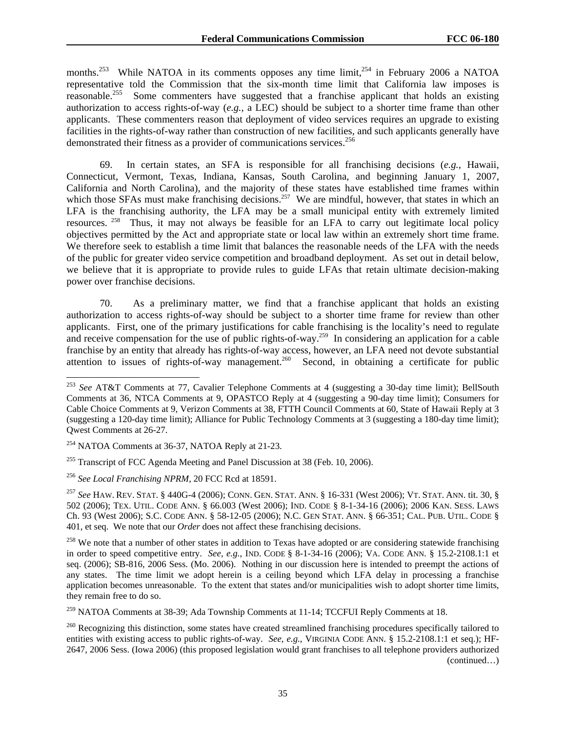months.[253] While NATOA in its comments opposes any time limit,[254] in February 2006 a NATOA representative told the Commission that the six-month time limit that California law imposes is reasonable.[255] Some commenters have suggested that a franchise applicant that holds an existing authorization to access rights-of-way (*e.g.*, a LEC) should be subject to a shorter time frame than other applicants. These commenters reason that deployment of video services requires an upgrade to existing facilities in the rights-of-way rather than construction of new facilities, and such applicants generally have demonstrated their fitness as a provider of communications services.[256]

69. In certain states, an SFA is responsible for all franchising decisions (*e.g.*, Hawaii, Connecticut, Vermont, Texas, Indiana, Kansas, South Carolina, and beginning January 1, 2007, California and North Carolina), and the majority of these states have established time frames within which those SFAs must make franchising decisions.[257] We are mindful, however, that states in which an LFA is the franchising authority, the LFA may be a small municipal entity with extremely limited resources.[258] Thus, it may not always be feasible for an LFA to carry out legitimate local policy objectives permitted by the Act and appropriate state or local law within an extremely short time frame. We therefore seek to establish a time limit that balances the reasonable needs of the LFA with the needs of the public for greater video service competition and broadband deployment. As set out in detail below, we believe that it is appropriate to provide rules to guide LFAs that retain ultimate decision-making power over franchise decisions.

70. As a preliminary matter, we find that a franchise applicant that holds an existing authorization to access rights-of-way should be subject to a shorter time frame for review than other applicants. First, one of the primary justifications for cable franchising is the locality's need to regulate and receive compensation for the use of public rights-of-way.[259] In considering an application for a cable franchise by an entity that already has rights-of-way access, however, an LFA need not devote substantial attention to issues of rights-of-way management.[260] Second, in obtaining a certificate for public

---

[253] *See* AT&T Comments at 77, Cavalier Telephone Comments at 4 (suggesting a 30-day time limit); BellSouth Comments at 36, NTCA Comments at 9, OPASTCO Reply at 4 (suggesting a 90-day time limit); Consumers for Cable Choice Comments at 9, Verizon Comments at 38, FTTH Council Comments at 60, State of Hawaii Reply at 3 (suggesting a 120-day time limit); Alliance for Public Technology Comments at 3 (suggesting a 180-day time limit); Qwest Comments at 26-27.

[254] NATOA Comments at 36-37, NATOA Reply at 21-23.

[255] Transcript of FCC Agenda Meeting and Panel Discussion at 38 (Feb. 10, 2006).

[256] *See Local Franchising NPRM*, 20 FCC Rcd at 18591.

[257] *See* HAW. REV. STAT. § 440G-4 (2006); CONN. GEN. STAT. ANN. § 16-331 (West 2006); VT. STAT. ANN. tit. 30, § 502 (2006); TEX. UTIL. CODE ANN. § 66.003 (West 2006); IND. CODE § 8-1-34-16 (2006); 2006 KAN. SESS. LAWS Ch. 93 (West 2006); S.C. CODE ANN. § 58-12-05 (2006); N.C. GEN STAT. ANN. § 66-351; CAL. PUB. UTIL. CODE § 401, et seq. We note that our *Order* does not affect these franchising decisions.

[258] We note that a number of other states in addition to Texas have adopted or are considering statewide franchising in order to speed competitive entry. *See, e.g.*, IND. CODE § 8-1-34-16 (2006); VA. CODE ANN. § 15.2-2108.1:1 et seq. (2006); SB-816, 2006 Sess. (Mo. 2006). Nothing in our discussion here is intended to preempt the actions of any states. The time limit we adopt herein is a ceiling beyond which LFA delay in processing a franchise application becomes unreasonable. To the extent that states and/or municipalities wish to adopt shorter time limits, they remain free to do so.

[259] NATOA Comments at 38-39; Ada Township Comments at 11-14; TCCFUI Reply Comments at 18.

[260] Recognizing this distinction, some states have created streamlined franchising procedures specifically tailored to entities with existing access to public rights-of-way. *See, e.g.*, VIRGINIA CODE ANN. § 15.2-2108.1:1 et seq.); HF-2647, 2006 Sess. (Iowa 2006) (this proposed legislation would grant franchises to all telephone providers authorized (continued…)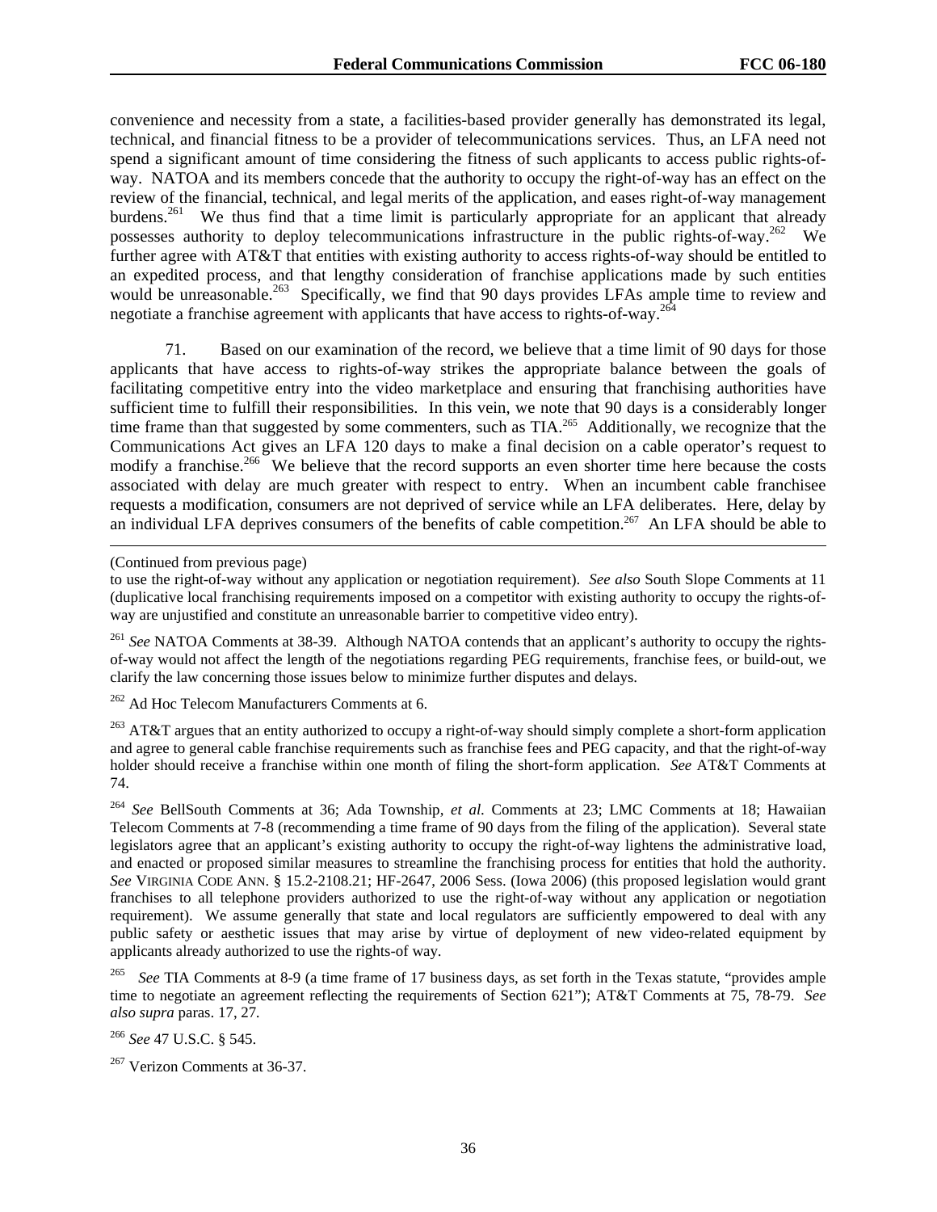convenience and necessity from a state, a facilities-based provider generally has demonstrated its legal, technical, and financial fitness to be a provider of telecommunications services. Thus, an LFA need not spend a significant amount of time considering the fitness of such applicants to access public rights-of-way. NATOA and its members concede that the authority to occupy the right-of-way has an effect on the review of the financial, technical, and legal merits of the application, and eases right-of-way management burdens.[261] We thus find that a time limit is particularly appropriate for an applicant that already possesses authority to deploy telecommunications infrastructure in the public rights-of-way.[262] We further agree with AT&T that entities with existing authority to access rights-of-way should be entitled to an expedited process, and that lengthy consideration of franchise applications made by such entities would be unreasonable.[263] Specifically, we find that 90 days provides LFAs ample time to review and negotiate a franchise agreement with applicants that have access to rights-of-way.[264]

71. Based on our examination of the record, we believe that a time limit of 90 days for those applicants that have access to rights-of-way strikes the appropriate balance between the goals of facilitating competitive entry into the video marketplace and ensuring that franchising authorities have sufficient time to fulfill their responsibilities. In this vein, we note that 90 days is a considerably longer time frame than that suggested by some commenters, such as TIA.[265] Additionally, we recognize that the Communications Act gives an LFA 120 days to make a final decision on a cable operator's request to modify a franchise.[266] We believe that the record supports an even shorter time here because the costs associated with delay are much greater with respect to entry. When an incumbent cable franchisee requests a modification, consumers are not deprived of service while an LFA deliberates. Here, delay by an individual LFA deprives consumers of the benefits of cable competition.[267] An LFA should be able to

---

(Continued from previous page)

to use the right-of-way without any application or negotiation requirement). *See also* South Slope Comments at 11 (duplicative local franchising requirements imposed on a competitor with existing authority to occupy the rights-of-way are unjustified and constitute an unreasonable barrier to competitive video entry).

[261] *See* NATOA Comments at 38-39. Although NATOA contends that an applicant's authority to occupy the rights-of-way would not affect the length of the negotiations regarding PEG requirements, franchise fees, or build-out, we clarify the law concerning those issues below to minimize further disputes and delays.

[262] Ad Hoc Telecom Manufacturers Comments at 6.

[263] AT&T argues that an entity authorized to occupy a right-of-way should simply complete a short-form application and agree to general cable franchise requirements such as franchise fees and PEG capacity, and that the right-of-way holder should receive a franchise within one month of filing the short-form application. *See* AT&T Comments at 74.

[264] *See* BellSouth Comments at 36; Ada Township, *et al.* Comments at 23; LMC Comments at 18; Hawaiian Telecom Comments at 7-8 (recommending a time frame of 90 days from the filing of the application). Several state legislators agree that an applicant's existing authority to occupy the right-of-way lightens the administrative load, and enacted or proposed similar measures to streamline the franchising process for entities that hold the authority. *See* VIRGINIA CODE ANN. § 15.2-2108.21; HF-2647, 2006 Sess. (Iowa 2006) (this proposed legislation would grant franchises to all telephone providers authorized to use the right-of-way without any application or negotiation requirement). We assume generally that state and local regulators are sufficiently empowered to deal with any public safety or aesthetic issues that may arise by virtue of deployment of new video-related equipment by applicants already authorized to use the rights-of way.

[265] *See* TIA Comments at 8-9 (a time frame of 17 business days, as set forth in the Texas statute, "provides ample time to negotiate an agreement reflecting the requirements of Section 621"); AT&T Comments at 75, 78-79. *See also supra* paras. 17, 27.

[266] *See* 47 U.S.C. § 545.

[267] Verizon Comments at 36-37.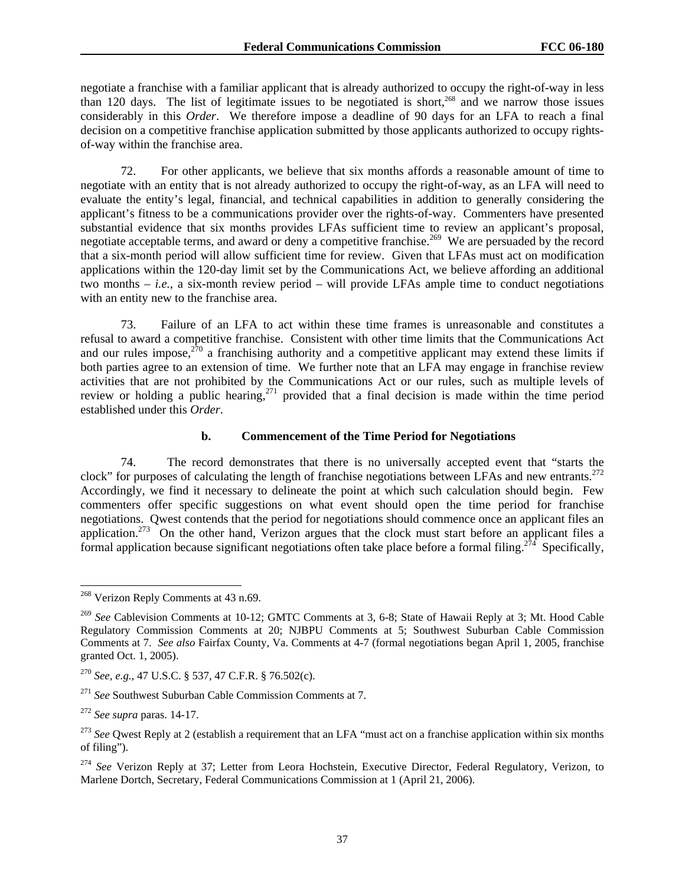negotiate a franchise with a familiar applicant that is already authorized to occupy the right-of-way in less than 120 days. The list of legitimate issues to be negotiated is short,[268] and we narrow those issues considerably in this *Order*. We therefore impose a deadline of 90 days for an LFA to reach a final decision on a competitive franchise application submitted by those applicants authorized to occupy rights-of-way within the franchise area.

72. For other applicants, we believe that six months affords a reasonable amount of time to negotiate with an entity that is not already authorized to occupy the right-of-way, as an LFA will need to evaluate the entity's legal, financial, and technical capabilities in addition to generally considering the applicant's fitness to be a communications provider over the rights-of-way. Commenters have presented substantial evidence that six months provides LFAs sufficient time to review an applicant's proposal, negotiate acceptable terms, and award or deny a competitive franchise.[269] We are persuaded by the record that a six-month period will allow sufficient time for review. Given that LFAs must act on modification applications within the 120-day limit set by the Communications Act, we believe affording an additional two months – *i.e.*, a six-month review period – will provide LFAs ample time to conduct negotiations with an entity new to the franchise area.

73. Failure of an LFA to act within these time frames is unreasonable and constitutes a refusal to award a competitive franchise. Consistent with other time limits that the Communications Act and our rules impose,[270] a franchising authority and a competitive applicant may extend these limits if both parties agree to an extension of time. We further note that an LFA may engage in franchise review activities that are not prohibited by the Communications Act or our rules, such as multiple levels of review or holding a public hearing,[271] provided that a final decision is made within the time period established under this *Order*.

### b. Commencement of the Time Period for Negotiations

74. The record demonstrates that there is no universally accepted event that "starts the clock" for purposes of calculating the length of franchise negotiations between LFAs and new entrants.[272] Accordingly, we find it necessary to delineate the point at which such calculation should begin. Few commenters offer specific suggestions on what event should open the time period for franchise negotiations. Qwest contends that the period for negotiations should commence once an applicant files an application.[273] On the other hand, Verizon argues that the clock must start before an applicant files a formal application because significant negotiations often take place before a formal filing.[274] Specifically,

---

[268] Verizon Reply Comments at 43 n.69.

[269] *See* Cablevision Comments at 10-12; GMTC Comments at 3, 6-8; State of Hawaii Reply at 3; Mt. Hood Cable Regulatory Commission Comments at 20; NJBPU Comments at 5; Southwest Suburban Cable Commission Comments at 7. *See also* Fairfax County, Va. Comments at 4-7 (formal negotiations began April 1, 2005, franchise granted Oct. 1, 2005).

[270] *See, e.g.*, 47 U.S.C. § 537, 47 C.F.R. § 76.502(c).

[271] *See* Southwest Suburban Cable Commission Comments at 7.

[272] *See supra* paras. 14-17.

[273] *See* Qwest Reply at 2 (establish a requirement that an LFA "must act on a franchise application within six months of filing").

[274] *See* Verizon Reply at 37; Letter from Leora Hochstein, Executive Director, Federal Regulatory, Verizon, to Marlene Dortch, Secretary, Federal Communications Commission at 1 (April 21, 2006).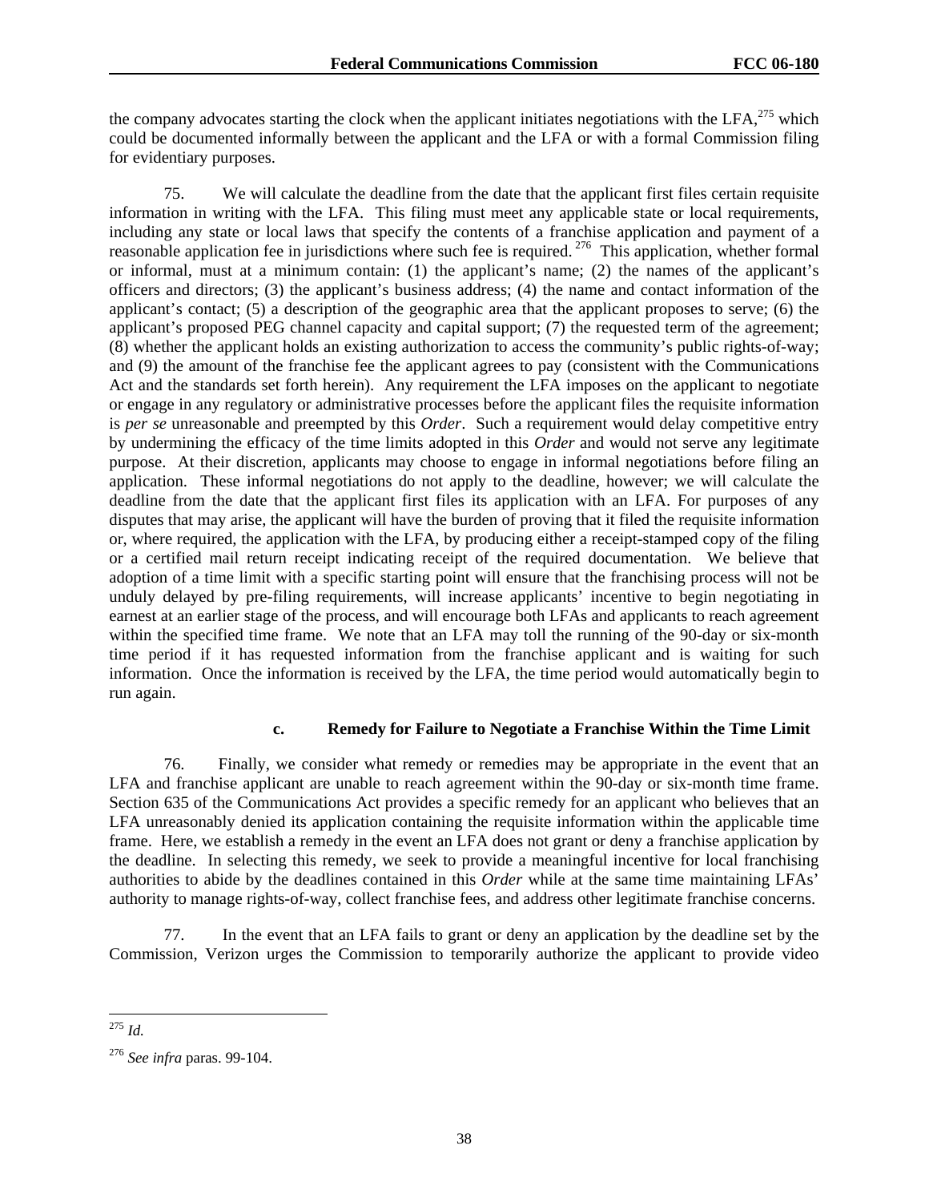the company advocates starting the clock when the applicant initiates negotiations with the LFA,[275] which could be documented informally between the applicant and the LFA or with a formal Commission filing for evidentiary purposes.

75. We will calculate the deadline from the date that the applicant first files certain requisite information in writing with the LFA. This filing must meet any applicable state or local requirements, including any state or local laws that specify the contents of a franchise application and payment of a reasonable application fee in jurisdictions where such fee is required.[276] This application, whether formal or informal, must at a minimum contain: (1) the applicant's name; (2) the names of the applicant's officers and directors; (3) the applicant's business address; (4) the name and contact information of the applicant's contact; (5) a description of the geographic area that the applicant proposes to serve; (6) the applicant's proposed PEG channel capacity and capital support; (7) the requested term of the agreement; (8) whether the applicant holds an existing authorization to access the community's public rights-of-way; and (9) the amount of the franchise fee the applicant agrees to pay (consistent with the Communications Act and the standards set forth herein). Any requirement the LFA imposes on the applicant to negotiate or engage in any regulatory or administrative processes before the applicant files the requisite information is *per se* unreasonable and preempted by this *Order*. Such a requirement would delay competitive entry by undermining the efficacy of the time limits adopted in this *Order* and would not serve any legitimate purpose. At their discretion, applicants may choose to engage in informal negotiations before filing an application. These informal negotiations do not apply to the deadline, however; we will calculate the deadline from the date that the applicant first files its application with an LFA. For purposes of any disputes that may arise, the applicant will have the burden of proving that it filed the requisite information or, where required, the application with the LFA, by producing either a receipt-stamped copy of the filing or a certified mail return receipt indicating receipt of the required documentation. We believe that adoption of a time limit with a specific starting point will ensure that the franchising process will not be unduly delayed by pre-filing requirements, will increase applicants' incentive to begin negotiating in earnest at an earlier stage of the process, and will encourage both LFAs and applicants to reach agreement within the specified time frame. We note that an LFA may toll the running of the 90-day or six-month time period if it has requested information from the franchise applicant and is waiting for such information. Once the information is received by the LFA, the time period would automatically begin to run again.

#### c. Remedy for Failure to Negotiate a Franchise Within the Time Limit

76. Finally, we consider what remedy or remedies may be appropriate in the event that an LFA and franchise applicant are unable to reach agreement within the 90-day or six-month time frame. Section 635 of the Communications Act provides a specific remedy for an applicant who believes that an LFA unreasonably denied its application containing the requisite information within the applicable time frame. Here, we establish a remedy in the event an LFA does not grant or deny a franchise application by the deadline. In selecting this remedy, we seek to provide a meaningful incentive for local franchising authorities to abide by the deadlines contained in this *Order* while at the same time maintaining LFAs' authority to manage rights-of-way, collect franchise fees, and address other legitimate franchise concerns.

77. In the event that an LFA fails to grant or deny an application by the deadline set by the Commission, Verizon urges the Commission to temporarily authorize the applicant to provide video

---

[275] *Id.*

[276] *See infra* paras. 99-104.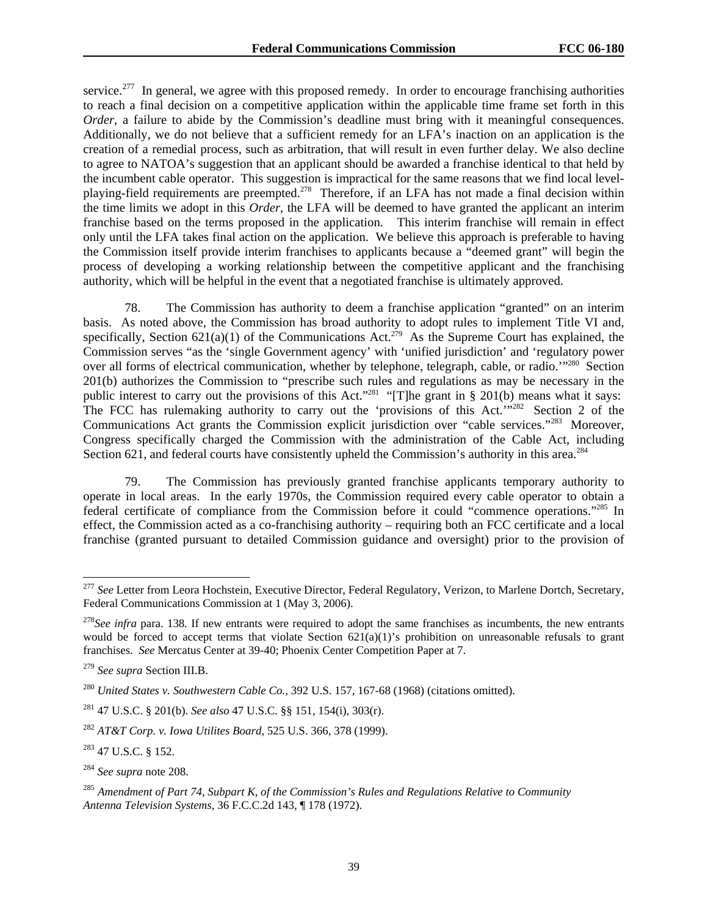service.[277] In general, we agree with this proposed remedy. In order to encourage franchising authorities to reach a final decision on a competitive application within the applicable time frame set forth in this *Order*, a failure to abide by the Commission's deadline must bring with it meaningful consequences. Additionally, we do not believe that a sufficient remedy for an LFA's inaction on an application is the creation of a remedial process, such as arbitration, that will result in even further delay. We also decline to agree to NATOA's suggestion that an applicant should be awarded a franchise identical to that held by the incumbent cable operator. This suggestion is impractical for the same reasons that we find local level-playing-field requirements are preempted.[278] Therefore, if an LFA has not made a final decision within the time limits we adopt in this *Order*, the LFA will be deemed to have granted the applicant an interim franchise based on the terms proposed in the application. This interim franchise will remain in effect only until the LFA takes final action on the application. We believe this approach is preferable to having the Commission itself provide interim franchises to applicants because a "deemed grant" will begin the process of developing a working relationship between the competitive applicant and the franchising authority, which will be helpful in the event that a negotiated franchise is ultimately approved.

78. The Commission has authority to deem a franchise application "granted" on an interim basis. As noted above, the Commission has broad authority to adopt rules to implement Title VI and, specifically, Section 621(a)(1) of the Communications Act.[279] As the Supreme Court has explained, the Commission serves "as the 'single Government agency' with 'unified jurisdiction' and 'regulatory power over all forms of electrical communication, whether by telephone, telegraph, cable, or radio.'"[280] Section 201(b) authorizes the Commission to "prescribe such rules and regulations as may be necessary in the public interest to carry out the provisions of this Act."[281] "[T]he grant in § 201(b) means what it says: The FCC has rulemaking authority to carry out the 'provisions of this Act.'"[282] Section 2 of the Communications Act grants the Commission explicit jurisdiction over "cable services."[283] Moreover, Congress specifically charged the Commission with the administration of the Cable Act, including Section 621, and federal courts have consistently upheld the Commission's authority in this area.[284]

79. The Commission has previously granted franchise applicants temporary authority to operate in local areas. In the early 1970s, the Commission required every cable operator to obtain a federal certificate of compliance from the Commission before it could "commence operations."[285] In effect, the Commission acted as a co-franchising authority – requiring both an FCC certificate and a local franchise (granted pursuant to detailed Commission guidance and oversight) prior to the provision of

---

[277] *See* Letter from Leora Hochstein, Executive Director, Federal Regulatory, Verizon, to Marlene Dortch, Secretary, Federal Communications Commission at 1 (May 3, 2006).

[278] *See infra* para. 138*.* If new entrants were required to adopt the same franchises as incumbents, the new entrants would be forced to accept terms that violate Section 621(a)(1)'s prohibition on unreasonable refusals to grant franchises. *See* Mercatus Center at 39-40; Phoenix Center Competition Paper at 7.

[279] *See supra* Section III.B.

[280] *United States v. Southwestern Cable Co.,* 392 U.S. 157, 167-68 (1968) (citations omitted).

[281] 47 U.S.C. § 201(b). *See also* 47 U.S.C. §§ 151, 154(i), 303(r).

[282] *AT&T Corp. v. Iowa Utilites Board,* 525 U.S. 366, 378 (1999).

[283] 47 U.S.C. § 152.

[284] *See supra* note 208.

[285] *Amendment of Part 74, Subpart K, of the Commission's Rules and Regulations Relative to Community Antenna Television Systems*, 36 F.C.C.2d 143, ¶ 178 (1972).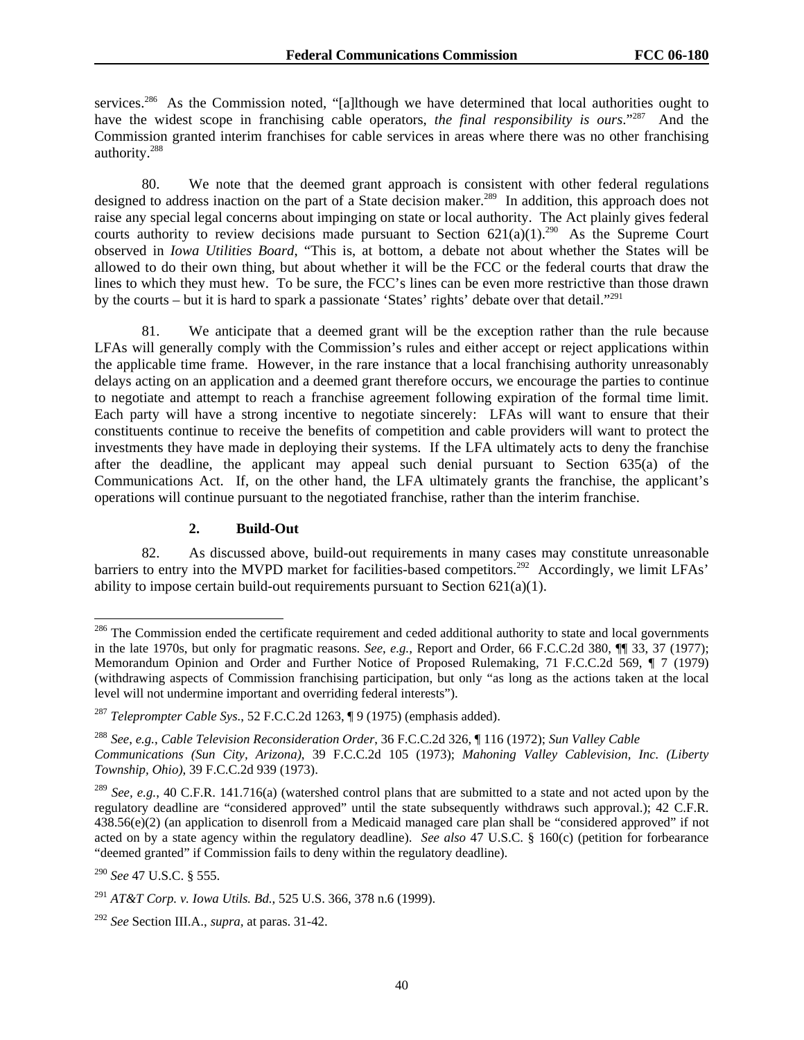services.[286] As the Commission noted, "[a]lthough we have determined that local authorities ought to have the widest scope in franchising cable operators, *the final responsibility is ours*."[287] And the Commission granted interim franchises for cable services in areas where there was no other franchising authority.[288]

80. We note that the deemed grant approach is consistent with other federal regulations designed to address inaction on the part of a State decision maker.[289] In addition, this approach does not raise any special legal concerns about impinging on state or local authority. The Act plainly gives federal courts authority to review decisions made pursuant to Section 621(a)(1).[290] As the Supreme Court observed in *Iowa Utilities Board*, "This is, at bottom, a debate not about whether the States will be allowed to do their own thing, but about whether it will be the FCC or the federal courts that draw the lines to which they must hew. To be sure, the FCC's lines can be even more restrictive than those drawn by the courts – but it is hard to spark a passionate 'States' rights' debate over that detail."[291]

81. We anticipate that a deemed grant will be the exception rather than the rule because LFAs will generally comply with the Commission's rules and either accept or reject applications within the applicable time frame. However, in the rare instance that a local franchising authority unreasonably delays acting on an application and a deemed grant therefore occurs, we encourage the parties to continue to negotiate and attempt to reach a franchise agreement following expiration of the formal time limit. Each party will have a strong incentive to negotiate sincerely: LFAs will want to ensure that their constituents continue to receive the benefits of competition and cable providers will want to protect the investments they have made in deploying their systems. If the LFA ultimately acts to deny the franchise after the deadline, the applicant may appeal such denial pursuant to Section 635(a) of the Communications Act. If, on the other hand, the LFA ultimately grants the franchise, the applicant's operations will continue pursuant to the negotiated franchise, rather than the interim franchise.

### 2. Build-Out

82. As discussed above, build-out requirements in many cases may constitute unreasonable barriers to entry into the MVPD market for facilities-based competitors.[292] Accordingly, we limit LFAs' ability to impose certain build-out requirements pursuant to Section 621(a)(1).

---

[286] The Commission ended the certificate requirement and ceded additional authority to state and local governments in the late 1970s, but only for pragmatic reasons. *See, e.g.*, Report and Order, 66 F.C.C.2d 380, ¶¶ 33, 37 (1977); Memorandum Opinion and Order and Further Notice of Proposed Rulemaking, 71 F.C.C.2d 569, ¶ 7 (1979) (withdrawing aspects of Commission franchising participation, but only "as long as the actions taken at the local level will not undermine important and overriding federal interests").

[287] *Teleprompter Cable Sys.*, 52 F.C.C.2d 1263, ¶ 9 (1975) (emphasis added).

[288] *See, e.g.*, *Cable Television Reconsideration Order*, 36 F.C.C.2d 326, ¶ 116 (1972); *Sun Valley Cable Communications (Sun City, Arizona)*, 39 F.C.C.2d 105 (1973); *Mahoning Valley Cablevision, Inc. (Liberty Township, Ohio)*, 39 F.C.C.2d 939 (1973).

[289] *See, e.g.*, 40 C.F.R. 141.716(a) (watershed control plans that are submitted to a state and not acted upon by the regulatory deadline are "considered approved" until the state subsequently withdraws such approval.); 42 C.F.R. 438.56(e)(2) (an application to disenroll from a Medicaid managed care plan shall be "considered approved" if not acted on by a state agency within the regulatory deadline). *See also* 47 U.S.C. § 160(c) (petition for forbearance "deemed granted" if Commission fails to deny within the regulatory deadline).

[290] *See* 47 U.S.C. § 555.

[291] *AT&T Corp. v. Iowa Utils. Bd.*, 525 U.S. 366, 378 n.6 (1999).

[292] *See* Section III.A., *supra*, at paras. 31-42.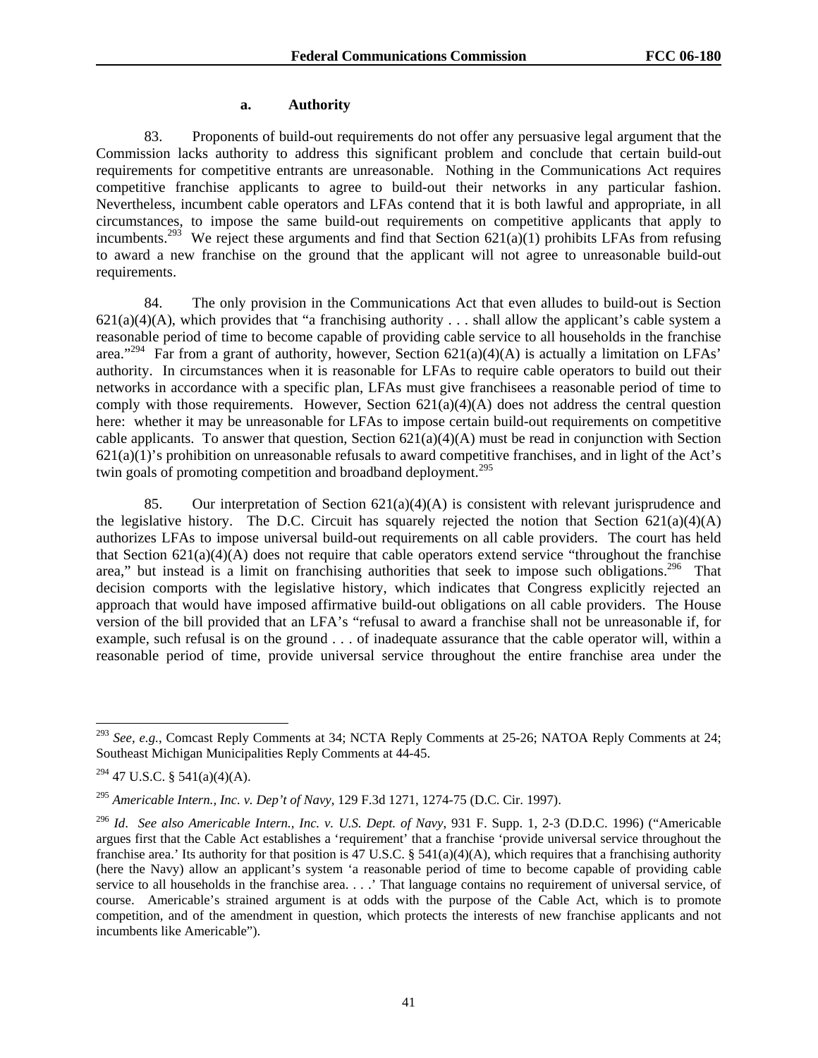#### a. Authority

83. Proponents of build-out requirements do not offer any persuasive legal argument that the Commission lacks authority to address this significant problem and conclude that certain build-out requirements for competitive entrants are unreasonable. Nothing in the Communications Act requires competitive franchise applicants to agree to build-out their networks in any particular fashion. Nevertheless, incumbent cable operators and LFAs contend that it is both lawful and appropriate, in all circumstances, to impose the same build-out requirements on competitive applicants that apply to incumbents.[293] We reject these arguments and find that Section 621(a)(1) prohibits LFAs from refusing to award a new franchise on the ground that the applicant will not agree to unreasonable build-out requirements.

84. The only provision in the Communications Act that even alludes to build-out is Section 621(a)(4)(A), which provides that "a franchising authority . . . shall allow the applicant's cable system a reasonable period of time to become capable of providing cable service to all households in the franchise area."[294] Far from a grant of authority, however, Section 621(a)(4)(A) is actually a limitation on LFAs' authority. In circumstances when it is reasonable for LFAs to require cable operators to build out their networks in accordance with a specific plan, LFAs must give franchisees a reasonable period of time to comply with those requirements. However, Section 621(a)(4)(A) does not address the central question here: whether it may be unreasonable for LFAs to impose certain build-out requirements on competitive cable applicants. To answer that question, Section 621(a)(4)(A) must be read in conjunction with Section 621(a)(1)'s prohibition on unreasonable refusals to award competitive franchises, and in light of the Act's twin goals of promoting competition and broadband deployment.[295]

85. Our interpretation of Section 621(a)(4)(A) is consistent with relevant jurisprudence and the legislative history. The D.C. Circuit has squarely rejected the notion that Section 621(a)(4)(A) authorizes LFAs to impose universal build-out requirements on all cable providers. The court has held that Section 621(a)(4)(A) does not require that cable operators extend service "throughout the franchise area," but instead is a limit on franchising authorities that seek to impose such obligations.[296] That decision comports with the legislative history, which indicates that Congress explicitly rejected an approach that would have imposed affirmative build-out obligations on all cable providers. The House version of the bill provided that an LFA's "refusal to award a franchise shall not be unreasonable if, for example, such refusal is on the ground . . . of inadequate assurance that the cable operator will, within a reasonable period of time, provide universal service throughout the entire franchise area under the

---

[293] *See, e.g.*, Comcast Reply Comments at 34; NCTA Reply Comments at 25-26; NATOA Reply Comments at 24; Southeast Michigan Municipalities Reply Comments at 44-45.

[294] 47 U.S.C. § 541(a)(4)(A).

[295] *Americable Intern., Inc. v. Dep't of Navy*, 129 F.3d 1271, 1274-75 (D.C. Cir. 1997).

[296] *Id*. *See also Americable Intern., Inc. v. U.S. Dept. of Navy*, 931 F. Supp. 1, 2-3 (D.D.C. 1996) ("Americable argues first that the Cable Act establishes a 'requirement' that a franchise 'provide universal service throughout the franchise area.' Its authority for that position is 47 U.S.C. § 541(a)(4)(A), which requires that a franchising authority (here the Navy) allow an applicant's system 'a reasonable period of time to become capable of providing cable service to all households in the franchise area. . . .' That language contains no requirement of universal service, of course. Americable's strained argument is at odds with the purpose of the Cable Act, which is to promote competition, and of the amendment in question, which protects the interests of new franchise applicants and not incumbents like Americable").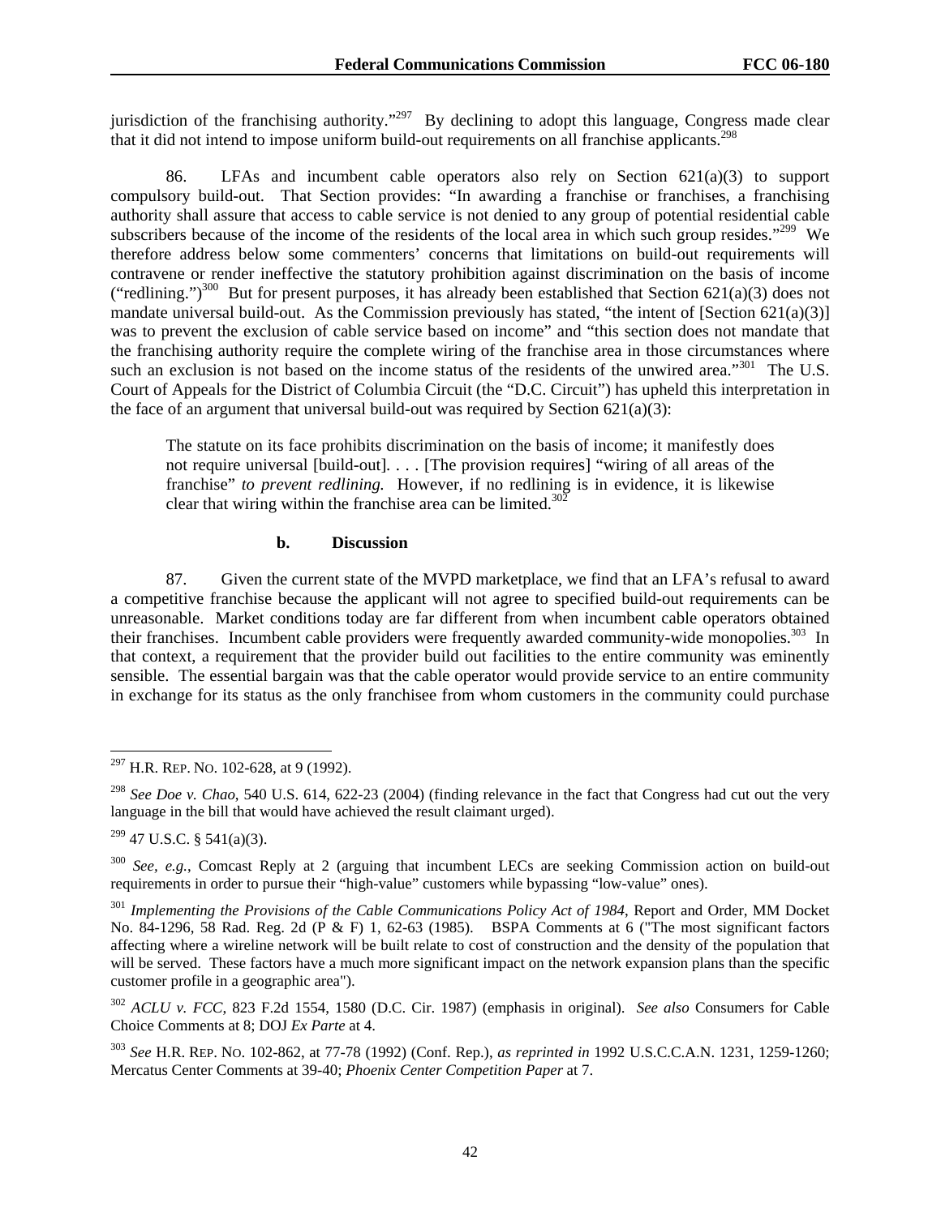jurisdiction of the franchising authority."[297] By declining to adopt this language, Congress made clear that it did not intend to impose uniform build-out requirements on all franchise applicants.[298]

86. LFAs and incumbent cable operators also rely on Section 621(a)(3) to support compulsory build-out. That Section provides: "In awarding a franchise or franchises, a franchising authority shall assure that access to cable service is not denied to any group of potential residential cable subscribers because of the income of the residents of the local area in which such group resides."[299] We therefore address below some commenters' concerns that limitations on build-out requirements will contravene or render ineffective the statutory prohibition against discrimination on the basis of income ("redlining.")[300] But for present purposes, it has already been established that Section 621(a)(3) does not mandate universal build-out. As the Commission previously has stated, "the intent of [Section 621(a)(3)] was to prevent the exclusion of cable service based on income" and "this section does not mandate that the franchising authority require the complete wiring of the franchise area in those circumstances where such an exclusion is not based on the income status of the residents of the unwired area."[301] The U.S. Court of Appeals for the District of Columbia Circuit (the "D.C. Circuit") has upheld this interpretation in the face of an argument that universal build-out was required by Section 621(a)(3):

> The statute on its face prohibits discrimination on the basis of income; it manifestly does not require universal [build-out]. . . . [The provision requires] "wiring of all areas of the franchise" *to prevent redlining.* However, if no redlining is in evidence, it is likewise clear that wiring within the franchise area can be limited.[302]

### b. Discussion

87. Given the current state of the MVPD marketplace, we find that an LFA's refusal to award a competitive franchise because the applicant will not agree to specified build-out requirements can be unreasonable. Market conditions today are far different from when incumbent cable operators obtained their franchises. Incumbent cable providers were frequently awarded community-wide monopolies.[303] In that context, a requirement that the provider build out facilities to the entire community was eminently sensible. The essential bargain was that the cable operator would provide service to an entire community in exchange for its status as the only franchisee from whom customers in the community could purchase

---

[297] H.R. REP. NO. 102-628, at 9 (1992).

[298] *See Doe v. Chao*, 540 U.S. 614, 622-23 (2004) (finding relevance in the fact that Congress had cut out the very language in the bill that would have achieved the result claimant urged).

[299] 47 U.S.C. § 541(a)(3).

[300] *See, e.g.*, Comcast Reply at 2 (arguing that incumbent LECs are seeking Commission action on build-out requirements in order to pursue their "high-value" customers while bypassing "low-value" ones).

[301] *Implementing the Provisions of the Cable Communications Policy Act of 1984*, Report and Order, MM Docket No. 84-1296, 58 Rad. Reg. 2d (P & F) 1, 62-63 (1985). BSPA Comments at 6 ("The most significant factors affecting where a wireline network will be built relate to cost of construction and the density of the population that will be served. These factors have a much more significant impact on the network expansion plans than the specific customer profile in a geographic area").

[302] *ACLU v. FCC*, 823 F.2d 1554, 1580 (D.C. Cir. 1987) (emphasis in original). *See also* Consumers for Cable Choice Comments at 8; DOJ *Ex Parte* at 4.

[303] *See* H.R. REP. NO. 102-862, at 77-78 (1992) (Conf. Rep.), *as reprinted in* 1992 U.S.C.C.A.N. 1231, 1259-1260; Mercatus Center Comments at 39-40; *Phoenix Center Competition Paper* at 7.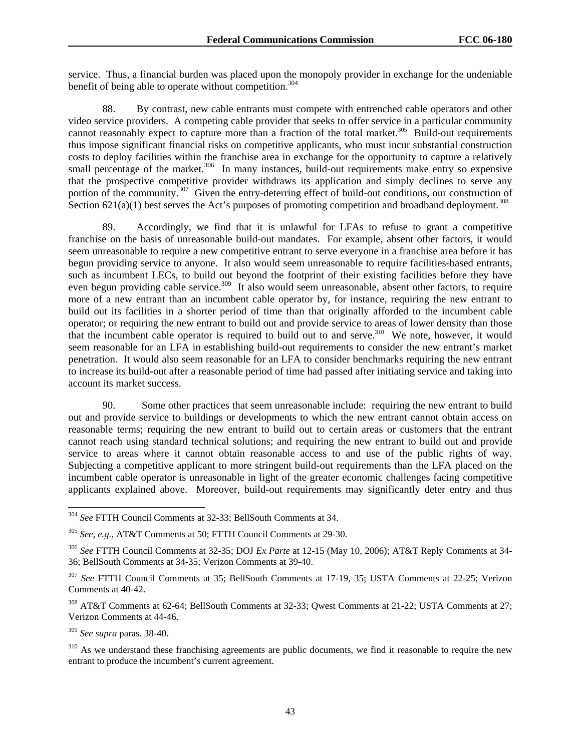service. Thus, a financial burden was placed upon the monopoly provider in exchange for the undeniable benefit of being able to operate without competition.[304]

88. By contrast, new cable entrants must compete with entrenched cable operators and other video service providers. A competing cable provider that seeks to offer service in a particular community cannot reasonably expect to capture more than a fraction of the total market.[305] Build-out requirements thus impose significant financial risks on competitive applicants, who must incur substantial construction costs to deploy facilities within the franchise area in exchange for the opportunity to capture a relatively small percentage of the market.[306] In many instances, build-out requirements make entry so expensive that the prospective competitive provider withdraws its application and simply declines to serve any portion of the community.[307] Given the entry-deterring effect of build-out conditions, our construction of Section 621(a)(1) best serves the Act's purposes of promoting competition and broadband deployment.[308]

89. Accordingly, we find that it is unlawful for LFAs to refuse to grant a competitive franchise on the basis of unreasonable build-out mandates. For example, absent other factors, it would seem unreasonable to require a new competitive entrant to serve everyone in a franchise area before it has begun providing service to anyone. It also would seem unreasonable to require facilities-based entrants, such as incumbent LECs, to build out beyond the footprint of their existing facilities before they have even begun providing cable service.[309] It also would seem unreasonable, absent other factors, to require more of a new entrant than an incumbent cable operator by, for instance, requiring the new entrant to build out its facilities in a shorter period of time than that originally afforded to the incumbent cable operator; or requiring the new entrant to build out and provide service to areas of lower density than those that the incumbent cable operator is required to build out to and serve.[310] We note, however, it would seem reasonable for an LFA in establishing build-out requirements to consider the new entrant's market penetration. It would also seem reasonable for an LFA to consider benchmarks requiring the new entrant to increase its build-out after a reasonable period of time had passed after initiating service and taking into account its market success.

90. Some other practices that seem unreasonable include: requiring the new entrant to build out and provide service to buildings or developments to which the new entrant cannot obtain access on reasonable terms; requiring the new entrant to build out to certain areas or customers that the entrant cannot reach using standard technical solutions; and requiring the new entrant to build out and provide service to areas where it cannot obtain reasonable access to and use of the public rights of way. Subjecting a competitive applicant to more stringent build-out requirements than the LFA placed on the incumbent cable operator is unreasonable in light of the greater economic challenges facing competitive applicants explained above. Moreover, build-out requirements may significantly deter entry and thus

---

[304] *See* FTTH Council Comments at 32-33; BellSouth Comments at 34.

[305] *See, e.g.,* AT&T Comments at 50; FTTH Council Comments at 29-30.

[306] *See* FTTH Council Comments at 32-35; DOJ *Ex Parte* at 12-15 (May 10, 2006); AT&T Reply Comments at 34-36; BellSouth Comments at 34-35; Verizon Comments at 39-40.

[307] *See* FTTH Council Comments at 35; BellSouth Comments at 17-19, 35; USTA Comments at 22-25; Verizon Comments at 40-42.

[308] AT&T Comments at 62-64; BellSouth Comments at 32-33; Qwest Comments at 21-22; USTA Comments at 27; Verizon Comments at 44-46.

[309] *See supra* paras. 38-40.

[310] As we understand these franchising agreements are public documents, we find it reasonable to require the new entrant to produce the incumbent's current agreement.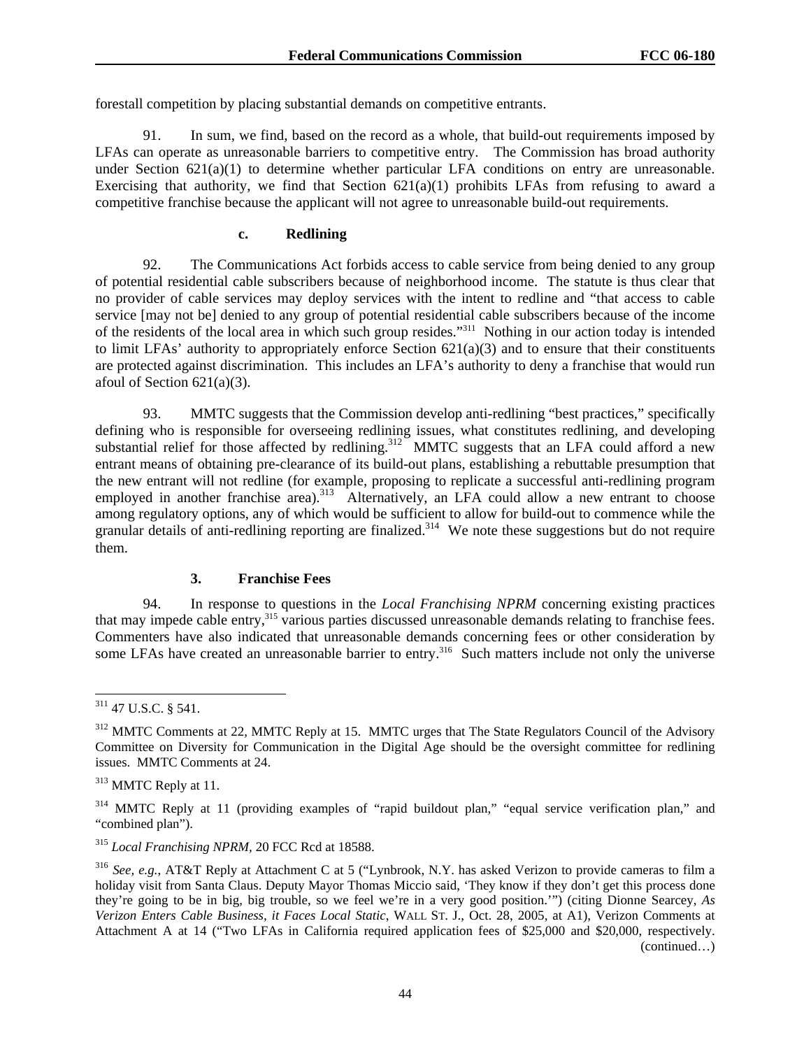forestall competition by placing substantial demands on competitive entrants.

91. In sum, we find, based on the record as a whole, that build-out requirements imposed by LFAs can operate as unreasonable barriers to competitive entry. The Commission has broad authority under Section 621(a)(1) to determine whether particular LFA conditions on entry are unreasonable. Exercising that authority, we find that Section 621(a)(1) prohibits LFAs from refusing to award a competitive franchise because the applicant will not agree to unreasonable build-out requirements.

#### c. Redlining

92. The Communications Act forbids access to cable service from being denied to any group of potential residential cable subscribers because of neighborhood income. The statute is thus clear that no provider of cable services may deploy services with the intent to redline and "that access to cable service [may not be] denied to any group of potential residential cable subscribers because of the income of the residents of the local area in which such group resides."[311] Nothing in our action today is intended to limit LFAs' authority to appropriately enforce Section 621(a)(3) and to ensure that their constituents are protected against discrimination. This includes an LFA's authority to deny a franchise that would run afoul of Section 621(a)(3).

93. MMTC suggests that the Commission develop anti-redlining "best practices," specifically defining who is responsible for overseeing redlining issues, what constitutes redlining, and developing substantial relief for those affected by redlining.[312] MMTC suggests that an LFA could afford a new entrant means of obtaining pre-clearance of its build-out plans, establishing a rebuttable presumption that the new entrant will not redline (for example, proposing to replicate a successful anti-redlining program employed in another franchise area).[313] Alternatively, an LFA could allow a new entrant to choose among regulatory options, any of which would be sufficient to allow for build-out to commence while the granular details of anti-redlining reporting are finalized.[314] We note these suggestions but do not require them.

### 3. Franchise Fees

94. In response to questions in the *Local Franchising NPRM* concerning existing practices that may impede cable entry,[315] various parties discussed unreasonable demands relating to franchise fees. Commenters have also indicated that unreasonable demands concerning fees or other consideration by some LFAs have created an unreasonable barrier to entry.[316] Such matters include not only the universe

---

[311] 47 U.S.C. § 541.

[312] MMTC Comments at 22, MMTC Reply at 15. MMTC urges that The State Regulators Council of the Advisory Committee on Diversity for Communication in the Digital Age should be the oversight committee for redlining issues. MMTC Comments at 24.

[313] MMTC Reply at 11.

[314] MMTC Reply at 11 (providing examples of "rapid buildout plan," "equal service verification plan," and "combined plan").

[315] *Local Franchising NPRM*, 20 FCC Rcd at 18588.

[316] *See, e.g.*, AT&T Reply at Attachment C at 5 ("Lynbrook, N.Y. has asked Verizon to provide cameras to film a holiday visit from Santa Claus. Deputy Mayor Thomas Miccio said, 'They know if they don't get this process done they're going to be in big, big trouble, so we feel we're in a very good position.'") (citing Dionne Searcey, *As Verizon Enters Cable Business, it Faces Local Static*, WALL ST. J., Oct. 28, 2005, at A1), Verizon Comments at Attachment A at 14 ("Two LFAs in California required application fees of $25,000 and $20,000, respectively. (continued…)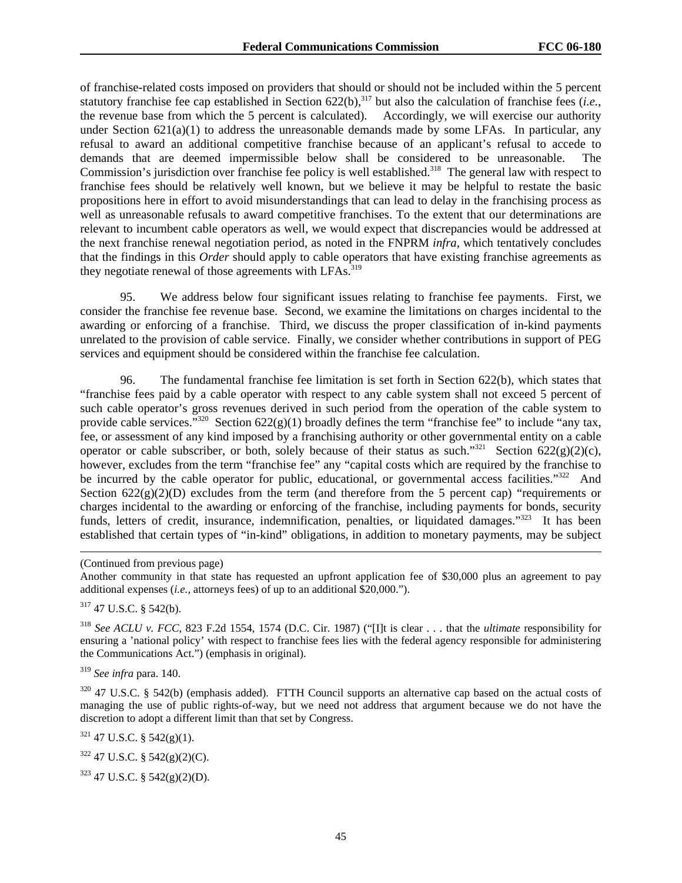of franchise-related costs imposed on providers that should or should not be included within the 5 percent statutory franchise fee cap established in Section 622(b),[317] but also the calculation of franchise fees (*i.e.*, the revenue base from which the 5 percent is calculated). Accordingly, we will exercise our authority under Section 621(a)(1) to address the unreasonable demands made by some LFAs. In particular, any refusal to award an additional competitive franchise because of an applicant's refusal to accede to demands that are deemed impermissible below shall be considered to be unreasonable. The Commission's jurisdiction over franchise fee policy is well established.[318] The general law with respect to franchise fees should be relatively well known, but we believe it may be helpful to restate the basic propositions here in effort to avoid misunderstandings that can lead to delay in the franchising process as well as unreasonable refusals to award competitive franchises. To the extent that our determinations are relevant to incumbent cable operators as well, we would expect that discrepancies would be addressed at the next franchise renewal negotiation period, as noted in the FNPRM *infra,* which tentatively concludes that the findings in this *Order* should apply to cable operators that have existing franchise agreements as they negotiate renewal of those agreements with LFAs.[319]

95. We address below four significant issues relating to franchise fee payments. First, we consider the franchise fee revenue base. Second, we examine the limitations on charges incidental to the awarding or enforcing of a franchise. Third, we discuss the proper classification of in-kind payments unrelated to the provision of cable service. Finally, we consider whether contributions in support of PEG services and equipment should be considered within the franchise fee calculation.

96. The fundamental franchise fee limitation is set forth in Section 622(b), which states that "franchise fees paid by a cable operator with respect to any cable system shall not exceed 5 percent of such cable operator's gross revenues derived in such period from the operation of the cable system to provide cable services."[320] Section 622(g)(1) broadly defines the term "franchise fee" to include "any tax, fee, or assessment of any kind imposed by a franchising authority or other governmental entity on a cable operator or cable subscriber, or both, solely because of their status as such."[321] Section 622(g)(2)(c), however, excludes from the term "franchise fee" any "capital costs which are required by the franchise to be incurred by the cable operator for public, educational, or governmental access facilities."[322] And Section 622(g)(2)(D) excludes from the term (and therefore from the 5 percent cap) "requirements or charges incidental to the awarding or enforcing of the franchise, including payments for bonds, security funds, letters of credit, insurance, indemnification, penalties, or liquidated damages."[323] It has been established that certain types of "in-kind" obligations, in addition to monetary payments, may be subject

---

(Continued from previous page)

Another community in that state has requested an upfront application fee of $30,000 plus an agreement to pay additional expenses (*i.e.,* attorneys fees) of up to an additional $20,000.").

[317] 47 U.S.C. § 542(b).

[318] *See ACLU v. FCC*, 823 F.2d 1554, 1574 (D.C. Cir. 1987) ("[I]t is clear . . . that the *ultimate* responsibility for ensuring a 'national policy' with respect to franchise fees lies with the federal agency responsible for administering the Communications Act.") (emphasis in original).

[319] *See infra* para. 140.

[320] 47 U.S.C. § 542(b) (emphasis added). FTTH Council supports an alternative cap based on the actual costs of managing the use of public rights-of-way, but we need not address that argument because we do not have the discretion to adopt a different limit than that set by Congress.

[321] 47 U.S.C. § 542(g)(1).

[322] 47 U.S.C. § 542(g)(2)(C).

[323] 47 U.S.C. § 542(g)(2)(D).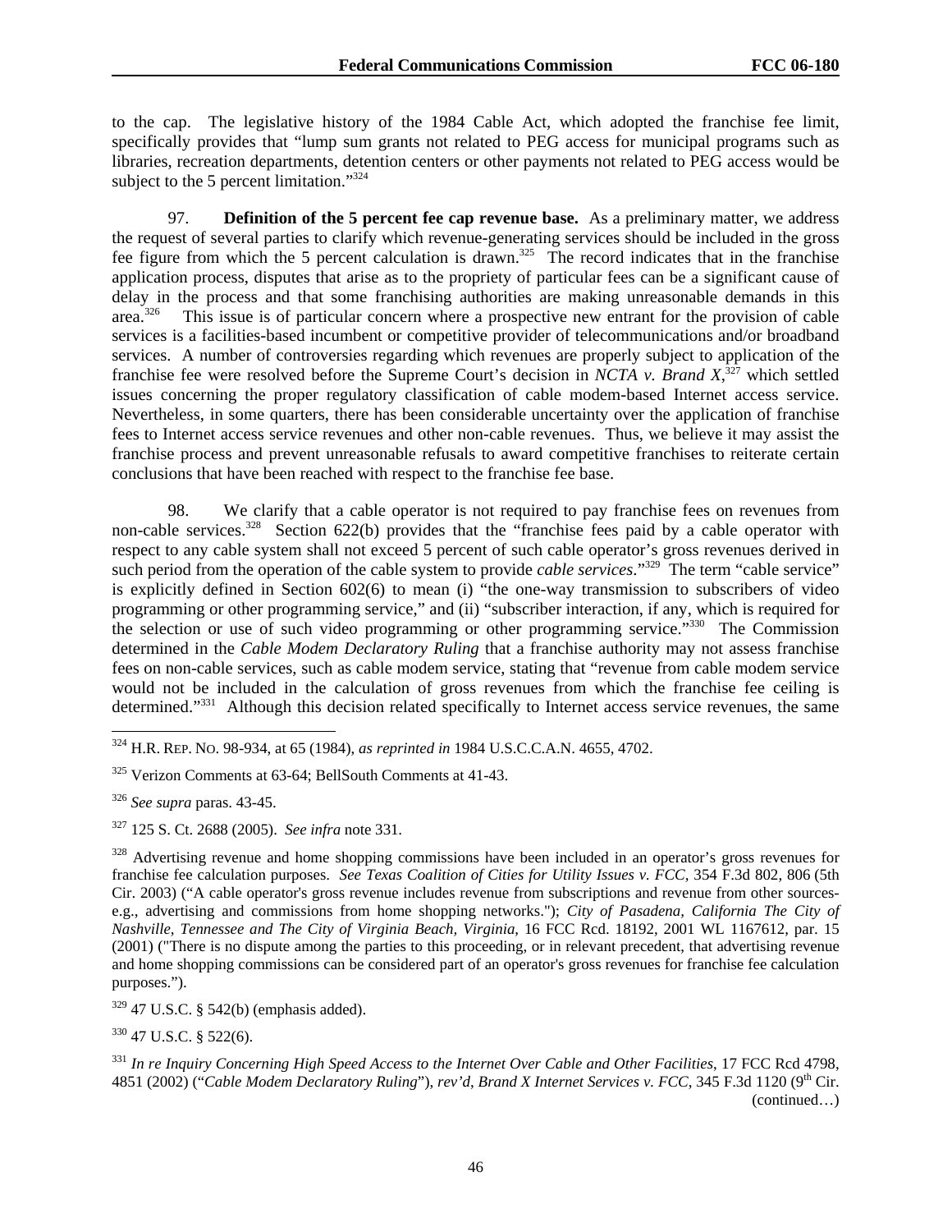to the cap. The legislative history of the 1984 Cable Act, which adopted the franchise fee limit, specifically provides that "lump sum grants not related to PEG access for municipal programs such as libraries, recreation departments, detention centers or other payments not related to PEG access would be subject to the 5 percent limitation."[324]

97. **Definition of the 5 percent fee cap revenue base.** As a preliminary matter, we address the request of several parties to clarify which revenue-generating services should be included in the gross fee figure from which the 5 percent calculation is drawn.[325] The record indicates that in the franchise application process, disputes that arise as to the propriety of particular fees can be a significant cause of delay in the process and that some franchising authorities are making unreasonable demands in this area.[326] This issue is of particular concern where a prospective new entrant for the provision of cable services is a facilities-based incumbent or competitive provider of telecommunications and/or broadband services. A number of controversies regarding which revenues are properly subject to application of the franchise fee were resolved before the Supreme Court's decision in *NCTA v. Brand X*,[327] which settled issues concerning the proper regulatory classification of cable modem-based Internet access service. Nevertheless, in some quarters, there has been considerable uncertainty over the application of franchise fees to Internet access service revenues and other non-cable revenues. Thus, we believe it may assist the franchise process and prevent unreasonable refusals to award competitive franchises to reiterate certain conclusions that have been reached with respect to the franchise fee base.

98. We clarify that a cable operator is not required to pay franchise fees on revenues from non-cable services.[328] Section 622(b) provides that the "franchise fees paid by a cable operator with respect to any cable system shall not exceed 5 percent of such cable operator's gross revenues derived in such period from the operation of the cable system to provide *cable services*."[329] The term "cable service" is explicitly defined in Section 602(6) to mean (i) "the one-way transmission to subscribers of video programming or other programming service," and (ii) "subscriber interaction, if any, which is required for the selection or use of such video programming or other programming service."[330] The Commission determined in the *Cable Modem Declaratory Ruling* that a franchise authority may not assess franchise fees on non-cable services, such as cable modem service, stating that "revenue from cable modem service would not be included in the calculation of gross revenues from which the franchise fee ceiling is determined."[331] Although this decision related specifically to Internet access service revenues, the same

---

[324] H.R. REP. NO. 98-934, at 65 (1984), *as reprinted in* 1984 U.S.C.C.A.N. 4655, 4702.

[325] Verizon Comments at 63-64; BellSouth Comments at 41-43.

[326] *See supra* paras. 43-45.

[327] 125 S. Ct. 2688 (2005). *See infra* note 331.

[328] Advertising revenue and home shopping commissions have been included in an operator's gross revenues for franchise fee calculation purposes. *See Texas Coalition of Cities for Utility Issues v. FCC*, 354 F.3d 802, 806 (5th Cir. 2003) ("A cable operator's gross revenue includes revenue from subscriptions and revenue from other sources-e.g., advertising and commissions from home shopping networks."); *City of Pasadena, California The City of Nashville, Tennessee and The City of Virginia Beach, Virginia*, 16 FCC Rcd. 18192, 2001 WL 1167612, par. 15 (2001) ("There is no dispute among the parties to this proceeding, or in relevant precedent, that advertising revenue and home shopping commissions can be considered part of an operator's gross revenues for franchise fee calculation purposes.").

[329] 47 U.S.C. § 542(b) (emphasis added).

[330] 47 U.S.C. § 522(6).

[331] *In re Inquiry Concerning High Speed Access to the Internet Over Cable and Other Facilities*, 17 FCC Rcd 4798, 4851 (2002) ("*Cable Modem Declaratory Ruling*"), *rev'd*, *Brand X Internet Services v. FCC*, 345 F.3d 1120 (9th Cir. (continued…)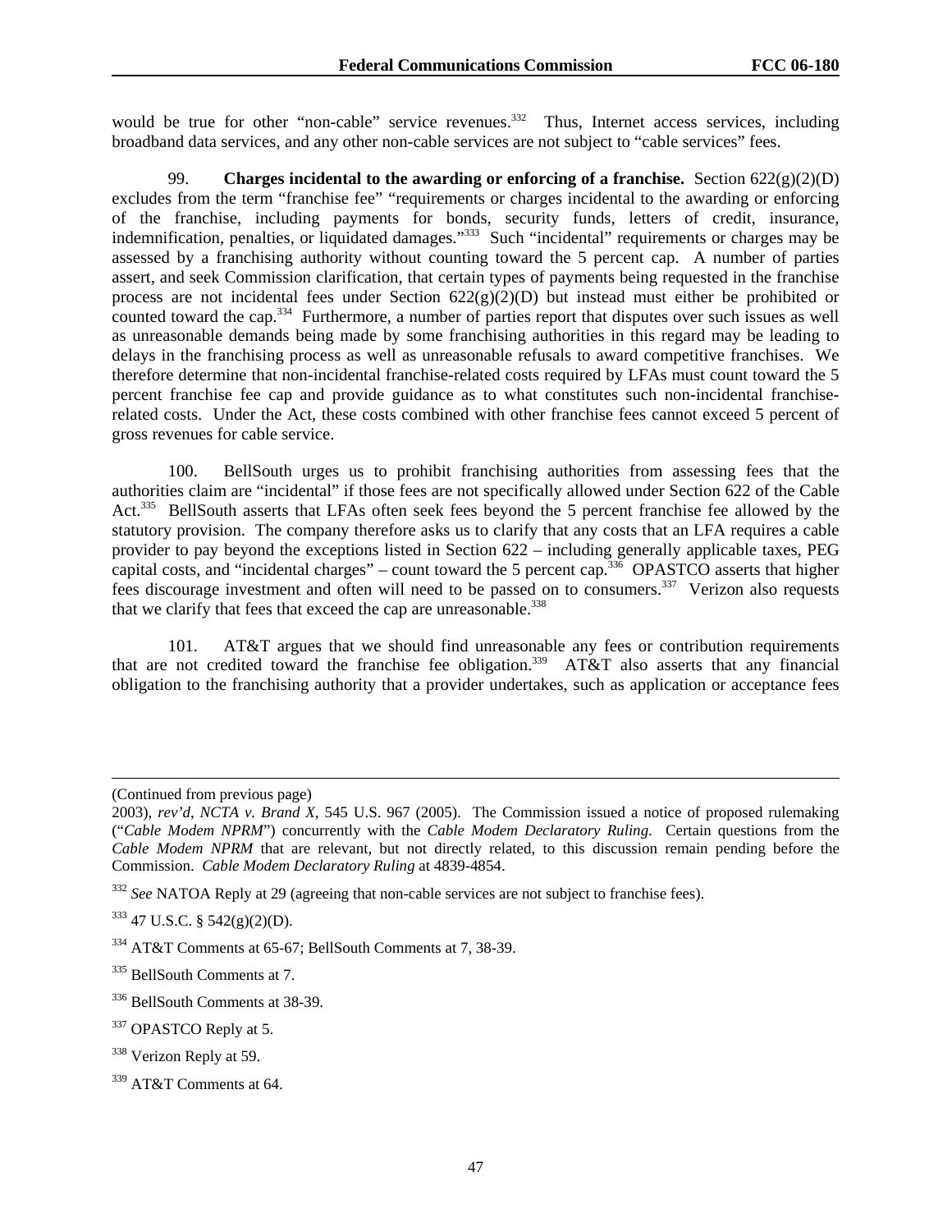would be true for other "non-cable" service revenues.[332] Thus, Internet access services, including broadband data services, and any other non-cable services are not subject to "cable services" fees.

99. **Charges incidental to the awarding or enforcing of a franchise.** Section 622(g)(2)(D) excludes from the term "franchise fee" "requirements or charges incidental to the awarding or enforcing of the franchise, including payments for bonds, security funds, letters of credit, insurance, indemnification, penalties, or liquidated damages."[333] Such "incidental" requirements or charges may be assessed by a franchising authority without counting toward the 5 percent cap. A number of parties assert, and seek Commission clarification, that certain types of payments being requested in the franchise process are not incidental fees under Section 622(g)(2)(D) but instead must either be prohibited or counted toward the cap.[334] Furthermore, a number of parties report that disputes over such issues as well as unreasonable demands being made by some franchising authorities in this regard may be leading to delays in the franchising process as well as unreasonable refusals to award competitive franchises. We therefore determine that non-incidental franchise-related costs required by LFAs must count toward the 5 percent franchise fee cap and provide guidance as to what constitutes such non-incidental franchise-related costs. Under the Act, these costs combined with other franchise fees cannot exceed 5 percent of gross revenues for cable service.

100. BellSouth urges us to prohibit franchising authorities from assessing fees that the authorities claim are "incidental" if those fees are not specifically allowed under Section 622 of the Cable Act.[335] BellSouth asserts that LFAs often seek fees beyond the 5 percent franchise fee allowed by the statutory provision. The company therefore asks us to clarify that any costs that an LFA requires a cable provider to pay beyond the exceptions listed in Section 622 – including generally applicable taxes, PEG capital costs, and "incidental charges" – count toward the 5 percent cap.[336] OPASTCO asserts that higher fees discourage investment and often will need to be passed on to consumers.[337] Verizon also requests that we clarify that fees that exceed the cap are unreasonable.[338]

101. AT&T argues that we should find unreasonable any fees or contribution requirements that are not credited toward the franchise fee obligation.[339] AT&T also asserts that any financial obligation to the franchising authority that a provider undertakes, such as application or acceptance fees

---

(Continued from previous page)
2003), *rev'd*, *NCTA v. Brand X*, 545 U.S. 967 (2005). The Commission issued a notice of proposed rulemaking ("*Cable Modem NPRM*") concurrently with the *Cable Modem Declaratory Ruling*. Certain questions from the *Cable Modem NPRM* that are relevant, but not directly related, to this discussion remain pending before the Commission. *Cable Modem Declaratory Ruling* at 4839-4854.

[332] *See* NATOA Reply at 29 (agreeing that non-cable services are not subject to franchise fees).

[333] 47 U.S.C. § 542(g)(2)(D).

[334] AT&T Comments at 65-67; BellSouth Comments at 7, 38-39.

[335] BellSouth Comments at 7.

[336] BellSouth Comments at 38-39.

[337] OPASTCO Reply at 5.

[338] Verizon Reply at 59.

[339] AT&T Comments at 64.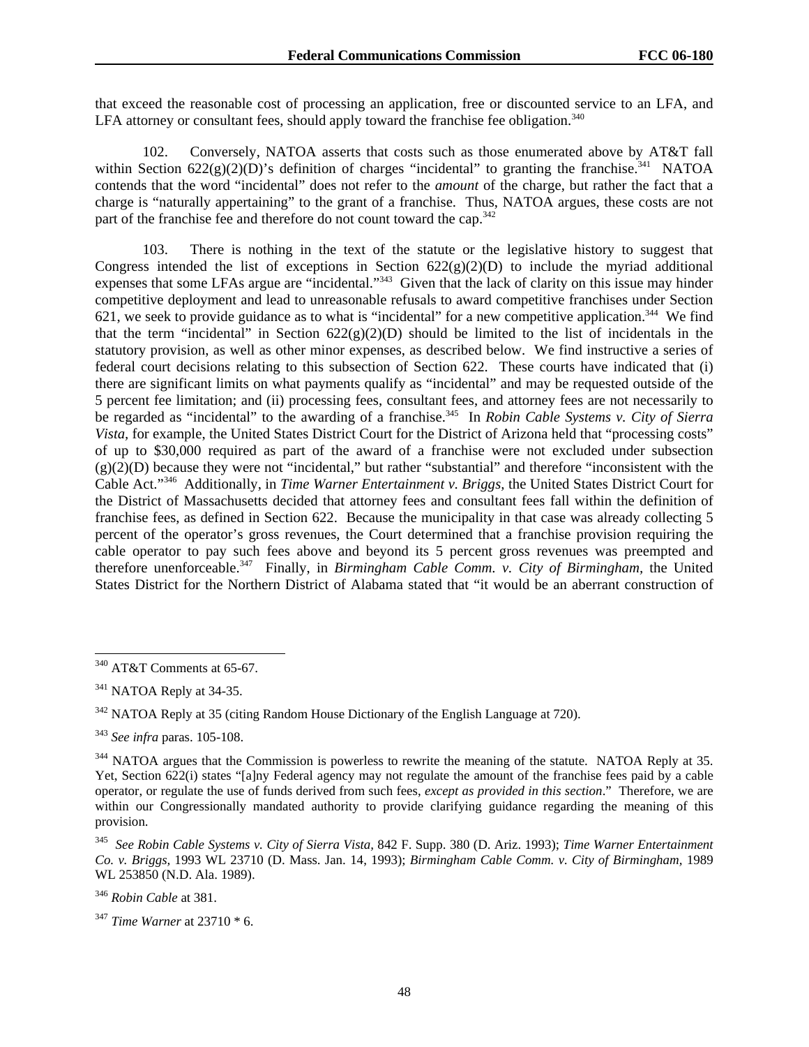that exceed the reasonable cost of processing an application, free or discounted service to an LFA, and LFA attorney or consultant fees, should apply toward the franchise fee obligation.[340]

102. Conversely, NATOA asserts that costs such as those enumerated above by AT&T fall within Section 622(g)(2)(D)'s definition of charges "incidental" to granting the franchise.[341] NATOA contends that the word "incidental" does not refer to the *amount* of the charge, but rather the fact that a charge is "naturally appertaining" to the grant of a franchise. Thus, NATOA argues, these costs are not part of the franchise fee and therefore do not count toward the cap.[342]

103. There is nothing in the text of the statute or the legislative history to suggest that Congress intended the list of exceptions in Section 622(g)(2)(D) to include the myriad additional expenses that some LFAs argue are "incidental."[343] Given that the lack of clarity on this issue may hinder competitive deployment and lead to unreasonable refusals to award competitive franchises under Section 621, we seek to provide guidance as to what is "incidental" for a new competitive application.[344] We find that the term "incidental" in Section 622(g)(2)(D) should be limited to the list of incidentals in the statutory provision, as well as other minor expenses, as described below. We find instructive a series of federal court decisions relating to this subsection of Section 622. These courts have indicated that (i) there are significant limits on what payments qualify as "incidental" and may be requested outside of the 5 percent fee limitation; and (ii) processing fees, consultant fees, and attorney fees are not necessarily to be regarded as "incidental" to the awarding of a franchise.[345] In *Robin Cable Systems v. City of Sierra Vista,* for example, the United States District Court for the District of Arizona held that "processing costs" of up to $30,000 required as part of the award of a franchise were not excluded under subsection (g)(2)(D) because they were not "incidental," but rather "substantial" and therefore "inconsistent with the Cable Act."[346] Additionally, in *Time Warner Entertainment v. Briggs,* the United States District Court for the District of Massachusetts decided that attorney fees and consultant fees fall within the definition of franchise fees, as defined in Section 622. Because the municipality in that case was already collecting 5 percent of the operator's gross revenues, the Court determined that a franchise provision requiring the cable operator to pay such fees above and beyond its 5 percent gross revenues was preempted and therefore unenforceable.[347] Finally, in *Birmingham Cable Comm. v. City of Birmingham,* the United States District for the Northern District of Alabama stated that "it would be an aberrant construction of

---

[340] AT&T Comments at 65-67.

[341] NATOA Reply at 34-35.

[342] NATOA Reply at 35 (citing Random House Dictionary of the English Language at 720).

[343] *See infra* paras. 105-108.

[344] NATOA argues that the Commission is powerless to rewrite the meaning of the statute. NATOA Reply at 35. Yet, Section 622(i) states "[a]ny Federal agency may not regulate the amount of the franchise fees paid by a cable operator, or regulate the use of funds derived from such fees, *except as provided in this section*." Therefore, we are within our Congressionally mandated authority to provide clarifying guidance regarding the meaning of this provision.

[345] *See Robin Cable Systems v. City of Sierra Vista,* 842 F. Supp. 380 (D. Ariz. 1993); *Time Warner Entertainment Co. v. Briggs,* 1993 WL 23710 (D. Mass. Jan. 14, 1993); *Birmingham Cable Comm. v. City of Birmingham,* 1989 WL 253850 (N.D. Ala. 1989).

[346] *Robin Cable* at 381.

[347] *Time Warner* at 23710 * 6.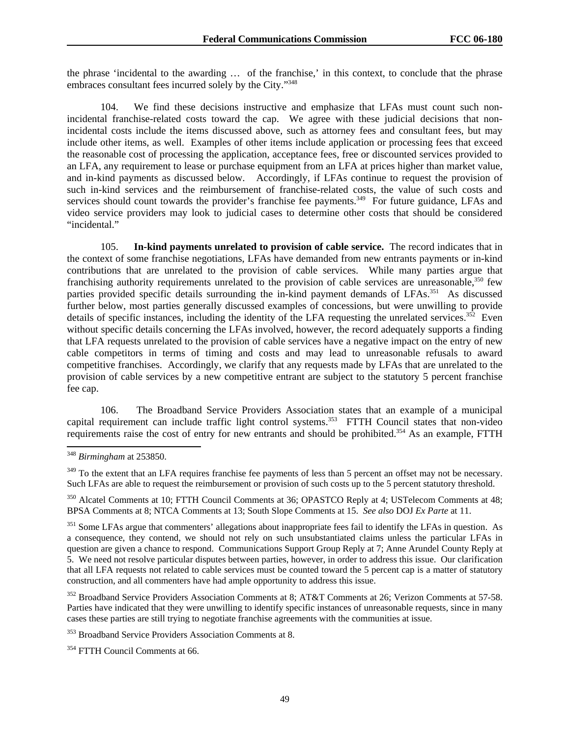the phrase 'incidental to the awarding … of the franchise,' in this context, to conclude that the phrase embraces consultant fees incurred solely by the City."[348]

104. We find these decisions instructive and emphasize that LFAs must count such non-incidental franchise-related costs toward the cap. We agree with these judicial decisions that non-incidental costs include the items discussed above, such as attorney fees and consultant fees, but may include other items, as well. Examples of other items include application or processing fees that exceed the reasonable cost of processing the application, acceptance fees, free or discounted services provided to an LFA, any requirement to lease or purchase equipment from an LFA at prices higher than market value, and in-kind payments as discussed below. Accordingly, if LFAs continue to request the provision of such in-kind services and the reimbursement of franchise-related costs, the value of such costs and services should count towards the provider's franchise fee payments.[349] For future guidance, LFAs and video service providers may look to judicial cases to determine other costs that should be considered "incidental."

105. **In-kind payments unrelated to provision of cable service.** The record indicates that in the context of some franchise negotiations, LFAs have demanded from new entrants payments or in-kind contributions that are unrelated to the provision of cable services. While many parties argue that franchising authority requirements unrelated to the provision of cable services are unreasonable,[350] few parties provided specific details surrounding the in-kind payment demands of LFAs.[351] As discussed further below, most parties generally discussed examples of concessions, but were unwilling to provide details of specific instances, including the identity of the LFA requesting the unrelated services.[352] Even without specific details concerning the LFAs involved, however, the record adequately supports a finding that LFA requests unrelated to the provision of cable services have a negative impact on the entry of new cable competitors in terms of timing and costs and may lead to unreasonable refusals to award competitive franchises. Accordingly, we clarify that any requests made by LFAs that are unrelated to the provision of cable services by a new competitive entrant are subject to the statutory 5 percent franchise fee cap.

106. The Broadband Service Providers Association states that an example of a municipal capital requirement can include traffic light control systems.[353] FTTH Council states that non-video requirements raise the cost of entry for new entrants and should be prohibited.[354] As an example, FTTH

---

[348] *Birmingham* at 253850.

[349] To the extent that an LFA requires franchise fee payments of less than 5 percent an offset may not be necessary. Such LFAs are able to request the reimbursement or provision of such costs up to the 5 percent statutory threshold.

[350] Alcatel Comments at 10; FTTH Council Comments at 36; OPASTCO Reply at 4; USTelecom Comments at 48; BPSA Comments at 8; NTCA Comments at 13; South Slope Comments at 15. *See also* DOJ *Ex Parte* at 11.

[351] Some LFAs argue that commenters' allegations about inappropriate fees fail to identify the LFAs in question. As a consequence, they contend, we should not rely on such unsubstantiated claims unless the particular LFAs in question are given a chance to respond. Communications Support Group Reply at 7; Anne Arundel County Reply at 5. We need not resolve particular disputes between parties, however, in order to address this issue. Our clarification that all LFA requests not related to cable services must be counted toward the 5 percent cap is a matter of statutory construction, and all commenters have had ample opportunity to address this issue.

[352] Broadband Service Providers Association Comments at 8; AT&T Comments at 26; Verizon Comments at 57-58. Parties have indicated that they were unwilling to identify specific instances of unreasonable requests, since in many cases these parties are still trying to negotiate franchise agreements with the communities at issue.

[353] Broadband Service Providers Association Comments at 8.

[354] FTTH Council Comments at 66.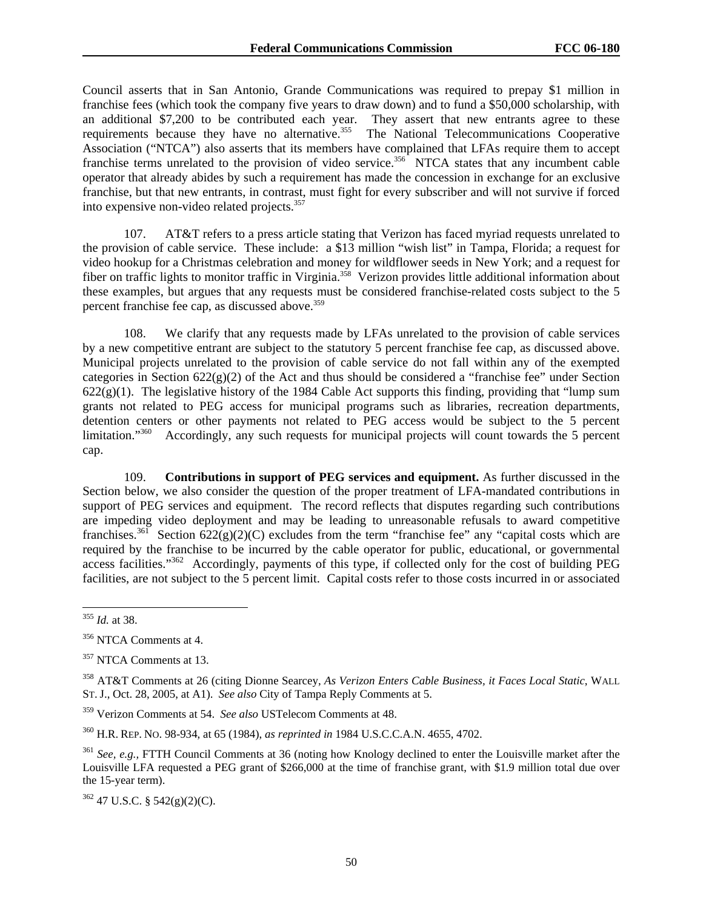Council asserts that in San Antonio, Grande Communications was required to prepay $1 million in franchise fees (which took the company five years to draw down) and to fund a $50,000 scholarship, with an additional $7,200 to be contributed each year. They assert that new entrants agree to these requirements because they have no alternative.[355] The National Telecommunications Cooperative Association ("NTCA") also asserts that its members have complained that LFAs require them to accept franchise terms unrelated to the provision of video service.[356] NTCA states that any incumbent cable operator that already abides by such a requirement has made the concession in exchange for an exclusive franchise, but that new entrants, in contrast, must fight for every subscriber and will not survive if forced into expensive non-video related projects.[357]

107. AT&T refers to a press article stating that Verizon has faced myriad requests unrelated to the provision of cable service. These include: a $13 million "wish list" in Tampa, Florida; a request for video hookup for a Christmas celebration and money for wildflower seeds in New York; and a request for fiber on traffic lights to monitor traffic in Virginia.[358] Verizon provides little additional information about these examples, but argues that any requests must be considered franchise-related costs subject to the 5 percent franchise fee cap, as discussed above.[359]

108. We clarify that any requests made by LFAs unrelated to the provision of cable services by a new competitive entrant are subject to the statutory 5 percent franchise fee cap, as discussed above. Municipal projects unrelated to the provision of cable service do not fall within any of the exempted categories in Section 622(g)(2) of the Act and thus should be considered a "franchise fee" under Section 622(g)(1). The legislative history of the 1984 Cable Act supports this finding, providing that "lump sum grants not related to PEG access for municipal programs such as libraries, recreation departments, detention centers or other payments not related to PEG access would be subject to the 5 percent limitation."[360] Accordingly, any such requests for municipal projects will count towards the 5 percent cap.

109. **Contributions in support of PEG services and equipment.** As further discussed in the Section below, we also consider the question of the proper treatment of LFA-mandated contributions in support of PEG services and equipment. The record reflects that disputes regarding such contributions are impeding video deployment and may be leading to unreasonable refusals to award competitive franchises.[361] Section 622(g)(2)(C) excludes from the term "franchise fee" any "capital costs which are required by the franchise to be incurred by the cable operator for public, educational, or governmental access facilities."[362] Accordingly, payments of this type, if collected only for the cost of building PEG facilities, are not subject to the 5 percent limit. Capital costs refer to those costs incurred in or associated

---

[355] *Id.* at 38.

[356] NTCA Comments at 4.

[357] NTCA Comments at 13.

[358] AT&T Comments at 26 (citing Dionne Searcey, *As Verizon Enters Cable Business, it Faces Local Static*, WALL ST. J., Oct. 28, 2005, at A1). *See also* City of Tampa Reply Comments at 5.

[359] Verizon Comments at 54. *See also* USTelecom Comments at 48.

[360] H.R. REP. NO. 98-934, at 65 (1984), *as reprinted in* 1984 U.S.C.C.A.N. 4655, 4702.

[361] *See, e.g.,* FTTH Council Comments at 36 (noting how Knology declined to enter the Louisville market after the Louisville LFA requested a PEG grant of $266,000 at the time of franchise grant, with $1.9 million total due over the 15-year term).

[362] 47 U.S.C. § 542(g)(2)(C).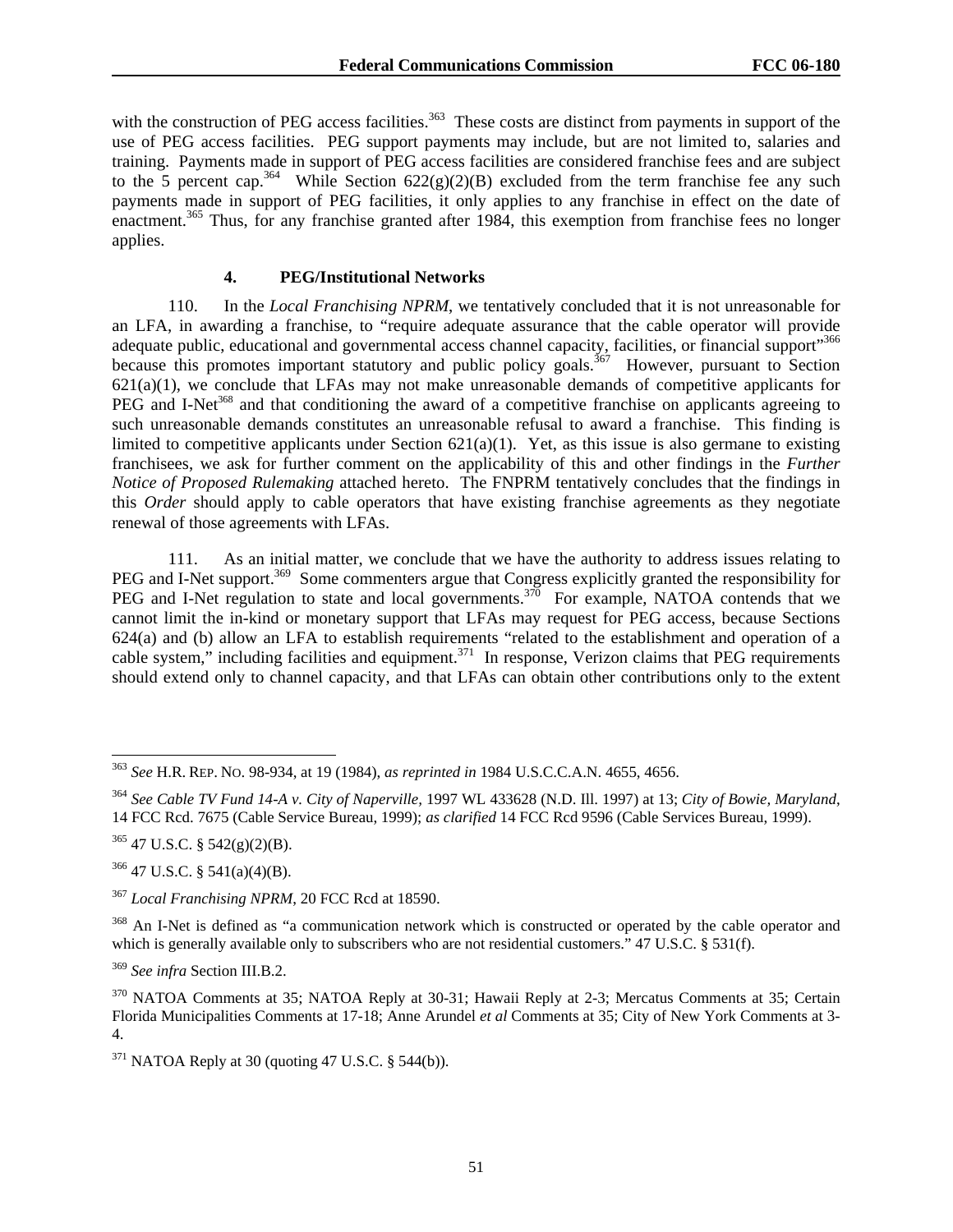with the construction of PEG access facilities.[363] These costs are distinct from payments in support of the use of PEG access facilities. PEG support payments may include, but are not limited to, salaries and training. Payments made in support of PEG access facilities are considered franchise fees and are subject to the 5 percent cap.[364] While Section 622(g)(2)(B) excluded from the term franchise fee any such payments made in support of PEG facilities, it only applies to any franchise in effect on the date of enactment.[365] Thus, for any franchise granted after 1984, this exemption from franchise fees no longer applies.

#### 4. PEG/Institutional Networks

110. In the *Local Franchising NPRM*, we tentatively concluded that it is not unreasonable for an LFA, in awarding a franchise, to "require adequate assurance that the cable operator will provide adequate public, educational and governmental access channel capacity, facilities, or financial support"[366] because this promotes important statutory and public policy goals.[367] However, pursuant to Section 621(a)(1), we conclude that LFAs may not make unreasonable demands of competitive applicants for PEG and I-Net[368] and that conditioning the award of a competitive franchise on applicants agreeing to such unreasonable demands constitutes an unreasonable refusal to award a franchise. This finding is limited to competitive applicants under Section 621(a)(1). Yet, as this issue is also germane to existing franchisees, we ask for further comment on the applicability of this and other findings in the *Further Notice of Proposed Rulemaking* attached hereto. The FNPRM tentatively concludes that the findings in this *Order* should apply to cable operators that have existing franchise agreements as they negotiate renewal of those agreements with LFAs.

111. As an initial matter, we conclude that we have the authority to address issues relating to PEG and I-Net support.[369] Some commenters argue that Congress explicitly granted the responsibility for PEG and I-Net regulation to state and local governments.[370] For example, NATOA contends that we cannot limit the in-kind or monetary support that LFAs may request for PEG access, because Sections 624(a) and (b) allow an LFA to establish requirements "related to the establishment and operation of a cable system," including facilities and equipment.[371] In response, Verizon claims that PEG requirements should extend only to channel capacity, and that LFAs can obtain other contributions only to the extent

---

[363] *See* H.R. Rep. No. 98-934, at 19 (1984), *as reprinted in* 1984 U.S.C.C.A.N. 4655, 4656.

[364] *See Cable TV Fund 14-A v. City of Naperville*, 1997 WL 433628 (N.D. Ill. 1997) at 13; *City of Bowie, Maryland*, 14 FCC Rcd. 7675 (Cable Service Bureau, 1999); *as clarified* 14 FCC Rcd 9596 (Cable Services Bureau, 1999).

[365] 47 U.S.C. § 542(g)(2)(B).

[366] 47 U.S.C. § 541(a)(4)(B).

[367] *Local Franchising NPRM*, 20 FCC Rcd at 18590.

[368] An I-Net is defined as "a communication network which is constructed or operated by the cable operator and which is generally available only to subscribers who are not residential customers." 47 U.S.C. § 531(f).

[369] *See infra* Section III.B.2.

[370] NATOA Comments at 35; NATOA Reply at 30-31; Hawaii Reply at 2-3; Mercatus Comments at 35; Certain Florida Municipalities Comments at 17-18; Anne Arundel *et al* Comments at 35; City of New York Comments at 3-4.

[371] NATOA Reply at 30 (quoting 47 U.S.C. § 544(b)).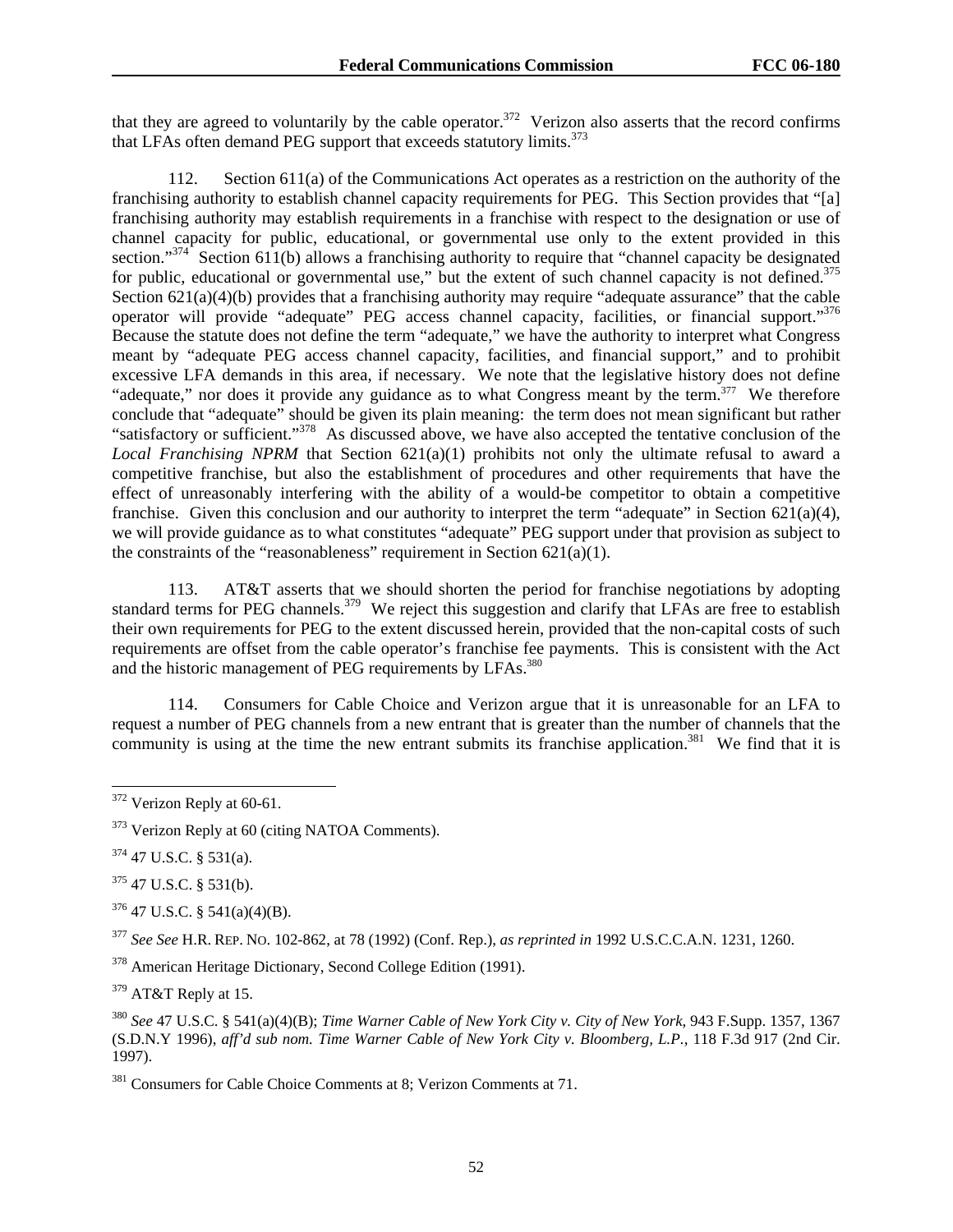that they are agreed to voluntarily by the cable operator.[372] Verizon also asserts that the record confirms that LFAs often demand PEG support that exceeds statutory limits.[373]

112. Section 611(a) of the Communications Act operates as a restriction on the authority of the franchising authority to establish channel capacity requirements for PEG. This Section provides that "[a] franchising authority may establish requirements in a franchise with respect to the designation or use of channel capacity for public, educational, or governmental use only to the extent provided in this section."[374] Section 611(b) allows a franchising authority to require that "channel capacity be designated for public, educational or governmental use," but the extent of such channel capacity is not defined.[375] Section 621(a)(4)(b) provides that a franchising authority may require "adequate assurance" that the cable operator will provide "adequate" PEG access channel capacity, facilities, or financial support."[376] Because the statute does not define the term "adequate," we have the authority to interpret what Congress meant by "adequate PEG access channel capacity, facilities, and financial support," and to prohibit excessive LFA demands in this area, if necessary. We note that the legislative history does not define "adequate," nor does it provide any guidance as to what Congress meant by the term.[377] We therefore conclude that "adequate" should be given its plain meaning: the term does not mean significant but rather "satisfactory or sufficient."[378] As discussed above, we have also accepted the tentative conclusion of the *Local Franchising NPRM* that Section 621(a)(1) prohibits not only the ultimate refusal to award a competitive franchise, but also the establishment of procedures and other requirements that have the effect of unreasonably interfering with the ability of a would-be competitor to obtain a competitive franchise. Given this conclusion and our authority to interpret the term "adequate" in Section 621(a)(4), we will provide guidance as to what constitutes "adequate" PEG support under that provision as subject to the constraints of the "reasonableness" requirement in Section 621(a)(1).

113. AT&T asserts that we should shorten the period for franchise negotiations by adopting standard terms for PEG channels.[379] We reject this suggestion and clarify that LFAs are free to establish their own requirements for PEG to the extent discussed herein, provided that the non-capital costs of such requirements are offset from the cable operator's franchise fee payments. This is consistent with the Act and the historic management of PEG requirements by LFAs.[380]

114. Consumers for Cable Choice and Verizon argue that it is unreasonable for an LFA to request a number of PEG channels from a new entrant that is greater than the number of channels that the community is using at the time the new entrant submits its franchise application.[381] We find that it is

---

[372] Verizon Reply at 60-61.

[373] Verizon Reply at 60 (citing NATOA Comments).

[374] 47 U.S.C. § 531(a).

[375] 47 U.S.C. § 531(b).

[376] 47 U.S.C. § 541(a)(4)(B).

[377] *See See* H.R. REP. NO. 102-862, at 78 (1992) (Conf. Rep.), *as reprinted in* 1992 U.S.C.C.A.N. 1231, 1260.

[378] American Heritage Dictionary, Second College Edition (1991).

[379] AT&T Reply at 15.

[380] *See* 47 U.S.C. § 541(a)(4)(B); *Time Warner Cable of New York City v. City of New York*, 943 F.Supp. 1357, 1367 (S.D.N.Y 1996), *aff'd sub nom. Time Warner Cable of New York City v. Bloomberg, L.P.*, 118 F.3d 917 (2nd Cir. 1997).

[381] Consumers for Cable Choice Comments at 8; Verizon Comments at 71.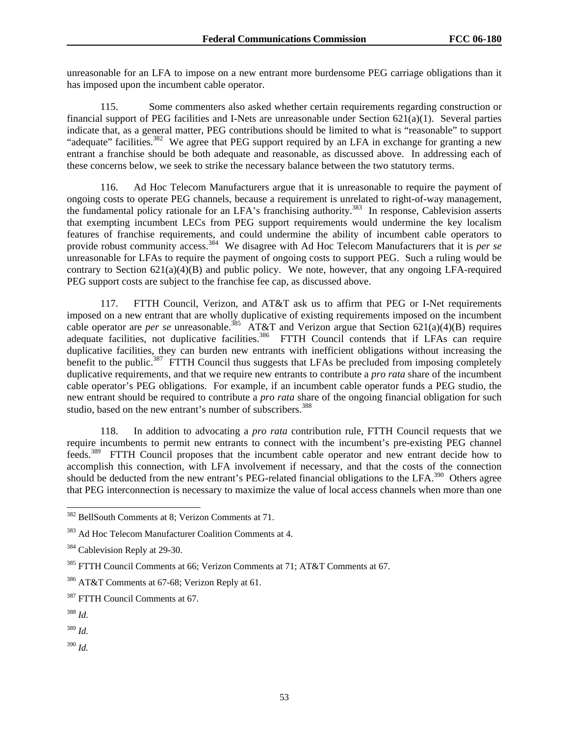unreasonable for an LFA to impose on a new entrant more burdensome PEG carriage obligations than it has imposed upon the incumbent cable operator.

115. Some commenters also asked whether certain requirements regarding construction or financial support of PEG facilities and I-Nets are unreasonable under Section 621(a)(1). Several parties indicate that, as a general matter, PEG contributions should be limited to what is "reasonable" to support "adequate" facilities.[382] We agree that PEG support required by an LFA in exchange for granting a new entrant a franchise should be both adequate and reasonable, as discussed above. In addressing each of these concerns below, we seek to strike the necessary balance between the two statutory terms.

116. Ad Hoc Telecom Manufacturers argue that it is unreasonable to require the payment of ongoing costs to operate PEG channels, because a requirement is unrelated to right-of-way management, the fundamental policy rationale for an LFA's franchising authority.[383] In response, Cablevision asserts that exempting incumbent LECs from PEG support requirements would undermine the key localism features of franchise requirements, and could undermine the ability of incumbent cable operators to provide robust community access.[384] We disagree with Ad Hoc Telecom Manufacturers that it is *per se* unreasonable for LFAs to require the payment of ongoing costs to support PEG. Such a ruling would be contrary to Section 621(a)(4)(B) and public policy. We note, however, that any ongoing LFA-required PEG support costs are subject to the franchise fee cap, as discussed above.

117. FTTH Council, Verizon, and AT&T ask us to affirm that PEG or I-Net requirements imposed on a new entrant that are wholly duplicative of existing requirements imposed on the incumbent cable operator are *per se* unreasonable.[385] AT&T and Verizon argue that Section 621(a)(4)(B) requires adequate facilities, not duplicative facilities.[386] FTTH Council contends that if LFAs can require duplicative facilities, they can burden new entrants with inefficient obligations without increasing the benefit to the public.[387] FTTH Council thus suggests that LFAs be precluded from imposing completely duplicative requirements, and that we require new entrants to contribute a *pro rata* share of the incumbent cable operator's PEG obligations. For example, if an incumbent cable operator funds a PEG studio, the new entrant should be required to contribute a *pro rata* share of the ongoing financial obligation for such studio, based on the new entrant's number of subscribers.[388]

118. In addition to advocating a *pro rata* contribution rule, FTTH Council requests that we require incumbents to permit new entrants to connect with the incumbent's pre-existing PEG channel feeds.[389] FTTH Council proposes that the incumbent cable operator and new entrant decide how to accomplish this connection, with LFA involvement if necessary, and that the costs of the connection should be deducted from the new entrant's PEG-related financial obligations to the LFA.[390] Others agree that PEG interconnection is necessary to maximize the value of local access channels when more than one

---

[382] BellSouth Comments at 8; Verizon Comments at 71.

[383] Ad Hoc Telecom Manufacturer Coalition Comments at 4.

[384] Cablevision Reply at 29-30.

[385] FTTH Council Comments at 66; Verizon Comments at 71; AT&T Comments at 67.

[386] AT&T Comments at 67-68; Verizon Reply at 61.

[387] FTTH Council Comments at 67.

[388] *Id.*

[389] *Id.*

[390] *Id.*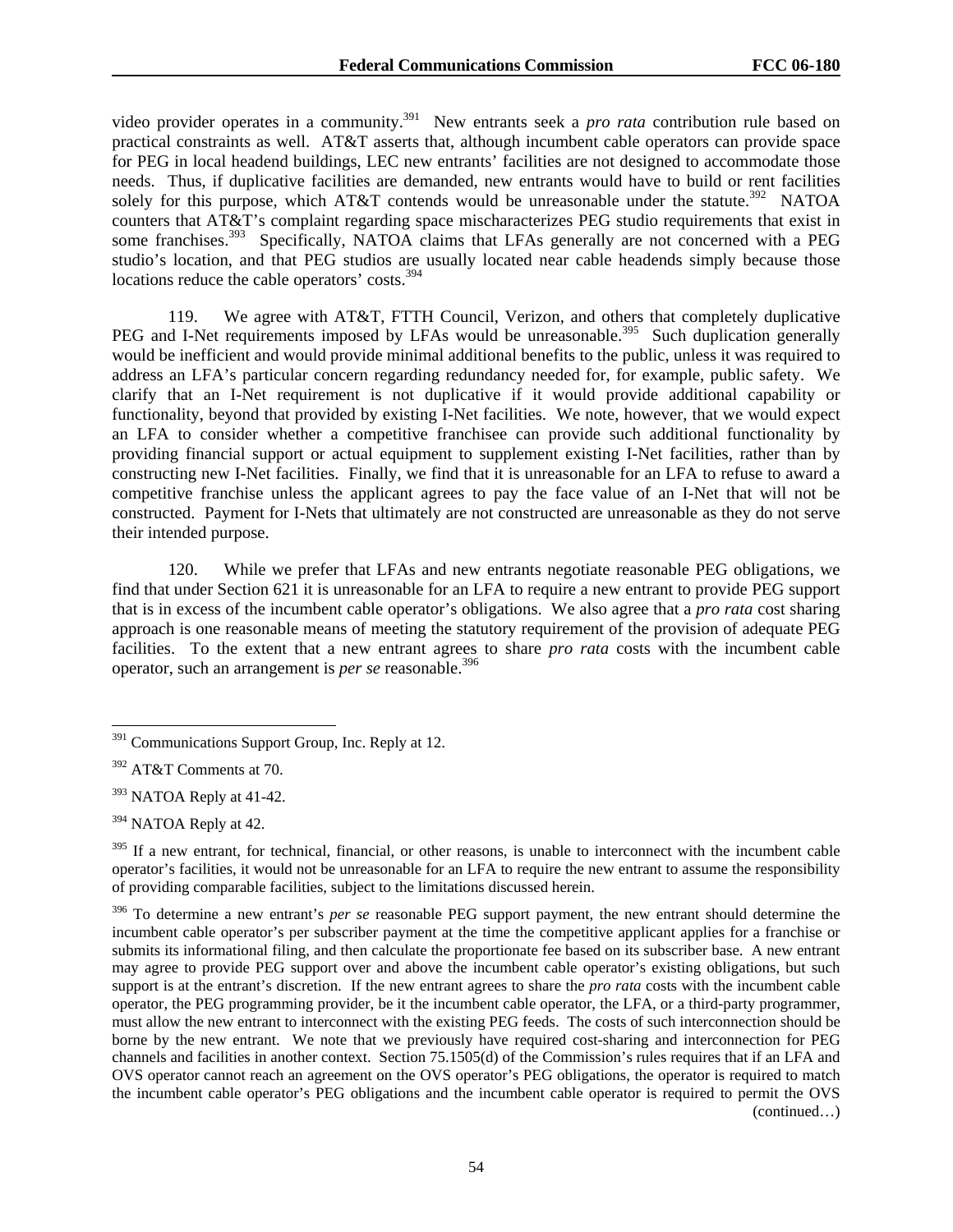video provider operates in a community.[391] New entrants seek a *pro rata* contribution rule based on practical constraints as well. AT&T asserts that, although incumbent cable operators can provide space for PEG in local headend buildings, LEC new entrants' facilities are not designed to accommodate those needs. Thus, if duplicative facilities are demanded, new entrants would have to build or rent facilities solely for this purpose, which AT&T contends would be unreasonable under the statute.[392] NATOA counters that AT&T's complaint regarding space mischaracterizes PEG studio requirements that exist in some franchises.[393] Specifically, NATOA claims that LFAs generally are not concerned with a PEG studio's location, and that PEG studios are usually located near cable headends simply because those locations reduce the cable operators' costs.[394]

119. We agree with AT&T, FTTH Council, Verizon, and others that completely duplicative PEG and I-Net requirements imposed by LFAs would be unreasonable.[395] Such duplication generally would be inefficient and would provide minimal additional benefits to the public, unless it was required to address an LFA's particular concern regarding redundancy needed for, for example, public safety. We clarify that an I-Net requirement is not duplicative if it would provide additional capability or functionality, beyond that provided by existing I-Net facilities. We note, however, that we would expect an LFA to consider whether a competitive franchisee can provide such additional functionality by providing financial support or actual equipment to supplement existing I-Net facilities, rather than by constructing new I-Net facilities. Finally, we find that it is unreasonable for an LFA to refuse to award a competitive franchise unless the applicant agrees to pay the face value of an I-Net that will not be constructed. Payment for I-Nets that ultimately are not constructed are unreasonable as they do not serve their intended purpose.

120. While we prefer that LFAs and new entrants negotiate reasonable PEG obligations, we find that under Section 621 it is unreasonable for an LFA to require a new entrant to provide PEG support that is in excess of the incumbent cable operator's obligations. We also agree that a *pro rata* cost sharing approach is one reasonable means of meeting the statutory requirement of the provision of adequate PEG facilities. To the extent that a new entrant agrees to share *pro rata* costs with the incumbent cable operator, such an arrangement is *per se* reasonable.[396]

---

[391] Communications Support Group, Inc. Reply at 12.

[392] AT&T Comments at 70.

[393] NATOA Reply at 41-42.

[394] NATOA Reply at 42.

[395] If a new entrant, for technical, financial, or other reasons, is unable to interconnect with the incumbent cable operator's facilities, it would not be unreasonable for an LFA to require the new entrant to assume the responsibility of providing comparable facilities, subject to the limitations discussed herein.

[396] To determine a new entrant's *per se* reasonable PEG support payment, the new entrant should determine the incumbent cable operator's per subscriber payment at the time the competitive applicant applies for a franchise or submits its informational filing, and then calculate the proportionate fee based on its subscriber base. A new entrant may agree to provide PEG support over and above the incumbent cable operator's existing obligations, but such support is at the entrant's discretion. If the new entrant agrees to share the *pro rata* costs with the incumbent cable operator, the PEG programming provider, be it the incumbent cable operator, the LFA, or a third-party programmer, must allow the new entrant to interconnect with the existing PEG feeds. The costs of such interconnection should be borne by the new entrant. We note that we previously have required cost-sharing and interconnection for PEG channels and facilities in another context. Section 75.1505(d) of the Commission's rules requires that if an LFA and OVS operator cannot reach an agreement on the OVS operator's PEG obligations, the operator is required to match the incumbent cable operator's PEG obligations and the incumbent cable operator is required to permit the OVS (continued…)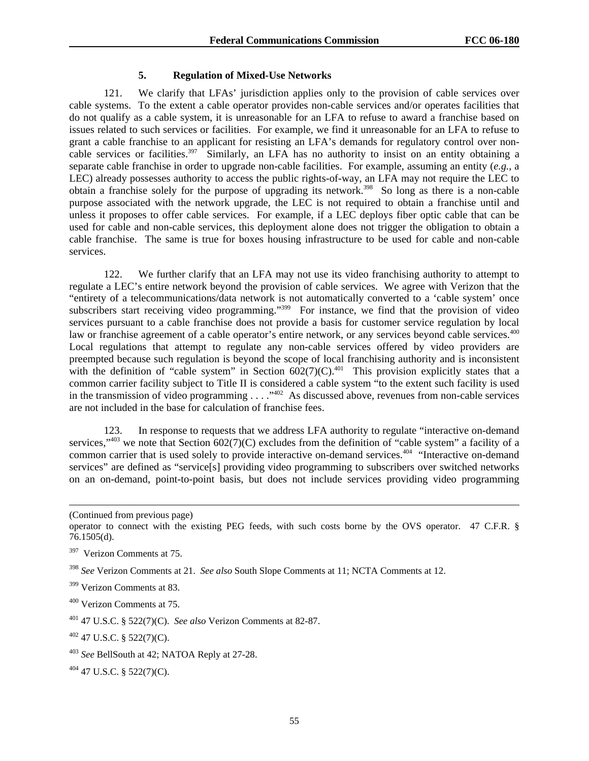### 5. Regulation of Mixed-Use Networks

121. We clarify that LFAs' jurisdiction applies only to the provision of cable services over cable systems. To the extent a cable operator provides non-cable services and/or operates facilities that do not qualify as a cable system, it is unreasonable for an LFA to refuse to award a franchise based on issues related to such services or facilities. For example, we find it unreasonable for an LFA to refuse to grant a cable franchise to an applicant for resisting an LFA's demands for regulatory control over non-cable services or facilities.[397] Similarly, an LFA has no authority to insist on an entity obtaining a separate cable franchise in order to upgrade non-cable facilities. For example, assuming an entity (*e.g.*, a LEC) already possesses authority to access the public rights-of-way, an LFA may not require the LEC to obtain a franchise solely for the purpose of upgrading its network.[398] So long as there is a non-cable purpose associated with the network upgrade, the LEC is not required to obtain a franchise until and unless it proposes to offer cable services. For example, if a LEC deploys fiber optic cable that can be used for cable and non-cable services, this deployment alone does not trigger the obligation to obtain a cable franchise. The same is true for boxes housing infrastructure to be used for cable and non-cable services.

122. We further clarify that an LFA may not use its video franchising authority to attempt to regulate a LEC's entire network beyond the provision of cable services. We agree with Verizon that the "entirety of a telecommunications/data network is not automatically converted to a 'cable system' once subscribers start receiving video programming."[399] For instance, we find that the provision of video services pursuant to a cable franchise does not provide a basis for customer service regulation by local law or franchise agreement of a cable operator's entire network, or any services beyond cable services.[400] Local regulations that attempt to regulate any non-cable services offered by video providers are preempted because such regulation is beyond the scope of local franchising authority and is inconsistent with the definition of "cable system" in Section 602(7)(C).[401] This provision explicitly states that a common carrier facility subject to Title II is considered a cable system "to the extent such facility is used in the transmission of video programming . . . ."[402] As discussed above, revenues from non-cable services are not included in the base for calculation of franchise fees.

123. In response to requests that we address LFA authority to regulate "interactive on-demand services,"[403] we note that Section 602(7)(C) excludes from the definition of "cable system" a facility of a common carrier that is used solely to provide interactive on-demand services.[404] "Interactive on-demand services" are defined as "service[s] providing video programming to subscribers over switched networks on an on-demand, point-to-point basis, but does not include services providing video programming

---

(Continued from previous page)
operator to connect with the existing PEG feeds, with such costs borne by the OVS operator. 47 C.F.R. § 76.1505(d).

[397] Verizon Comments at 75.

[398] *See* Verizon Comments at 21. *See also* South Slope Comments at 11; NCTA Comments at 12.

[399] Verizon Comments at 83.

[400] Verizon Comments at 75.

[401] 47 U.S.C. § 522(7)(C). *See also* Verizon Comments at 82-87.

[402] 47 U.S.C. § 522(7)(C).

[403] *See* BellSouth at 42; NATOA Reply at 27-28.

[404] 47 U.S.C. § 522(7)(C).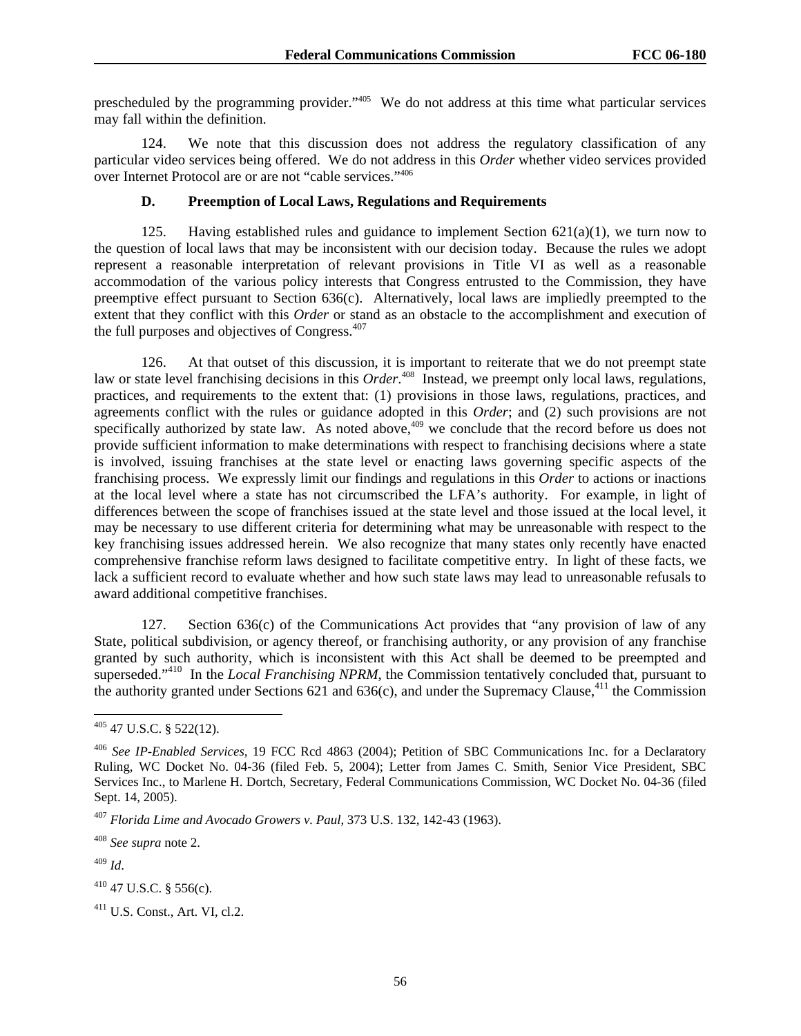prescheduled by the programming provider."[405] We do not address at this time what particular services may fall within the definition.

124. We note that this discussion does not address the regulatory classification of any particular video services being offered. We do not address in this *Order* whether video services provided over Internet Protocol are or are not "cable services."[406]

### D. Preemption of Local Laws, Regulations and Requirements

125. Having established rules and guidance to implement Section 621(a)(1), we turn now to the question of local laws that may be inconsistent with our decision today. Because the rules we adopt represent a reasonable interpretation of relevant provisions in Title VI as well as a reasonable accommodation of the various policy interests that Congress entrusted to the Commission, they have preemptive effect pursuant to Section 636(c). Alternatively, local laws are impliedly preempted to the extent that they conflict with this *Order* or stand as an obstacle to the accomplishment and execution of the full purposes and objectives of Congress.[407]

126. At that outset of this discussion, it is important to reiterate that we do not preempt state law or state level franchising decisions in this *Order*.[408] Instead, we preempt only local laws, regulations, practices, and requirements to the extent that: (1) provisions in those laws, regulations, practices, and agreements conflict with the rules or guidance adopted in this *Order*; and (2) such provisions are not specifically authorized by state law. As noted above,[409] we conclude that the record before us does not provide sufficient information to make determinations with respect to franchising decisions where a state is involved, issuing franchises at the state level or enacting laws governing specific aspects of the franchising process. We expressly limit our findings and regulations in this *Order* to actions or inactions at the local level where a state has not circumscribed the LFA's authority. For example, in light of differences between the scope of franchises issued at the state level and those issued at the local level, it may be necessary to use different criteria for determining what may be unreasonable with respect to the key franchising issues addressed herein. We also recognize that many states only recently have enacted comprehensive franchise reform laws designed to facilitate competitive entry. In light of these facts, we lack a sufficient record to evaluate whether and how such state laws may lead to unreasonable refusals to award additional competitive franchises.

127. Section 636(c) of the Communications Act provides that "any provision of law of any State, political subdivision, or agency thereof, or franchising authority, or any provision of any franchise granted by such authority, which is inconsistent with this Act shall be deemed to be preempted and superseded."[410] In the *Local Franchising NPRM*, the Commission tentatively concluded that, pursuant to the authority granted under Sections 621 and 636(c), and under the Supremacy Clause,[411] the Commission

---

[405] 47 U.S.C. § 522(12).

[406] *See IP-Enabled Services*, 19 FCC Rcd 4863 (2004); Petition of SBC Communications Inc. for a Declaratory Ruling, WC Docket No. 04-36 (filed Feb. 5, 2004); Letter from James C. Smith, Senior Vice President, SBC Services Inc., to Marlene H. Dortch, Secretary, Federal Communications Commission, WC Docket No. 04-36 (filed Sept. 14, 2005).

[407] *Florida Lime and Avocado Growers v. Paul*, 373 U.S. 132, 142-43 (1963).

[408] *See supra* note 2.

[409] *Id*.

[410] 47 U.S.C. § 556(c).

[411] U.S. Const., Art. VI, cl.2.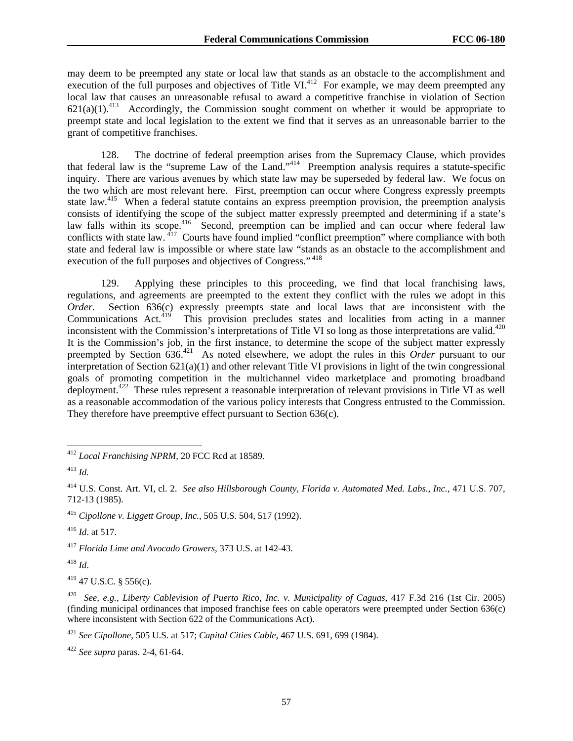may deem to be preempted any state or local law that stands as an obstacle to the accomplishment and execution of the full purposes and objectives of Title VI.[412] For example, we may deem preempted any local law that causes an unreasonable refusal to award a competitive franchise in violation of Section 621(a)(1).[413] Accordingly, the Commission sought comment on whether it would be appropriate to preempt state and local legislation to the extent we find that it serves as an unreasonable barrier to the grant of competitive franchises.

128. The doctrine of federal preemption arises from the Supremacy Clause, which provides that federal law is the "supreme Law of the Land."[414] Preemption analysis requires a statute-specific inquiry. There are various avenues by which state law may be superseded by federal law. We focus on the two which are most relevant here. First, preemption can occur where Congress expressly preempts state law.[415] When a federal statute contains an express preemption provision, the preemption analysis consists of identifying the scope of the subject matter expressly preempted and determining if a state's law falls within its scope.[416] Second, preemption can be implied and can occur where federal law conflicts with state law.[417] Courts have found implied "conflict preemption" where compliance with both state and federal law is impossible or where state law "stands as an obstacle to the accomplishment and execution of the full purposes and objectives of Congress."[418]

129. Applying these principles to this proceeding, we find that local franchising laws, regulations, and agreements are preempted to the extent they conflict with the rules we adopt in this *Order*. Section 636(c) expressly preempts state and local laws that are inconsistent with the Communications Act.[419] This provision precludes states and localities from acting in a manner inconsistent with the Commission's interpretations of Title VI so long as those interpretations are valid.[420] It is the Commission's job, in the first instance, to determine the scope of the subject matter expressly preempted by Section 636.[421] As noted elsewhere, we adopt the rules in this *Order* pursuant to our interpretation of Section 621(a)(1) and other relevant Title VI provisions in light of the twin congressional goals of promoting competition in the multichannel video marketplace and promoting broadband deployment.[422] These rules represent a reasonable interpretation of relevant provisions in Title VI as well as a reasonable accommodation of the various policy interests that Congress entrusted to the Commission. They therefore have preemptive effect pursuant to Section 636(c).

---

[412] *Local Franchising NPRM*, 20 FCC Rcd at 18589.

[413] *Id.*

[414] U.S. Const. Art. VI, cl. 2. *See also Hillsborough County, Florida v. Automated Med. Labs., Inc.*, 471 U.S. 707, 712-13 (1985).

[415] *Cipollone v. Liggett Group, Inc.*, 505 U.S. 504, 517 (1992).

[416] *Id*. at 517.

[417] *Florida Lime and Avocado Growers*, 373 U.S. at 142-43.

[418] *Id*.

[419] 47 U.S.C. § 556(c).

[420] *See, e.g., Liberty Cablevision of Puerto Rico, Inc. v. Municipality of Caguas*, 417 F.3d 216 (1st Cir. 2005) (finding municipal ordinances that imposed franchise fees on cable operators were preempted under Section 636(c) where inconsistent with Section 622 of the Communications Act).

[421] *See Cipollone*, 505 U.S. at 517; *Capital Cities Cable*, 467 U.S. 691, 699 (1984).

[422] *See supra* paras. 2-4, 61-64.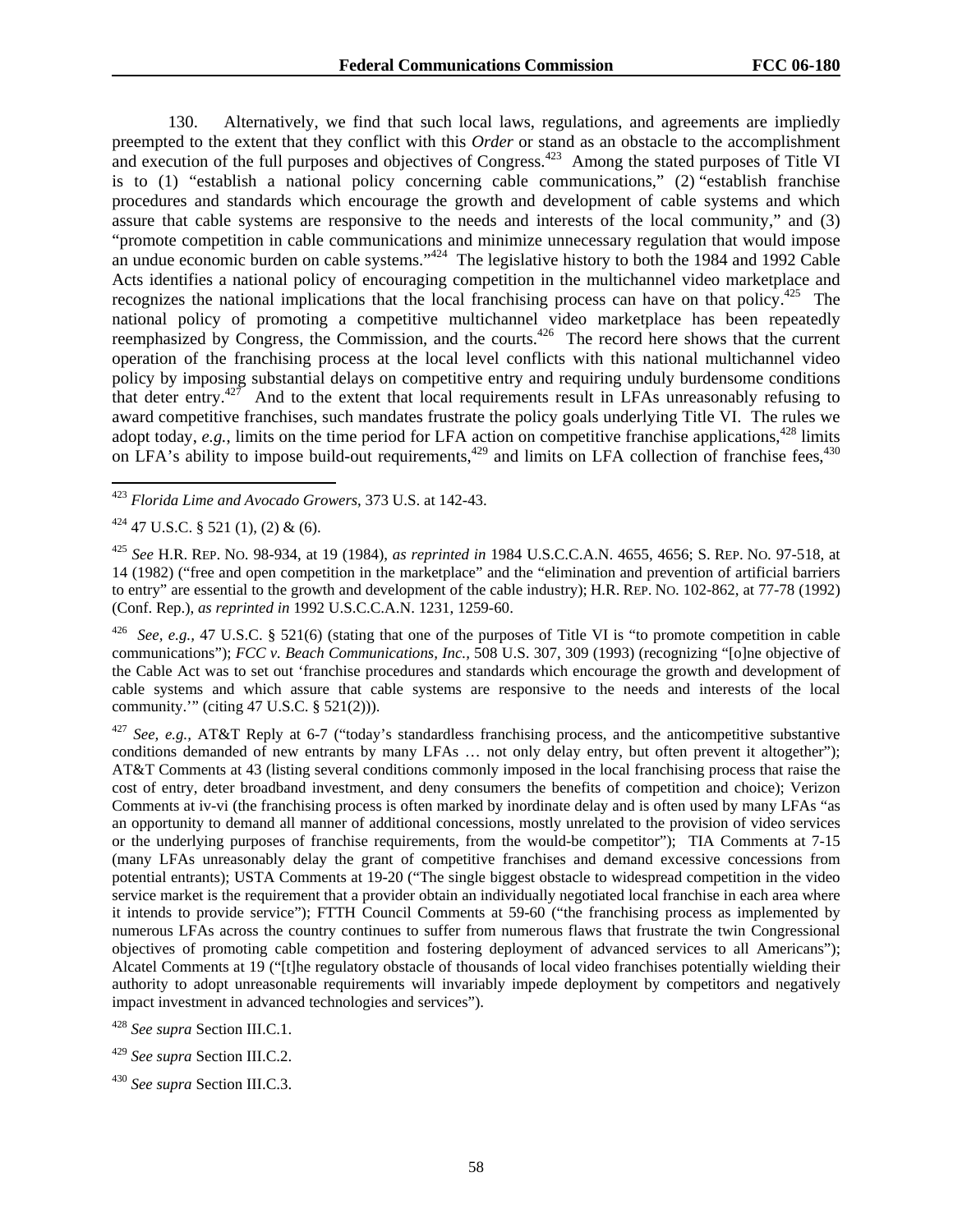130. Alternatively, we find that such local laws, regulations, and agreements are impliedly preempted to the extent that they conflict with this *Order* or stand as an obstacle to the accomplishment and execution of the full purposes and objectives of Congress.[423] Among the stated purposes of Title VI is to (1) "establish a national policy concerning cable communications," (2) "establish franchise procedures and standards which encourage the growth and development of cable systems and which assure that cable systems are responsive to the needs and interests of the local community," and (3) "promote competition in cable communications and minimize unnecessary regulation that would impose an undue economic burden on cable systems."[424] The legislative history to both the 1984 and 1992 Cable Acts identifies a national policy of encouraging competition in the multichannel video marketplace and recognizes the national implications that the local franchising process can have on that policy.[425] The national policy of promoting a competitive multichannel video marketplace has been repeatedly reemphasized by Congress, the Commission, and the courts.[426] The record here shows that the current operation of the franchising process at the local level conflicts with this national multichannel video policy by imposing substantial delays on competitive entry and requiring unduly burdensome conditions that deter entry.[427] And to the extent that local requirements result in LFAs unreasonably refusing to award competitive franchises, such mandates frustrate the policy goals underlying Title VI. The rules we adopt today, *e.g.*, limits on the time period for LFA action on competitive franchise applications,[428] limits on LFA's ability to impose build-out requirements,[429] and limits on LFA collection of franchise fees,[430]

---

[423] *Florida Lime and Avocado Growers*, 373 U.S. at 142-43.

[424] 47 U.S.C. § 521 (1), (2) & (6).

[425] *See* H.R. REP. NO. 98-934, at 19 (1984), *as reprinted in* 1984 U.S.C.C.A.N. 4655, 4656; S. REP. NO. 97-518, at 14 (1982) ("free and open competition in the marketplace" and the "elimination and prevention of artificial barriers to entry" are essential to the growth and development of the cable industry); H.R. REP. NO. 102-862, at 77-78 (1992) (Conf. Rep.), *as reprinted in* 1992 U.S.C.C.A.N. 1231, 1259-60.

[426] *See, e.g.*, 47 U.S.C. § 521(6) (stating that one of the purposes of Title VI is "to promote competition in cable communications"); *FCC v. Beach Communications, Inc.*, 508 U.S. 307, 309 (1993) (recognizing "[o]ne objective of the Cable Act was to set out 'franchise procedures and standards which encourage the growth and development of cable systems and which assure that cable systems are responsive to the needs and interests of the local community.'" (citing 47 U.S.C. § 521(2))).

[427] *See, e.g.*, AT&T Reply at 6-7 ("today's standardless franchising process, and the anticompetitive substantive conditions demanded of new entrants by many LFAs … not only delay entry, but often prevent it altogether"); AT&T Comments at 43 (listing several conditions commonly imposed in the local franchising process that raise the cost of entry, deter broadband investment, and deny consumers the benefits of competition and choice); Verizon Comments at iv-vi (the franchising process is often marked by inordinate delay and is often used by many LFAs "as an opportunity to demand all manner of additional concessions, mostly unrelated to the provision of video services or the underlying purposes of franchise requirements, from the would-be competitor"); TIA Comments at 7-15 (many LFAs unreasonably delay the grant of competitive franchises and demand excessive concessions from potential entrants); USTA Comments at 19-20 ("The single biggest obstacle to widespread competition in the video service market is the requirement that a provider obtain an individually negotiated local franchise in each area where it intends to provide service"); FTTH Council Comments at 59-60 ("the franchising process as implemented by numerous LFAs across the country continues to suffer from numerous flaws that frustrate the twin Congressional objectives of promoting cable competition and fostering deployment of advanced services to all Americans"); Alcatel Comments at 19 ("[t]he regulatory obstacle of thousands of local video franchises potentially wielding their authority to adopt unreasonable requirements will invariably impede deployment by competitors and negatively impact investment in advanced technologies and services").

[428] *See supra* Section III.C.1.

[429] *See supra* Section III.C.2.

[430] *See supra* Section III.C.3.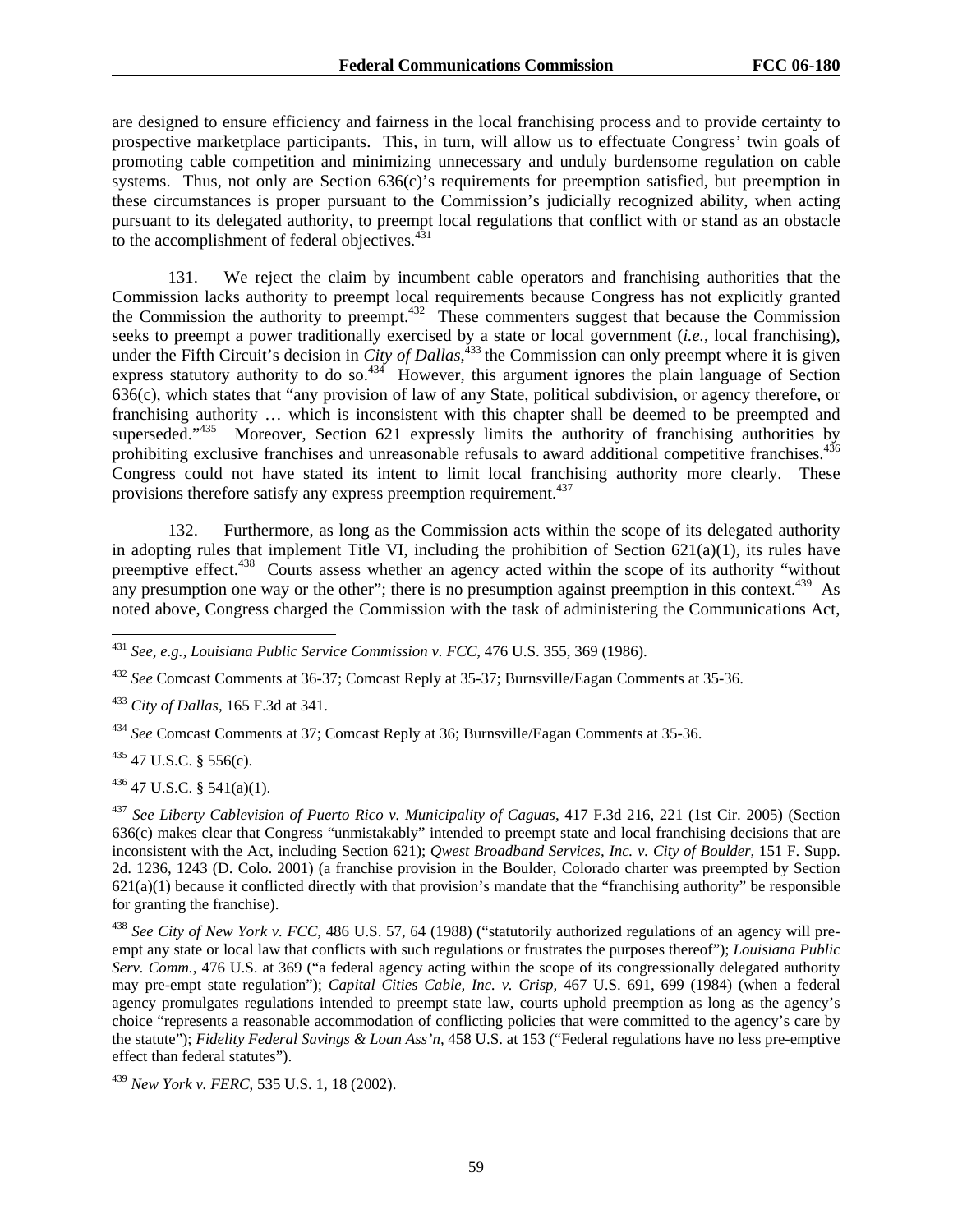are designed to ensure efficiency and fairness in the local franchising process and to provide certainty to prospective marketplace participants. This, in turn, will allow us to effectuate Congress' twin goals of promoting cable competition and minimizing unnecessary and unduly burdensome regulation on cable systems. Thus, not only are Section 636(c)'s requirements for preemption satisfied, but preemption in these circumstances is proper pursuant to the Commission's judicially recognized ability, when acting pursuant to its delegated authority, to preempt local regulations that conflict with or stand as an obstacle to the accomplishment of federal objectives.[431]

131. We reject the claim by incumbent cable operators and franchising authorities that the Commission lacks authority to preempt local requirements because Congress has not explicitly granted the Commission the authority to preempt.[432] These commenters suggest that because the Commission seeks to preempt a power traditionally exercised by a state or local government (*i.e.*, local franchising), under the Fifth Circuit's decision in *City of Dallas*,[433] the Commission can only preempt where it is given express statutory authority to do so.[434] However, this argument ignores the plain language of Section 636(c), which states that "any provision of law of any State, political subdivision, or agency therefore, or franchising authority … which is inconsistent with this chapter shall be deemed to be preempted and superseded."[435] Moreover, Section 621 expressly limits the authority of franchising authorities by prohibiting exclusive franchises and unreasonable refusals to award additional competitive franchises.[436] Congress could not have stated its intent to limit local franchising authority more clearly. These provisions therefore satisfy any express preemption requirement.[437]

132. Furthermore, as long as the Commission acts within the scope of its delegated authority in adopting rules that implement Title VI, including the prohibition of Section 621(a)(1), its rules have preemptive effect.[438] Courts assess whether an agency acted within the scope of its authority "without any presumption one way or the other"; there is no presumption against preemption in this context.[439] As noted above, Congress charged the Commission with the task of administering the Communications Act,

---

[431] *See, e.g., Louisiana Public Service Commission v. FCC*, 476 U.S. 355, 369 (1986).

[432] *See* Comcast Comments at 36-37; Comcast Reply at 35-37; Burnsville/Eagan Comments at 35-36.

[433] *City of Dallas*, 165 F.3d at 341.

[434] *See* Comcast Comments at 37; Comcast Reply at 36; Burnsville/Eagan Comments at 35-36.

[435] 47 U.S.C. § 556(c).

[436] 47 U.S.C. § 541(a)(1).

[437] *See Liberty Cablevision of Puerto Rico v. Municipality of Caguas*, 417 F.3d 216, 221 (1st Cir. 2005) (Section 636(c) makes clear that Congress "unmistakably" intended to preempt state and local franchising decisions that are inconsistent with the Act, including Section 621); *Qwest Broadband Services, Inc. v. City of Boulder*, 151 F. Supp. 2d. 1236, 1243 (D. Colo. 2001) (a franchise provision in the Boulder, Colorado charter was preempted by Section 621(a)(1) because it conflicted directly with that provision's mandate that the "franchising authority" be responsible for granting the franchise).

[438] *See City of New York v. FCC*, 486 U.S. 57, 64 (1988) ("statutorily authorized regulations of an agency will pre-empt any state or local law that conflicts with such regulations or frustrates the purposes thereof"); *Louisiana Public Serv. Comm.*, 476 U.S. at 369 ("a federal agency acting within the scope of its congressionally delegated authority may pre-empt state regulation"); *Capital Cities Cable, Inc. v. Crisp*, 467 U.S. 691, 699 (1984) (when a federal agency promulgates regulations intended to preempt state law, courts uphold preemption as long as the agency's choice "represents a reasonable accommodation of conflicting policies that were committed to the agency's care by the statute"); *Fidelity Federal Savings & Loan Ass'n*, 458 U.S. at 153 ("Federal regulations have no less pre-emptive effect than federal statutes").

[439] *New York v. FERC*, 535 U.S. 1, 18 (2002).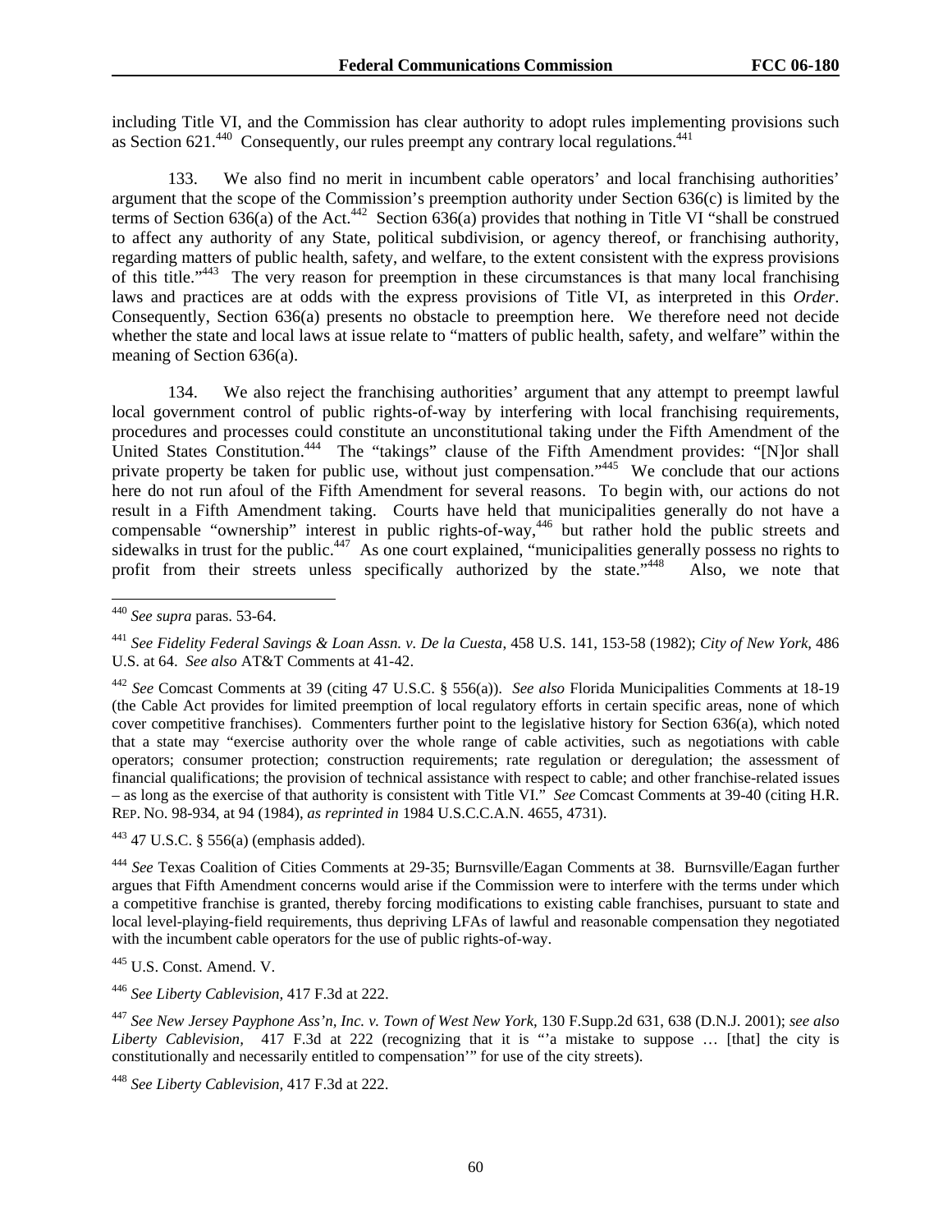including Title VI, and the Commission has clear authority to adopt rules implementing provisions such as Section 621.[440] Consequently, our rules preempt any contrary local regulations.[441]

133. We also find no merit in incumbent cable operators' and local franchising authorities' argument that the scope of the Commission's preemption authority under Section 636(c) is limited by the terms of Section 636(a) of the Act.[442] Section 636(a) provides that nothing in Title VI "shall be construed to affect any authority of any State, political subdivision, or agency thereof, or franchising authority, regarding matters of public health, safety, and welfare, to the extent consistent with the express provisions of this title."[443] The very reason for preemption in these circumstances is that many local franchising laws and practices are at odds with the express provisions of Title VI, as interpreted in this *Order*. Consequently, Section 636(a) presents no obstacle to preemption here. We therefore need not decide whether the state and local laws at issue relate to "matters of public health, safety, and welfare" within the meaning of Section 636(a).

134. We also reject the franchising authorities' argument that any attempt to preempt lawful local government control of public rights-of-way by interfering with local franchising requirements, procedures and processes could constitute an unconstitutional taking under the Fifth Amendment of the United States Constitution.[444] The "takings" clause of the Fifth Amendment provides: "[N]or shall private property be taken for public use, without just compensation."[445] We conclude that our actions here do not run afoul of the Fifth Amendment for several reasons. To begin with, our actions do not result in a Fifth Amendment taking. Courts have held that municipalities generally do not have a compensable "ownership" interest in public rights-of-way,[446] but rather hold the public streets and sidewalks in trust for the public.[447] As one court explained, "municipalities generally possess no rights to profit from their streets unless specifically authorized by the state."[448] Also, we note that

---

[440] *See supra* paras. 53-64.

[441] *See Fidelity Federal Savings & Loan Assn. v. De la Cuesta*, 458 U.S. 141, 153-58 (1982); *City of New York*, 486 U.S. at 64. *See also* AT&T Comments at 41-42.

[442] *See* Comcast Comments at 39 (citing 47 U.S.C. § 556(a)). *See also* Florida Municipalities Comments at 18-19 (the Cable Act provides for limited preemption of local regulatory efforts in certain specific areas, none of which cover competitive franchises). Commenters further point to the legislative history for Section 636(a), which noted that a state may "exercise authority over the whole range of cable activities, such as negotiations with cable operators; consumer protection; construction requirements; rate regulation or deregulation; the assessment of financial qualifications; the provision of technical assistance with respect to cable; and other franchise-related issues – as long as the exercise of that authority is consistent with Title VI." *See* Comcast Comments at 39-40 (citing H.R. REP. NO. 98-934, at 94 (1984), *as reprinted in* 1984 U.S.C.C.A.N. 4655, 4731).

[443] 47 U.S.C. § 556(a) (emphasis added).

[444] *See* Texas Coalition of Cities Comments at 29-35; Burnsville/Eagan Comments at 38. Burnsville/Eagan further argues that Fifth Amendment concerns would arise if the Commission were to interfere with the terms under which a competitive franchise is granted, thereby forcing modifications to existing cable franchises, pursuant to state and local level-playing-field requirements, thus depriving LFAs of lawful and reasonable compensation they negotiated with the incumbent cable operators for the use of public rights-of-way.

[445] U.S. Const. Amend. V.

[446] *See Liberty Cablevision,* 417 F.3d at 222.

[447] *See New Jersey Payphone Ass'n, Inc. v. Town of West New York,* 130 F.Supp.2d 631, 638 (D.N.J. 2001); *see also Liberty Cablevision,* 417 F.3d at 222 (recognizing that it is "'a mistake to suppose … [that] the city is constitutionally and necessarily entitled to compensation'" for use of the city streets).

[448] *See Liberty Cablevision,* 417 F.3d at 222.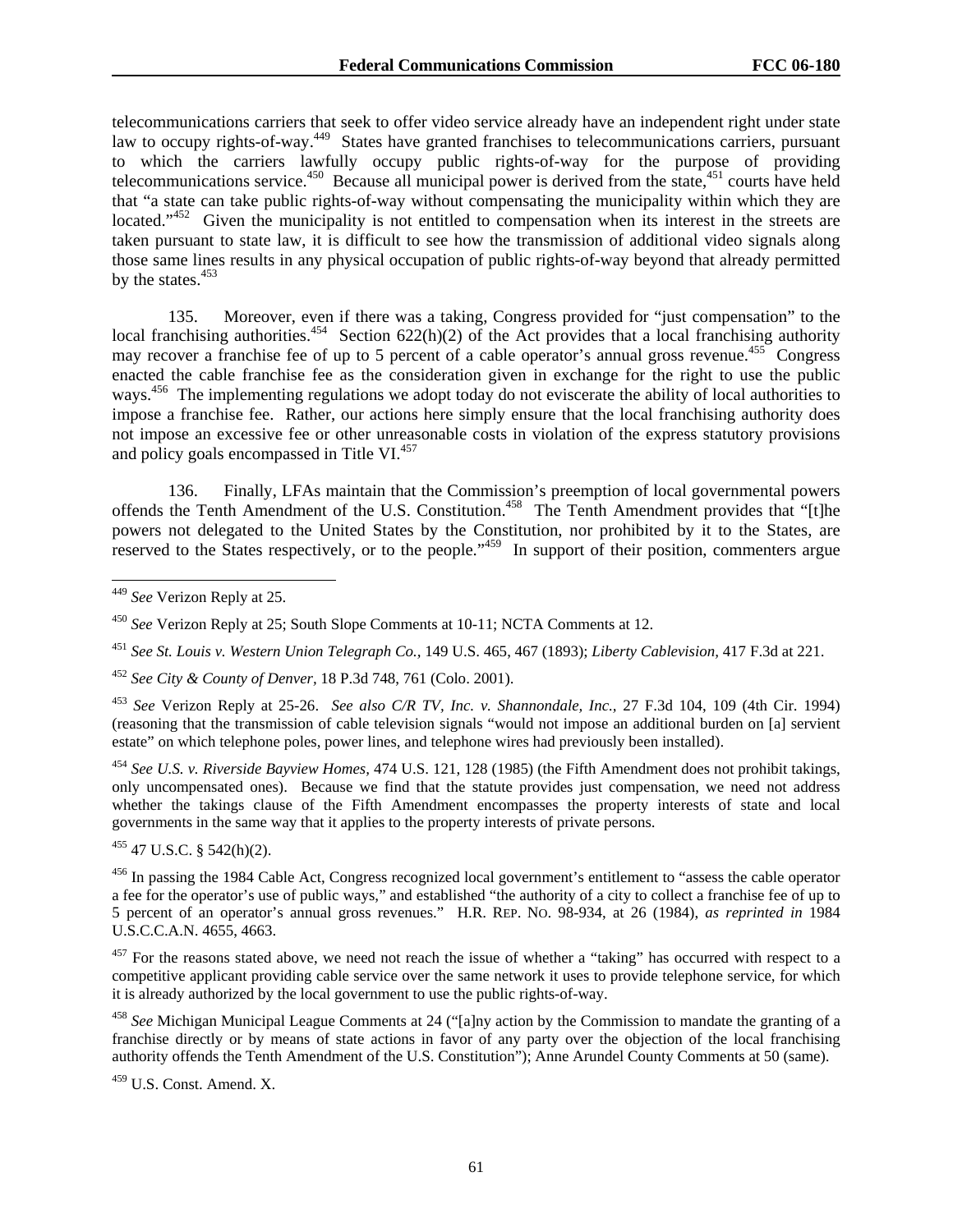telecommunications carriers that seek to offer video service already have an independent right under state law to occupy rights-of-way.[449] States have granted franchises to telecommunications carriers, pursuant to which the carriers lawfully occupy public rights-of-way for the purpose of providing telecommunications service.[450] Because all municipal power is derived from the state,[451] courts have held that "a state can take public rights-of-way without compensating the municipality within which they are located."[452] Given the municipality is not entitled to compensation when its interest in the streets are taken pursuant to state law, it is difficult to see how the transmission of additional video signals along those same lines results in any physical occupation of public rights-of-way beyond that already permitted by the states.[453]

135. Moreover, even if there was a taking, Congress provided for "just compensation" to the local franchising authorities.[454] Section 622(h)(2) of the Act provides that a local franchising authority may recover a franchise fee of up to 5 percent of a cable operator's annual gross revenue.[455] Congress enacted the cable franchise fee as the consideration given in exchange for the right to use the public ways.[456] The implementing regulations we adopt today do not eviscerate the ability of local authorities to impose a franchise fee. Rather, our actions here simply ensure that the local franchising authority does not impose an excessive fee or other unreasonable costs in violation of the express statutory provisions and policy goals encompassed in Title VI.[457]

136. Finally, LFAs maintain that the Commission's preemption of local governmental powers offends the Tenth Amendment of the U.S. Constitution.[458] The Tenth Amendment provides that "[t]he powers not delegated to the United States by the Constitution, nor prohibited by it to the States, are reserved to the States respectively, or to the people."[459] In support of their position, commenters argue

---

[449] *See* Verizon Reply at 25.

[450] *See* Verizon Reply at 25; South Slope Comments at 10-11; NCTA Comments at 12.

[451] *See St. Louis v. Western Union Telegraph Co.,* 149 U.S. 465, 467 (1893); *Liberty Cablevision,* 417 F.3d at 221.

[452] *See City & County of Denver,* 18 P.3d 748, 761 (Colo. 2001).

[453] *See* Verizon Reply at 25-26. *See also C/R TV, Inc. v. Shannondale, Inc.,* 27 F.3d 104, 109 (4th Cir. 1994) (reasoning that the transmission of cable television signals "would not impose an additional burden on [a] servient estate" on which telephone poles, power lines, and telephone wires had previously been installed).

[454] *See U.S. v. Riverside Bayview Homes,* 474 U.S. 121, 128 (1985) (the Fifth Amendment does not prohibit takings, only uncompensated ones). Because we find that the statute provides just compensation, we need not address whether the takings clause of the Fifth Amendment encompasses the property interests of state and local governments in the same way that it applies to the property interests of private persons.

[455] 47 U.S.C. § 542(h)(2).

[456] In passing the 1984 Cable Act, Congress recognized local government's entitlement to "assess the cable operator a fee for the operator's use of public ways," and established "the authority of a city to collect a franchise fee of up to 5 percent of an operator's annual gross revenues." H.R. REP. NO. 98-934, at 26 (1984), *as reprinted in* 1984 U.S.C.C.A.N. 4655, 4663.

[457] For the reasons stated above, we need not reach the issue of whether a "taking" has occurred with respect to a competitive applicant providing cable service over the same network it uses to provide telephone service, for which it is already authorized by the local government to use the public rights-of-way.

[458] *See* Michigan Municipal League Comments at 24 ("[a]ny action by the Commission to mandate the granting of a franchise directly or by means of state actions in favor of any party over the objection of the local franchising authority offends the Tenth Amendment of the U.S. Constitution"); Anne Arundel County Comments at 50 (same).

[459] U.S. Const. Amend. X.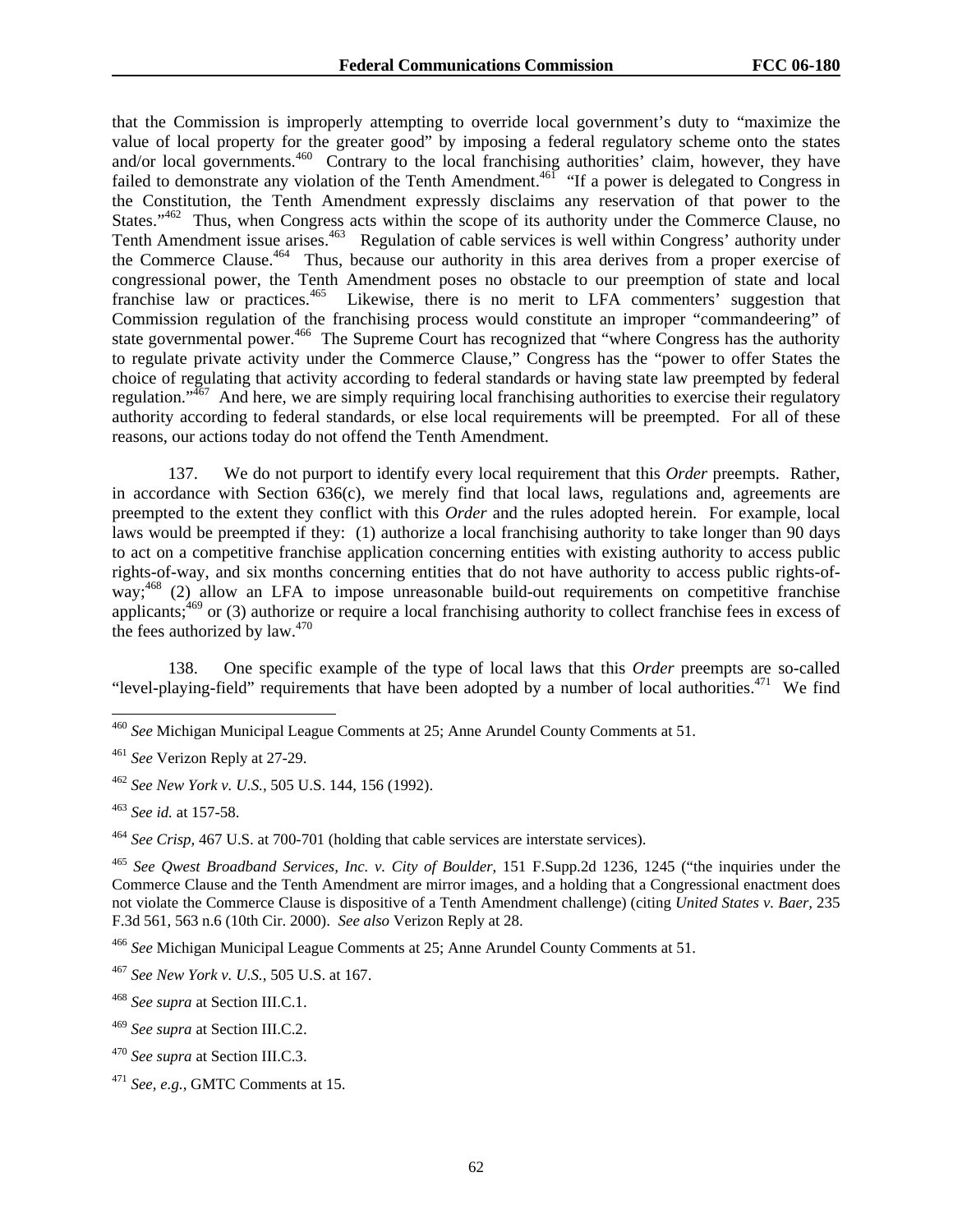that the Commission is improperly attempting to override local government's duty to "maximize the value of local property for the greater good" by imposing a federal regulatory scheme onto the states and/or local governments.[460] Contrary to the local franchising authorities' claim, however, they have failed to demonstrate any violation of the Tenth Amendment.[461] "If a power is delegated to Congress in the Constitution, the Tenth Amendment expressly disclaims any reservation of that power to the States."[462] Thus, when Congress acts within the scope of its authority under the Commerce Clause, no Tenth Amendment issue arises.[463] Regulation of cable services is well within Congress' authority under the Commerce Clause.[464] Thus, because our authority in this area derives from a proper exercise of congressional power, the Tenth Amendment poses no obstacle to our preemption of state and local franchise law or practices.[465] Likewise, there is no merit to LFA commenters' suggestion that Commission regulation of the franchising process would constitute an improper "commandeering" of state governmental power.[466] The Supreme Court has recognized that "where Congress has the authority to regulate private activity under the Commerce Clause," Congress has the "power to offer States the choice of regulating that activity according to federal standards or having state law preempted by federal regulation."[467] And here, we are simply requiring local franchising authorities to exercise their regulatory authority according to federal standards, or else local requirements will be preempted. For all of these reasons, our actions today do not offend the Tenth Amendment.

137. We do not purport to identify every local requirement that this *Order* preempts. Rather, in accordance with Section 636(c), we merely find that local laws, regulations and, agreements are preempted to the extent they conflict with this *Order* and the rules adopted herein. For example, local laws would be preempted if they: (1) authorize a local franchising authority to take longer than 90 days to act on a competitive franchise application concerning entities with existing authority to access public rights-of-way, and six months concerning entities that do not have authority to access public rights-of-way;[468] (2) allow an LFA to impose unreasonable build-out requirements on competitive franchise applicants;[469] or (3) authorize or require a local franchising authority to collect franchise fees in excess of the fees authorized by law.[470]

138. One specific example of the type of local laws that this *Order* preempts are so-called "level-playing-field" requirements that have been adopted by a number of local authorities.[471] We find

---

[460] *See* Michigan Municipal League Comments at 25; Anne Arundel County Comments at 51.

[461] *See* Verizon Reply at 27-29.

[462] *See New York v. U.S.*, 505 U.S. 144, 156 (1992).

[463] *See id.* at 157-58.

[464] *See Crisp*, 467 U.S. at 700-701 (holding that cable services are interstate services).

[465] *See Qwest Broadband Services, Inc. v. City of Boulder*, 151 F.Supp.2d 1236, 1245 ("the inquiries under the Commerce Clause and the Tenth Amendment are mirror images, and a holding that a Congressional enactment does not violate the Commerce Clause is dispositive of a Tenth Amendment challenge) (citing *United States v. Baer*, 235 F.3d 561, 563 n.6 (10th Cir. 2000). *See also* Verizon Reply at 28.

[466] *See* Michigan Municipal League Comments at 25; Anne Arundel County Comments at 51.

[467] *See New York v. U.S.*, 505 U.S. at 167.

[468] *See supra* at Section III.C.1.

[469] *See supra* at Section III.C.2.

[470] *See supra* at Section III.C.3.

[471] *See, e.g.*, GMTC Comments at 15.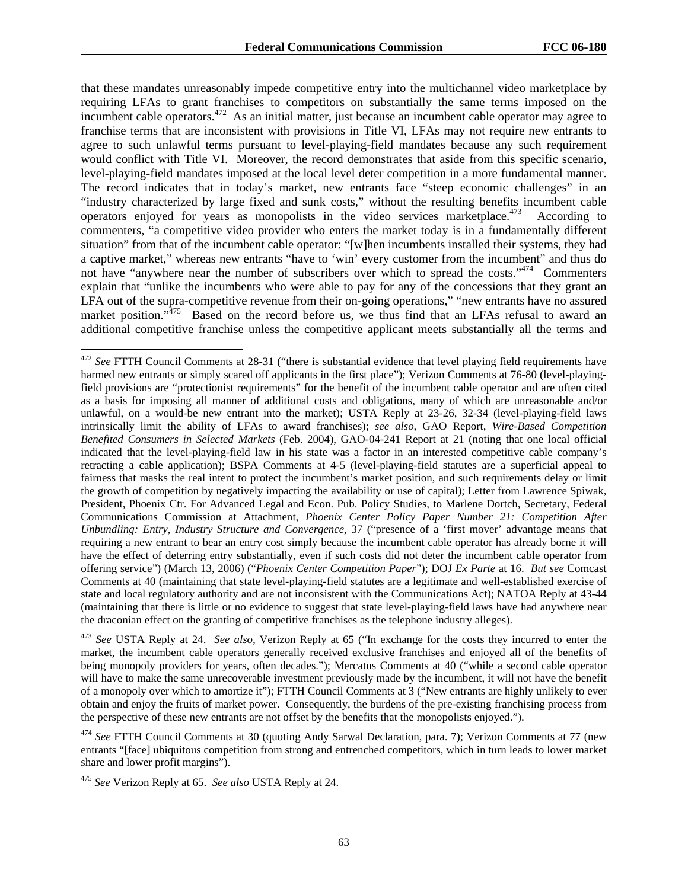that these mandates unreasonably impede competitive entry into the multichannel video marketplace by requiring LFAs to grant franchises to competitors on substantially the same terms imposed on the incumbent cable operators.[472] As an initial matter, just because an incumbent cable operator may agree to franchise terms that are inconsistent with provisions in Title VI, LFAs may not require new entrants to agree to such unlawful terms pursuant to level-playing-field mandates because any such requirement would conflict with Title VI. Moreover, the record demonstrates that aside from this specific scenario, level-playing-field mandates imposed at the local level deter competition in a more fundamental manner. The record indicates that in today's market, new entrants face "steep economic challenges" in an "industry characterized by large fixed and sunk costs," without the resulting benefits incumbent cable operators enjoyed for years as monopolists in the video services marketplace.[473] According to commenters, "a competitive video provider who enters the market today is in a fundamentally different situation" from that of the incumbent cable operator: "[w]hen incumbents installed their systems, they had a captive market," whereas new entrants "have to 'win' every customer from the incumbent" and thus do not have "anywhere near the number of subscribers over which to spread the costs."[474] Commenters explain that "unlike the incumbents who were able to pay for any of the concessions that they grant an LFA out of the supra-competitive revenue from their on-going operations," "new entrants have no assured market position."[475] Based on the record before us, we thus find that an LFAs refusal to award an additional competitive franchise unless the competitive applicant meets substantially all the terms and

---

[472] *See* FTTH Council Comments at 28-31 ("there is substantial evidence that level playing field requirements have harmed new entrants or simply scared off applicants in the first place"); Verizon Comments at 76-80 (level-playing-field provisions are "protectionist requirements" for the benefit of the incumbent cable operator and are often cited as a basis for imposing all manner of additional costs and obligations, many of which are unreasonable and/or unlawful, on a would-be new entrant into the market); USTA Reply at 23-26, 32-34 (level-playing-field laws intrinsically limit the ability of LFAs to award franchises); *see also*, GAO Report, *Wire-Based Competition Benefited Consumers in Selected Markets* (Feb. 2004), GAO-04-241 Report at 21 (noting that one local official indicated that the level-playing-field law in his state was a factor in an interested competitive cable company's retracting a cable application); BSPA Comments at 4-5 (level-playing-field statutes are a superficial appeal to fairness that masks the real intent to protect the incumbent's market position, and such requirements delay or limit the growth of competition by negatively impacting the availability or use of capital); Letter from Lawrence Spiwak, President, Phoenix Ctr. For Advanced Legal and Econ. Pub. Policy Studies, to Marlene Dortch, Secretary, Federal Communications Commission at Attachment, *Phoenix Center Policy Paper Number 21: Competition After Unbundling: Entry, Industry Structure and Convergence*, 37 ("presence of a 'first mover' advantage means that requiring a new entrant to bear an entry cost simply because the incumbent cable operator has already borne it will have the effect of deterring entry substantially, even if such costs did not deter the incumbent cable operator from offering service") (March 13, 2006) ("*Phoenix Center Competition Paper*"); DOJ *Ex Parte* at 16. *But see* Comcast Comments at 40 (maintaining that state level-playing-field statutes are a legitimate and well-established exercise of state and local regulatory authority and are not inconsistent with the Communications Act); NATOA Reply at 43-44 (maintaining that there is little or no evidence to suggest that state level-playing-field laws have had anywhere near the draconian effect on the granting of competitive franchises as the telephone industry alleges).

[473] *See* USTA Reply at 24. *See also*, Verizon Reply at 65 ("In exchange for the costs they incurred to enter the market, the incumbent cable operators generally received exclusive franchises and enjoyed all of the benefits of being monopoly providers for years, often decades."); Mercatus Comments at 40 ("while a second cable operator will have to make the same unrecoverable investment previously made by the incumbent, it will not have the benefit of a monopoly over which to amortize it"); FTTH Council Comments at 3 ("New entrants are highly unlikely to ever obtain and enjoy the fruits of market power. Consequently, the burdens of the pre-existing franchising process from the perspective of these new entrants are not offset by the benefits that the monopolists enjoyed.").

[474] *See* FTTH Council Comments at 30 (quoting Andy Sarwal Declaration, para. 7); Verizon Comments at 77 (new entrants "[face] ubiquitous competition from strong and entrenched competitors, which in turn leads to lower market share and lower profit margins").

[475] *See* Verizon Reply at 65. *See also* USTA Reply at 24.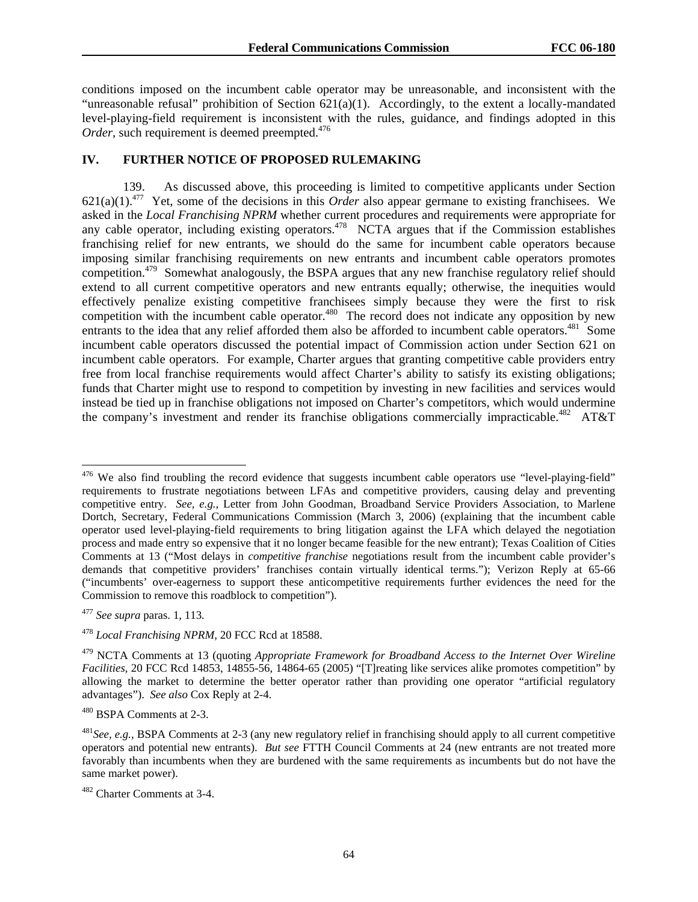conditions imposed on the incumbent cable operator may be unreasonable, and inconsistent with the "unreasonable refusal" prohibition of Section 621(a)(1). Accordingly, to the extent a locally-mandated level-playing-field requirement is inconsistent with the rules, guidance, and findings adopted in this *Order*, such requirement is deemed preempted.[476]

## IV. FURTHER NOTICE OF PROPOSED RULEMAKING

139. As discussed above, this proceeding is limited to competitive applicants under Section 621(a)(1).[477] Yet, some of the decisions in this *Order* also appear germane to existing franchisees. We asked in the *Local Franchising NPRM* whether current procedures and requirements were appropriate for any cable operator, including existing operators.[478] NCTA argues that if the Commission establishes franchising relief for new entrants, we should do the same for incumbent cable operators because imposing similar franchising requirements on new entrants and incumbent cable operators promotes competition.[479] Somewhat analogously, the BSPA argues that any new franchise regulatory relief should extend to all current competitive operators and new entrants equally; otherwise, the inequities would effectively penalize existing competitive franchisees simply because they were the first to risk competition with the incumbent cable operator.[480] The record does not indicate any opposition by new entrants to the idea that any relief afforded them also be afforded to incumbent cable operators.[481] Some incumbent cable operators discussed the potential impact of Commission action under Section 621 on incumbent cable operators. For example, Charter argues that granting competitive cable providers entry free from local franchise requirements would affect Charter's ability to satisfy its existing obligations; funds that Charter might use to respond to competition by investing in new facilities and services would instead be tied up in franchise obligations not imposed on Charter's competitors, which would undermine the company's investment and render its franchise obligations commercially impracticable.[482] AT&T

---

[476] We also find troubling the record evidence that suggests incumbent cable operators use "level-playing-field" requirements to frustrate negotiations between LFAs and competitive providers, causing delay and preventing competitive entry. *See, e.g.,* Letter from John Goodman, Broadband Service Providers Association, to Marlene Dortch, Secretary, Federal Communications Commission (March 3, 2006) (explaining that the incumbent cable operator used level-playing-field requirements to bring litigation against the LFA which delayed the negotiation process and made entry so expensive that it no longer became feasible for the new entrant); Texas Coalition of Cities Comments at 13 ("Most delays in *competitive franchise* negotiations result from the incumbent cable provider's demands that competitive providers' franchises contain virtually identical terms."); Verizon Reply at 65-66 ("incumbents' over-eagerness to support these anticompetitive requirements further evidences the need for the Commission to remove this roadblock to competition").

[477] *See supra* paras. 1, 113.

[478] *Local Franchising NPRM*, 20 FCC Rcd at 18588.

[479] NCTA Comments at 13 (quoting *Appropriate Framework for Broadband Access to the Internet Over Wireline Facilities*, 20 FCC Rcd 14853, 14855-56, 14864-65 (2005) "[T]reating like services alike promotes competition" by allowing the market to determine the better operator rather than providing one operator "artificial regulatory advantages"). *See also* Cox Reply at 2-4.

[480] BSPA Comments at 2-3.

[481] *See, e.g.*, BSPA Comments at 2-3 (any new regulatory relief in franchising should apply to all current competitive operators and potential new entrants). *But see* FTTH Council Comments at 24 (new entrants are not treated more favorably than incumbents when they are burdened with the same requirements as incumbents but do not have the same market power).

[482] Charter Comments at 3-4.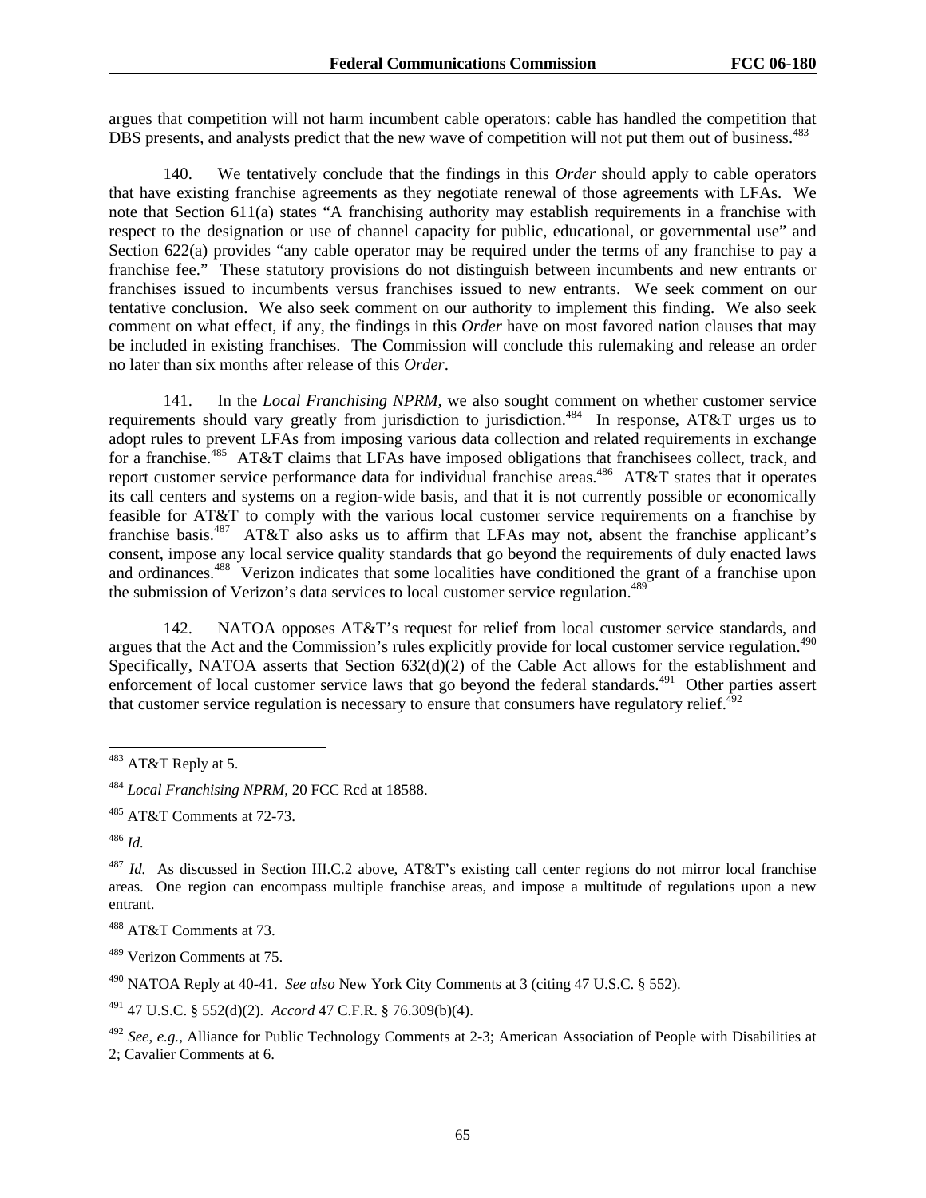argues that competition will not harm incumbent cable operators: cable has handled the competition that DBS presents, and analysts predict that the new wave of competition will not put them out of business.[483]

140. We tentatively conclude that the findings in this *Order* should apply to cable operators that have existing franchise agreements as they negotiate renewal of those agreements with LFAs. We note that Section 611(a) states "A franchising authority may establish requirements in a franchise with respect to the designation or use of channel capacity for public, educational, or governmental use" and Section 622(a) provides "any cable operator may be required under the terms of any franchise to pay a franchise fee." These statutory provisions do not distinguish between incumbents and new entrants or franchises issued to incumbents versus franchises issued to new entrants. We seek comment on our tentative conclusion. We also seek comment on our authority to implement this finding. We also seek comment on what effect, if any, the findings in this *Order* have on most favored nation clauses that may be included in existing franchises. The Commission will conclude this rulemaking and release an order no later than six months after release of this *Order*.

141. In the *Local Franchising NPRM*, we also sought comment on whether customer service requirements should vary greatly from jurisdiction to jurisdiction.[484] In response, AT&T urges us to adopt rules to prevent LFAs from imposing various data collection and related requirements in exchange for a franchise.[485] AT&T claims that LFAs have imposed obligations that franchisees collect, track, and report customer service performance data for individual franchise areas.[486] AT&T states that it operates its call centers and systems on a region-wide basis, and that it is not currently possible or economically feasible for AT&T to comply with the various local customer service requirements on a franchise by franchise basis.[487] AT&T also asks us to affirm that LFAs may not, absent the franchise applicant's consent, impose any local service quality standards that go beyond the requirements of duly enacted laws and ordinances.[488] Verizon indicates that some localities have conditioned the grant of a franchise upon the submission of Verizon's data services to local customer service regulation.[489]

142. NATOA opposes AT&T's request for relief from local customer service standards, and argues that the Act and the Commission's rules explicitly provide for local customer service regulation.[490] Specifically, NATOA asserts that Section 632(d)(2) of the Cable Act allows for the establishment and enforcement of local customer service laws that go beyond the federal standards.[491] Other parties assert that customer service regulation is necessary to ensure that consumers have regulatory relief.[492]

---

[483] AT&T Reply at 5.

[484] *Local Franchising NPRM*, 20 FCC Rcd at 18588.

[485] AT&T Comments at 72-73.

[486] *Id.*

[487] *Id.* As discussed in Section III.C.2 above, AT&T's existing call center regions do not mirror local franchise areas. One region can encompass multiple franchise areas, and impose a multitude of regulations upon a new entrant.

[488] AT&T Comments at 73.

[489] Verizon Comments at 75.

[490] NATOA Reply at 40-41. *See also* New York City Comments at 3 (citing 47 U.S.C. § 552).

[491] 47 U.S.C. § 552(d)(2). *Accord* 47 C.F.R. § 76.309(b)(4).

[492] *See, e.g.*, Alliance for Public Technology Comments at 2-3; American Association of People with Disabilities at 2; Cavalier Comments at 6.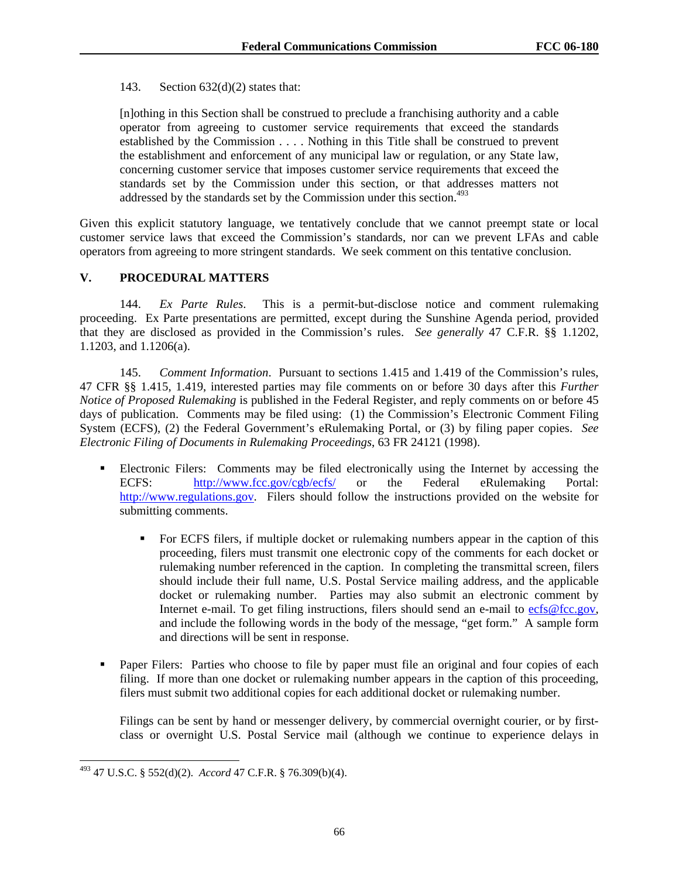143. Section 632(d)(2) states that:

> [n]othing in this Section shall be construed to preclude a franchising authority and a cable operator from agreeing to customer service requirements that exceed the standards established by the Commission . . . . Nothing in this Title shall be construed to prevent the establishment and enforcement of any municipal law or regulation, or any State law, concerning customer service that imposes customer service requirements that exceed the standards set by the Commission under this section, or that addresses matters not addressed by the standards set by the Commission under this section.[493]

Given this explicit statutory language, we tentatively conclude that we cannot preempt state or local customer service laws that exceed the Commission's standards, nor can we prevent LFAs and cable operators from agreeing to more stringent standards. We seek comment on this tentative conclusion.

## V. PROCEDURAL MATTERS

144. *Ex Parte Rules*. This is a permit-but-disclose notice and comment rulemaking proceeding. Ex Parte presentations are permitted, except during the Sunshine Agenda period, provided that they are disclosed as provided in the Commission's rules. *See generally* 47 C.F.R. §§ 1.1202, 1.1203, and 1.1206(a).

145. *Comment Information*. Pursuant to sections 1.415 and 1.419 of the Commission's rules, 47 CFR §§ 1.415, 1.419, interested parties may file comments on or before 30 days after this *Further Notice of Proposed Rulemaking* is published in the Federal Register, and reply comments on or before 45 days of publication. Comments may be filed using: (1) the Commission's Electronic Comment Filing System (ECFS), (2) the Federal Government's eRulemaking Portal, or (3) by filing paper copies. *See Electronic Filing of Documents in Rulemaking Proceedings*, 63 FR 24121 (1998).

- Electronic Filers: Comments may be filed electronically using the Internet by accessing the ECFS: http://www.fcc.gov/cgb/ecfs/ or the Federal eRulemaking Portal: http://www.regulations.gov. Filers should follow the instructions provided on the website for submitting comments.
  - For ECFS filers, if multiple docket or rulemaking numbers appear in the caption of this proceeding, filers must transmit one electronic copy of the comments for each docket or rulemaking number referenced in the caption. In completing the transmittal screen, filers should include their full name, U.S. Postal Service mailing address, and the applicable docket or rulemaking number. Parties may also submit an electronic comment by Internet e-mail. To get filing instructions, filers should send an e-mail to ecfs@fcc.gov, and include the following words in the body of the message, "get form." A sample form and directions will be sent in response.
- Paper Filers: Parties who choose to file by paper must file an original and four copies of each filing. If more than one docket or rulemaking number appears in the caption of this proceeding, filers must submit two additional copies for each additional docket or rulemaking number.

  Filings can be sent by hand or messenger delivery, by commercial overnight courier, or by first-class or overnight U.S. Postal Service mail (although we continue to experience delays in

---

[493] 47 U.S.C. § 552(d)(2). *Accord* 47 C.F.R. § 76.309(b)(4).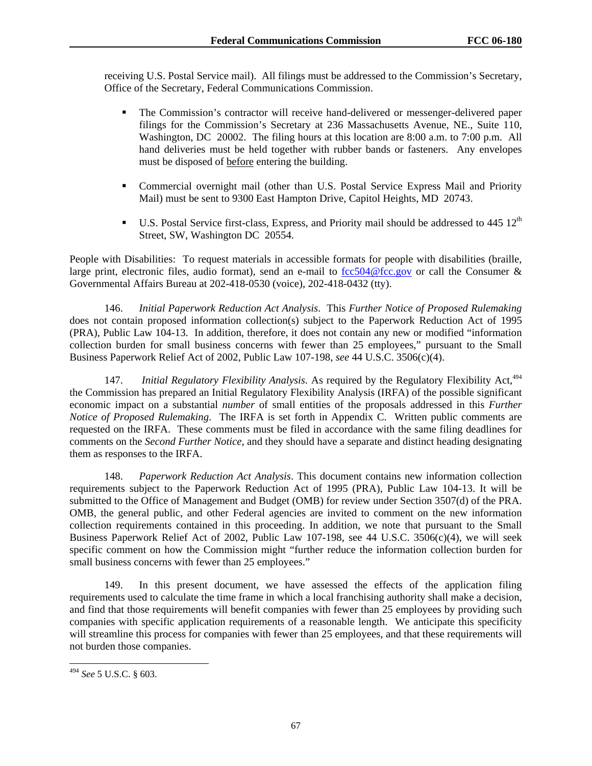receiving U.S. Postal Service mail). All filings must be addressed to the Commission's Secretary, Office of the Secretary, Federal Communications Commission.

- The Commission's contractor will receive hand-delivered or messenger-delivered paper filings for the Commission's Secretary at 236 Massachusetts Avenue, NE., Suite 110, Washington, DC 20002. The filing hours at this location are 8:00 a.m. to 7:00 p.m. All hand deliveries must be held together with rubber bands or fasteners. Any envelopes must be disposed of before entering the building.

- Commercial overnight mail (other than U.S. Postal Service Express Mail and Priority Mail) must be sent to 9300 East Hampton Drive, Capitol Heights, MD 20743.

- U.S. Postal Service first-class, Express, and Priority mail should be addressed to 445 12th Street, SW, Washington DC 20554.

People with Disabilities: To request materials in accessible formats for people with disabilities (braille, large print, electronic files, audio format), send an e-mail to fcc504@fcc.gov or call the Consumer & Governmental Affairs Bureau at 202-418-0530 (voice), 202-418-0432 (tty).

146. *Initial Paperwork Reduction Act Analysis*. This *Further Notice of Proposed Rulemaking* does not contain proposed information collection(s) subject to the Paperwork Reduction Act of 1995 (PRA), Public Law 104-13. In addition, therefore, it does not contain any new or modified "information collection burden for small business concerns with fewer than 25 employees," pursuant to the Small Business Paperwork Relief Act of 2002, Public Law 107-198, *see* 44 U.S.C. 3506(c)(4).

147. *Initial Regulatory Flexibility Analysis*. As required by the Regulatory Flexibility Act,[494] the Commission has prepared an Initial Regulatory Flexibility Analysis (IRFA) of the possible significant economic impact on a substantial *number* of small entities of the proposals addressed in this *Further Notice of Proposed Rulemaking*. The IRFA is set forth in Appendix C. Written public comments are requested on the IRFA. These comments must be filed in accordance with the same filing deadlines for comments on the *Second Further Notice*, and they should have a separate and distinct heading designating them as responses to the IRFA.

148. *Paperwork Reduction Act Analysis*. This document contains new information collection requirements subject to the Paperwork Reduction Act of 1995 (PRA), Public Law 104-13. It will be submitted to the Office of Management and Budget (OMB) for review under Section 3507(d) of the PRA. OMB, the general public, and other Federal agencies are invited to comment on the new information collection requirements contained in this proceeding. In addition, we note that pursuant to the Small Business Paperwork Relief Act of 2002, Public Law 107-198, see 44 U.S.C. 3506(c)(4), we will seek specific comment on how the Commission might "further reduce the information collection burden for small business concerns with fewer than 25 employees."

149. In this present document, we have assessed the effects of the application filing requirements used to calculate the time frame in which a local franchising authority shall make a decision, and find that those requirements will benefit companies with fewer than 25 employees by providing such companies with specific application requirements of a reasonable length. We anticipate this specificity will streamline this process for companies with fewer than 25 employees, and that these requirements will not burden those companies.

---

[494] *See* 5 U.S.C. § 603.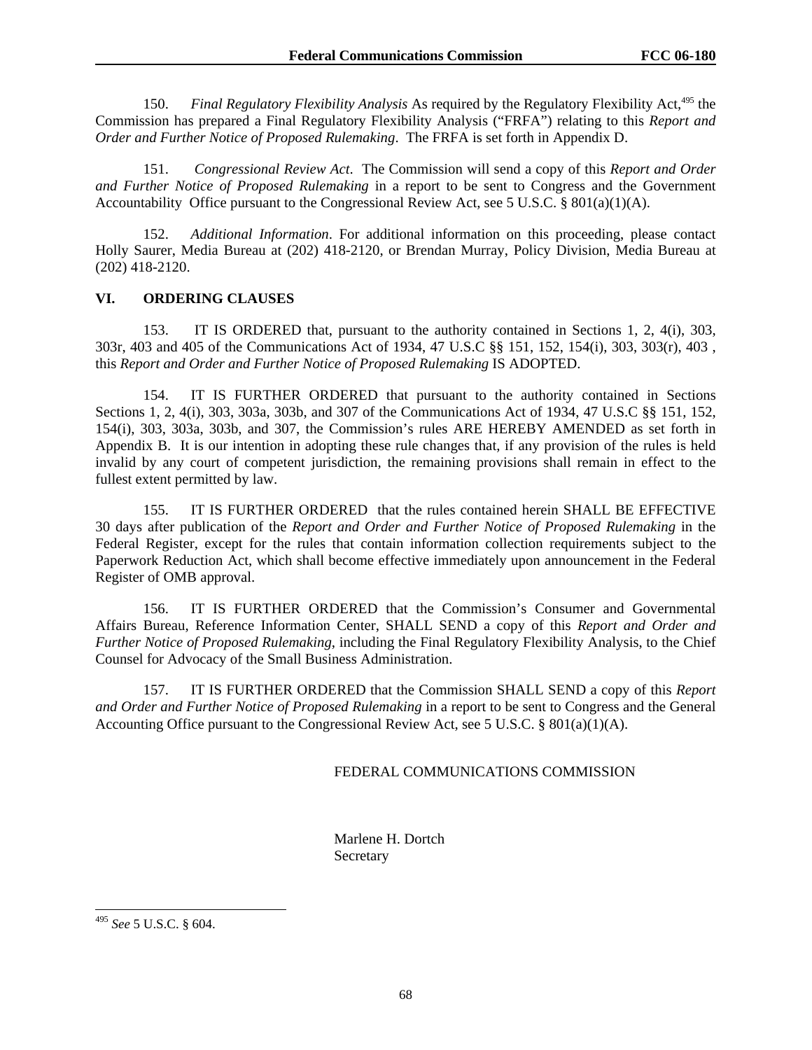150. *Final Regulatory Flexibility Analysis* As required by the Regulatory Flexibility Act,[495] the Commission has prepared a Final Regulatory Flexibility Analysis ("FRFA") relating to this *Report and Order and Further Notice of Proposed Rulemaking*. The FRFA is set forth in Appendix D.

151. *Congressional Review Act*. The Commission will send a copy of this *Report and Order and Further Notice of Proposed Rulemaking* in a report to be sent to Congress and the Government Accountability Office pursuant to the Congressional Review Act, see 5 U.S.C. § 801(a)(1)(A).

152. *Additional Information*. For additional information on this proceeding, please contact Holly Saurer, Media Bureau at (202) 418-2120, or Brendan Murray, Policy Division, Media Bureau at (202) 418-2120.

## VI. ORDERING CLAUSES

153. IT IS ORDERED that, pursuant to the authority contained in Sections 1, 2, 4(i), 303, 303r, 403 and 405 of the Communications Act of 1934, 47 U.S.C §§ 151, 152, 154(i), 303, 303(r), 403 , this *Report and Order and Further Notice of Proposed Rulemaking* IS ADOPTED.

154. IT IS FURTHER ORDERED that pursuant to the authority contained in Sections Sections 1, 2, 4(i), 303, 303a, 303b, and 307 of the Communications Act of 1934, 47 U.S.C §§ 151, 152, 154(i), 303, 303a, 303b, and 307, the Commission's rules ARE HEREBY AMENDED as set forth in Appendix B. It is our intention in adopting these rule changes that, if any provision of the rules is held invalid by any court of competent jurisdiction, the remaining provisions shall remain in effect to the fullest extent permitted by law.

155. IT IS FURTHER ORDERED that the rules contained herein SHALL BE EFFECTIVE 30 days after publication of the *Report and Order and Further Notice of Proposed Rulemaking* in the Federal Register, except for the rules that contain information collection requirements subject to the Paperwork Reduction Act, which shall become effective immediately upon announcement in the Federal Register of OMB approval.

156. IT IS FURTHER ORDERED that the Commission's Consumer and Governmental Affairs Bureau, Reference Information Center, SHALL SEND a copy of this *Report and Order and Further Notice of Proposed Rulemaking*, including the Final Regulatory Flexibility Analysis, to the Chief Counsel for Advocacy of the Small Business Administration.

157. IT IS FURTHER ORDERED that the Commission SHALL SEND a copy of this *Report and Order and Further Notice of Proposed Rulemaking* in a report to be sent to Congress and the General Accounting Office pursuant to the Congressional Review Act, see 5 U.S.C. § 801(a)(1)(A).

FEDERAL COMMUNICATIONS COMMISSION

Marlene H. Dortch
Secretary

---

[495] *See* 5 U.S.C. § 604.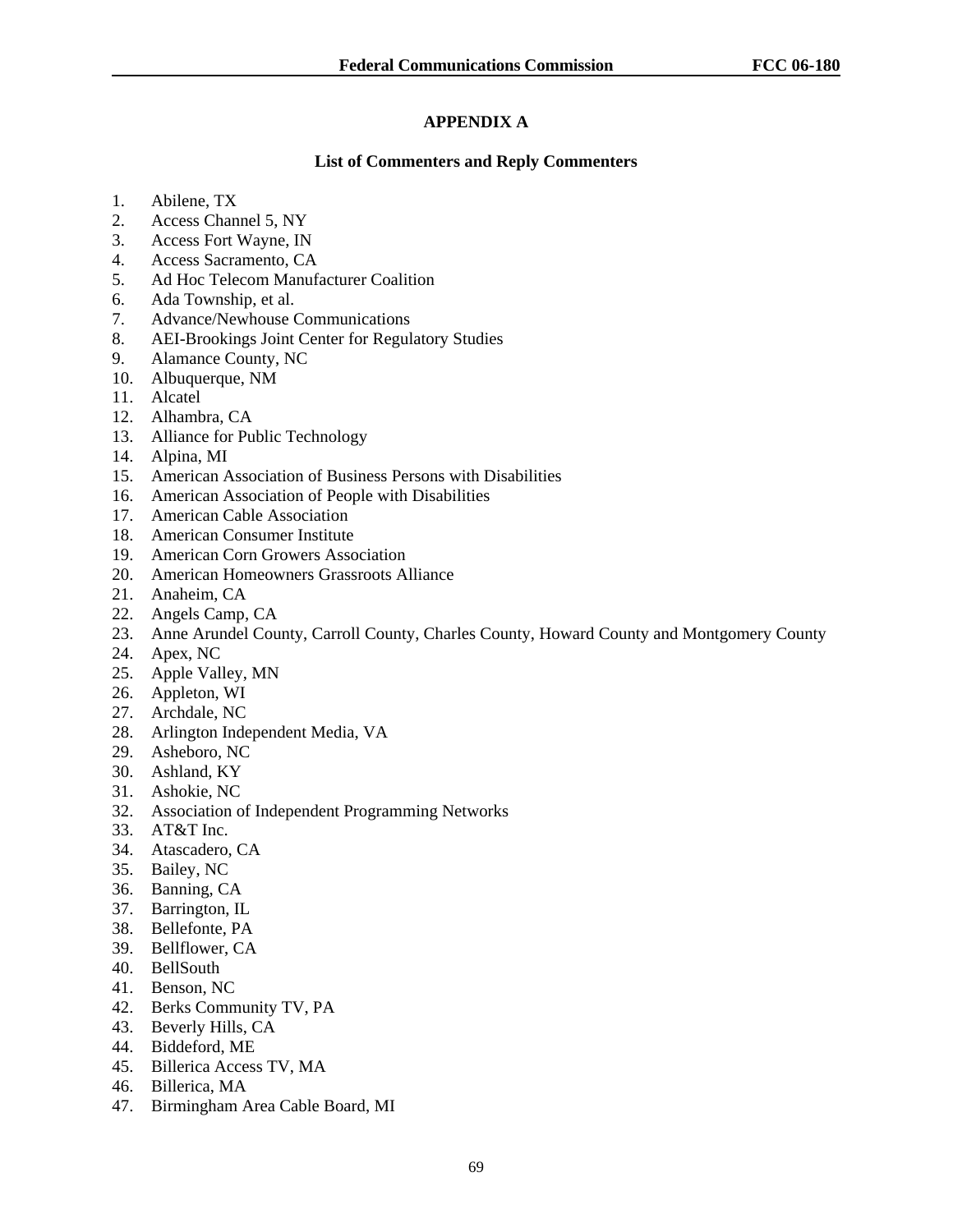## APPENDIX A

### List of Commenters and Reply Commenters

1. Abilene, TX
2. Access Channel 5, NY
3. Access Fort Wayne, IN
4. Access Sacramento, CA
5. Ad Hoc Telecom Manufacturer Coalition
6. Ada Township, et al.
7. Advance/Newhouse Communications
8. AEI-Brookings Joint Center for Regulatory Studies
9. Alamance County, NC
10. Albuquerque, NM
11. Alcatel
12. Alhambra, CA
13. Alliance for Public Technology
14. Alpina, MI
15. American Association of Business Persons with Disabilities
16. American Association of People with Disabilities
17. American Cable Association
18. American Consumer Institute
19. American Corn Growers Association
20. American Homeowners Grassroots Alliance
21. Anaheim, CA
22. Angels Camp, CA
23. Anne Arundel County, Carroll County, Charles County, Howard County and Montgomery County
24. Apex, NC
25. Apple Valley, MN
26. Appleton, WI
27. Archdale, NC
28. Arlington Independent Media, VA
29. Asheboro, NC
30. Ashland, KY
31. Ashokie, NC
32. Association of Independent Programming Networks
33. AT&T Inc.
34. Atascadero, CA
35. Bailey, NC
36. Banning, CA
37. Barrington, IL
38. Bellefonte, PA
39. Bellflower, CA
40. BellSouth
41. Benson, NC
42. Berks Community TV, PA
43. Beverly Hills, CA
44. Biddeford, ME
45. Billerica Access TV, MA
46. Billerica, MA
47. Birmingham Area Cable Board, MI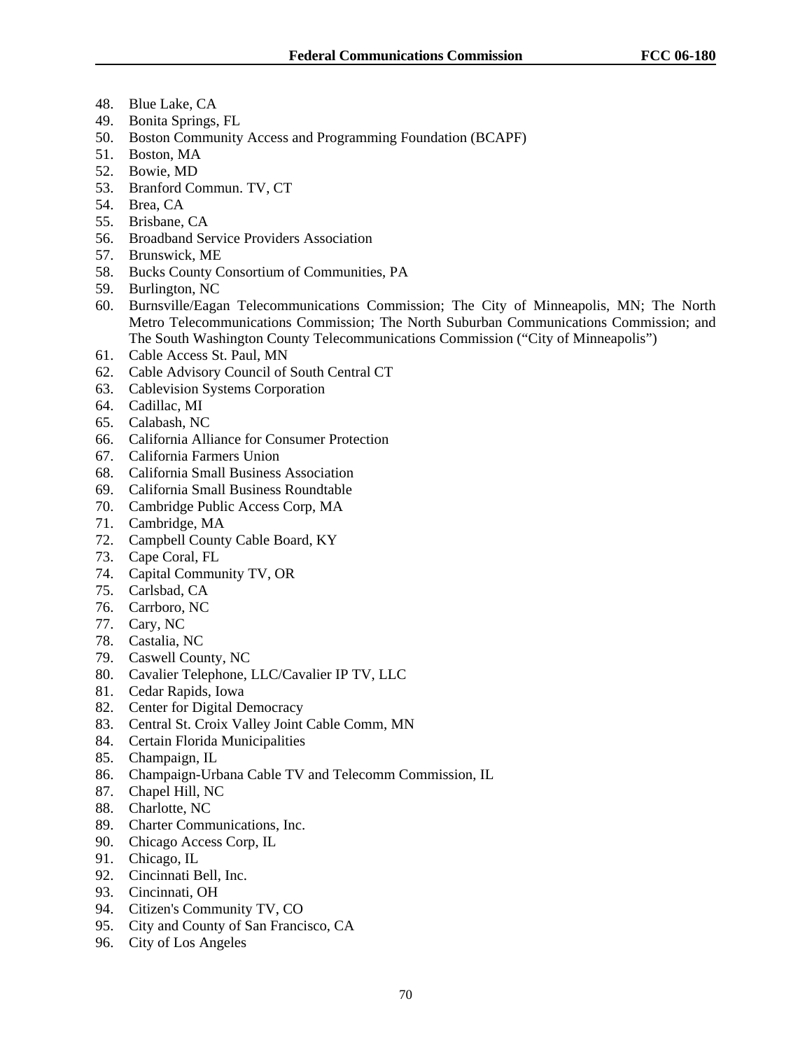48. Blue Lake, CA
49. Bonita Springs, FL
50. Boston Community Access and Programming Foundation (BCAPF)
51. Boston, MA
52. Bowie, MD
53. Branford Commun. TV, CT
54. Brea, CA
55. Brisbane, CA
56. Broadband Service Providers Association
57. Brunswick, ME
58. Bucks County Consortium of Communities, PA
59. Burlington, NC
60. Burnsville/Eagan Telecommunications Commission; The City of Minneapolis, MN; The North Metro Telecommunications Commission; The North Suburban Communications Commission; and The South Washington County Telecommunications Commission ("City of Minneapolis")
61. Cable Access St. Paul, MN
62. Cable Advisory Council of South Central CT
63. Cablevision Systems Corporation
64. Cadillac, MI
65. Calabash, NC
66. California Alliance for Consumer Protection
67. California Farmers Union
68. California Small Business Association
69. California Small Business Roundtable
70. Cambridge Public Access Corp, MA
71. Cambridge, MA
72. Campbell County Cable Board, KY
73. Cape Coral, FL
74. Capital Community TV, OR
75. Carlsbad, CA
76. Carrboro, NC
77. Cary, NC
78. Castalia, NC
79. Caswell County, NC
80. Cavalier Telephone, LLC/Cavalier IP TV, LLC
81. Cedar Rapids, Iowa
82. Center for Digital Democracy
83. Central St. Croix Valley Joint Cable Comm, MN
84. Certain Florida Municipalities
85. Champaign, IL
86. Champaign-Urbana Cable TV and Telecomm Commission, IL
87. Chapel Hill, NC
88. Charlotte, NC
89. Charter Communications, Inc.
90. Chicago Access Corp, IL
91. Chicago, IL
92. Cincinnati Bell, Inc.
93. Cincinnati, OH
94. Citizen's Community TV, CO
95. City and County of San Francisco, CA
96. City of Los Angeles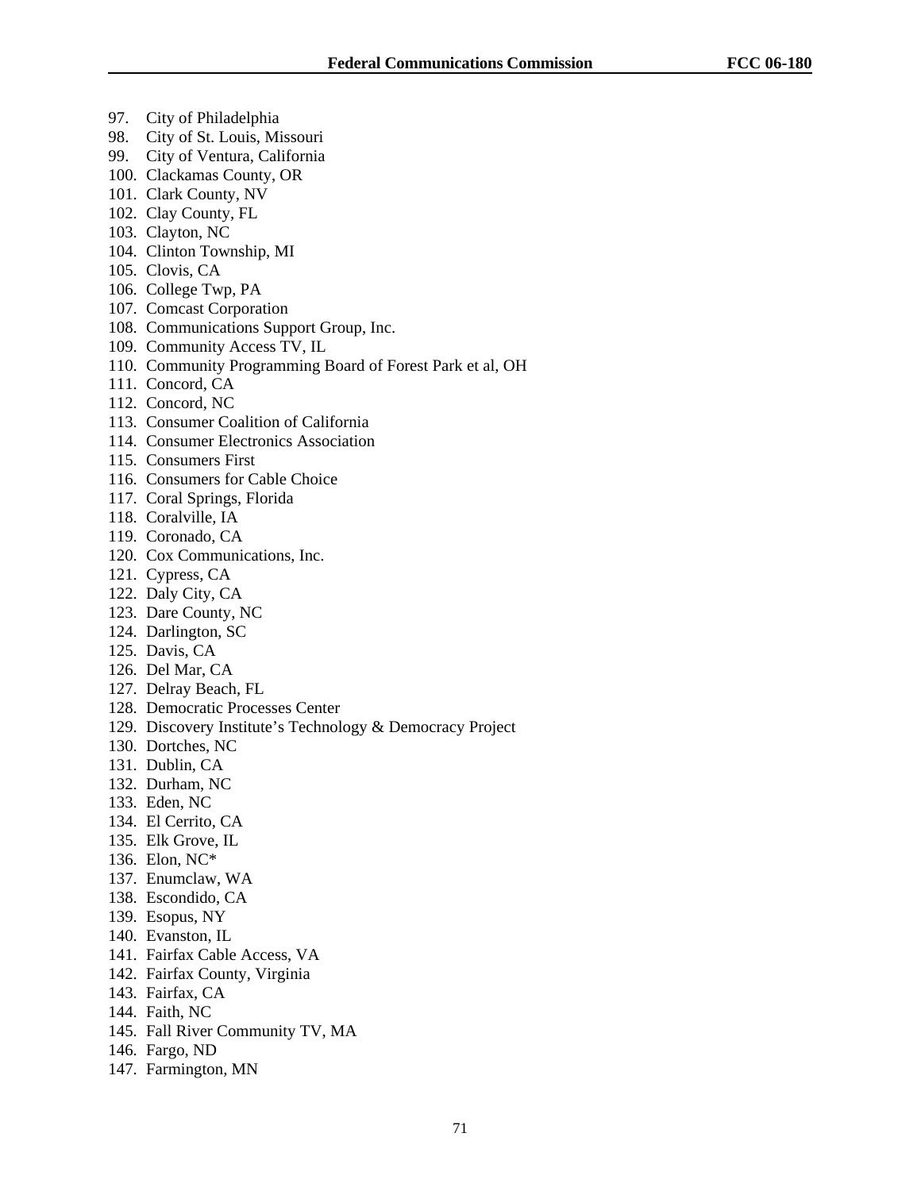97. City of Philadelphia
98. City of St. Louis, Missouri
99. City of Ventura, California
100. Clackamas County, OR
101. Clark County, NV
102. Clay County, FL
103. Clayton, NC
104. Clinton Township, MI
105. Clovis, CA
106. College Twp, PA
107. Comcast Corporation
108. Communications Support Group, Inc.
109. Community Access TV, IL
110. Community Programming Board of Forest Park et al, OH
111. Concord, CA
112. Concord, NC
113. Consumer Coalition of California
114. Consumer Electronics Association
115. Consumers First
116. Consumers for Cable Choice
117. Coral Springs, Florida
118. Coralville, IA
119. Coronado, CA
120. Cox Communications, Inc.
121. Cypress, CA
122. Daly City, CA
123. Dare County, NC
124. Darlington, SC
125. Davis, CA
126. Del Mar, CA
127. Delray Beach, FL
128. Democratic Processes Center
129. Discovery Institute's Technology & Democracy Project
130. Dortches, NC
131. Dublin, CA
132. Durham, NC
133. Eden, NC
134. El Cerrito, CA
135. Elk Grove, IL
136. Elon, NC*
137. Enumclaw, WA
138. Escondido, CA
139. Esopus, NY
140. Evanston, IL
141. Fairfax Cable Access, VA
142. Fairfax County, Virginia
143. Fairfax, CA
144. Faith, NC
145. Fall River Community TV, MA
146. Fargo, ND
147. Farmington, MN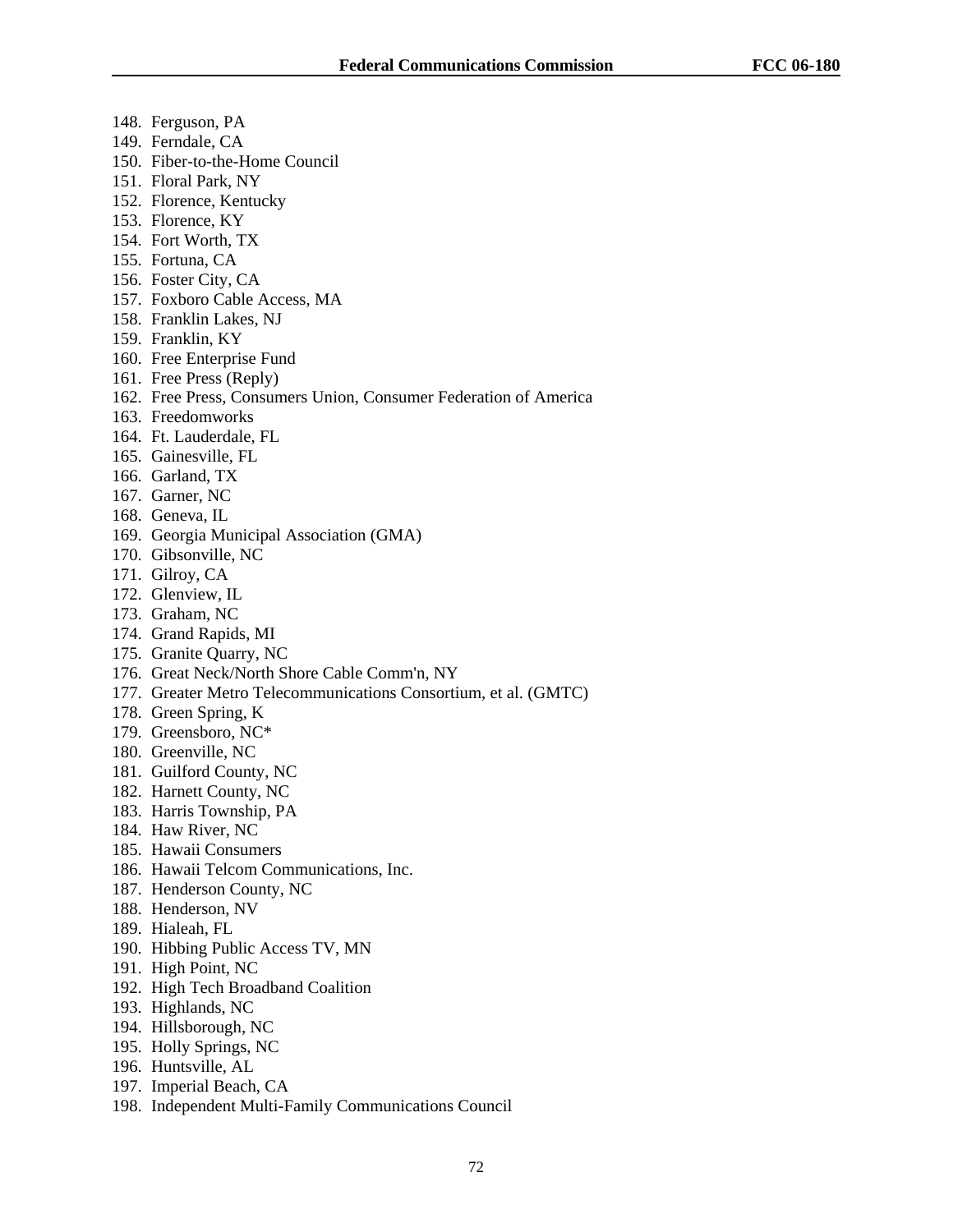148. Ferguson, PA
149. Ferndale, CA
150. Fiber-to-the-Home Council
151. Floral Park, NY
152. Florence, Kentucky
153. Florence, KY
154. Fort Worth, TX
155. Fortuna, CA
156. Foster City, CA
157. Foxboro Cable Access, MA
158. Franklin Lakes, NJ
159. Franklin, KY
160. Free Enterprise Fund
161. Free Press (Reply)
162. Free Press, Consumers Union, Consumer Federation of America
163. Freedomworks
164. Ft. Lauderdale, FL
165. Gainesville, FL
166. Garland, TX
167. Garner, NC
168. Geneva, IL
169. Georgia Municipal Association (GMA)
170. Gibsonville, NC
171. Gilroy, CA
172. Glenview, IL
173. Graham, NC
174. Grand Rapids, MI
175. Granite Quarry, NC
176. Great Neck/North Shore Cable Comm'n, NY
177. Greater Metro Telecommunications Consortium, et al. (GMTC)
178. Green Spring, K
179. Greensboro, NC*
180. Greenville, NC
181. Guilford County, NC
182. Harnett County, NC
183. Harris Township, PA
184. Haw River, NC
185. Hawaii Consumers
186. Hawaii Telcom Communications, Inc.
187. Henderson County, NC
188. Henderson, NV
189. Hialeah, FL
190. Hibbing Public Access TV, MN
191. High Point, NC
192. High Tech Broadband Coalition
193. Highlands, NC
194. Hillsborough, NC
195. Holly Springs, NC
196. Huntsville, AL
197. Imperial Beach, CA
198. Independent Multi-Family Communications Council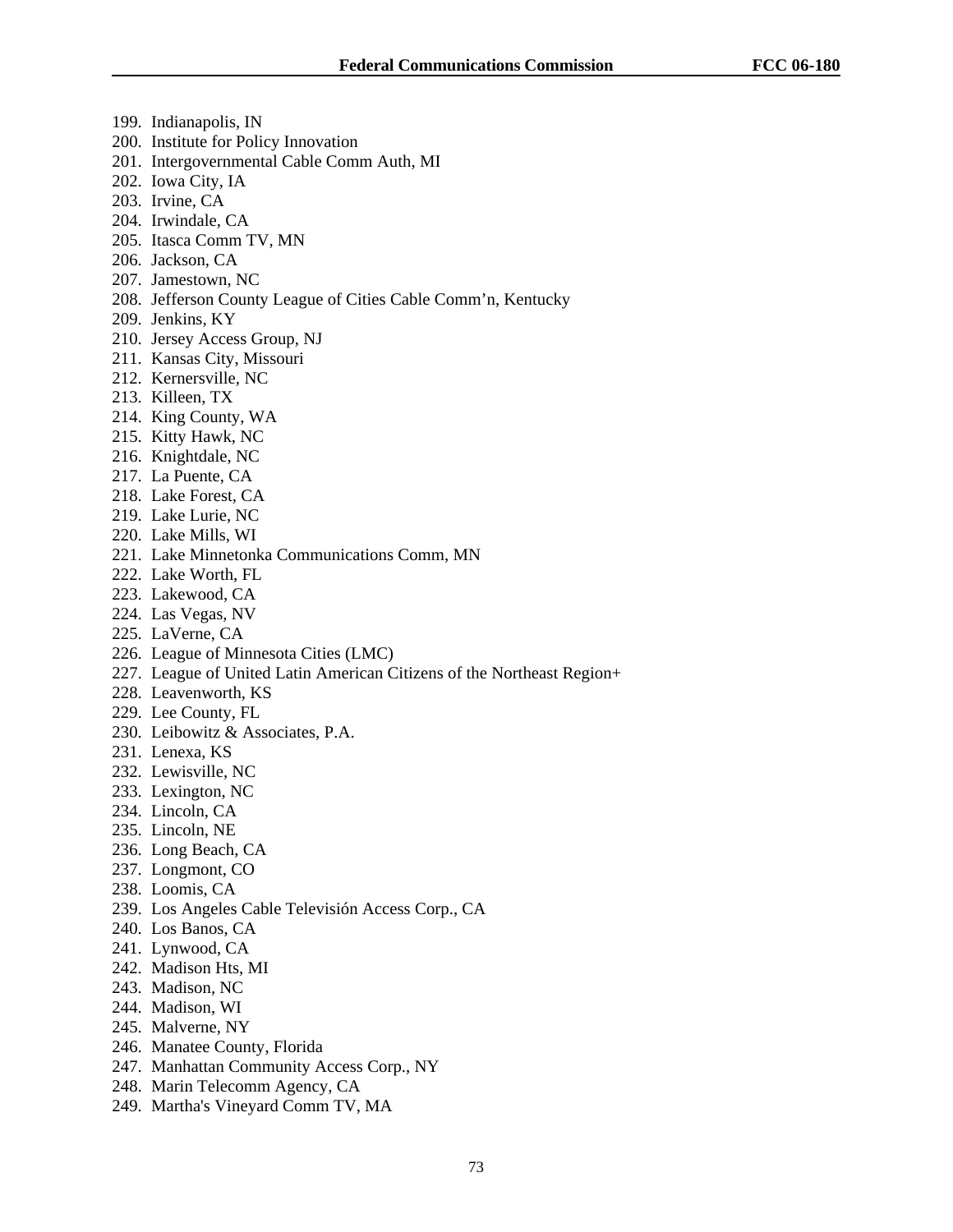199. Indianapolis, IN
200. Institute for Policy Innovation
201. Intergovernmental Cable Comm Auth, MI
202. Iowa City, IA
203. Irvine, CA
204. Irwindale, CA
205. Itasca Comm TV, MN
206. Jackson, CA
207. Jamestown, NC
208. Jefferson County League of Cities Cable Comm'n, Kentucky
209. Jenkins, KY
210. Jersey Access Group, NJ
211. Kansas City, Missouri
212. Kernersville, NC
213. Killeen, TX
214. King County, WA
215. Kitty Hawk, NC
216. Knightdale, NC
217. La Puente, CA
218. Lake Forest, CA
219. Lake Lurie, NC
220. Lake Mills, WI
221. Lake Minnetonka Communications Comm, MN
222. Lake Worth, FL
223. Lakewood, CA
224. Las Vegas, NV
225. LaVerne, CA
226. League of Minnesota Cities (LMC)
227. League of United Latin American Citizens of the Northeast Region+
228. Leavenworth, KS
229. Lee County, FL
230. Leibowitz & Associates, P.A.
231. Lenexa, KS
232. Lewisville, NC
233. Lexington, NC
234. Lincoln, CA
235. Lincoln, NE
236. Long Beach, CA
237. Longmont, CO
238. Loomis, CA
239. Los Angeles Cable Televisión Access Corp., CA
240. Los Banos, CA
241. Lynwood, CA
242. Madison Hts, MI
243. Madison, NC
244. Madison, WI
245. Malverne, NY
246. Manatee County, Florida
247. Manhattan Community Access Corp., NY
248. Marin Telecomm Agency, CA
249. Martha's Vineyard Comm TV, MA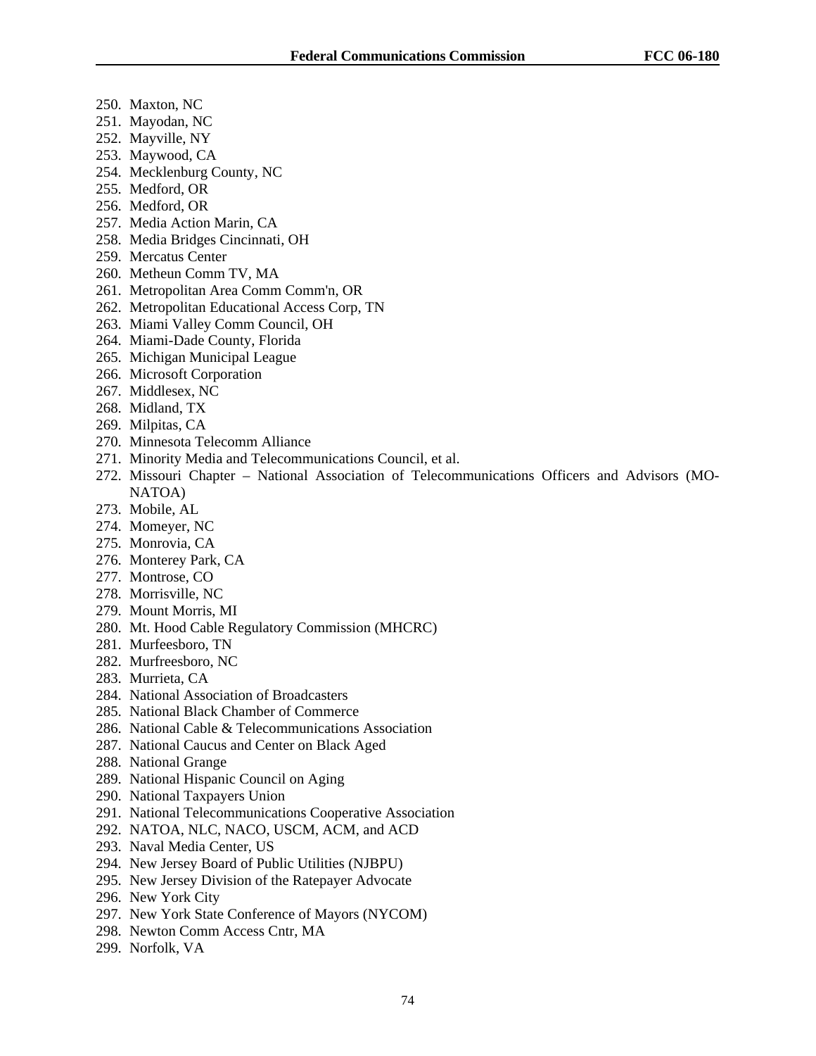250. Maxton, NC
251. Mayodan, NC
252. Mayville, NY
253. Maywood, CA
254. Mecklenburg County, NC
255. Medford, OR
256. Medford, OR
257. Media Action Marin, CA
258. Media Bridges Cincinnati, OH
259. Mercatus Center
260. Metheun Comm TV, MA
261. Metropolitan Area Comm Comm'n, OR
262. Metropolitan Educational Access Corp, TN
263. Miami Valley Comm Council, OH
264. Miami-Dade County, Florida
265. Michigan Municipal League
266. Microsoft Corporation
267. Middlesex, NC
268. Midland, TX
269. Milpitas, CA
270. Minnesota Telecomm Alliance
271. Minority Media and Telecommunications Council, et al.
272. Missouri Chapter – National Association of Telecommunications Officers and Advisors (MO-NATOA)
273. Mobile, AL
274. Momeyer, NC
275. Monrovia, CA
276. Monterey Park, CA
277. Montrose, CO
278. Morrisville, NC
279. Mount Morris, MI
280. Mt. Hood Cable Regulatory Commission (MHCRC)
281. Murfeesboro, TN
282. Murfreesboro, NC
283. Murrieta, CA
284. National Association of Broadcasters
285. National Black Chamber of Commerce
286. National Cable & Telecommunications Association
287. National Caucus and Center on Black Aged
288. National Grange
289. National Hispanic Council on Aging
290. National Taxpayers Union
291. National Telecommunications Cooperative Association
292. NATOA, NLC, NACO, USCM, ACM, and ACD
293. Naval Media Center, US
294. New Jersey Board of Public Utilities (NJBPU)
295. New Jersey Division of the Ratepayer Advocate
296. New York City
297. New York State Conference of Mayors (NYCOM)
298. Newton Comm Access Cntr, MA
299. Norfolk, VA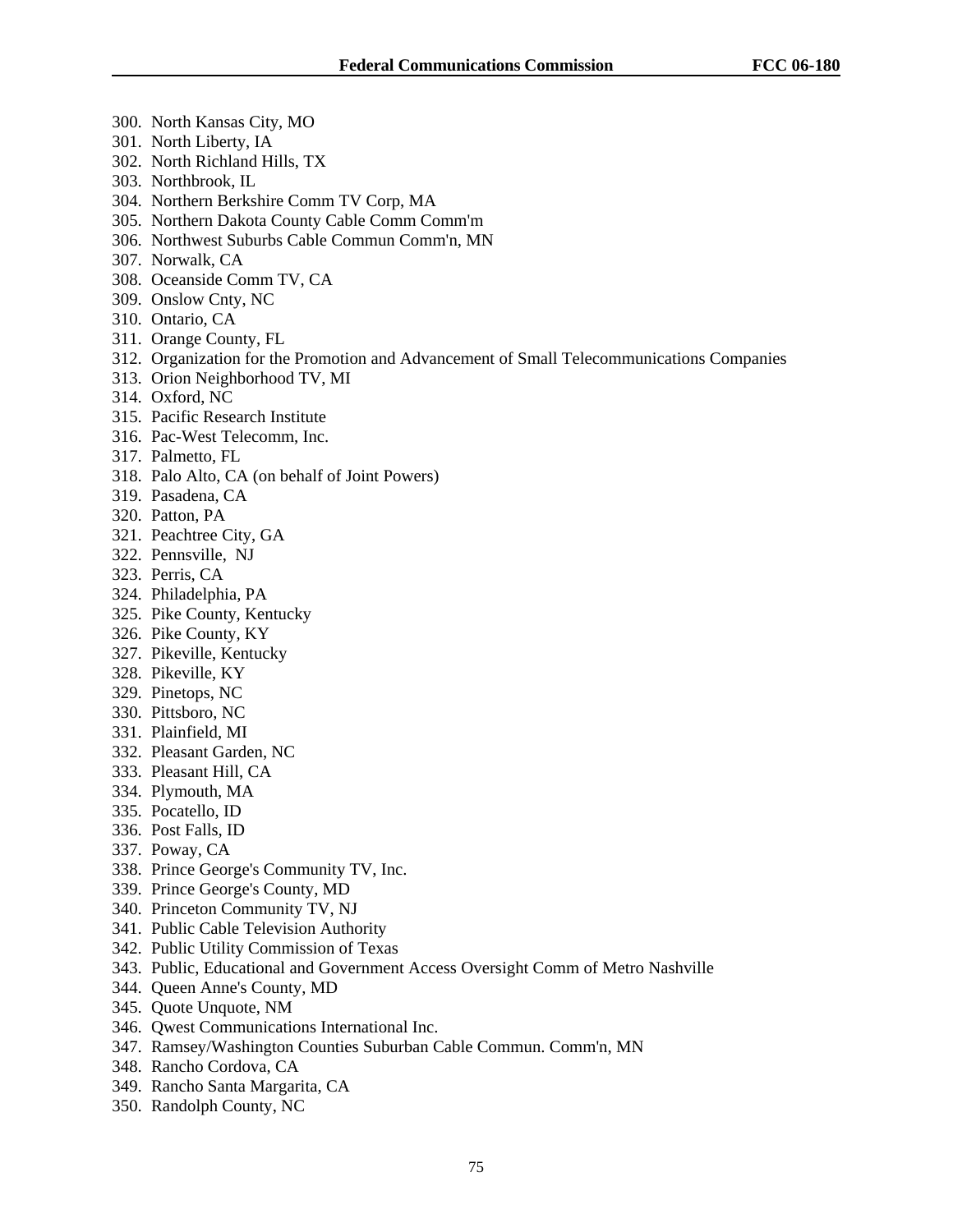300. North Kansas City, MO
301. North Liberty, IA
302. North Richland Hills, TX
303. Northbrook, IL
304. Northern Berkshire Comm TV Corp, MA
305. Northern Dakota County Cable Comm Comm'm
306. Northwest Suburbs Cable Commun Comm'n, MN
307. Norwalk, CA
308. Oceanside Comm TV, CA
309. Onslow Cnty, NC
310. Ontario, CA
311. Orange County, FL
312. Organization for the Promotion and Advancement of Small Telecommunications Companies
313. Orion Neighborhood TV, MI
314. Oxford, NC
315. Pacific Research Institute
316. Pac-West Telecomm, Inc.
317. Palmetto, FL
318. Palo Alto, CA (on behalf of Joint Powers)
319. Pasadena, CA
320. Patton, PA
321. Peachtree City, GA
322. Pennsville, NJ
323. Perris, CA
324. Philadelphia, PA
325. Pike County, Kentucky
326. Pike County, KY
327. Pikeville, Kentucky
328. Pikeville, KY
329. Pinetops, NC
330. Pittsboro, NC
331. Plainfield, MI
332. Pleasant Garden, NC
333. Pleasant Hill, CA
334. Plymouth, MA
335. Pocatello, ID
336. Post Falls, ID
337. Poway, CA
338. Prince George's Community TV, Inc.
339. Prince George's County, MD
340. Princeton Community TV, NJ
341. Public Cable Television Authority
342. Public Utility Commission of Texas
343. Public, Educational and Government Access Oversight Comm of Metro Nashville
344. Queen Anne's County, MD
345. Quote Unquote, NM
346. Qwest Communications International Inc.
347. Ramsey/Washington Counties Suburban Cable Commun. Comm'n, MN
348. Rancho Cordova, CA
349. Rancho Santa Margarita, CA
350. Randolph County, NC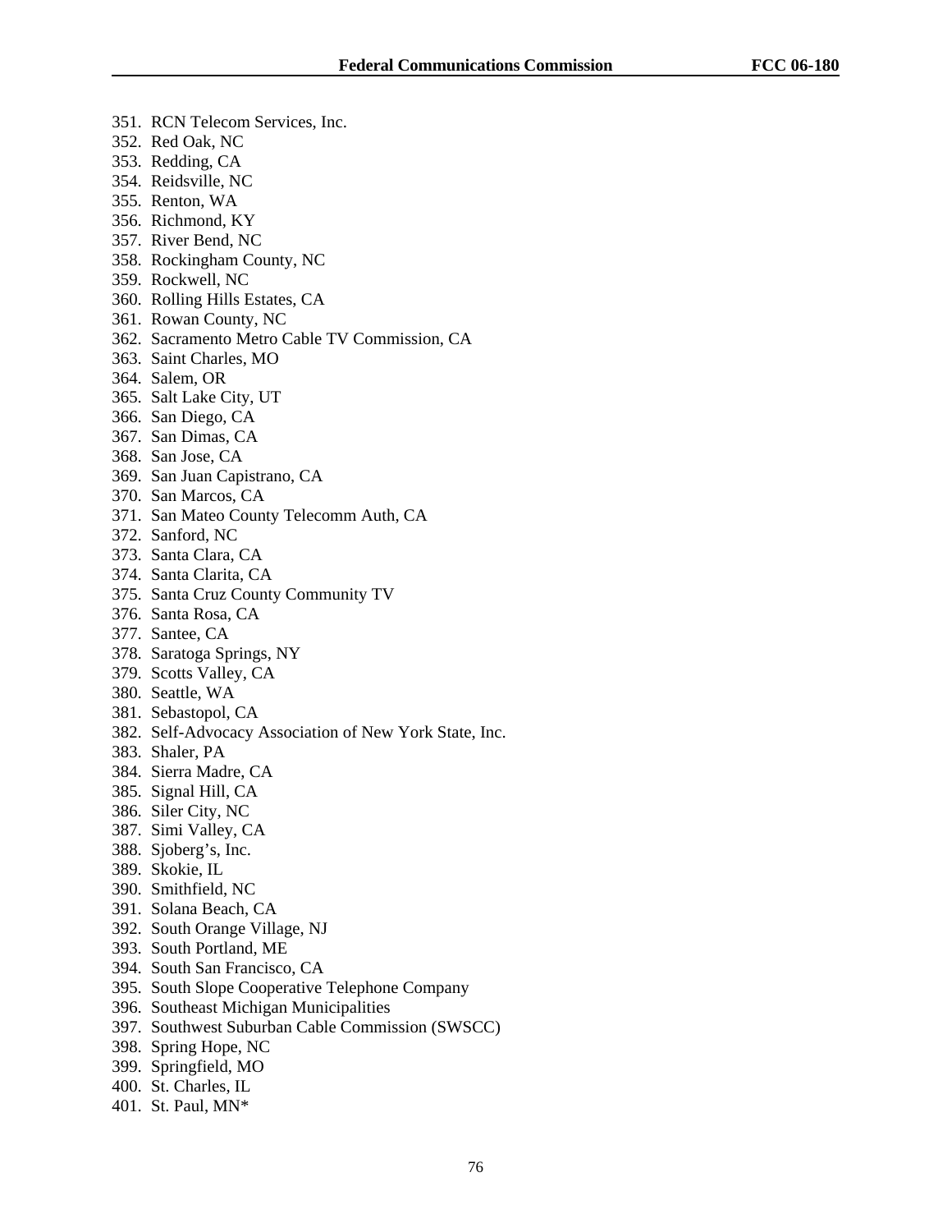351. RCN Telecom Services, Inc.
352. Red Oak, NC
353. Redding, CA
354. Reidsville, NC
355. Renton, WA
356. Richmond, KY
357. River Bend, NC
358. Rockingham County, NC
359. Rockwell, NC
360. Rolling Hills Estates, CA
361. Rowan County, NC
362. Sacramento Metro Cable TV Commission, CA
363. Saint Charles, MO
364. Salem, OR
365. Salt Lake City, UT
366. San Diego, CA
367. San Dimas, CA
368. San Jose, CA
369. San Juan Capistrano, CA
370. San Marcos, CA
371. San Mateo County Telecomm Auth, CA
372. Sanford, NC
373. Santa Clara, CA
374. Santa Clarita, CA
375. Santa Cruz County Community TV
376. Santa Rosa, CA
377. Santee, CA
378. Saratoga Springs, NY
379. Scotts Valley, CA
380. Seattle, WA
381. Sebastopol, CA
382. Self-Advocacy Association of New York State, Inc.
383. Shaler, PA
384. Sierra Madre, CA
385. Signal Hill, CA
386. Siler City, NC
387. Simi Valley, CA
388. Sjoberg's, Inc.
389. Skokie, IL
390. Smithfield, NC
391. Solana Beach, CA
392. South Orange Village, NJ
393. South Portland, ME
394. South San Francisco, CA
395. South Slope Cooperative Telephone Company
396. Southeast Michigan Municipalities
397. Southwest Suburban Cable Commission (SWSCC)
398. Spring Hope, NC
399. Springfield, MO
400. St. Charles, IL
401. St. Paul, MN*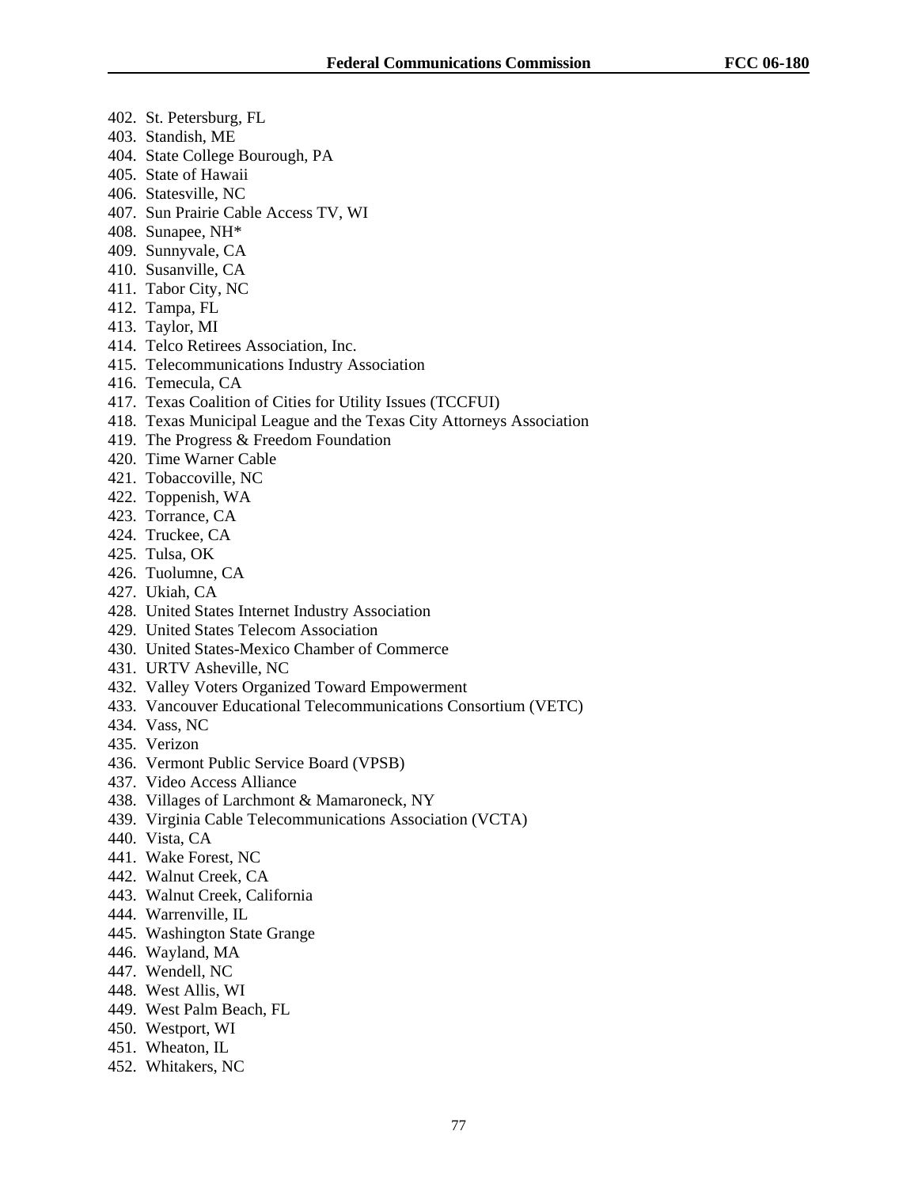402. St. Petersburg, FL
403. Standish, ME
404. State College Bourough, PA
405. State of Hawaii
406. Statesville, NC
407. Sun Prairie Cable Access TV, WI
408. Sunapee, NH*
409. Sunnyvale, CA
410. Susanville, CA
411. Tabor City, NC
412. Tampa, FL
413. Taylor, MI
414. Telco Retirees Association, Inc.
415. Telecommunications Industry Association
416. Temecula, CA
417. Texas Coalition of Cities for Utility Issues (TCCFUI)
418. Texas Municipal League and the Texas City Attorneys Association
419. The Progress & Freedom Foundation
420. Time Warner Cable
421. Tobaccoville, NC
422. Toppenish, WA
423. Torrance, CA
424. Truckee, CA
425. Tulsa, OK
426. Tuolumne, CA
427. Ukiah, CA
428. United States Internet Industry Association
429. United States Telecom Association
430. United States-Mexico Chamber of Commerce
431. URTV Asheville, NC
432. Valley Voters Organized Toward Empowerment
433. Vancouver Educational Telecommunications Consortium (VETC)
434. Vass, NC
435. Verizon
436. Vermont Public Service Board (VPSB)
437. Video Access Alliance
438. Villages of Larchmont & Mamaroneck, NY
439. Virginia Cable Telecommunications Association (VCTA)
440. Vista, CA
441. Wake Forest, NC
442. Walnut Creek, CA
443. Walnut Creek, California
444. Warrenville, IL
445. Washington State Grange
446. Wayland, MA
447. Wendell, NC
448. West Allis, WI
449. West Palm Beach, FL
450. Westport, WI
451. Wheaton, IL
452. Whitakers, NC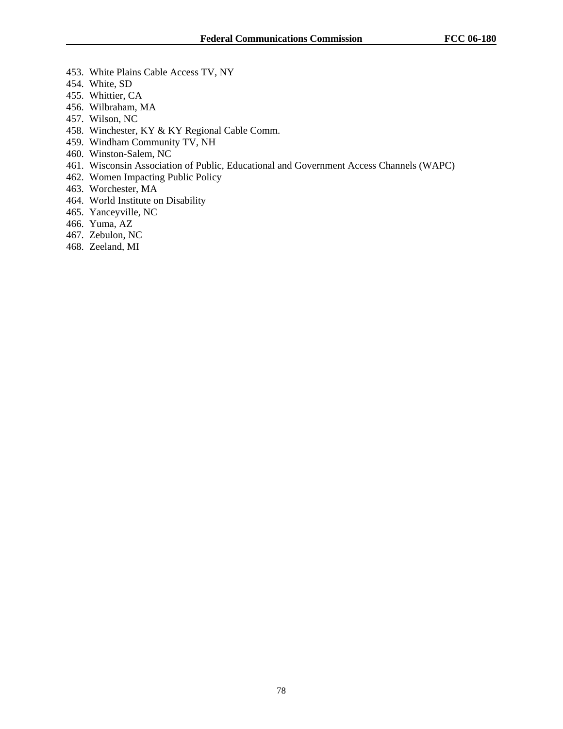453. White Plains Cable Access TV, NY
454. White, SD
455. Whittier, CA
456. Wilbraham, MA
457. Wilson, NC
458. Winchester, KY & KY Regional Cable Comm.
459. Windham Community TV, NH
460. Winston-Salem, NC
461. Wisconsin Association of Public, Educational and Government Access Channels (WAPC)
462. Women Impacting Public Policy
463. Worchester, MA
464. World Institute on Disability
465. Yanceyville, NC
466. Yuma, AZ
467. Zebulon, NC
468. Zeeland, MI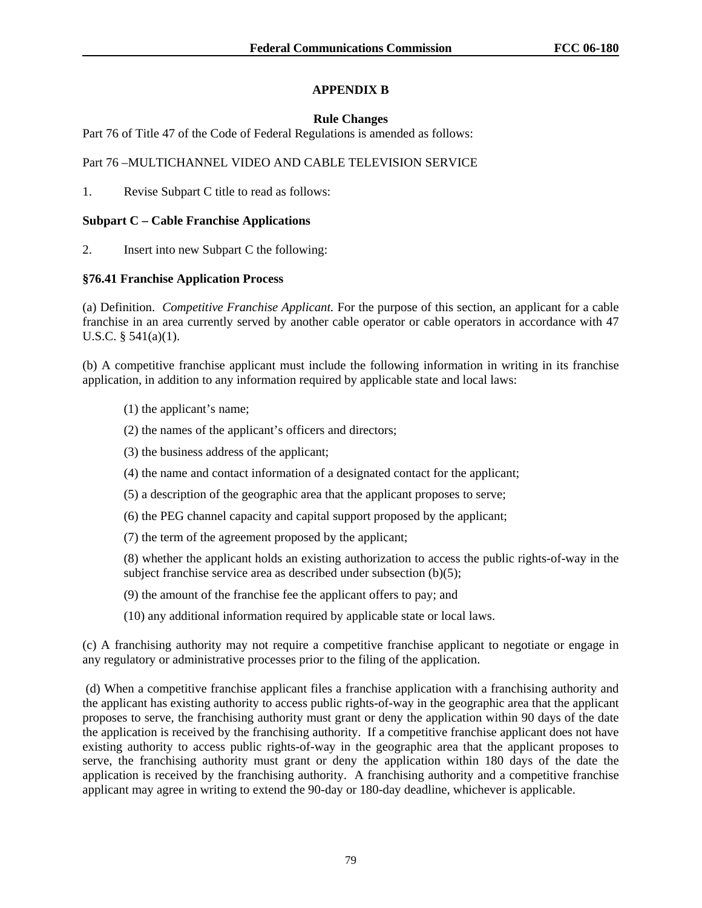## APPENDIX B

### Rule Changes

Part 76 of Title 47 of the Code of Federal Regulations is amended as follows:

Part 76 –MULTICHANNEL VIDEO AND CABLE TELEVISION SERVICE

1. Revise Subpart C title to read as follows:

**Subpart C – Cable Franchise Applications**

2. Insert into new Subpart C the following:

**§76.41 Franchise Application Process**

(a) Definition. *Competitive Franchise Applicant.* For the purpose of this section, an applicant for a cable franchise in an area currently served by another cable operator or cable operators in accordance with 47 U.S.C. § 541(a)(1).

(b) A competitive franchise applicant must include the following information in writing in its franchise application, in addition to any information required by applicable state and local laws:

(1) the applicant's name;

(2) the names of the applicant's officers and directors;

(3) the business address of the applicant;

(4) the name and contact information of a designated contact for the applicant;

(5) a description of the geographic area that the applicant proposes to serve;

(6) the PEG channel capacity and capital support proposed by the applicant;

(7) the term of the agreement proposed by the applicant;

(8) whether the applicant holds an existing authorization to access the public rights-of-way in the subject franchise service area as described under subsection (b)(5);

(9) the amount of the franchise fee the applicant offers to pay; and

(10) any additional information required by applicable state or local laws.

(c) A franchising authority may not require a competitive franchise applicant to negotiate or engage in any regulatory or administrative processes prior to the filing of the application.

(d) When a competitive franchise applicant files a franchise application with a franchising authority and the applicant has existing authority to access public rights-of-way in the geographic area that the applicant proposes to serve, the franchising authority must grant or deny the application within 90 days of the date the application is received by the franchising authority. If a competitive franchise applicant does not have existing authority to access public rights-of-way in the geographic area that the applicant proposes to serve, the franchising authority must grant or deny the application within 180 days of the date the application is received by the franchising authority. A franchising authority and a competitive franchise applicant may agree in writing to extend the 90-day or 180-day deadline, whichever is applicable.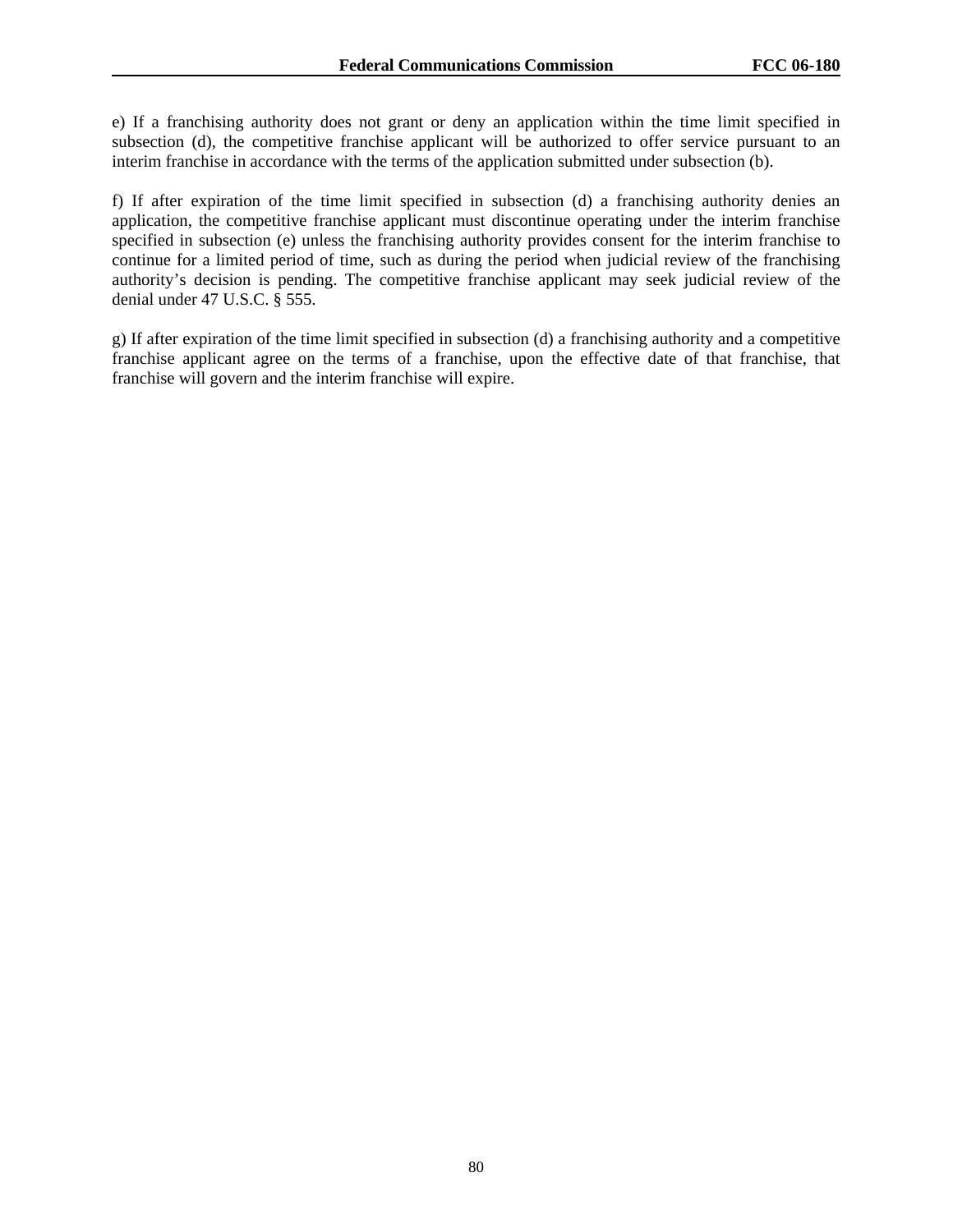e) If a franchising authority does not grant or deny an application within the time limit specified in subsection (d), the competitive franchise applicant will be authorized to offer service pursuant to an interim franchise in accordance with the terms of the application submitted under subsection (b).

f) If after expiration of the time limit specified in subsection (d) a franchising authority denies an application, the competitive franchise applicant must discontinue operating under the interim franchise specified in subsection (e) unless the franchising authority provides consent for the interim franchise to continue for a limited period of time, such as during the period when judicial review of the franchising authority's decision is pending. The competitive franchise applicant may seek judicial review of the denial under 47 U.S.C. § 555.

g) If after expiration of the time limit specified in subsection (d) a franchising authority and a competitive franchise applicant agree on the terms of a franchise, upon the effective date of that franchise, that franchise will govern and the interim franchise will expire.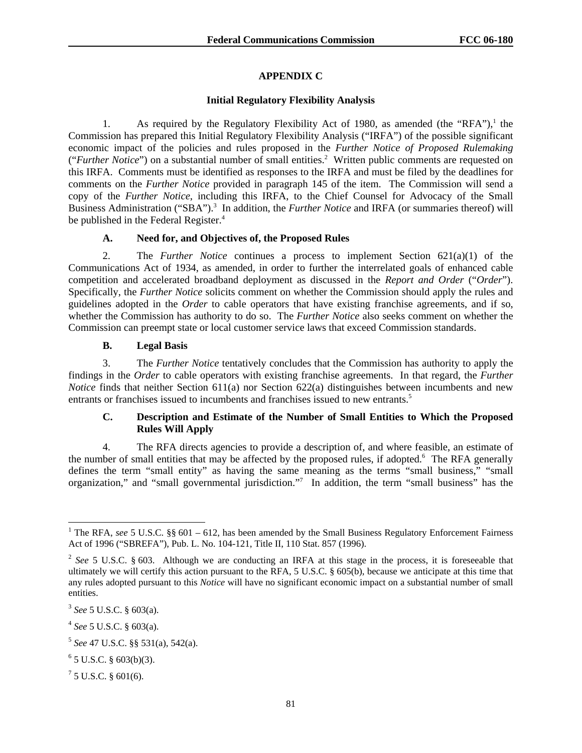## APPENDIX C

### Initial Regulatory Flexibility Analysis

1. As required by the Regulatory Flexibility Act of 1980, as amended (the "RFA"),[1] the Commission has prepared this Initial Regulatory Flexibility Analysis ("IRFA") of the possible significant economic impact of the policies and rules proposed in the *Further Notice of Proposed Rulemaking* ("*Further Notice*") on a substantial number of small entities.[2] Written public comments are requested on this IRFA. Comments must be identified as responses to the IRFA and must be filed by the deadlines for comments on the *Further Notice* provided in paragraph 145 of the item. The Commission will send a copy of the *Further Notice*, including this IRFA, to the Chief Counsel for Advocacy of the Small Business Administration ("SBA").[3] In addition, the *Further Notice* and IRFA (or summaries thereof) will be published in the Federal Register.[4]

#### A. Need for, and Objectives of, the Proposed Rules

2. The *Further Notice* continues a process to implement Section 621(a)(1) of the Communications Act of 1934, as amended, in order to further the interrelated goals of enhanced cable competition and accelerated broadband deployment as discussed in the *Report and Order* ("*Order*"). Specifically, the *Further Notice* solicits comment on whether the Commission should apply the rules and guidelines adopted in the *Order* to cable operators that have existing franchise agreements, and if so, whether the Commission has authority to do so. The *Further Notice* also seeks comment on whether the Commission can preempt state or local customer service laws that exceed Commission standards.

#### B. Legal Basis

3. The *Further Notice* tentatively concludes that the Commission has authority to apply the findings in the *Order* to cable operators with existing franchise agreements. In that regard, the *Further Notice* finds that neither Section 611(a) nor Section 622(a) distinguishes between incumbents and new entrants or franchises issued to incumbents and franchises issued to new entrants.[5]

#### C. Description and Estimate of the Number of Small Entities to Which the Proposed Rules Will Apply

4. The RFA directs agencies to provide a description of, and where feasible, an estimate of the number of small entities that may be affected by the proposed rules, if adopted.[6] The RFA generally defines the term "small entity" as having the same meaning as the terms "small business," "small organization," and "small governmental jurisdiction."[7] In addition, the term "small business" has the

---

[1] The RFA, *see* 5 U.S.C. §§ 601 – 612, has been amended by the Small Business Regulatory Enforcement Fairness Act of 1996 ("SBREFA"), Pub. L. No. 104-121, Title II, 110 Stat. 857 (1996).

[2] *See* 5 U.S.C. § 603. Although we are conducting an IRFA at this stage in the process, it is foreseeable that ultimately we will certify this action pursuant to the RFA, 5 U.S.C. § 605(b), because we anticipate at this time that any rules adopted pursuant to this *Notice* will have no significant economic impact on a substantial number of small entities.

[3] *See* 5 U.S.C. § 603(a).

[4] *See* 5 U.S.C. § 603(a).

[5] *See* 47 U.S.C. §§ 531(a), 542(a).

[6] 5 U.S.C. § 603(b)(3).

[7] 5 U.S.C. § 601(6).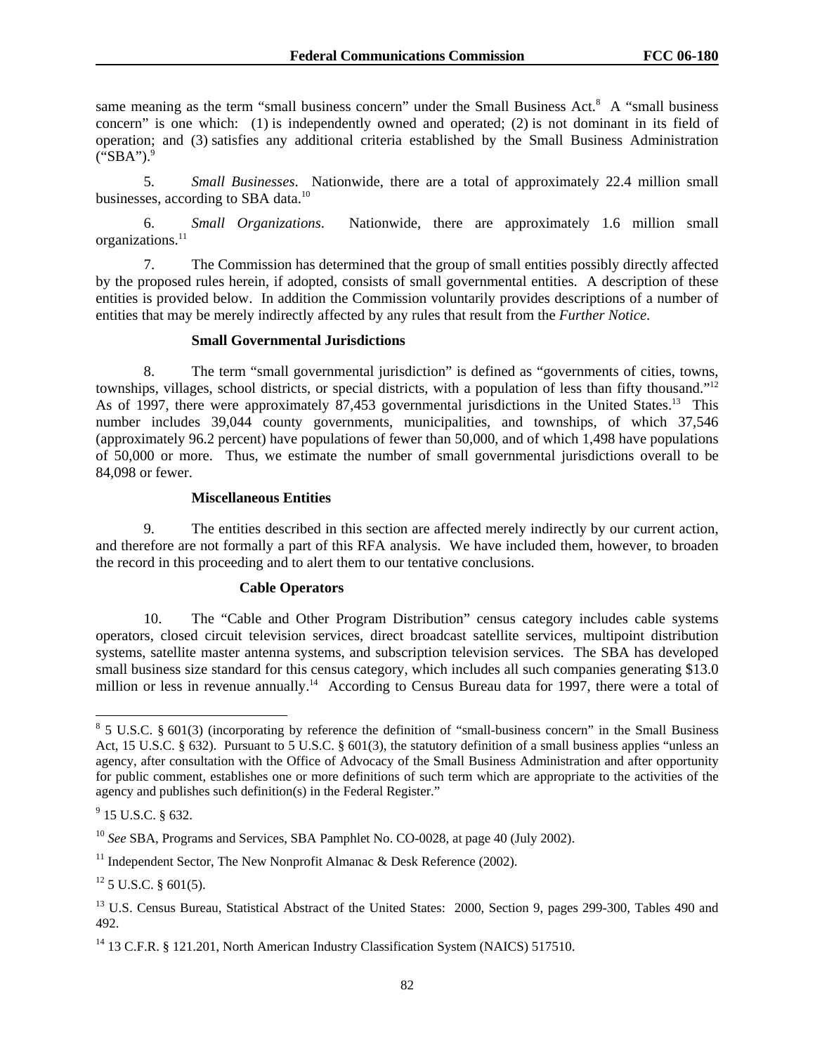same meaning as the term "small business concern" under the Small Business Act.[8] A "small business concern" is one which: (1) is independently owned and operated; (2) is not dominant in its field of operation; and (3) satisfies any additional criteria established by the Small Business Administration ("SBA").[9]

5. *Small Businesses*. Nationwide, there are a total of approximately 22.4 million small businesses, according to SBA data.[10]

6. *Small Organizations*. Nationwide, there are approximately 1.6 million small organizations.[11]

7. The Commission has determined that the group of small entities possibly directly affected by the proposed rules herein, if adopted, consists of small governmental entities. A description of these entities is provided below. In addition the Commission voluntarily provides descriptions of a number of entities that may be merely indirectly affected by any rules that result from the *Further Notice*.

**Small Governmental Jurisdictions**

8. The term "small governmental jurisdiction" is defined as "governments of cities, towns, townships, villages, school districts, or special districts, with a population of less than fifty thousand."[12] As of 1997, there were approximately 87,453 governmental jurisdictions in the United States.[13] This number includes 39,044 county governments, municipalities, and townships, of which 37,546 (approximately 96.2 percent) have populations of fewer than 50,000, and of which 1,498 have populations of 50,000 or more. Thus, we estimate the number of small governmental jurisdictions overall to be 84,098 or fewer.

**Miscellaneous Entities**

9. The entities described in this section are affected merely indirectly by our current action, and therefore are not formally a part of this RFA analysis. We have included them, however, to broaden the record in this proceeding and to alert them to our tentative conclusions.

**Cable Operators**

10. The "Cable and Other Program Distribution" census category includes cable systems operators, closed circuit television services, direct broadcast satellite services, multipoint distribution systems, satellite master antenna systems, and subscription television services. The SBA has developed small business size standard for this census category, which includes all such companies generating $13.0 million or less in revenue annually.[14] According to Census Bureau data for 1997, there were a total of

---

[8] 5 U.S.C. § 601(3) (incorporating by reference the definition of "small-business concern" in the Small Business Act, 15 U.S.C. § 632). Pursuant to 5 U.S.C. § 601(3), the statutory definition of a small business applies "unless an agency, after consultation with the Office of Advocacy of the Small Business Administration and after opportunity for public comment, establishes one or more definitions of such term which are appropriate to the activities of the agency and publishes such definition(s) in the Federal Register."

[9] 15 U.S.C. § 632.

[10] *See* SBA, Programs and Services, SBA Pamphlet No. CO-0028, at page 40 (July 2002).

[11] Independent Sector, The New Nonprofit Almanac & Desk Reference (2002).

[12] 5 U.S.C. § 601(5).

[13] U.S. Census Bureau, Statistical Abstract of the United States: 2000, Section 9, pages 299-300, Tables 490 and 492.

[14] 13 C.F.R. § 121.201, North American Industry Classification System (NAICS) 517510.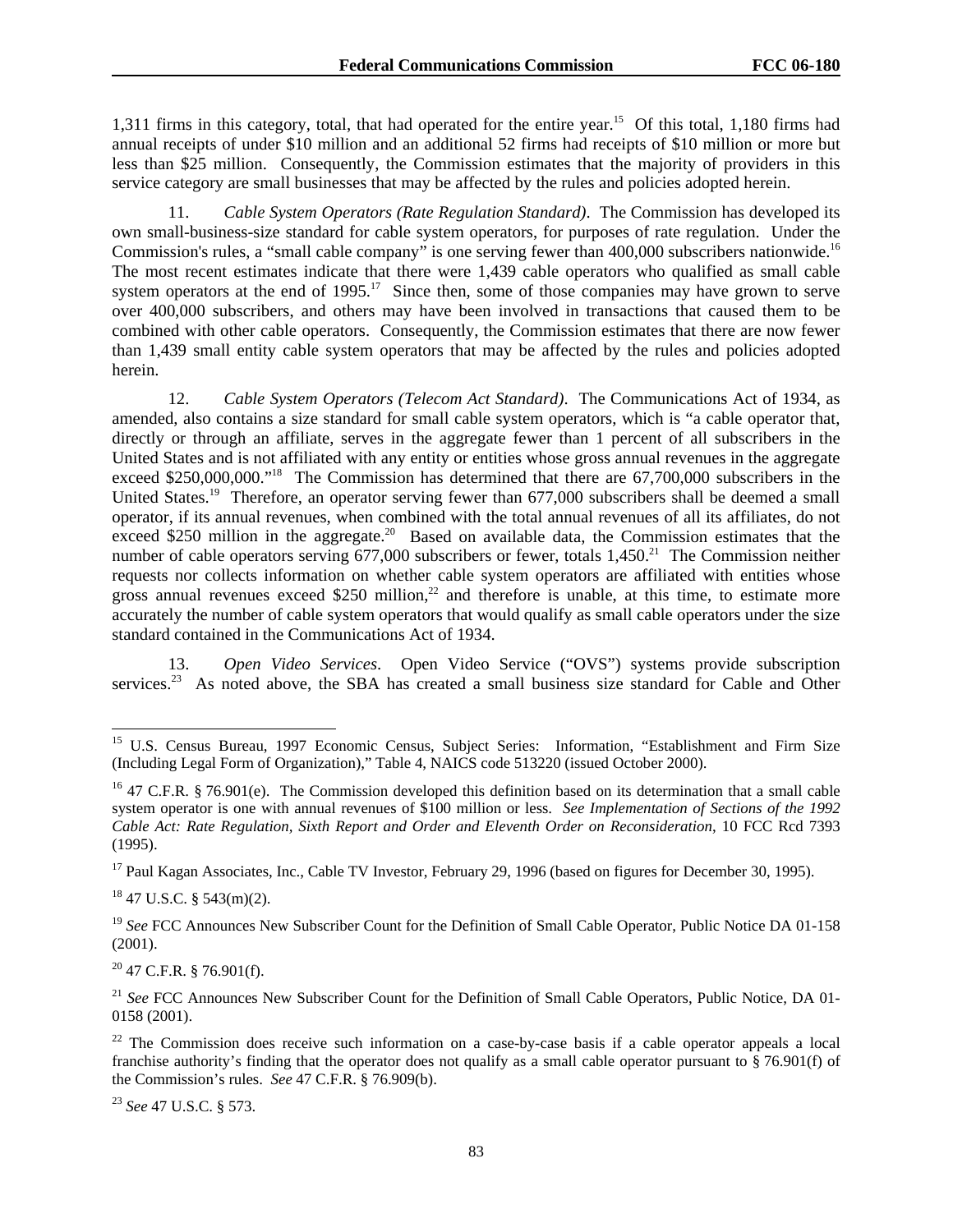1,311 firms in this category, total, that had operated for the entire year.[15] Of this total, 1,180 firms had annual receipts of under $10 million and an additional 52 firms had receipts of $10 million or more but less than $25 million. Consequently, the Commission estimates that the majority of providers in this service category are small businesses that may be affected by the rules and policies adopted herein.

11. *Cable System Operators (Rate Regulation Standard)*. The Commission has developed its own small-business-size standard for cable system operators, for purposes of rate regulation. Under the Commission's rules, a "small cable company" is one serving fewer than 400,000 subscribers nationwide.[16] The most recent estimates indicate that there were 1,439 cable operators who qualified as small cable system operators at the end of 1995.[17] Since then, some of those companies may have grown to serve over 400,000 subscribers, and others may have been involved in transactions that caused them to be combined with other cable operators. Consequently, the Commission estimates that there are now fewer than 1,439 small entity cable system operators that may be affected by the rules and policies adopted herein.

12. *Cable System Operators (Telecom Act Standard)*. The Communications Act of 1934, as amended, also contains a size standard for small cable system operators, which is "a cable operator that, directly or through an affiliate, serves in the aggregate fewer than 1 percent of all subscribers in the United States and is not affiliated with any entity or entities whose gross annual revenues in the aggregate exceed $250,000,000."[18] The Commission has determined that there are 67,700,000 subscribers in the United States.[19] Therefore, an operator serving fewer than 677,000 subscribers shall be deemed a small operator, if its annual revenues, when combined with the total annual revenues of all its affiliates, do not exceed $250 million in the aggregate.[20] Based on available data, the Commission estimates that the number of cable operators serving 677,000 subscribers or fewer, totals 1,450.[21] The Commission neither requests nor collects information on whether cable system operators are affiliated with entities whose gross annual revenues exceed $250 million,[22] and therefore is unable, at this time, to estimate more accurately the number of cable system operators that would qualify as small cable operators under the size standard contained in the Communications Act of 1934.

13. *Open Video Services*. Open Video Service ("OVS") systems provide subscription services.[23] As noted above, the SBA has created a small business size standard for Cable and Other

---

[15] U.S. Census Bureau, 1997 Economic Census, Subject Series: Information, "Establishment and Firm Size (Including Legal Form of Organization)," Table 4, NAICS code 513220 (issued October 2000).

[16] 47 C.F.R. § 76.901(e). The Commission developed this definition based on its determination that a small cable system operator is one with annual revenues of $100 million or less. *See Implementation of Sections of the 1992 Cable Act: Rate Regulation, Sixth Report and Order and Eleventh Order on Reconsideration*, 10 FCC Rcd 7393 (1995).

[17] Paul Kagan Associates, Inc., Cable TV Investor, February 29, 1996 (based on figures for December 30, 1995).

[18] 47 U.S.C. § 543(m)(2).

[19] *See* FCC Announces New Subscriber Count for the Definition of Small Cable Operator, Public Notice DA 01-158 (2001).

[20] 47 C.F.R. § 76.901(f).

[21] *See* FCC Announces New Subscriber Count for the Definition of Small Cable Operators, Public Notice, DA 01-0158 (2001).

[22] The Commission does receive such information on a case-by-case basis if a cable operator appeals a local franchise authority's finding that the operator does not qualify as a small cable operator pursuant to § 76.901(f) of the Commission's rules. *See* 47 C.F.R. § 76.909(b).

[23] *See* 47 U.S.C. § 573.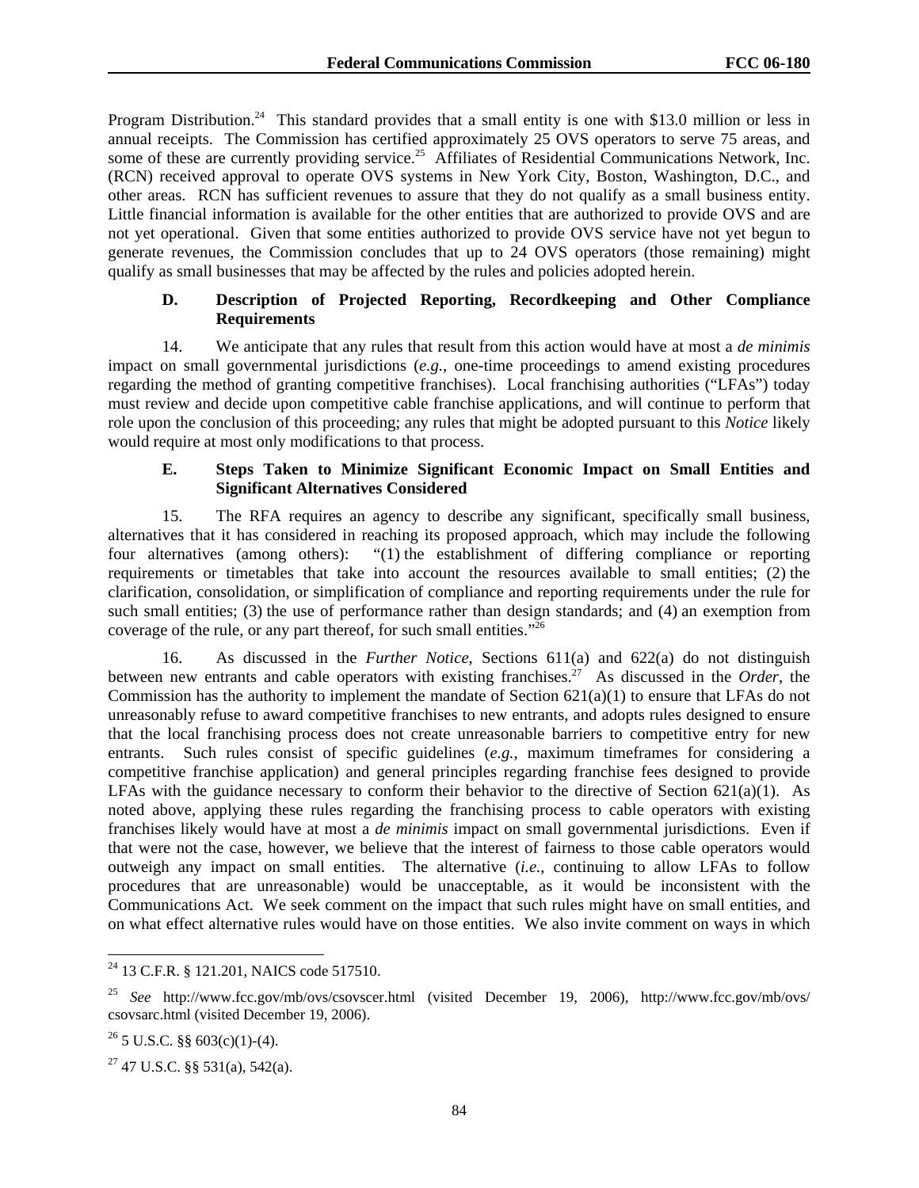Program Distribution.[24] This standard provides that a small entity is one with $13.0 million or less in annual receipts. The Commission has certified approximately 25 OVS operators to serve 75 areas, and some of these are currently providing service.[25] Affiliates of Residential Communications Network, Inc. (RCN) received approval to operate OVS systems in New York City, Boston, Washington, D.C., and other areas. RCN has sufficient revenues to assure that they do not qualify as a small business entity. Little financial information is available for the other entities that are authorized to provide OVS and are not yet operational. Given that some entities authorized to provide OVS service have not yet begun to generate revenues, the Commission concludes that up to 24 OVS operators (those remaining) might qualify as small businesses that may be affected by the rules and policies adopted herein.

### D. Description of Projected Reporting, Recordkeeping and Other Compliance Requirements

14. We anticipate that any rules that result from this action would have at most a *de minimis* impact on small governmental jurisdictions (*e.g.*, one-time proceedings to amend existing procedures regarding the method of granting competitive franchises). Local franchising authorities ("LFAs") today must review and decide upon competitive cable franchise applications, and will continue to perform that role upon the conclusion of this proceeding; any rules that might be adopted pursuant to this *Notice* likely would require at most only modifications to that process.

### E. Steps Taken to Minimize Significant Economic Impact on Small Entities and Significant Alternatives Considered

15. The RFA requires an agency to describe any significant, specifically small business, alternatives that it has considered in reaching its proposed approach, which may include the following four alternatives (among others): "(1) the establishment of differing compliance or reporting requirements or timetables that take into account the resources available to small entities; (2) the clarification, consolidation, or simplification of compliance and reporting requirements under the rule for such small entities; (3) the use of performance rather than design standards; and (4) an exemption from coverage of the rule, or any part thereof, for such small entities."[26]

16. As discussed in the *Further Notice*, Sections 611(a) and 622(a) do not distinguish between new entrants and cable operators with existing franchises.[27] As discussed in the *Order*, the Commission has the authority to implement the mandate of Section 621(a)(1) to ensure that LFAs do not unreasonably refuse to award competitive franchises to new entrants, and adopts rules designed to ensure that the local franchising process does not create unreasonable barriers to competitive entry for new entrants. Such rules consist of specific guidelines (*e.g.*, maximum timeframes for considering a competitive franchise application) and general principles regarding franchise fees designed to provide LFAs with the guidance necessary to conform their behavior to the directive of Section 621(a)(1). As noted above, applying these rules regarding the franchising process to cable operators with existing franchises likely would have at most a *de minimis* impact on small governmental jurisdictions. Even if that were not the case, however, we believe that the interest of fairness to those cable operators would outweigh any impact on small entities. The alternative (*i.e.*, continuing to allow LFAs to follow procedures that are unreasonable) would be unacceptable, as it would be inconsistent with the Communications Act. We seek comment on the impact that such rules might have on small entities, and on what effect alternative rules would have on those entities. We also invite comment on ways in which

---

[24] 13 C.F.R. § 121.201, NAICS code 517510.

[25] *See* http://www.fcc.gov/mb/ovs/csovscer.html (visited December 19, 2006), http://www.fcc.gov/mb/ovs/csovsarc.html (visited December 19, 2006).

[26] 5 U.S.C. §§ 603(c)(1)-(4).

[27] 47 U.S.C. §§ 531(a), 542(a).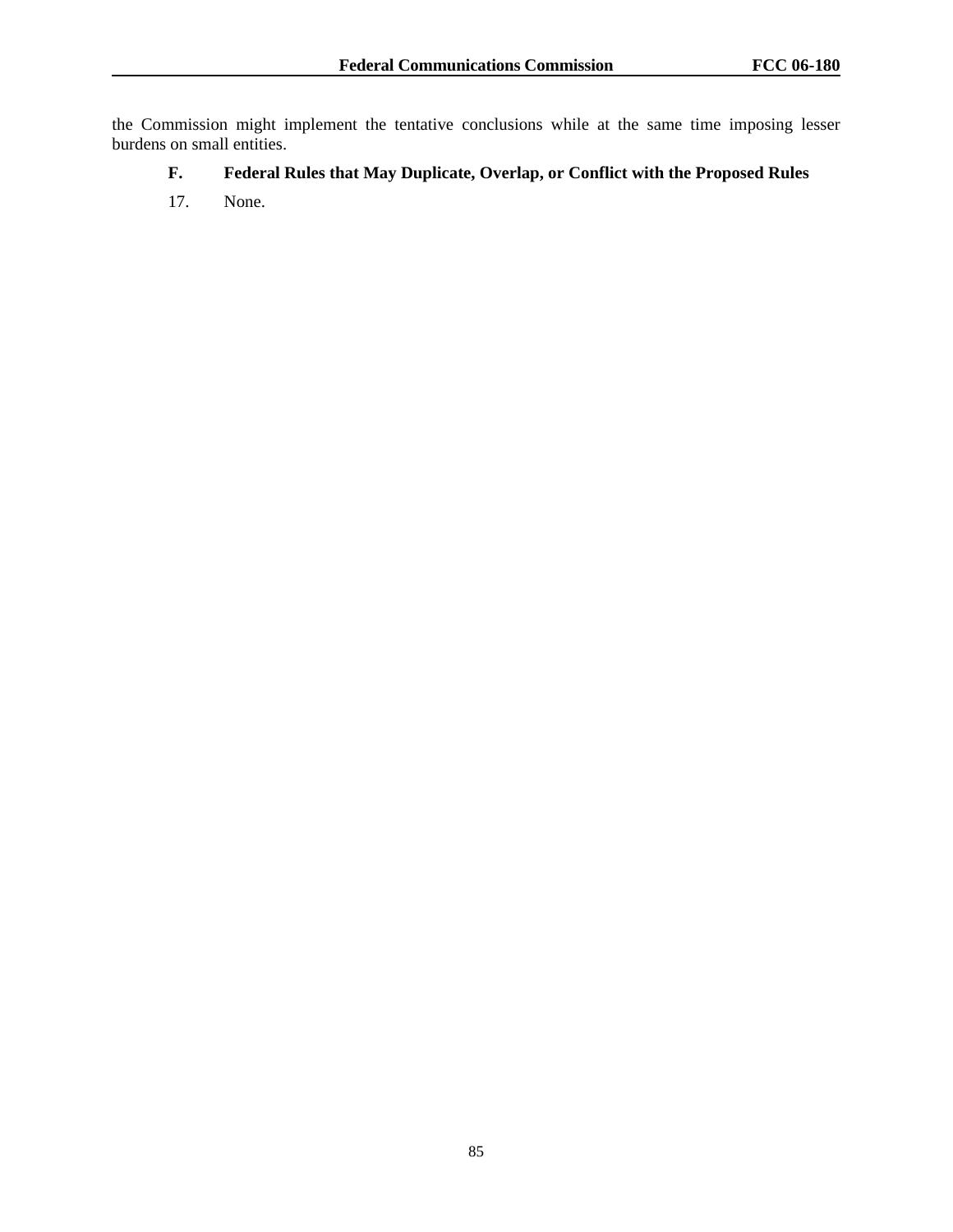the Commission might implement the tentative conclusions while at the same time imposing lesser burdens on small entities.

### F. Federal Rules that May Duplicate, Overlap, or Conflict with the Proposed Rules

17. None.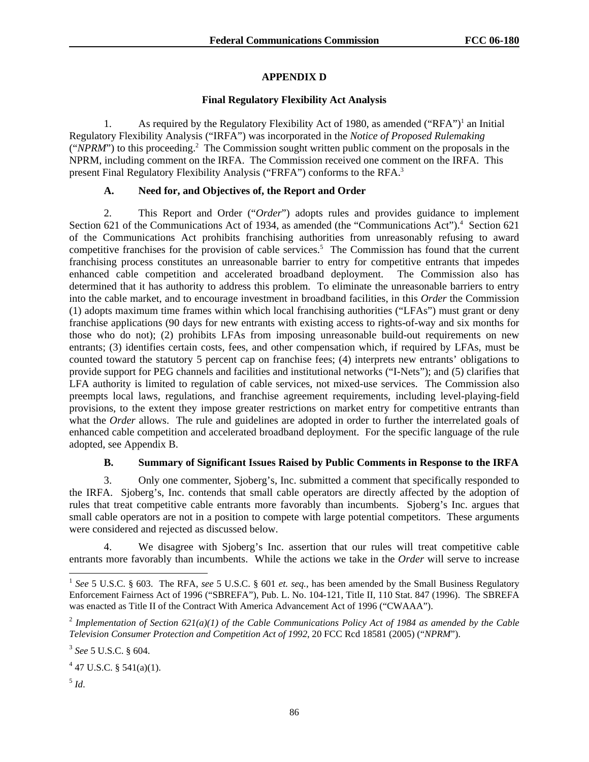## APPENDIX D

### Final Regulatory Flexibility Act Analysis

1. As required by the Regulatory Flexibility Act of 1980, as amended ("RFA")[1] an Initial Regulatory Flexibility Analysis ("IRFA") was incorporated in the *Notice of Proposed Rulemaking* ("*NPRM*") to this proceeding.[2] The Commission sought written public comment on the proposals in the NPRM, including comment on the IRFA. The Commission received one comment on the IRFA. This present Final Regulatory Flexibility Analysis ("FRFA") conforms to the RFA.[3]

#### A. Need for, and Objectives of, the Report and Order

2. This Report and Order ("*Order*") adopts rules and provides guidance to implement Section 621 of the Communications Act of 1934, as amended (the "Communications Act").[4] Section 621 of the Communications Act prohibits franchising authorities from unreasonably refusing to award competitive franchises for the provision of cable services.[5] The Commission has found that the current franchising process constitutes an unreasonable barrier to entry for competitive entrants that impedes enhanced cable competition and accelerated broadband deployment. The Commission also has determined that it has authority to address this problem. To eliminate the unreasonable barriers to entry into the cable market, and to encourage investment in broadband facilities, in this *Order* the Commission (1) adopts maximum time frames within which local franchising authorities ("LFAs") must grant or deny franchise applications (90 days for new entrants with existing access to rights-of-way and six months for those who do not); (2) prohibits LFAs from imposing unreasonable build-out requirements on new entrants; (3) identifies certain costs, fees, and other compensation which, if required by LFAs, must be counted toward the statutory 5 percent cap on franchise fees; (4) interprets new entrants' obligations to provide support for PEG channels and facilities and institutional networks ("I-Nets"); and (5) clarifies that LFA authority is limited to regulation of cable services, not mixed-use services. The Commission also preempts local laws, regulations, and franchise agreement requirements, including level-playing-field provisions, to the extent they impose greater restrictions on market entry for competitive entrants than what the *Order* allows. The rule and guidelines are adopted in order to further the interrelated goals of enhanced cable competition and accelerated broadband deployment. For the specific language of the rule adopted, see Appendix B.

#### B. Summary of Significant Issues Raised by Public Comments in Response to the IRFA

3. Only one commenter, Sjoberg's, Inc. submitted a comment that specifically responded to the IRFA. Sjoberg's, Inc. contends that small cable operators are directly affected by the adoption of rules that treat competitive cable entrants more favorably than incumbents. Sjoberg's Inc. argues that small cable operators are not in a position to compete with large potential competitors. These arguments were considered and rejected as discussed below.

4. We disagree with Sjoberg's Inc. assertion that our rules will treat competitive cable entrants more favorably than incumbents. While the actions we take in the *Order* will serve to increase

---

[1] *See* 5 U.S.C. § 603. The RFA, *see* 5 U.S.C. § 601 *et. seq.*, has been amended by the Small Business Regulatory Enforcement Fairness Act of 1996 ("SBREFA"), Pub. L. No. 104-121, Title II, 110 Stat. 847 (1996). The SBREFA was enacted as Title II of the Contract With America Advancement Act of 1996 ("CWAAA").

[2] *Implementation of Section 621(a)(1) of the Cable Communications Policy Act of 1984 as amended by the Cable Television Consumer Protection and Competition Act of 1992*, 20 FCC Rcd 18581 (2005) ("*NPRM*").

[3] *See* 5 U.S.C. § 604.

[4] 47 U.S.C. § 541(a)(1).

[5] *Id*.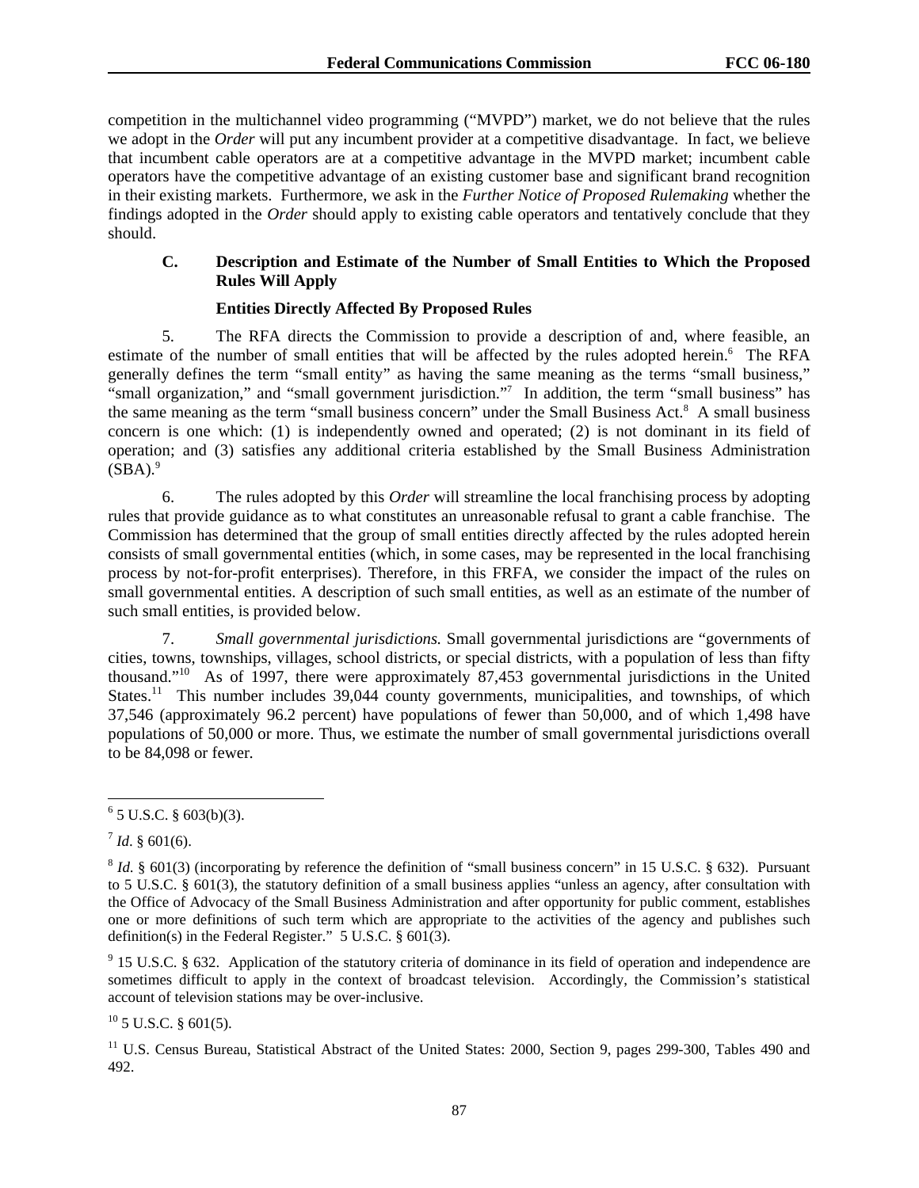competition in the multichannel video programming ("MVPD") market, we do not believe that the rules we adopt in the *Order* will put any incumbent provider at a competitive disadvantage. In fact, we believe that incumbent cable operators are at a competitive advantage in the MVPD market; incumbent cable operators have the competitive advantage of an existing customer base and significant brand recognition in their existing markets. Furthermore, we ask in the *Further Notice of Proposed Rulemaking* whether the findings adopted in the *Order* should apply to existing cable operators and tentatively conclude that they should.

### C. Description and Estimate of the Number of Small Entities to Which the Proposed Rules Will Apply

#### Entities Directly Affected By Proposed Rules

5. The RFA directs the Commission to provide a description of and, where feasible, an estimate of the number of small entities that will be affected by the rules adopted herein.[6] The RFA generally defines the term "small entity" as having the same meaning as the terms "small business," "small organization," and "small government jurisdiction."[7] In addition, the term "small business" has the same meaning as the term "small business concern" under the Small Business Act.[8] A small business concern is one which: (1) is independently owned and operated; (2) is not dominant in its field of operation; and (3) satisfies any additional criteria established by the Small Business Administration (SBA).[9]

6. The rules adopted by this *Order* will streamline the local franchising process by adopting rules that provide guidance as to what constitutes an unreasonable refusal to grant a cable franchise. The Commission has determined that the group of small entities directly affected by the rules adopted herein consists of small governmental entities (which, in some cases, may be represented in the local franchising process by not-for-profit enterprises). Therefore, in this FRFA, we consider the impact of the rules on small governmental entities. A description of such small entities, as well as an estimate of the number of such small entities, is provided below.

7. *Small governmental jurisdictions.* Small governmental jurisdictions are "governments of cities, towns, townships, villages, school districts, or special districts, with a population of less than fifty thousand."[10] As of 1997, there were approximately 87,453 governmental jurisdictions in the United States.[11] This number includes 39,044 county governments, municipalities, and townships, of which 37,546 (approximately 96.2 percent) have populations of fewer than 50,000, and of which 1,498 have populations of 50,000 or more. Thus, we estimate the number of small governmental jurisdictions overall to be 84,098 or fewer.

---

[6] 5 U.S.C. § 603(b)(3).

[7] *Id*. § 601(6).

[8] *Id.* § 601(3) (incorporating by reference the definition of "small business concern" in 15 U.S.C. § 632). Pursuant to 5 U.S.C. § 601(3), the statutory definition of a small business applies "unless an agency, after consultation with the Office of Advocacy of the Small Business Administration and after opportunity for public comment, establishes one or more definitions of such term which are appropriate to the activities of the agency and publishes such definition(s) in the Federal Register." 5 U.S.C. § 601(3).

[9] 15 U.S.C. § 632. Application of the statutory criteria of dominance in its field of operation and independence are sometimes difficult to apply in the context of broadcast television. Accordingly, the Commission's statistical account of television stations may be over-inclusive.

[10] 5 U.S.C. § 601(5).

[11] U.S. Census Bureau, Statistical Abstract of the United States: 2000, Section 9, pages 299-300, Tables 490 and 492.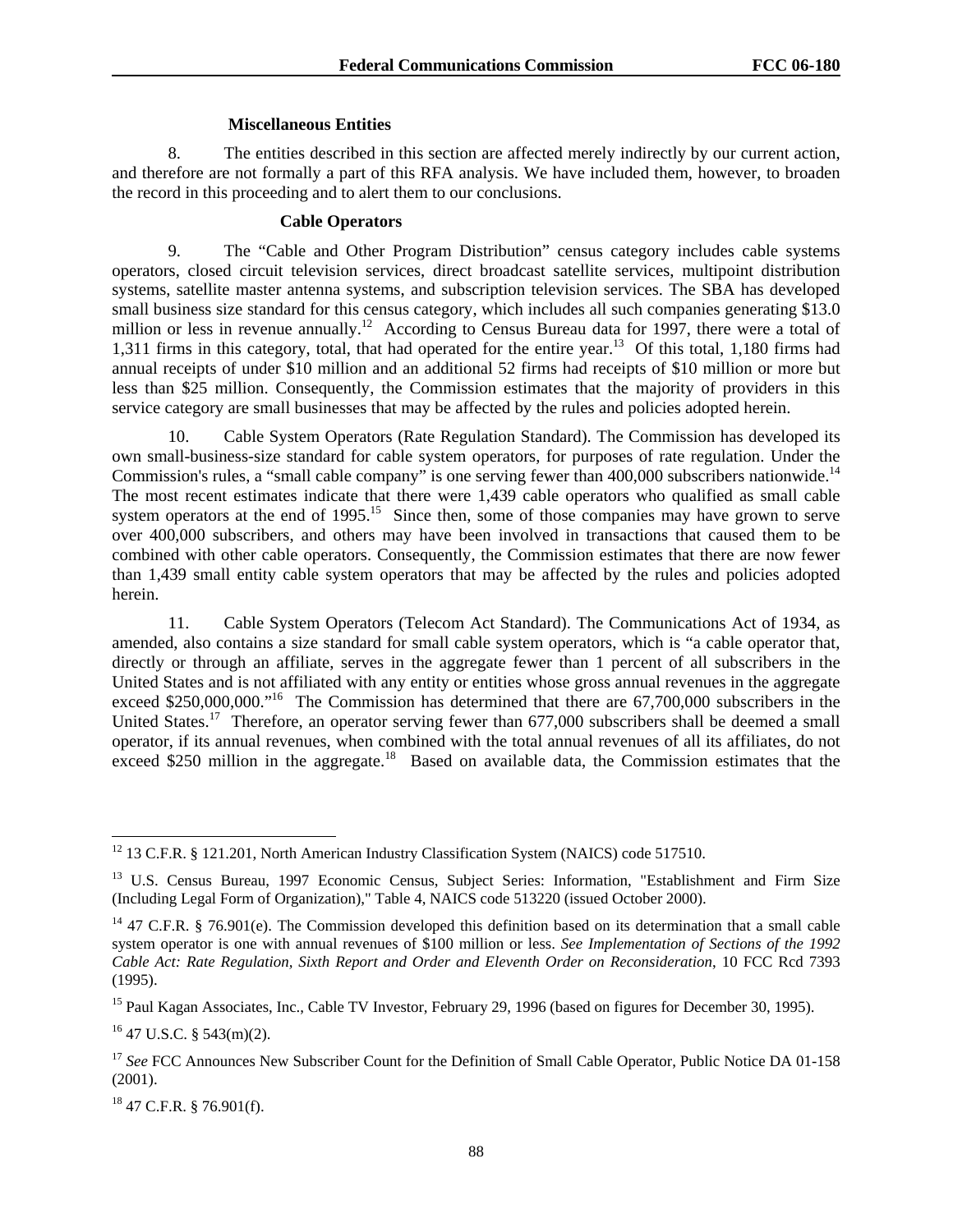### Miscellaneous Entities

8. The entities described in this section are affected merely indirectly by our current action, and therefore are not formally a part of this RFA analysis. We have included them, however, to broaden the record in this proceeding and to alert them to our conclusions.

### Cable Operators

9. The "Cable and Other Program Distribution" census category includes cable systems operators, closed circuit television services, direct broadcast satellite services, multipoint distribution systems, satellite master antenna systems, and subscription television services. The SBA has developed small business size standard for this census category, which includes all such companies generating $13.0 million or less in revenue annually.[12] According to Census Bureau data for 1997, there were a total of 1,311 firms in this category, total, that had operated for the entire year.[13] Of this total, 1,180 firms had annual receipts of under $10 million and an additional 52 firms had receipts of $10 million or more but less than $25 million. Consequently, the Commission estimates that the majority of providers in this service category are small businesses that may be affected by the rules and policies adopted herein.

10. Cable System Operators (Rate Regulation Standard). The Commission has developed its own small-business-size standard for cable system operators, for purposes of rate regulation. Under the Commission's rules, a "small cable company" is one serving fewer than 400,000 subscribers nationwide.[14] The most recent estimates indicate that there were 1,439 cable operators who qualified as small cable system operators at the end of 1995.[15] Since then, some of those companies may have grown to serve over 400,000 subscribers, and others may have been involved in transactions that caused them to be combined with other cable operators. Consequently, the Commission estimates that there are now fewer than 1,439 small entity cable system operators that may be affected by the rules and policies adopted herein.

11. Cable System Operators (Telecom Act Standard). The Communications Act of 1934, as amended, also contains a size standard for small cable system operators, which is "a cable operator that, directly or through an affiliate, serves in the aggregate fewer than 1 percent of all subscribers in the United States and is not affiliated with any entity or entities whose gross annual revenues in the aggregate exceed $250,000,000."[16] The Commission has determined that there are 67,700,000 subscribers in the United States.[17] Therefore, an operator serving fewer than 677,000 subscribers shall be deemed a small operator, if its annual revenues, when combined with the total annual revenues of all its affiliates, do not exceed $250 million in the aggregate.[18] Based on available data, the Commission estimates that the

---

[12] 13 C.F.R. § 121.201, North American Industry Classification System (NAICS) code 517510.

[13] U.S. Census Bureau, 1997 Economic Census, Subject Series: Information, "Establishment and Firm Size (Including Legal Form of Organization)," Table 4, NAICS code 513220 (issued October 2000).

[14] 47 C.F.R. § 76.901(e). The Commission developed this definition based on its determination that a small cable system operator is one with annual revenues of $100 million or less. *See Implementation of Sections of the 1992 Cable Act: Rate Regulation, Sixth Report and Order and Eleventh Order on Reconsideration*, 10 FCC Rcd 7393 (1995).

[15] Paul Kagan Associates, Inc., Cable TV Investor, February 29, 1996 (based on figures for December 30, 1995).

[16] 47 U.S.C. § 543(m)(2).

[17] *See* FCC Announces New Subscriber Count for the Definition of Small Cable Operator, Public Notice DA 01-158 (2001).

[18] 47 C.F.R. § 76.901(f).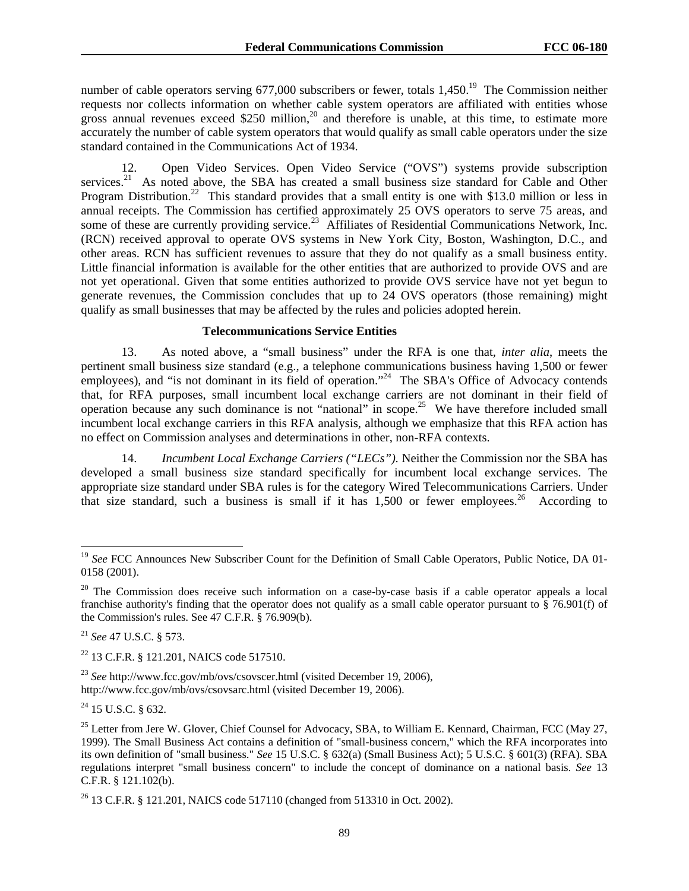number of cable operators serving 677,000 subscribers or fewer, totals 1,450.[19] The Commission neither requests nor collects information on whether cable system operators are affiliated with entities whose gross annual revenues exceed $250 million,[20] and therefore is unable, at this time, to estimate more accurately the number of cable system operators that would qualify as small cable operators under the size standard contained in the Communications Act of 1934.

12. Open Video Services. Open Video Service ("OVS") systems provide subscription services.[21] As noted above, the SBA has created a small business size standard for Cable and Other Program Distribution.[22] This standard provides that a small entity is one with $13.0 million or less in annual receipts. The Commission has certified approximately 25 OVS operators to serve 75 areas, and some of these are currently providing service.[23] Affiliates of Residential Communications Network, Inc. (RCN) received approval to operate OVS systems in New York City, Boston, Washington, D.C., and other areas. RCN has sufficient revenues to assure that they do not qualify as a small business entity. Little financial information is available for the other entities that are authorized to provide OVS and are not yet operational. Given that some entities authorized to provide OVS service have not yet begun to generate revenues, the Commission concludes that up to 24 OVS operators (those remaining) might qualify as small businesses that may be affected by the rules and policies adopted herein.

**Telecommunications Service Entities**

13. As noted above, a "small business" under the RFA is one that, *inter alia*, meets the pertinent small business size standard (e.g., a telephone communications business having 1,500 or fewer employees), and "is not dominant in its field of operation."[24] The SBA's Office of Advocacy contends that, for RFA purposes, small incumbent local exchange carriers are not dominant in their field of operation because any such dominance is not "national" in scope.[25] We have therefore included small incumbent local exchange carriers in this RFA analysis, although we emphasize that this RFA action has no effect on Commission analyses and determinations in other, non-RFA contexts.

14. *Incumbent Local Exchange Carriers ("LECs")*. Neither the Commission nor the SBA has developed a small business size standard specifically for incumbent local exchange services. The appropriate size standard under SBA rules is for the category Wired Telecommunications Carriers. Under that size standard, such a business is small if it has 1,500 or fewer employees.[26] According to

---

[19] *See* FCC Announces New Subscriber Count for the Definition of Small Cable Operators, Public Notice, DA 01-0158 (2001).

[20] The Commission does receive such information on a case-by-case basis if a cable operator appeals a local franchise authority's finding that the operator does not qualify as a small cable operator pursuant to § 76.901(f) of the Commission's rules. See 47 C.F.R. § 76.909(b).

[21] *See* 47 U.S.C. § 573.

[22] 13 C.F.R. § 121.201, NAICS code 517510.

[23] *See* http://www.fcc.gov/mb/ovs/csovscer.html (visited December 19, 2006), http://www.fcc.gov/mb/ovs/csovsarc.html (visited December 19, 2006).

[24] 15 U.S.C. § 632.

[25] Letter from Jere W. Glover, Chief Counsel for Advocacy, SBA, to William E. Kennard, Chairman, FCC (May 27, 1999). The Small Business Act contains a definition of "small-business concern," which the RFA incorporates into its own definition of "small business." *See* 15 U.S.C. § 632(a) (Small Business Act); 5 U.S.C. § 601(3) (RFA). SBA regulations interpret "small business concern" to include the concept of dominance on a national basis. *See* 13 C.F.R. § 121.102(b).

[26] 13 C.F.R. § 121.201, NAICS code 517110 (changed from 513310 in Oct. 2002).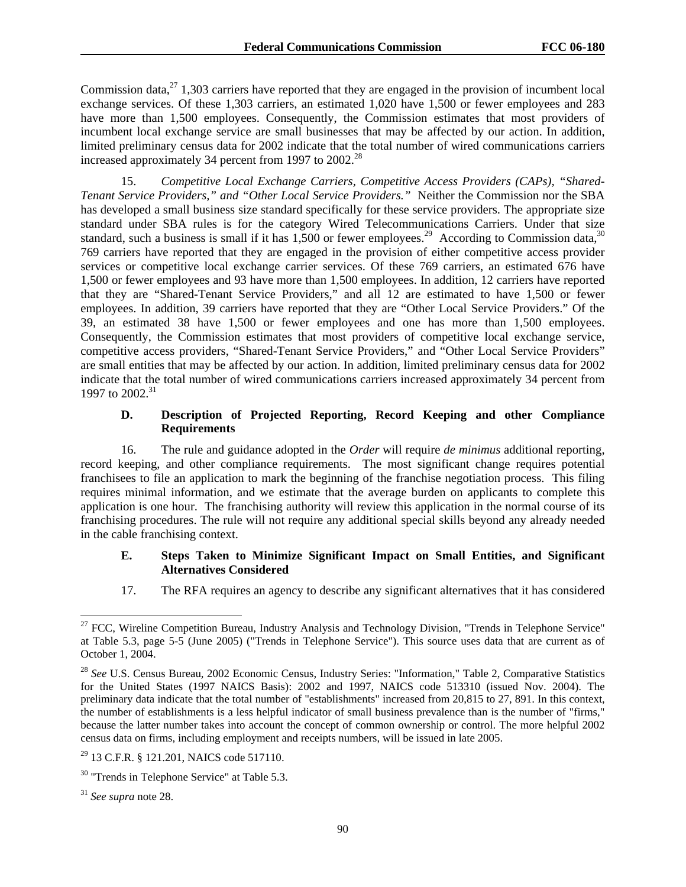Commission data,[27] 1,303 carriers have reported that they are engaged in the provision of incumbent local exchange services. Of these 1,303 carriers, an estimated 1,020 have 1,500 or fewer employees and 283 have more than 1,500 employees. Consequently, the Commission estimates that most providers of incumbent local exchange service are small businesses that may be affected by our action. In addition, limited preliminary census data for 2002 indicate that the total number of wired communications carriers increased approximately 34 percent from 1997 to 2002.[28]

15. *Competitive Local Exchange Carriers, Competitive Access Providers (CAPs), "Shared-Tenant Service Providers," and "Other Local Service Providers."* Neither the Commission nor the SBA has developed a small business size standard specifically for these service providers. The appropriate size standard under SBA rules is for the category Wired Telecommunications Carriers. Under that size standard, such a business is small if it has 1,500 or fewer employees.[29] According to Commission data,[30] 769 carriers have reported that they are engaged in the provision of either competitive access provider services or competitive local exchange carrier services. Of these 769 carriers, an estimated 676 have 1,500 or fewer employees and 93 have more than 1,500 employees. In addition, 12 carriers have reported that they are "Shared-Tenant Service Providers," and all 12 are estimated to have 1,500 or fewer employees. In addition, 39 carriers have reported that they are "Other Local Service Providers." Of the 39, an estimated 38 have 1,500 or fewer employees and one has more than 1,500 employees. Consequently, the Commission estimates that most providers of competitive local exchange service, competitive access providers, "Shared-Tenant Service Providers," and "Other Local Service Providers" are small entities that may be affected by our action. In addition, limited preliminary census data for 2002 indicate that the total number of wired communications carriers increased approximately 34 percent from 1997 to 2002.[31]

### D. Description of Projected Reporting, Record Keeping and other Compliance Requirements

16. The rule and guidance adopted in the *Order* will require *de minimus* additional reporting, record keeping, and other compliance requirements. The most significant change requires potential franchisees to file an application to mark the beginning of the franchise negotiation process. This filing requires minimal information, and we estimate that the average burden on applicants to complete this application is one hour. The franchising authority will review this application in the normal course of its franchising procedures. The rule will not require any additional special skills beyond any already needed in the cable franchising context.

### E. Steps Taken to Minimize Significant Impact on Small Entities, and Significant Alternatives Considered

17. The RFA requires an agency to describe any significant alternatives that it has considered

---

[27] FCC, Wireline Competition Bureau, Industry Analysis and Technology Division, "Trends in Telephone Service" at Table 5.3, page 5-5 (June 2005) ("Trends in Telephone Service"). This source uses data that are current as of October 1, 2004.

[28] *See* U.S. Census Bureau, 2002 Economic Census, Industry Series: "Information," Table 2, Comparative Statistics for the United States (1997 NAICS Basis): 2002 and 1997, NAICS code 513310 (issued Nov. 2004). The preliminary data indicate that the total number of "establishments" increased from 20,815 to 27, 891. In this context, the number of establishments is a less helpful indicator of small business prevalence than is the number of "firms," because the latter number takes into account the concept of common ownership or control. The more helpful 2002 census data on firms, including employment and receipts numbers, will be issued in late 2005.

[29] 13 C.F.R. § 121.201, NAICS code 517110.

[30] "Trends in Telephone Service" at Table 5.3.

[31] *See supra* note 28.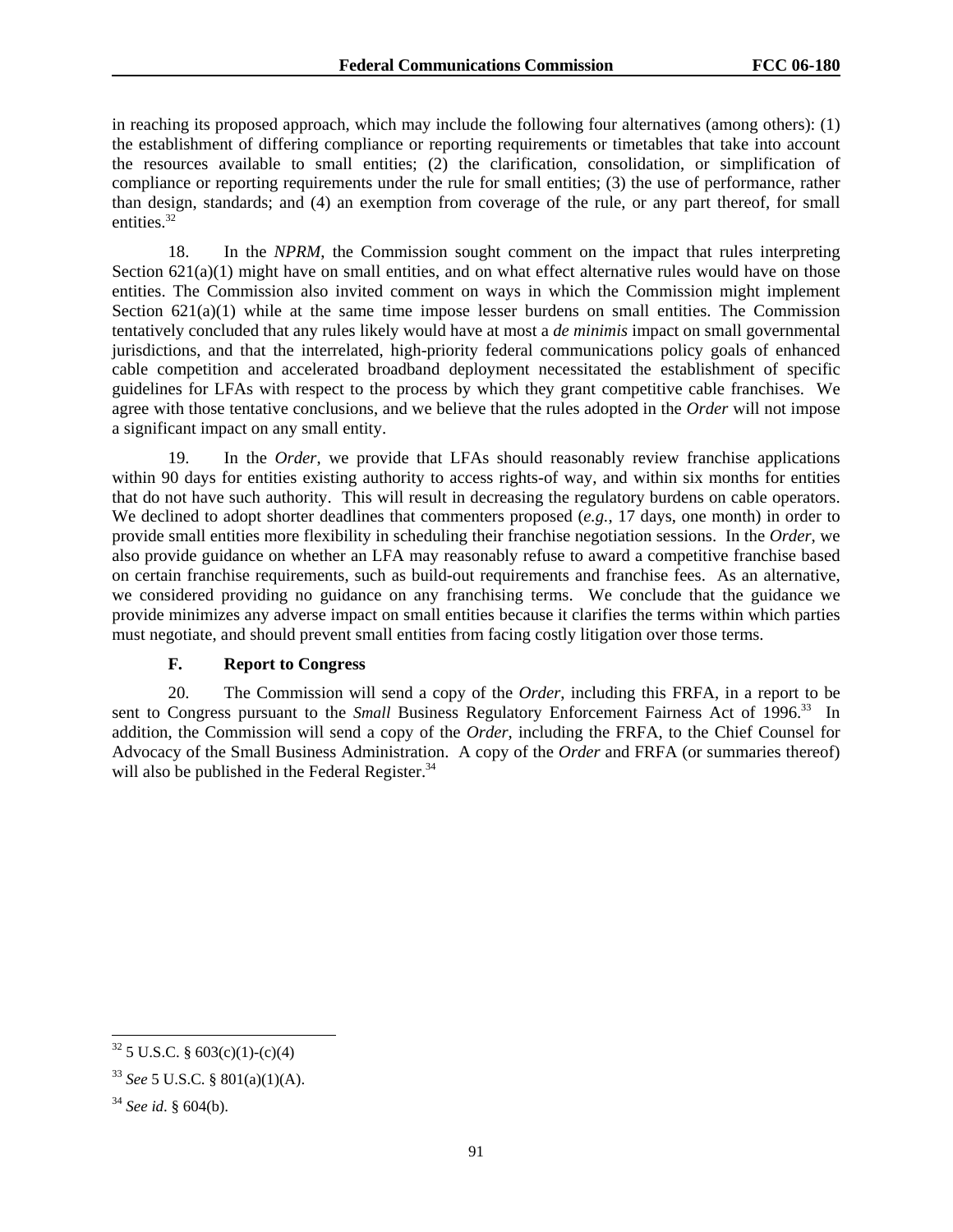in reaching its proposed approach, which may include the following four alternatives (among others): (1) the establishment of differing compliance or reporting requirements or timetables that take into account the resources available to small entities; (2) the clarification, consolidation, or simplification of compliance or reporting requirements under the rule for small entities; (3) the use of performance, rather than design, standards; and (4) an exemption from coverage of the rule, or any part thereof, for small entities.[32]

18. In the *NPRM*, the Commission sought comment on the impact that rules interpreting Section 621(a)(1) might have on small entities, and on what effect alternative rules would have on those entities. The Commission also invited comment on ways in which the Commission might implement Section 621(a)(1) while at the same time impose lesser burdens on small entities. The Commission tentatively concluded that any rules likely would have at most a *de minimis* impact on small governmental jurisdictions, and that the interrelated, high-priority federal communications policy goals of enhanced cable competition and accelerated broadband deployment necessitated the establishment of specific guidelines for LFAs with respect to the process by which they grant competitive cable franchises. We agree with those tentative conclusions, and we believe that the rules adopted in the *Order* will not impose a significant impact on any small entity.

19. In the *Order*, we provide that LFAs should reasonably review franchise applications within 90 days for entities existing authority to access rights-of way, and within six months for entities that do not have such authority. This will result in decreasing the regulatory burdens on cable operators. We declined to adopt shorter deadlines that commenters proposed (*e.g.*, 17 days, one month) in order to provide small entities more flexibility in scheduling their franchise negotiation sessions. In the *Order*, we also provide guidance on whether an LFA may reasonably refuse to award a competitive franchise based on certain franchise requirements, such as build-out requirements and franchise fees. As an alternative, we considered providing no guidance on any franchising terms. We conclude that the guidance we provide minimizes any adverse impact on small entities because it clarifies the terms within which parties must negotiate, and should prevent small entities from facing costly litigation over those terms.

### F. Report to Congress

20. The Commission will send a copy of the *Order*, including this FRFA, in a report to be sent to Congress pursuant to the *Small* Business Regulatory Enforcement Fairness Act of 1996.[33] In addition, the Commission will send a copy of the *Order*, including the FRFA, to the Chief Counsel for Advocacy of the Small Business Administration. A copy of the *Order* and FRFA (or summaries thereof) will also be published in the Federal Register.[34]

---

[32] 5 U.S.C. § 603(c)(1)-(c)(4)

[33] *See* 5 U.S.C. § 801(a)(1)(A).

[34] *See id*. § 604(b).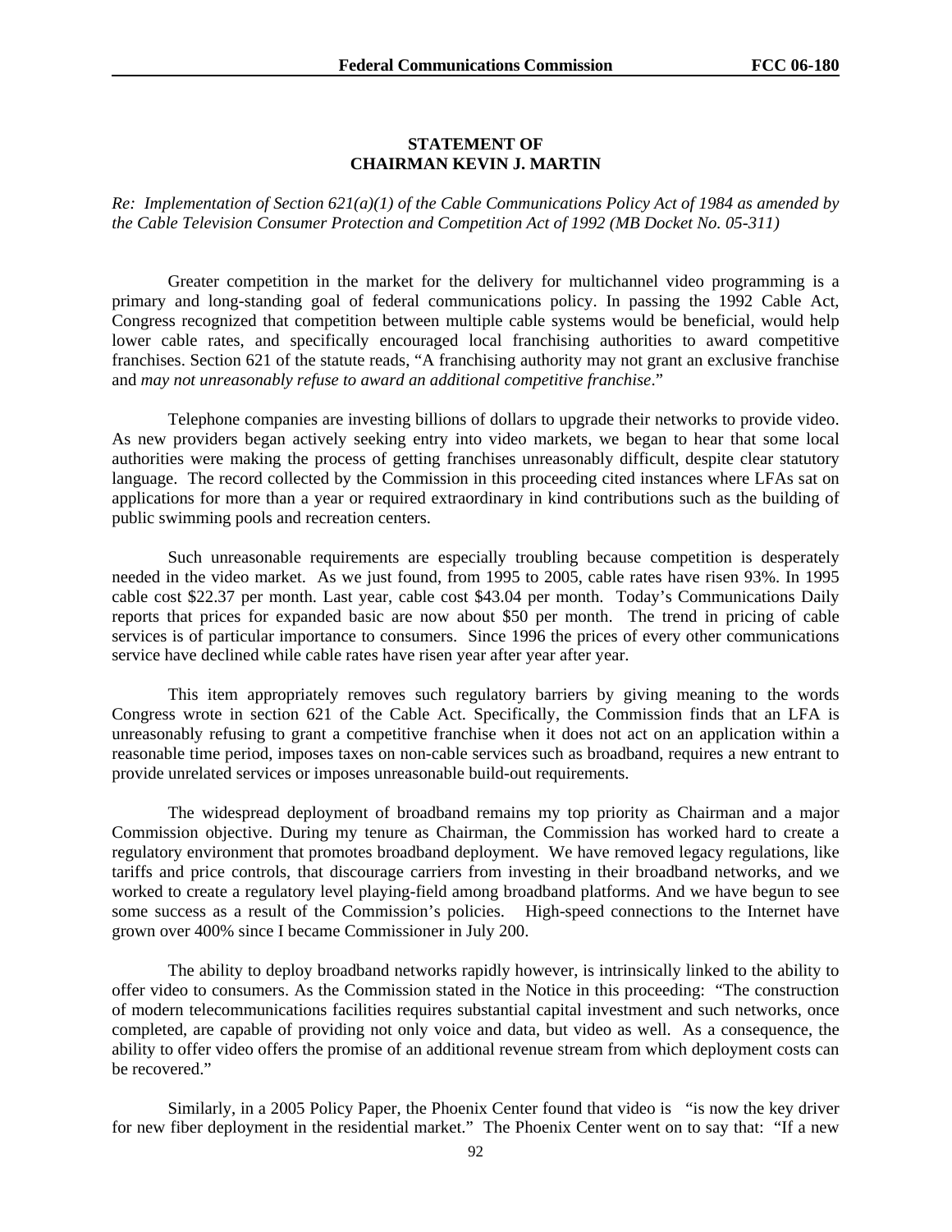## STATEMENT OF CHAIRMAN KEVIN J. MARTIN

*Re: Implementation of Section 621(a)(1) of the Cable Communications Policy Act of 1984 as amended by the Cable Television Consumer Protection and Competition Act of 1992 (MB Docket No. 05-311)*

Greater competition in the market for the delivery for multichannel video programming is a primary and long-standing goal of federal communications policy. In passing the 1992 Cable Act, Congress recognized that competition between multiple cable systems would be beneficial, would help lower cable rates, and specifically encouraged local franchising authorities to award competitive franchises. Section 621 of the statute reads, "A franchising authority may not grant an exclusive franchise and *may not unreasonably refuse to award an additional competitive franchise*."

Telephone companies are investing billions of dollars to upgrade their networks to provide video. As new providers began actively seeking entry into video markets, we began to hear that some local authorities were making the process of getting franchises unreasonably difficult, despite clear statutory language. The record collected by the Commission in this proceeding cited instances where LFAs sat on applications for more than a year or required extraordinary in kind contributions such as the building of public swimming pools and recreation centers.

Such unreasonable requirements are especially troubling because competition is desperately needed in the video market. As we just found, from 1995 to 2005, cable rates have risen 93%. In 1995 cable cost $22.37 per month. Last year, cable cost $43.04 per month. Today's Communications Daily reports that prices for expanded basic are now about $50 per month. The trend in pricing of cable services is of particular importance to consumers. Since 1996 the prices of every other communications service have declined while cable rates have risen year after year after year.

This item appropriately removes such regulatory barriers by giving meaning to the words Congress wrote in section 621 of the Cable Act. Specifically, the Commission finds that an LFA is unreasonably refusing to grant a competitive franchise when it does not act on an application within a reasonable time period, imposes taxes on non-cable services such as broadband, requires a new entrant to provide unrelated services or imposes unreasonable build-out requirements.

The widespread deployment of broadband remains my top priority as Chairman and a major Commission objective. During my tenure as Chairman, the Commission has worked hard to create a regulatory environment that promotes broadband deployment. We have removed legacy regulations, like tariffs and price controls, that discourage carriers from investing in their broadband networks, and we worked to create a regulatory level playing-field among broadband platforms. And we have begun to see some success as a result of the Commission's policies. High-speed connections to the Internet have grown over 400% since I became Commissioner in July 200.

The ability to deploy broadband networks rapidly however, is intrinsically linked to the ability to offer video to consumers. As the Commission stated in the Notice in this proceeding: "The construction of modern telecommunications facilities requires substantial capital investment and such networks, once completed, are capable of providing not only voice and data, but video as well. As a consequence, the ability to offer video offers the promise of an additional revenue stream from which deployment costs can be recovered."

Similarly, in a 2005 Policy Paper, the Phoenix Center found that video is "is now the key driver for new fiber deployment in the residential market." The Phoenix Center went on to say that: "If a new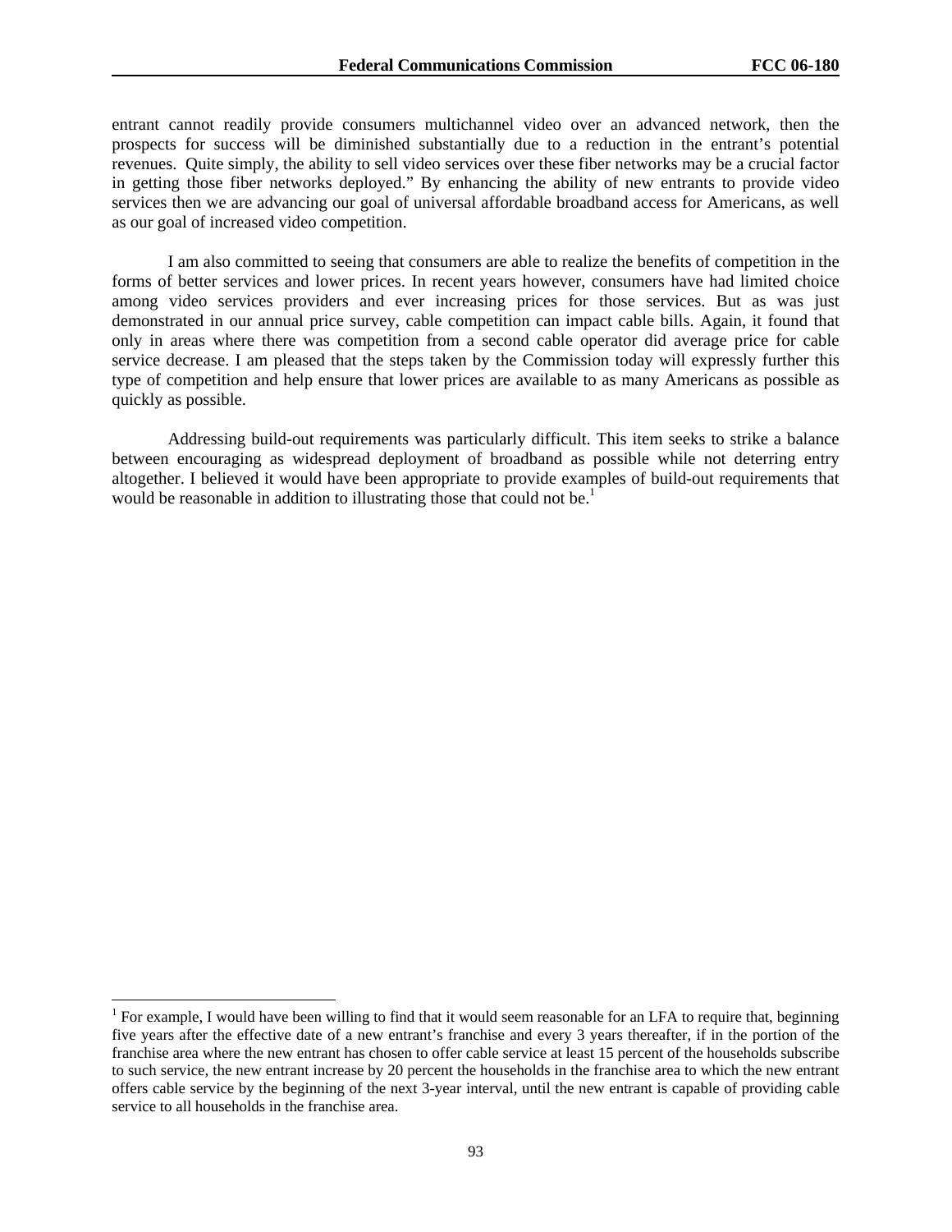entrant cannot readily provide consumers multichannel video over an advanced network, then the prospects for success will be diminished substantially due to a reduction in the entrant's potential revenues. Quite simply, the ability to sell video services over these fiber networks may be a crucial factor in getting those fiber networks deployed." By enhancing the ability of new entrants to provide video services then we are advancing our goal of universal affordable broadband access for Americans, as well as our goal of increased video competition.

I am also committed to seeing that consumers are able to realize the benefits of competition in the forms of better services and lower prices. In recent years however, consumers have had limited choice among video services providers and ever increasing prices for those services. But as was just demonstrated in our annual price survey, cable competition can impact cable bills. Again, it found that only in areas where there was competition from a second cable operator did average price for cable service decrease. I am pleased that the steps taken by the Commission today will expressly further this type of competition and help ensure that lower prices are available to as many Americans as possible as quickly as possible.

Addressing build-out requirements was particularly difficult. This item seeks to strike a balance between encouraging as widespread deployment of broadband as possible while not deterring entry altogether. I believed it would have been appropriate to provide examples of build-out requirements that would be reasonable in addition to illustrating those that could not be.[1]

---

[1] For example, I would have been willing to find that it would seem reasonable for an LFA to require that, beginning five years after the effective date of a new entrant's franchise and every 3 years thereafter, if in the portion of the franchise area where the new entrant has chosen to offer cable service at least 15 percent of the households subscribe to such service, the new entrant increase by 20 percent the households in the franchise area to which the new entrant offers cable service by the beginning of the next 3-year interval, until the new entrant is capable of providing cable service to all households in the franchise area.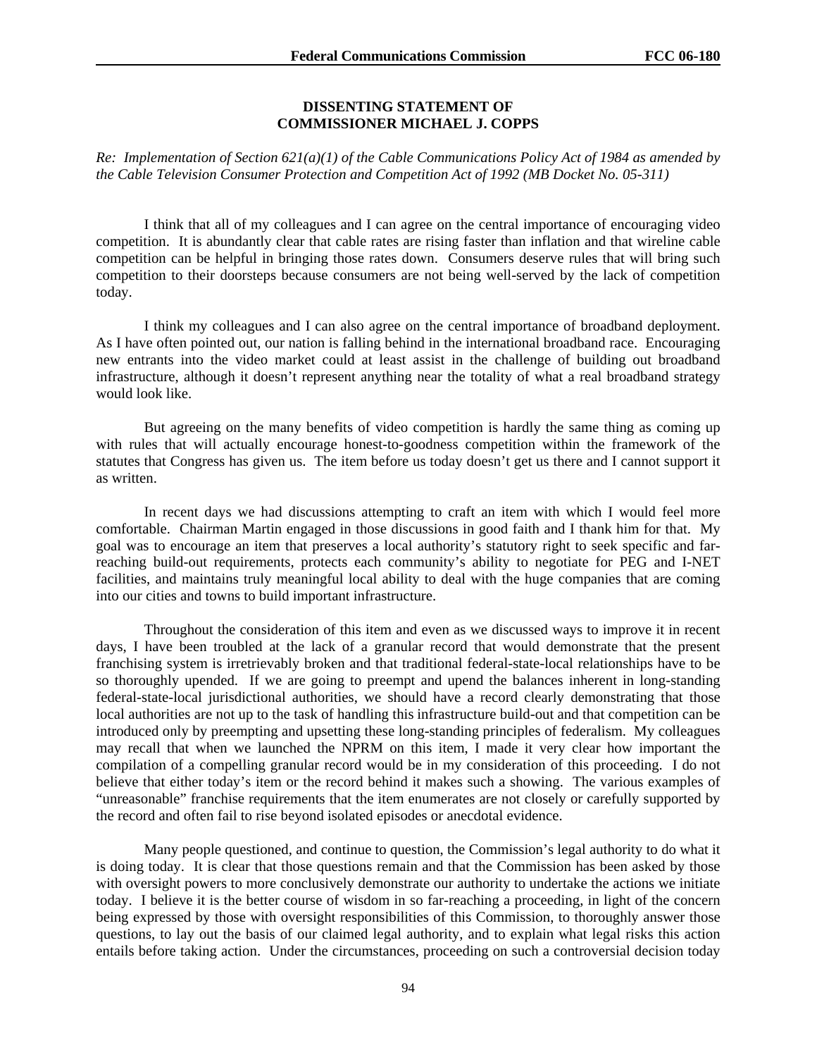**DISSENTING STATEMENT OF**
**COMMISSIONER MICHAEL J. COPPS**

*Re: Implementation of Section 621(a)(1) of the Cable Communications Policy Act of 1984 as amended by the Cable Television Consumer Protection and Competition Act of 1992 (MB Docket No. 05-311)*

I think that all of my colleagues and I can agree on the central importance of encouraging video competition. It is abundantly clear that cable rates are rising faster than inflation and that wireline cable competition can be helpful in bringing those rates down. Consumers deserve rules that will bring such competition to their doorsteps because consumers are not being well-served by the lack of competition today.

I think my colleagues and I can also agree on the central importance of broadband deployment. As I have often pointed out, our nation is falling behind in the international broadband race. Encouraging new entrants into the video market could at least assist in the challenge of building out broadband infrastructure, although it doesn't represent anything near the totality of what a real broadband strategy would look like.

But agreeing on the many benefits of video competition is hardly the same thing as coming up with rules that will actually encourage honest-to-goodness competition within the framework of the statutes that Congress has given us. The item before us today doesn't get us there and I cannot support it as written.

In recent days we had discussions attempting to craft an item with which I would feel more comfortable. Chairman Martin engaged in those discussions in good faith and I thank him for that. My goal was to encourage an item that preserves a local authority's statutory right to seek specific and far-reaching build-out requirements, protects each community's ability to negotiate for PEG and I-NET facilities, and maintains truly meaningful local ability to deal with the huge companies that are coming into our cities and towns to build important infrastructure.

Throughout the consideration of this item and even as we discussed ways to improve it in recent days, I have been troubled at the lack of a granular record that would demonstrate that the present franchising system is irretrievably broken and that traditional federal-state-local relationships have to be so thoroughly upended. If we are going to preempt and upend the balances inherent in long-standing federal-state-local jurisdictional authorities, we should have a record clearly demonstrating that those local authorities are not up to the task of handling this infrastructure build-out and that competition can be introduced only by preempting and upsetting these long-standing principles of federalism. My colleagues may recall that when we launched the NPRM on this item, I made it very clear how important the compilation of a compelling granular record would be in my consideration of this proceeding. I do not believe that either today's item or the record behind it makes such a showing. The various examples of "unreasonable" franchise requirements that the item enumerates are not closely or carefully supported by the record and often fail to rise beyond isolated episodes or anecdotal evidence.

Many people questioned, and continue to question, the Commission's legal authority to do what it is doing today. It is clear that those questions remain and that the Commission has been asked by those with oversight powers to more conclusively demonstrate our authority to undertake the actions we initiate today. I believe it is the better course of wisdom in so far-reaching a proceeding, in light of the concern being expressed by those with oversight responsibilities of this Commission, to thoroughly answer those questions, to lay out the basis of our claimed legal authority, and to explain what legal risks this action entails before taking action. Under the circumstances, proceeding on such a controversial decision today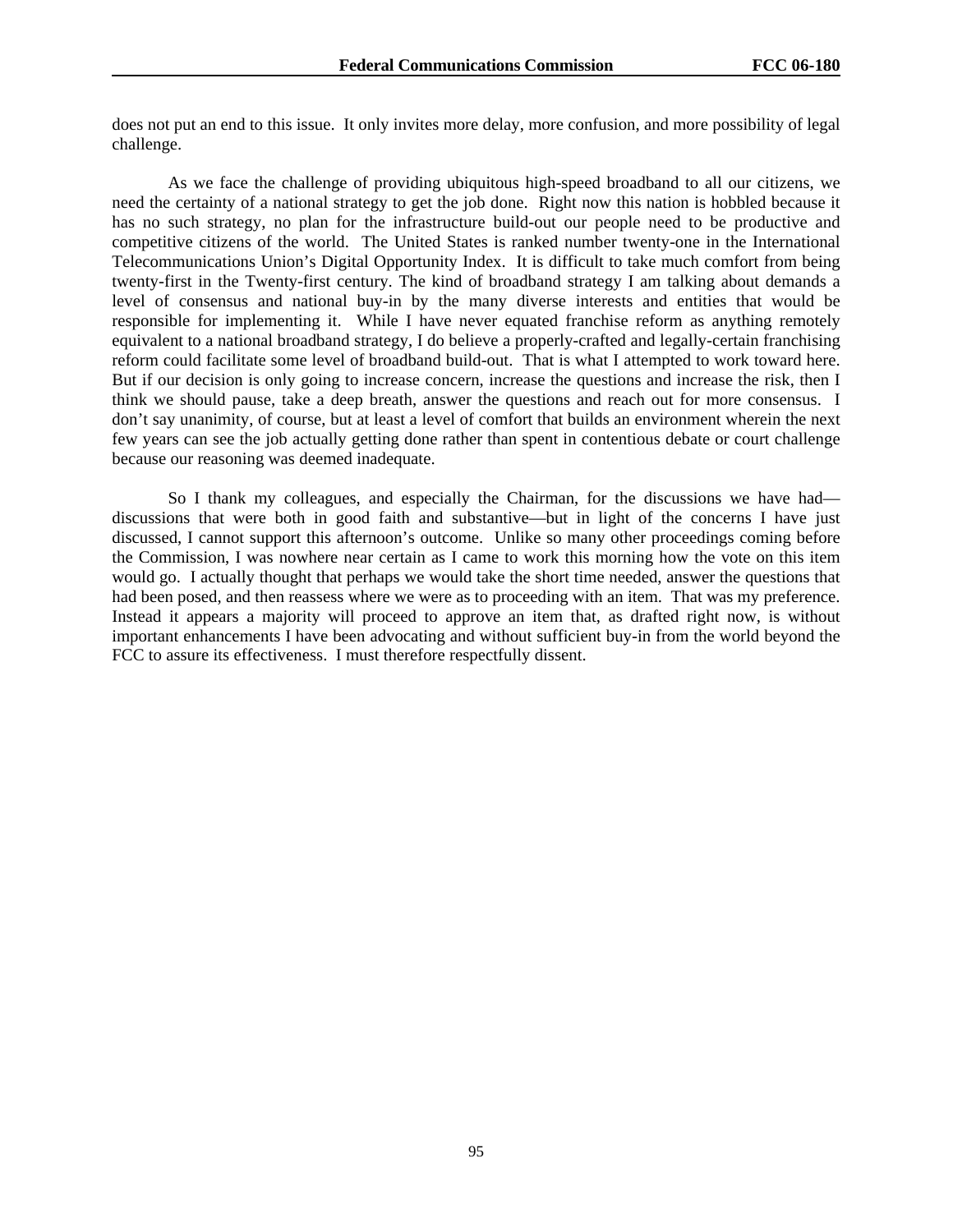does not put an end to this issue. It only invites more delay, more confusion, and more possibility of legal challenge.

As we face the challenge of providing ubiquitous high-speed broadband to all our citizens, we need the certainty of a national strategy to get the job done. Right now this nation is hobbled because it has no such strategy, no plan for the infrastructure build-out our people need to be productive and competitive citizens of the world. The United States is ranked number twenty-one in the International Telecommunications Union's Digital Opportunity Index. It is difficult to take much comfort from being twenty-first in the Twenty-first century. The kind of broadband strategy I am talking about demands a level of consensus and national buy-in by the many diverse interests and entities that would be responsible for implementing it. While I have never equated franchise reform as anything remotely equivalent to a national broadband strategy, I do believe a properly-crafted and legally-certain franchising reform could facilitate some level of broadband build-out. That is what I attempted to work toward here. But if our decision is only going to increase concern, increase the questions and increase the risk, then I think we should pause, take a deep breath, answer the questions and reach out for more consensus. I don't say unanimity, of course, but at least a level of comfort that builds an environment wherein the next few years can see the job actually getting done rather than spent in contentious debate or court challenge because our reasoning was deemed inadequate.

So I thank my colleagues, and especially the Chairman, for the discussions we have had—discussions that were both in good faith and substantive—but in light of the concerns I have just discussed, I cannot support this afternoon's outcome. Unlike so many other proceedings coming before the Commission, I was nowhere near certain as I came to work this morning how the vote on this item would go. I actually thought that perhaps we would take the short time needed, answer the questions that had been posed, and then reassess where we were as to proceeding with an item. That was my preference. Instead it appears a majority will proceed to approve an item that, as drafted right now, is without important enhancements I have been advocating and without sufficient buy-in from the world beyond the FCC to assure its effectiveness. I must therefore respectfully dissent.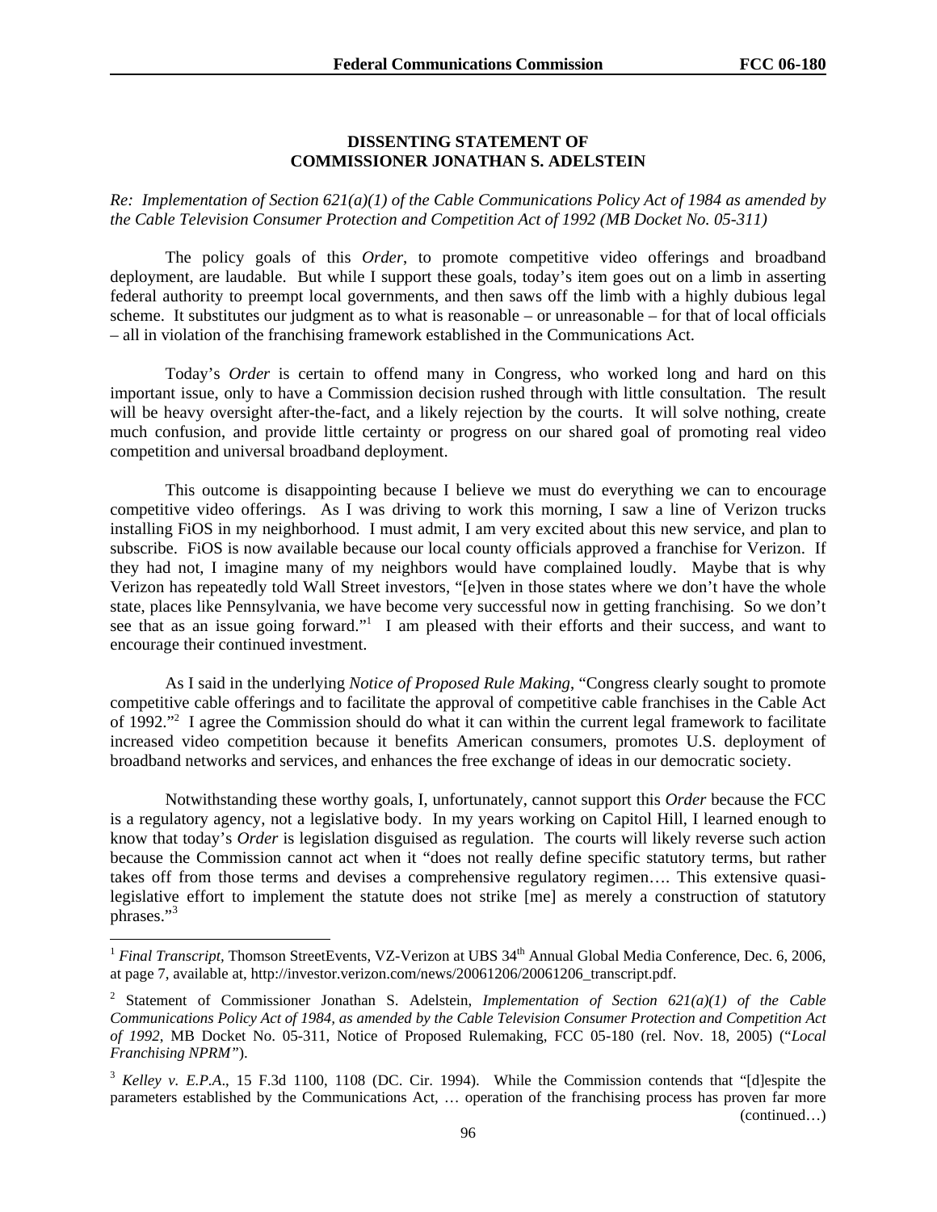**DISSENTING STATEMENT OF**
**COMMISSIONER JONATHAN S. ADELSTEIN**

*Re: Implementation of Section 621(a)(1) of the Cable Communications Policy Act of 1984 as amended by the Cable Television Consumer Protection and Competition Act of 1992 (MB Docket No. 05-311)*

The policy goals of this *Order*, to promote competitive video offerings and broadband deployment, are laudable. But while I support these goals, today's item goes out on a limb in asserting federal authority to preempt local governments, and then saws off the limb with a highly dubious legal scheme. It substitutes our judgment as to what is reasonable – or unreasonable – for that of local officials – all in violation of the franchising framework established in the Communications Act.

Today's *Order* is certain to offend many in Congress, who worked long and hard on this important issue, only to have a Commission decision rushed through with little consultation. The result will be heavy oversight after-the-fact, and a likely rejection by the courts. It will solve nothing, create much confusion, and provide little certainty or progress on our shared goal of promoting real video competition and universal broadband deployment.

This outcome is disappointing because I believe we must do everything we can to encourage competitive video offerings. As I was driving to work this morning, I saw a line of Verizon trucks installing FiOS in my neighborhood. I must admit, I am very excited about this new service, and plan to subscribe. FiOS is now available because our local county officials approved a franchise for Verizon. If they had not, I imagine many of my neighbors would have complained loudly. Maybe that is why Verizon has repeatedly told Wall Street investors, "[e]ven in those states where we don't have the whole state, places like Pennsylvania, we have become very successful now in getting franchising. So we don't see that as an issue going forward."[1] I am pleased with their efforts and their success, and want to encourage their continued investment.

As I said in the underlying *Notice of Proposed Rule Making*, "Congress clearly sought to promote competitive cable offerings and to facilitate the approval of competitive cable franchises in the Cable Act of 1992."[2] I agree the Commission should do what it can within the current legal framework to facilitate increased video competition because it benefits American consumers, promotes U.S. deployment of broadband networks and services, and enhances the free exchange of ideas in our democratic society.

Notwithstanding these worthy goals, I, unfortunately, cannot support this *Order* because the FCC is a regulatory agency, not a legislative body. In my years working on Capitol Hill, I learned enough to know that today's *Order* is legislation disguised as regulation. The courts will likely reverse such action because the Commission cannot act when it "does not really define specific statutory terms, but rather takes off from those terms and devises a comprehensive regulatory regimen…. This extensive quasi-legislative effort to implement the statute does not strike [me] as merely a construction of statutory phrases."[3]

---

[1] *Final Transcript*, Thomson StreetEvents, VZ-Verizon at UBS 34th Annual Global Media Conference, Dec. 6, 2006, at page 7, available at, http://investor.verizon.com/news/20061206/20061206_transcript.pdf.

[2] Statement of Commissioner Jonathan S. Adelstein, *Implementation of Section 621(a)(1) of the Cable Communications Policy Act of 1984, as amended by the Cable Television Consumer Protection and Competition Act of 1992*, MB Docket No. 05-311, Notice of Proposed Rulemaking, FCC 05-180 (rel. Nov. 18, 2005) ("*Local Franchising NPRM*").

[3] *Kelley v. E.P.A.*, 15 F.3d 1100, 1108 (DC. Cir. 1994). While the Commission contends that "[d]espite the parameters established by the Communications Act, … operation of the franchising process has proven far more (continued…)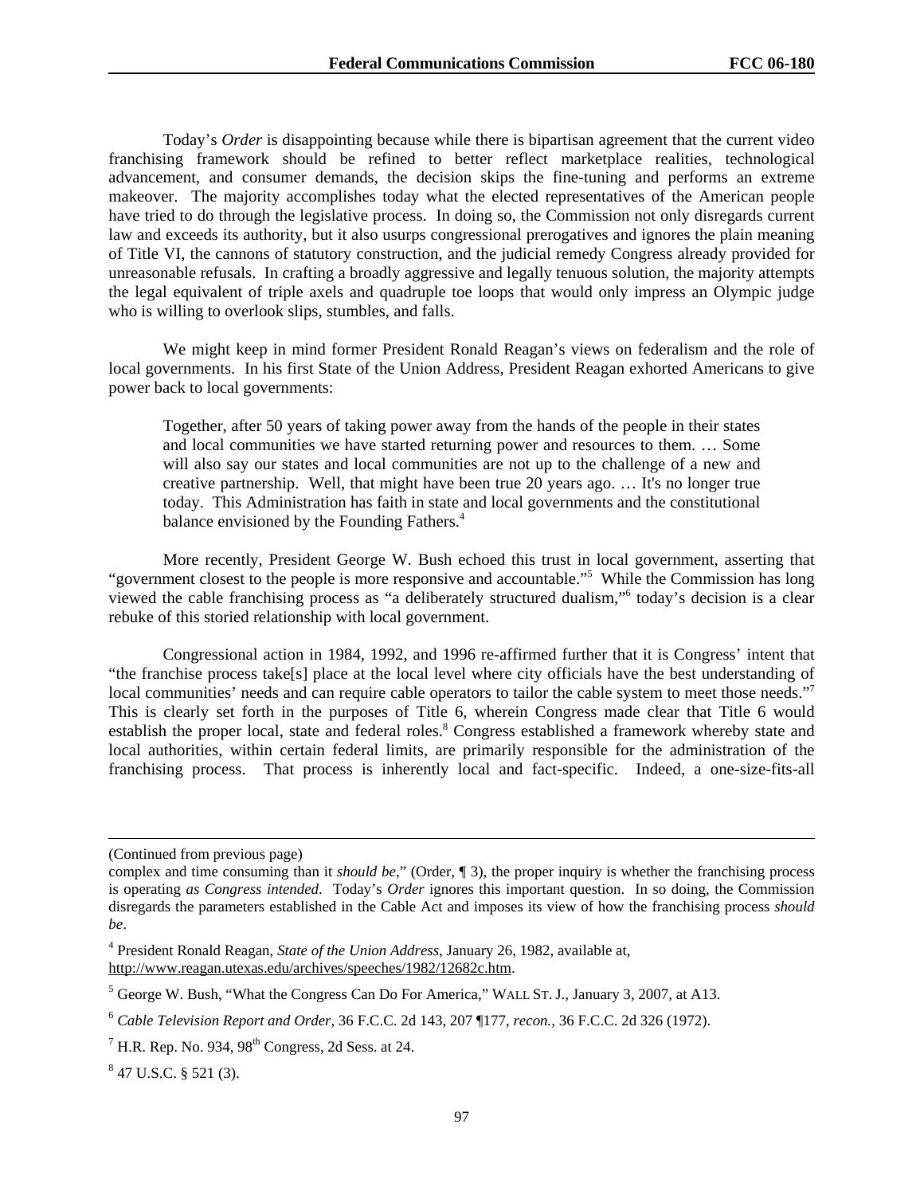Today's *Order* is disappointing because while there is bipartisan agreement that the current video franchising framework should be refined to better reflect marketplace realities, technological advancement, and consumer demands, the decision skips the fine-tuning and performs an extreme makeover. The majority accomplishes today what the elected representatives of the American people have tried to do through the legislative process. In doing so, the Commission not only disregards current law and exceeds its authority, but it also usurps congressional prerogatives and ignores the plain meaning of Title VI, the cannons of statutory construction, and the judicial remedy Congress already provided for unreasonable refusals. In crafting a broadly aggressive and legally tenuous solution, the majority attempts the legal equivalent of triple axels and quadruple toe loops that would only impress an Olympic judge who is willing to overlook slips, stumbles, and falls.

We might keep in mind former President Ronald Reagan's views on federalism and the role of local governments. In his first State of the Union Address, President Reagan exhorted Americans to give power back to local governments:

> Together, after 50 years of taking power away from the hands of the people in their states and local communities we have started returning power and resources to them. … Some will also say our states and local communities are not up to the challenge of a new and creative partnership. Well, that might have been true 20 years ago. … It's no longer true today. This Administration has faith in state and local governments and the constitutional balance envisioned by the Founding Fathers.[4]

More recently, President George W. Bush echoed this trust in local government, asserting that "government closest to the people is more responsive and accountable."[5] While the Commission has long viewed the cable franchising process as "a deliberately structured dualism,"[6] today's decision is a clear rebuke of this storied relationship with local government.

Congressional action in 1984, 1992, and 1996 re-affirmed further that it is Congress' intent that "the franchise process take[s] place at the local level where city officials have the best understanding of local communities' needs and can require cable operators to tailor the cable system to meet those needs."[7] This is clearly set forth in the purposes of Title 6, wherein Congress made clear that Title 6 would establish the proper local, state and federal roles.[8] Congress established a framework whereby state and local authorities, within certain federal limits, are primarily responsible for the administration of the franchising process. That process is inherently local and fact-specific. Indeed, a one-size-fits-all

---

(Continued from previous page)

complex and time consuming than it *should be*," (Order, ¶ 3), the proper inquiry is whether the franchising process is operating *as Congress intended*. Today's *Order* ignores this important question. In so doing, the Commission disregards the parameters established in the Cable Act and imposes its view of how the franchising process *should be*.

[4] President Ronald Reagan, *State of the Union Address*, January 26, 1982, available at, http://www.reagan.utexas.edu/archives/speeches/1982/12682c.htm.

[5] George W. Bush, "What the Congress Can Do For America," WALL ST. J., January 3, 2007, at A13.

[6] *Cable Television Report and Order*, 36 F.C.C. 2d 143, 207 ¶177, *recon.*, 36 F.C.C. 2d 326 (1972).

[7] H.R. Rep. No. 934, 98th Congress, 2d Sess. at 24.

[8] 47 U.S.C. § 521 (3).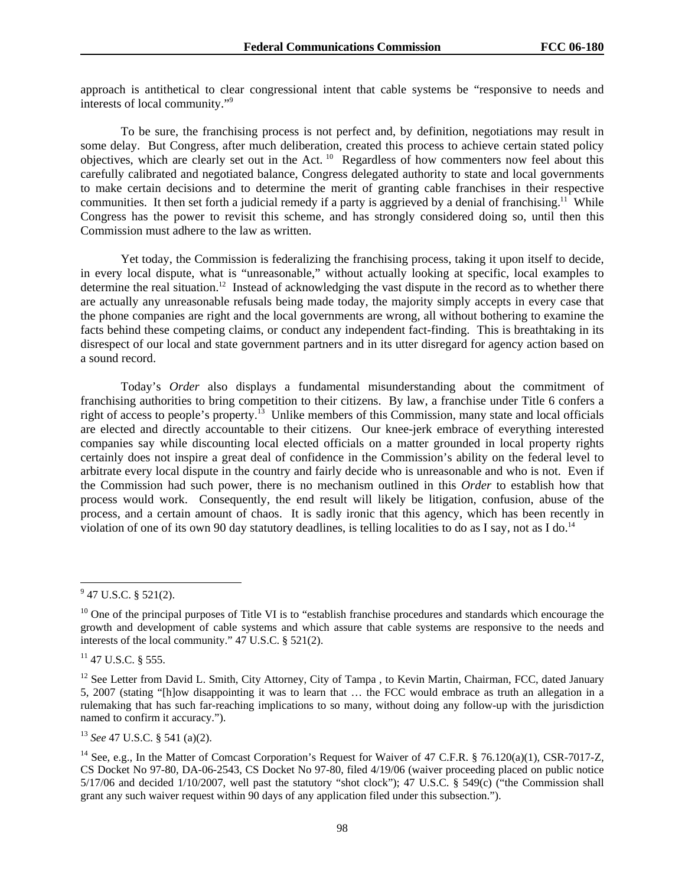approach is antithetical to clear congressional intent that cable systems be "responsive to needs and interests of local community."[9]

To be sure, the franchising process is not perfect and, by definition, negotiations may result in some delay. But Congress, after much deliberation, created this process to achieve certain stated policy objectives, which are clearly set out in the Act. [10] Regardless of how commenters now feel about this carefully calibrated and negotiated balance, Congress delegated authority to state and local governments to make certain decisions and to determine the merit of granting cable franchises in their respective communities. It then set forth a judicial remedy if a party is aggrieved by a denial of franchising.[11] While Congress has the power to revisit this scheme, and has strongly considered doing so, until then this Commission must adhere to the law as written.

Yet today, the Commission is federalizing the franchising process, taking it upon itself to decide, in every local dispute, what is "unreasonable," without actually looking at specific, local examples to determine the real situation.[12] Instead of acknowledging the vast dispute in the record as to whether there are actually any unreasonable refusals being made today, the majority simply accepts in every case that the phone companies are right and the local governments are wrong, all without bothering to examine the facts behind these competing claims, or conduct any independent fact-finding. This is breathtaking in its disrespect of our local and state government partners and in its utter disregard for agency action based on a sound record.

Today's *Order* also displays a fundamental misunderstanding about the commitment of franchising authorities to bring competition to their citizens. By law, a franchise under Title 6 confers a right of access to people's property.[13] Unlike members of this Commission, many state and local officials are elected and directly accountable to their citizens. Our knee-jerk embrace of everything interested companies say while discounting local elected officials on a matter grounded in local property rights certainly does not inspire a great deal of confidence in the Commission's ability on the federal level to arbitrate every local dispute in the country and fairly decide who is unreasonable and who is not. Even if the Commission had such power, there is no mechanism outlined in this *Order* to establish how that process would work. Consequently, the end result will likely be litigation, confusion, abuse of the process, and a certain amount of chaos. It is sadly ironic that this agency, which has been recently in violation of one of its own 90 day statutory deadlines, is telling localities to do as I say, not as I do.[14]

---

[9] 47 U.S.C. § 521(2).

[10] One of the principal purposes of Title VI is to "establish franchise procedures and standards which encourage the growth and development of cable systems and which assure that cable systems are responsive to the needs and interests of the local community." 47 U.S.C. § 521(2).

[11] 47 U.S.C. § 555.

[12] See Letter from David L. Smith, City Attorney, City of Tampa , to Kevin Martin, Chairman, FCC, dated January 5, 2007 (stating "[h]ow disappointing it was to learn that … the FCC would embrace as truth an allegation in a rulemaking that has such far-reaching implications to so many, without doing any follow-up with the jurisdiction named to confirm it accuracy.").

[13] *See* 47 U.S.C. § 541 (a)(2).

[14] See, e.g., In the Matter of Comcast Corporation's Request for Waiver of 47 C.F.R. § 76.120(a)(1), CSR-7017-Z, CS Docket No 97-80, DA-06-2543, CS Docket No 97-80, filed 4/19/06 (waiver proceeding placed on public notice 5/17/06 and decided 1/10/2007, well past the statutory "shot clock"); 47 U.S.C. § 549(c) ("the Commission shall grant any such waiver request within 90 days of any application filed under this subsection.").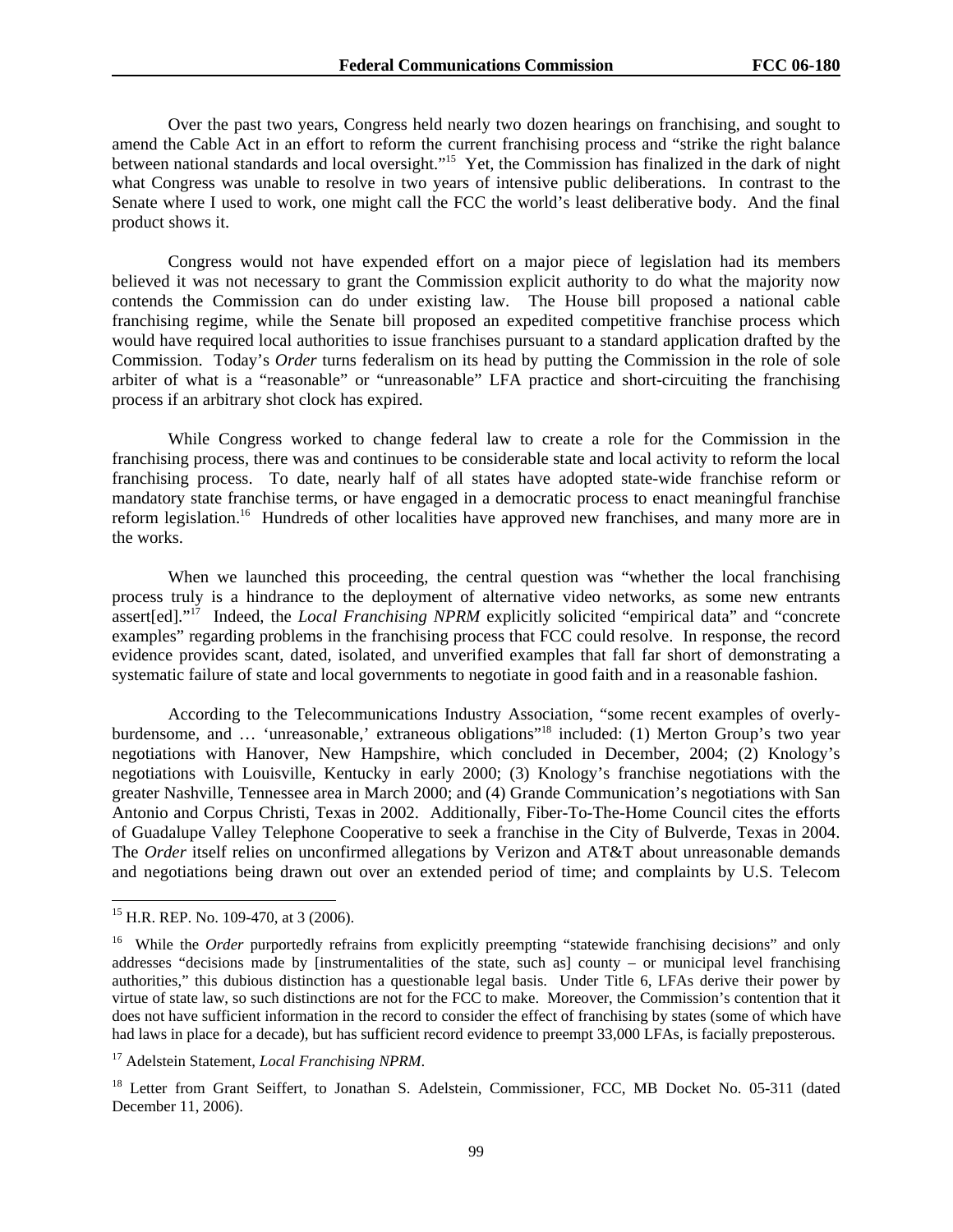Over the past two years, Congress held nearly two dozen hearings on franchising, and sought to amend the Cable Act in an effort to reform the current franchising process and "strike the right balance between national standards and local oversight."[15] Yet, the Commission has finalized in the dark of night what Congress was unable to resolve in two years of intensive public deliberations. In contrast to the Senate where I used to work, one might call the FCC the world's least deliberative body. And the final product shows it.

Congress would not have expended effort on a major piece of legislation had its members believed it was not necessary to grant the Commission explicit authority to do what the majority now contends the Commission can do under existing law. The House bill proposed a national cable franchising regime, while the Senate bill proposed an expedited competitive franchise process which would have required local authorities to issue franchises pursuant to a standard application drafted by the Commission. Today's *Order* turns federalism on its head by putting the Commission in the role of sole arbiter of what is a "reasonable" or "unreasonable" LFA practice and short-circuiting the franchising process if an arbitrary shot clock has expired.

While Congress worked to change federal law to create a role for the Commission in the franchising process, there was and continues to be considerable state and local activity to reform the local franchising process. To date, nearly half of all states have adopted state-wide franchise reform or mandatory state franchise terms, or have engaged in a democratic process to enact meaningful franchise reform legislation.[16] Hundreds of other localities have approved new franchises, and many more are in the works.

When we launched this proceeding, the central question was "whether the local franchising process truly is a hindrance to the deployment of alternative video networks, as some new entrants assert[ed]."[17] Indeed, the *Local Franchising NPRM* explicitly solicited "empirical data" and "concrete examples" regarding problems in the franchising process that FCC could resolve. In response, the record evidence provides scant, dated, isolated, and unverified examples that fall far short of demonstrating a systematic failure of state and local governments to negotiate in good faith and in a reasonable fashion.

According to the Telecommunications Industry Association, "some recent examples of overly-burdensome, and … 'unreasonable,' extraneous obligations"[18] included: (1) Merton Group's two year negotiations with Hanover, New Hampshire, which concluded in December, 2004; (2) Knology's negotiations with Louisville, Kentucky in early 2000; (3) Knology's franchise negotiations with the greater Nashville, Tennessee area in March 2000; and (4) Grande Communication's negotiations with San Antonio and Corpus Christi, Texas in 2002. Additionally, Fiber-To-The-Home Council cites the efforts of Guadalupe Valley Telephone Cooperative to seek a franchise in the City of Bulverde, Texas in 2004. The *Order* itself relies on unconfirmed allegations by Verizon and AT&T about unreasonable demands and negotiations being drawn out over an extended period of time; and complaints by U.S. Telecom

---

[15] H.R. REP. No. 109-470, at 3 (2006).

[16] While the *Order* purportedly refrains from explicitly preempting "statewide franchising decisions" and only addresses "decisions made by [instrumentalities of the state, such as] county – or municipal level franchising authorities," this dubious distinction has a questionable legal basis. Under Title 6, LFAs derive their power by virtue of state law, so such distinctions are not for the FCC to make. Moreover, the Commission's contention that it does not have sufficient information in the record to consider the effect of franchising by states (some of which have had laws in place for a decade), but has sufficient record evidence to preempt 33,000 LFAs, is facially preposterous.

[17] Adelstein Statement, *Local Franchising NPRM*.

[18] Letter from Grant Seiffert, to Jonathan S. Adelstein, Commissioner, FCC, MB Docket No. 05-311 (dated December 11, 2006).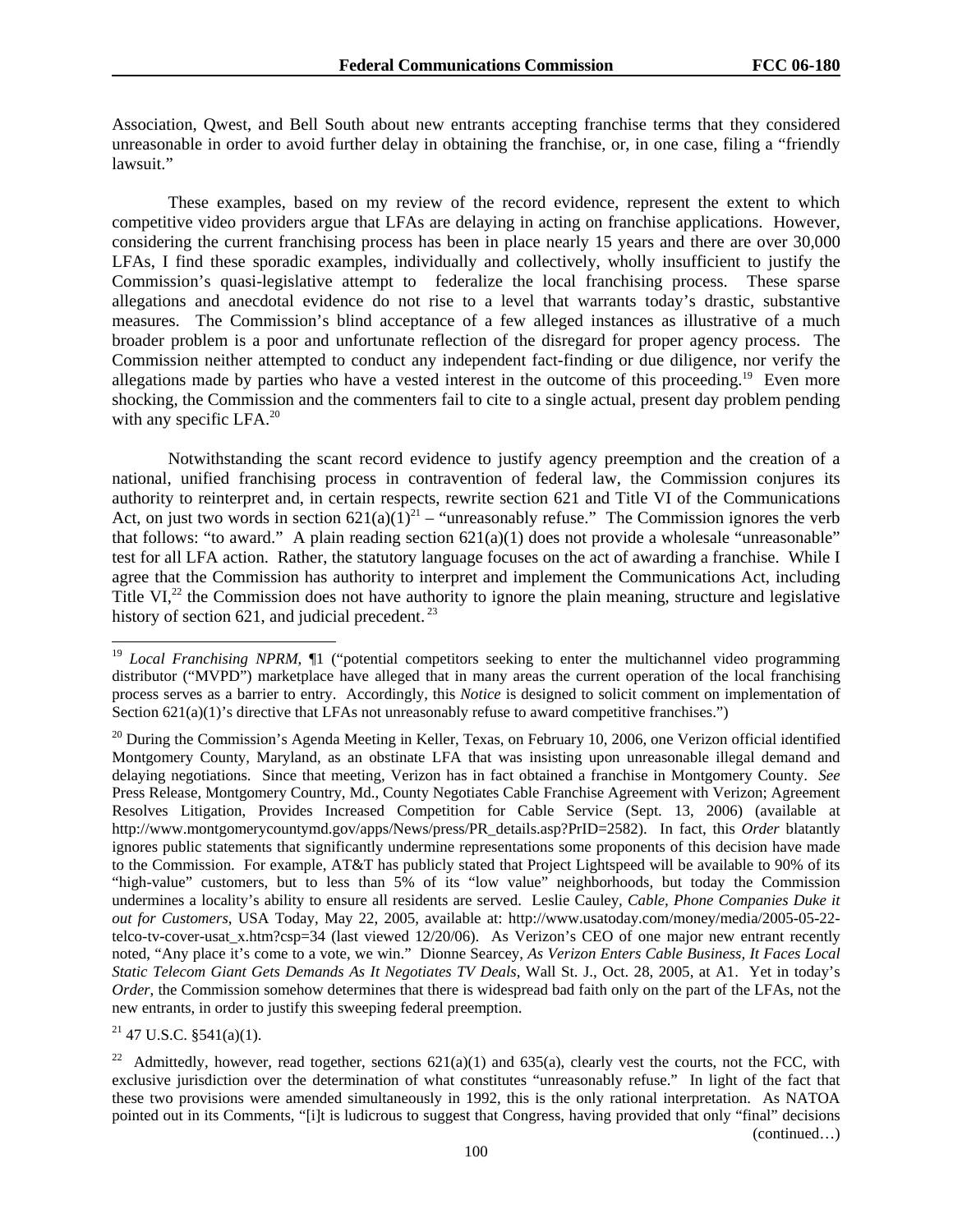Association, Qwest, and Bell South about new entrants accepting franchise terms that they considered unreasonable in order to avoid further delay in obtaining the franchise, or, in one case, filing a "friendly lawsuit."

These examples, based on my review of the record evidence, represent the extent to which competitive video providers argue that LFAs are delaying in acting on franchise applications. However, considering the current franchising process has been in place nearly 15 years and there are over 30,000 LFAs, I find these sporadic examples, individually and collectively, wholly insufficient to justify the Commission's quasi-legislative attempt to federalize the local franchising process. These sparse allegations and anecdotal evidence do not rise to a level that warrants today's drastic, substantive measures. The Commission's blind acceptance of a few alleged instances as illustrative of a much broader problem is a poor and unfortunate reflection of the disregard for proper agency process. The Commission neither attempted to conduct any independent fact-finding or due diligence, nor verify the allegations made by parties who have a vested interest in the outcome of this proceeding.[19] Even more shocking, the Commission and the commenters fail to cite to a single actual, present day problem pending with any specific LFA.[20]

Notwithstanding the scant record evidence to justify agency preemption and the creation of a national, unified franchising process in contravention of federal law, the Commission conjures its authority to reinterpret and, in certain respects, rewrite section 621 and Title VI of the Communications Act, on just two words in section 621(a)(1)[21] – "unreasonably refuse." The Commission ignores the verb that follows: "to award." A plain reading section 621(a)(1) does not provide a wholesale "unreasonable" test for all LFA action. Rather, the statutory language focuses on the act of awarding a franchise. While I agree that the Commission has authority to interpret and implement the Communications Act, including Title VI,[22] the Commission does not have authority to ignore the plain meaning, structure and legislative history of section 621, and judicial precedent.[23]

---

[19] *Local Franchising NPRM*, ¶1 ("potential competitors seeking to enter the multichannel video programming distributor ("MVPD") marketplace have alleged that in many areas the current operation of the local franchising process serves as a barrier to entry. Accordingly, this *Notice* is designed to solicit comment on implementation of Section 621(a)(1)'s directive that LFAs not unreasonably refuse to award competitive franchises.")

[20] During the Commission's Agenda Meeting in Keller, Texas, on February 10, 2006, one Verizon official identified Montgomery County, Maryland, as an obstinate LFA that was insisting upon unreasonable illegal demand and delaying negotiations. Since that meeting, Verizon has in fact obtained a franchise in Montgomery County. *See* Press Release, Montgomery Country, Md., County Negotiates Cable Franchise Agreement with Verizon; Agreement Resolves Litigation, Provides Increased Competition for Cable Service (Sept. 13, 2006) (available at http://www.montgomerycountymd.gov/apps/News/press/PR_details.asp?PrID=2582). In fact, this *Order* blatantly ignores public statements that significantly undermine representations some proponents of this decision have made to the Commission. For example, AT&T has publicly stated that Project Lightspeed will be available to 90% of its "high-value" customers, but to less than 5% of its "low value" neighborhoods, but today the Commission undermines a locality's ability to ensure all residents are served. Leslie Cauley, *Cable, Phone Companies Duke it out for Customers*, USA Today, May 22, 2005, available at: http://www.usatoday.com/money/media/2005-05-22-telco-tv-cover-usat_x.htm?csp=34 (last viewed 12/20/06). As Verizon's CEO of one major new entrant recently noted, "Any place it's come to a vote, we win." Dionne Searcey, *As Verizon Enters Cable Business, It Faces Local Static Telecom Giant Gets Demands As It Negotiates TV Deals*, Wall St. J., Oct. 28, 2005, at A1. Yet in today's *Order*, the Commission somehow determines that there is widespread bad faith only on the part of the LFAs, not the new entrants, in order to justify this sweeping federal preemption.

[21] 47 U.S.C. §541(a)(1).

[22] Admittedly, however, read together, sections 621(a)(1) and 635(a), clearly vest the courts, not the FCC, with exclusive jurisdiction over the determination of what constitutes "unreasonably refuse." In light of the fact that these two provisions were amended simultaneously in 1992, this is the only rational interpretation. As NATOA pointed out in its Comments, "[i]t is ludicrous to suggest that Congress, having provided that only "final" decisions (continued…)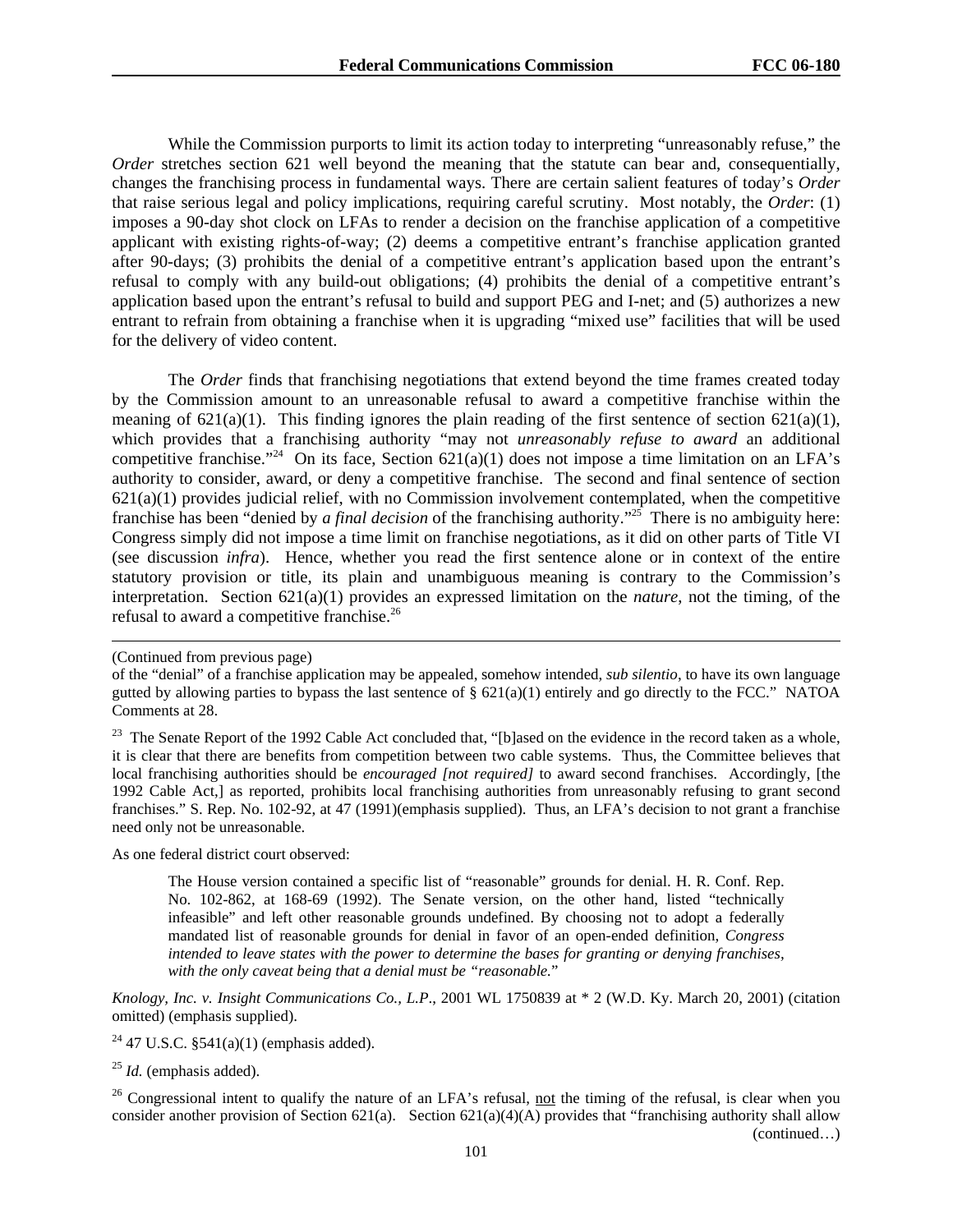While the Commission purports to limit its action today to interpreting "unreasonably refuse," the *Order* stretches section 621 well beyond the meaning that the statute can bear and, consequentially, changes the franchising process in fundamental ways. There are certain salient features of today's *Order* that raise serious legal and policy implications, requiring careful scrutiny. Most notably, the *Order*: (1) imposes a 90-day shot clock on LFAs to render a decision on the franchise application of a competitive applicant with existing rights-of-way; (2) deems a competitive entrant's franchise application granted after 90-days; (3) prohibits the denial of a competitive entrant's application based upon the entrant's refusal to comply with any build-out obligations; (4) prohibits the denial of a competitive entrant's application based upon the entrant's refusal to build and support PEG and I-net; and (5) authorizes a new entrant to refrain from obtaining a franchise when it is upgrading "mixed use" facilities that will be used for the delivery of video content.

The *Order* finds that franchising negotiations that extend beyond the time frames created today by the Commission amount to an unreasonable refusal to award a competitive franchise within the meaning of 621(a)(1). This finding ignores the plain reading of the first sentence of section 621(a)(1), which provides that a franchising authority "may not *unreasonably refuse to award* an additional competitive franchise."[24] On its face, Section 621(a)(1) does not impose a time limitation on an LFA's authority to consider, award, or deny a competitive franchise. The second and final sentence of section 621(a)(1) provides judicial relief, with no Commission involvement contemplated, when the competitive franchise has been "denied by *a final decision* of the franchising authority."[25] There is no ambiguity here: Congress simply did not impose a time limit on franchise negotiations, as it did on other parts of Title VI (see discussion *infra*). Hence, whether you read the first sentence alone or in context of the entire statutory provision or title, its plain and unambiguous meaning is contrary to the Commission's interpretation. Section 621(a)(1) provides an expressed limitation on the *nature*, not the timing, of the refusal to award a competitive franchise.[26]

---

(Continued from previous page)

of the "denial" of a franchise application may be appealed, somehow intended, *sub silentio*, to have its own language gutted by allowing parties to bypass the last sentence of § 621(a)(1) entirely and go directly to the FCC." NATOA Comments at 28.

[23] The Senate Report of the 1992 Cable Act concluded that, "[b]ased on the evidence in the record taken as a whole, it is clear that there are benefits from competition between two cable systems. Thus, the Committee believes that local franchising authorities should be *encouraged [not required]* to award second franchises. Accordingly, [the 1992 Cable Act,] as reported, prohibits local franchising authorities from unreasonably refusing to grant second franchises." S. Rep. No. 102-92, at 47 (1991)(emphasis supplied). Thus, an LFA's decision to not grant a franchise need only not be unreasonable.

As one federal district court observed:

> The House version contained a specific list of "reasonable" grounds for denial. H. R. Conf. Rep. No. 102-862, at 168-69 (1992). The Senate version, on the other hand, listed "technically infeasible" and left other reasonable grounds undefined. By choosing not to adopt a federally mandated list of reasonable grounds for denial in favor of an open-ended definition, *Congress intended to leave states with the power to determine the bases for granting or denying franchises, with the only caveat being that a denial must be "reasonable."*

*Knology, Inc. v. Insight Communications Co., L.P*., 2001 WL 1750839 at * 2 (W.D. Ky. March 20, 2001) (citation omitted) (emphasis supplied).

[24] 47 U.S.C. §541(a)(1) (emphasis added).

[25] *Id.* (emphasis added).

[26] Congressional intent to qualify the nature of an LFA's refusal, not the timing of the refusal, is clear when you consider another provision of Section 621(a). Section 621(a)(4)(A) provides that "franchising authority shall allow

(continued…)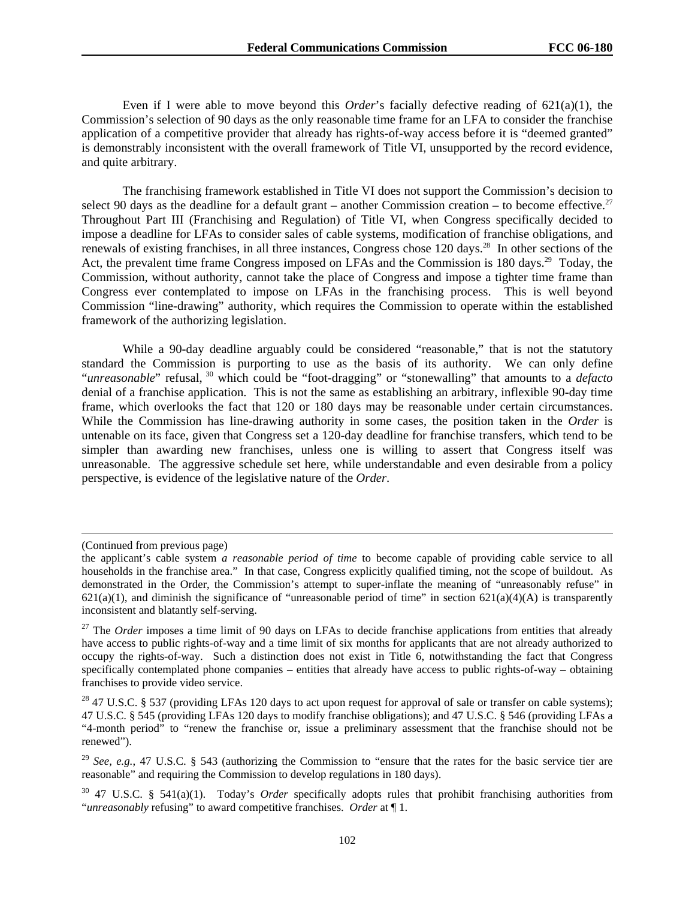Even if I were able to move beyond this *Order*'s facially defective reading of 621(a)(1), the Commission's selection of 90 days as the only reasonable time frame for an LFA to consider the franchise application of a competitive provider that already has rights-of-way access before it is "deemed granted" is demonstrably inconsistent with the overall framework of Title VI, unsupported by the record evidence, and quite arbitrary.

The franchising framework established in Title VI does not support the Commission's decision to select 90 days as the deadline for a default grant – another Commission creation – to become effective.[27] Throughout Part III (Franchising and Regulation) of Title VI, when Congress specifically decided to impose a deadline for LFAs to consider sales of cable systems, modification of franchise obligations, and renewals of existing franchises, in all three instances, Congress chose 120 days.[28] In other sections of the Act, the prevalent time frame Congress imposed on LFAs and the Commission is 180 days.[29] Today, the Commission, without authority, cannot take the place of Congress and impose a tighter time frame than Congress ever contemplated to impose on LFAs in the franchising process. This is well beyond Commission "line-drawing" authority, which requires the Commission to operate within the established framework of the authorizing legislation.

While a 90-day deadline arguably could be considered "reasonable," that is not the statutory standard the Commission is purporting to use as the basis of its authority. We can only define "*unreasonable*" refusal,[30] which could be "foot-dragging" or "stonewalling" that amounts to a *defacto* denial of a franchise application. This is not the same as establishing an arbitrary, inflexible 90-day time frame, which overlooks the fact that 120 or 180 days may be reasonable under certain circumstances. While the Commission has line-drawing authority in some cases, the position taken in the *Order* is untenable on its face, given that Congress set a 120-day deadline for franchise transfers, which tend to be simpler than awarding new franchises, unless one is willing to assert that Congress itself was unreasonable. The aggressive schedule set here, while understandable and even desirable from a policy perspective, is evidence of the legislative nature of the *Order*.

---

(Continued from previous page)

the applicant's cable system *a reasonable period of time* to become capable of providing cable service to all households in the franchise area." In that case, Congress explicitly qualified timing, not the scope of buildout. As demonstrated in the Order, the Commission's attempt to super-inflate the meaning of "unreasonably refuse" in 621(a)(1), and diminish the significance of "unreasonable period of time" in section 621(a)(4)(A) is transparently inconsistent and blatantly self-serving.

[27] The *Order* imposes a time limit of 90 days on LFAs to decide franchise applications from entities that already have access to public rights-of-way and a time limit of six months for applicants that are not already authorized to occupy the rights-of-way. Such a distinction does not exist in Title 6, notwithstanding the fact that Congress specifically contemplated phone companies – entities that already have access to public rights-of-way – obtaining franchises to provide video service.

[28] 47 U.S.C. § 537 (providing LFAs 120 days to act upon request for approval of sale or transfer on cable systems); 47 U.S.C. § 545 (providing LFAs 120 days to modify franchise obligations); and 47 U.S.C. § 546 (providing LFAs a "4-month period" to "renew the franchise or, issue a preliminary assessment that the franchise should not be renewed").

[29] *See, e.g.*, 47 U.S.C. § 543 (authorizing the Commission to "ensure that the rates for the basic service tier are reasonable" and requiring the Commission to develop regulations in 180 days).

[30] 47 U.S.C. § 541(a)(1). Today's *Order* specifically adopts rules that prohibit franchising authorities from "*unreasonably* refusing" to award competitive franchises. *Order* at ¶ 1.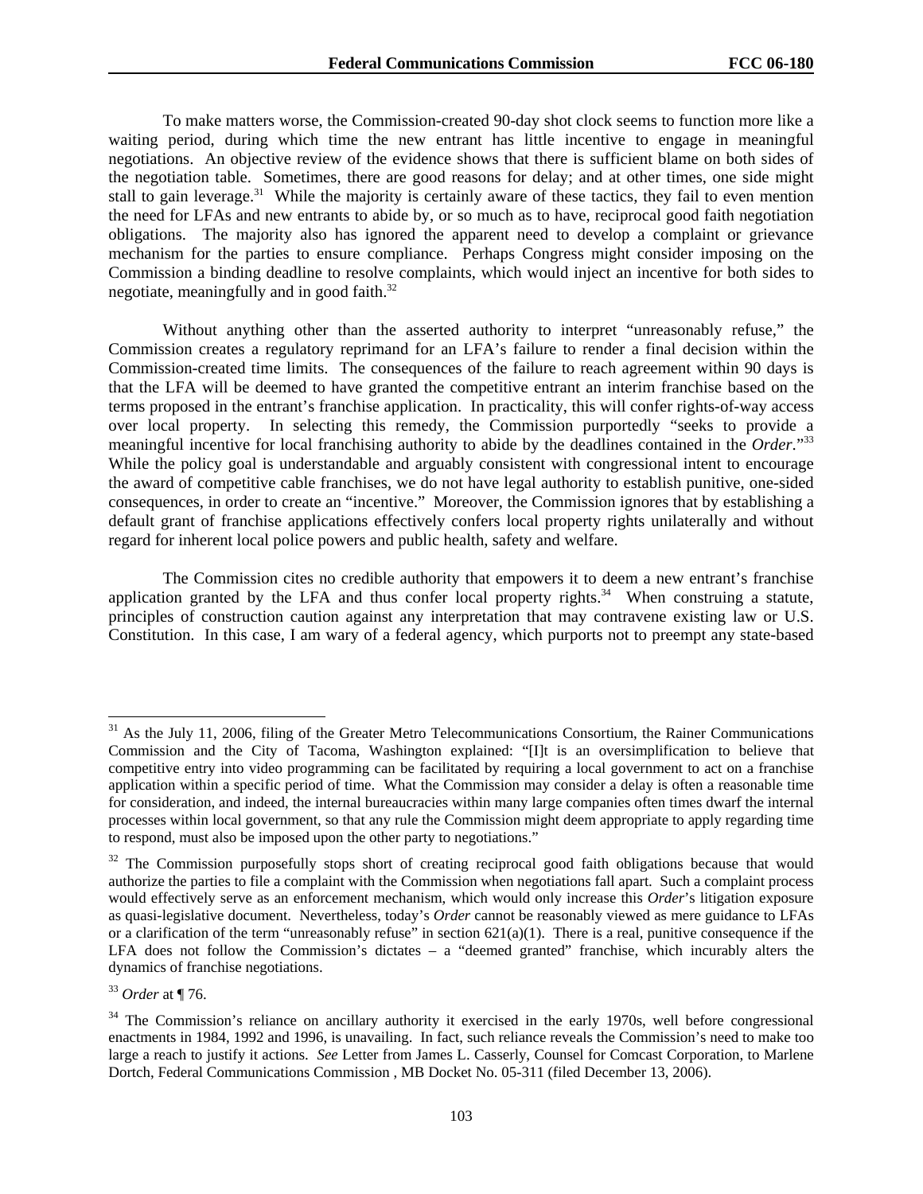To make matters worse, the Commission-created 90-day shot clock seems to function more like a waiting period, during which time the new entrant has little incentive to engage in meaningful negotiations. An objective review of the evidence shows that there is sufficient blame on both sides of the negotiation table. Sometimes, there are good reasons for delay; and at other times, one side might stall to gain leverage.[31] While the majority is certainly aware of these tactics, they fail to even mention the need for LFAs and new entrants to abide by, or so much as to have, reciprocal good faith negotiation obligations. The majority also has ignored the apparent need to develop a complaint or grievance mechanism for the parties to ensure compliance. Perhaps Congress might consider imposing on the Commission a binding deadline to resolve complaints, which would inject an incentive for both sides to negotiate, meaningfully and in good faith.[32]

Without anything other than the asserted authority to interpret "unreasonably refuse," the Commission creates a regulatory reprimand for an LFA's failure to render a final decision within the Commission-created time limits. The consequences of the failure to reach agreement within 90 days is that the LFA will be deemed to have granted the competitive entrant an interim franchise based on the terms proposed in the entrant's franchise application. In practicality, this will confer rights-of-way access over local property. In selecting this remedy, the Commission purportedly "seeks to provide a meaningful incentive for local franchising authority to abide by the deadlines contained in the *Order*."[33] While the policy goal is understandable and arguably consistent with congressional intent to encourage the award of competitive cable franchises, we do not have legal authority to establish punitive, one-sided consequences, in order to create an "incentive." Moreover, the Commission ignores that by establishing a default grant of franchise applications effectively confers local property rights unilaterally and without regard for inherent local police powers and public health, safety and welfare.

The Commission cites no credible authority that empowers it to deem a new entrant's franchise application granted by the LFA and thus confer local property rights.[34] When construing a statute, principles of construction caution against any interpretation that may contravene existing law or U.S. Constitution. In this case, I am wary of a federal agency, which purports not to preempt any state-based

---

[31] As the July 11, 2006, filing of the Greater Metro Telecommunications Consortium, the Rainer Communications Commission and the City of Tacoma, Washington explained: "[I]t is an oversimplification to believe that competitive entry into video programming can be facilitated by requiring a local government to act on a franchise application within a specific period of time. What the Commission may consider a delay is often a reasonable time for consideration, and indeed, the internal bureaucracies within many large companies often times dwarf the internal processes within local government, so that any rule the Commission might deem appropriate to apply regarding time to respond, must also be imposed upon the other party to negotiations."

[32] The Commission purposefully stops short of creating reciprocal good faith obligations because that would authorize the parties to file a complaint with the Commission when negotiations fall apart. Such a complaint process would effectively serve as an enforcement mechanism, which would only increase this *Order*'s litigation exposure as quasi-legislative document. Nevertheless, today's *Order* cannot be reasonably viewed as mere guidance to LFAs or a clarification of the term "unreasonably refuse" in section 621(a)(1). There is a real, punitive consequence if the LFA does not follow the Commission's dictates – a "deemed granted" franchise, which incurably alters the dynamics of franchise negotiations.

[33] *Order* at ¶ 76.

[34] The Commission's reliance on ancillary authority it exercised in the early 1970s, well before congressional enactments in 1984, 1992 and 1996, is unavailing. In fact, such reliance reveals the Commission's need to make too large a reach to justify it actions. *See* Letter from James L. Casserly, Counsel for Comcast Corporation, to Marlene Dortch, Federal Communications Commission , MB Docket No. 05-311 (filed December 13, 2006).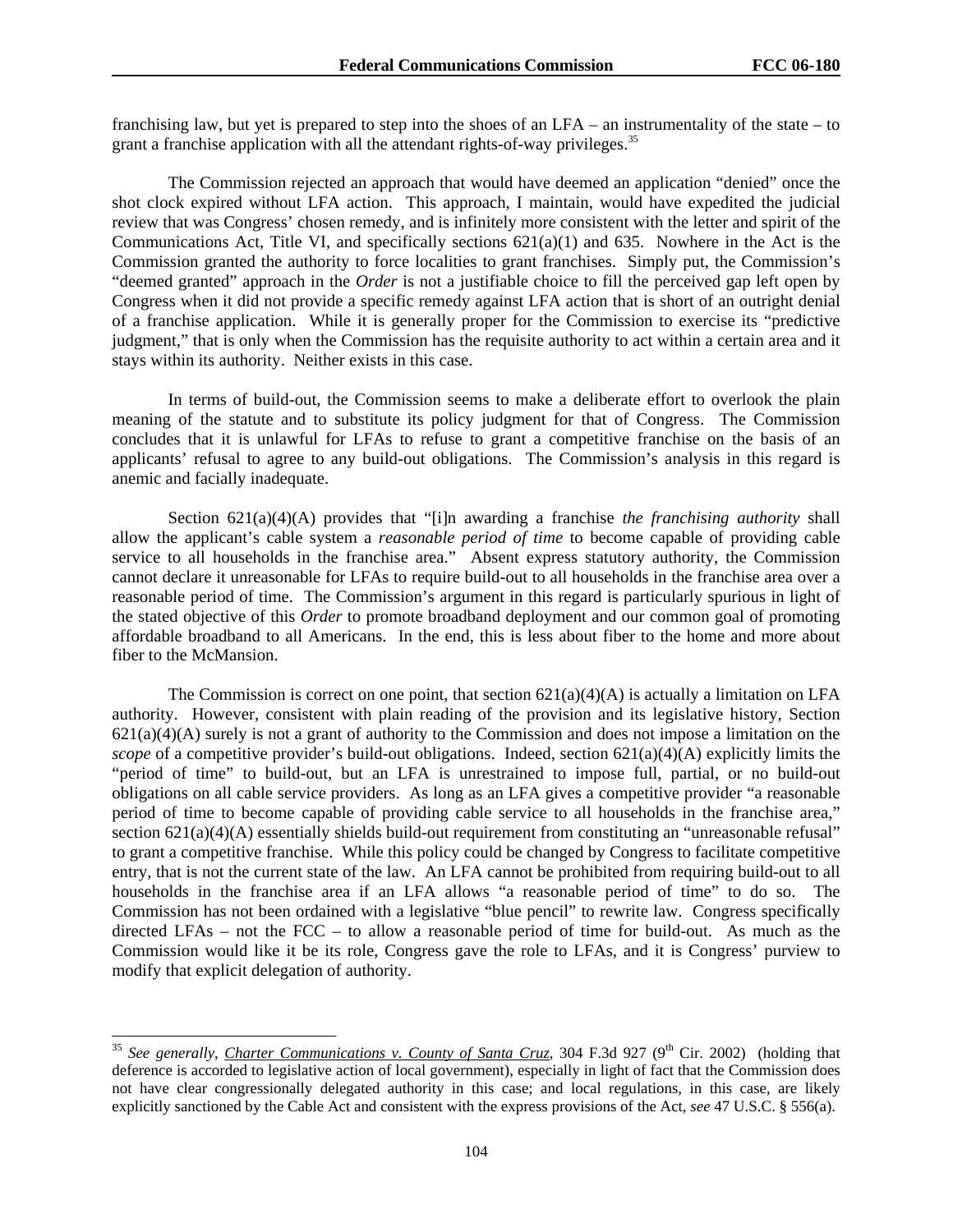franchising law, but yet is prepared to step into the shoes of an LFA – an instrumentality of the state – to grant a franchise application with all the attendant rights-of-way privileges.[35]

The Commission rejected an approach that would have deemed an application "denied" once the shot clock expired without LFA action. This approach, I maintain, would have expedited the judicial review that was Congress' chosen remedy, and is infinitely more consistent with the letter and spirit of the Communications Act, Title VI, and specifically sections 621(a)(1) and 635. Nowhere in the Act is the Commission granted the authority to force localities to grant franchises. Simply put, the Commission's "deemed granted" approach in the *Order* is not a justifiable choice to fill the perceived gap left open by Congress when it did not provide a specific remedy against LFA action that is short of an outright denial of a franchise application. While it is generally proper for the Commission to exercise its "predictive judgment," that is only when the Commission has the requisite authority to act within a certain area and it stays within its authority. Neither exists in this case.

In terms of build-out, the Commission seems to make a deliberate effort to overlook the plain meaning of the statute and to substitute its policy judgment for that of Congress. The Commission concludes that it is unlawful for LFAs to refuse to grant a competitive franchise on the basis of an applicants' refusal to agree to any build-out obligations. The Commission's analysis in this regard is anemic and facially inadequate.

Section 621(a)(4)(A) provides that "[i]n awarding a franchise *the franchising authority* shall allow the applicant's cable system a *reasonable period of time* to become capable of providing cable service to all households in the franchise area." Absent express statutory authority, the Commission cannot declare it unreasonable for LFAs to require build-out to all households in the franchise area over a reasonable period of time. The Commission's argument in this regard is particularly spurious in light of the stated objective of this *Order* to promote broadband deployment and our common goal of promoting affordable broadband to all Americans. In the end, this is less about fiber to the home and more about fiber to the McMansion.

The Commission is correct on one point, that section 621(a)(4)(A) is actually a limitation on LFA authority. However, consistent with plain reading of the provision and its legislative history, Section 621(a)(4)(A) surely is not a grant of authority to the Commission and does not impose a limitation on the *scope* of a competitive provider's build-out obligations. Indeed, section 621(a)(4)(A) explicitly limits the "period of time" to build-out, but an LFA is unrestrained to impose full, partial, or no build-out obligations on all cable service providers. As long as an LFA gives a competitive provider "a reasonable period of time to become capable of providing cable service to all households in the franchise area," section 621(a)(4)(A) essentially shields build-out requirement from constituting an "unreasonable refusal" to grant a competitive franchise. While this policy could be changed by Congress to facilitate competitive entry, that is not the current state of the law. An LFA cannot be prohibited from requiring build-out to all households in the franchise area if an LFA allows "a reasonable period of time" to do so. The Commission has not been ordained with a legislative "blue pencil" to rewrite law. Congress specifically directed LFAs – not the FCC – to allow a reasonable period of time for build-out. As much as the Commission would like it be its role, Congress gave the role to LFAs, and it is Congress' purview to modify that explicit delegation of authority.

---

[35] *See generally*, Charter Communications v. County of Santa Cruz, 304 F.3d 927 (9th Cir. 2002) (holding that deference is accorded to legislative action of local government), especially in light of fact that the Commission does not have clear congressionally delegated authority in this case; and local regulations, in this case, are likely explicitly sanctioned by the Cable Act and consistent with the express provisions of the Act, *see* 47 U.S.C. § 556(a).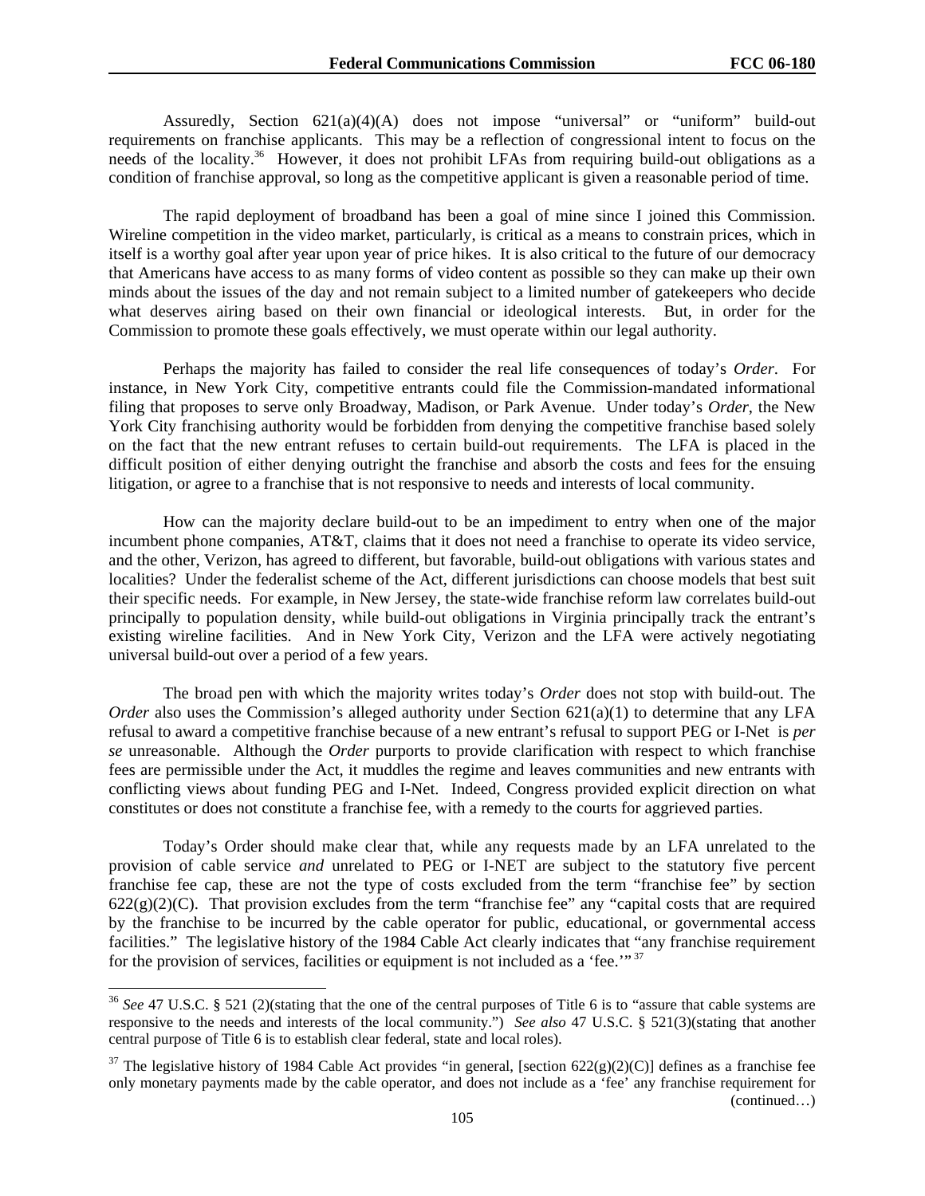Assuredly, Section 621(a)(4)(A) does not impose "universal" or "uniform" build-out requirements on franchise applicants. This may be a reflection of congressional intent to focus on the needs of the locality.[36] However, it does not prohibit LFAs from requiring build-out obligations as a condition of franchise approval, so long as the competitive applicant is given a reasonable period of time.

The rapid deployment of broadband has been a goal of mine since I joined this Commission. Wireline competition in the video market, particularly, is critical as a means to constrain prices, which in itself is a worthy goal after year upon year of price hikes. It is also critical to the future of our democracy that Americans have access to as many forms of video content as possible so they can make up their own minds about the issues of the day and not remain subject to a limited number of gatekeepers who decide what deserves airing based on their own financial or ideological interests. But, in order for the Commission to promote these goals effectively, we must operate within our legal authority.

Perhaps the majority has failed to consider the real life consequences of today's *Order*. For instance, in New York City, competitive entrants could file the Commission-mandated informational filing that proposes to serve only Broadway, Madison, or Park Avenue. Under today's *Order*, the New York City franchising authority would be forbidden from denying the competitive franchise based solely on the fact that the new entrant refuses to certain build-out requirements. The LFA is placed in the difficult position of either denying outright the franchise and absorb the costs and fees for the ensuing litigation, or agree to a franchise that is not responsive to needs and interests of local community.

How can the majority declare build-out to be an impediment to entry when one of the major incumbent phone companies, AT&T, claims that it does not need a franchise to operate its video service, and the other, Verizon, has agreed to different, but favorable, build-out obligations with various states and localities? Under the federalist scheme of the Act, different jurisdictions can choose models that best suit their specific needs. For example, in New Jersey, the state-wide franchise reform law correlates build-out principally to population density, while build-out obligations in Virginia principally track the entrant's existing wireline facilities. And in New York City, Verizon and the LFA were actively negotiating universal build-out over a period of a few years.

The broad pen with which the majority writes today's *Order* does not stop with build-out. The *Order* also uses the Commission's alleged authority under Section 621(a)(1) to determine that any LFA refusal to award a competitive franchise because of a new entrant's refusal to support PEG or I-Net is *per se* unreasonable. Although the *Order* purports to provide clarification with respect to which franchise fees are permissible under the Act, it muddles the regime and leaves communities and new entrants with conflicting views about funding PEG and I-Net. Indeed, Congress provided explicit direction on what constitutes or does not constitute a franchise fee, with a remedy to the courts for aggrieved parties.

Today's Order should make clear that, while any requests made by an LFA unrelated to the provision of cable service *and* unrelated to PEG or I-NET are subject to the statutory five percent franchise fee cap, these are not the type of costs excluded from the term "franchise fee" by section 622(g)(2)(C). That provision excludes from the term "franchise fee" any "capital costs that are required by the franchise to be incurred by the cable operator for public, educational, or governmental access facilities." The legislative history of the 1984 Cable Act clearly indicates that "any franchise requirement for the provision of services, facilities or equipment is not included as a 'fee.'"[37]

---

[36] *See* 47 U.S.C. § 521 (2)(stating that the one of the central purposes of Title 6 is to "assure that cable systems are responsive to the needs and interests of the local community.") *See also* 47 U.S.C. § 521(3)(stating that another central purpose of Title 6 is to establish clear federal, state and local roles).

[37] The legislative history of 1984 Cable Act provides "in general, [section 622(g)(2)(C)] defines as a franchise fee only monetary payments made by the cable operator, and does not include as a 'fee' any franchise requirement for (continued…)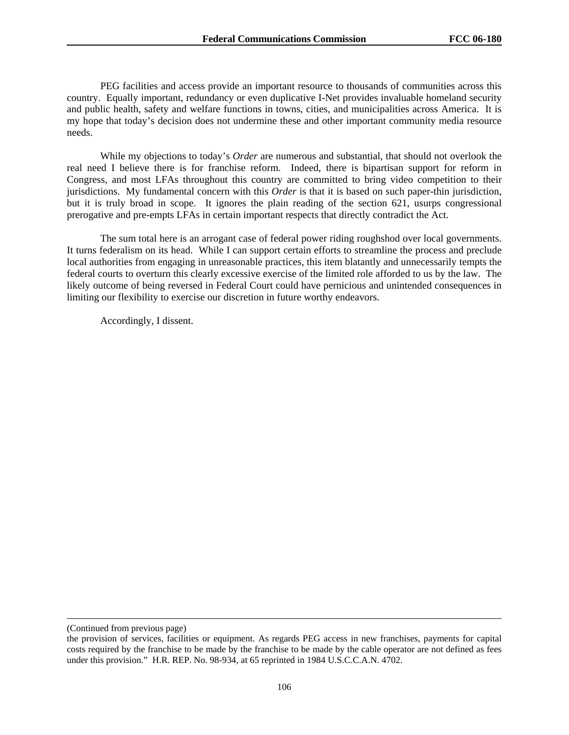PEG facilities and access provide an important resource to thousands of communities across this country. Equally important, redundancy or even duplicative I-Net provides invaluable homeland security and public health, safety and welfare functions in towns, cities, and municipalities across America. It is my hope that today's decision does not undermine these and other important community media resource needs.

While my objections to today's *Order* are numerous and substantial, that should not overlook the real need I believe there is for franchise reform. Indeed, there is bipartisan support for reform in Congress, and most LFAs throughout this country are committed to bring video competition to their jurisdictions. My fundamental concern with this *Order* is that it is based on such paper-thin jurisdiction, but it is truly broad in scope. It ignores the plain reading of the section 621, usurps congressional prerogative and pre-empts LFAs in certain important respects that directly contradict the Act.

The sum total here is an arrogant case of federal power riding roughshod over local governments. It turns federalism on its head. While I can support certain efforts to streamline the process and preclude local authorities from engaging in unreasonable practices, this item blatantly and unnecessarily tempts the federal courts to overturn this clearly excessive exercise of the limited role afforded to us by the law. The likely outcome of being reversed in Federal Court could have pernicious and unintended consequences in limiting our flexibility to exercise our discretion in future worthy endeavors.

Accordingly, I dissent.

---

(Continued from previous page)

the provision of services, facilities or equipment. As regards PEG access in new franchises, payments for capital costs required by the franchise to be made by the franchise to be made by the cable operator are not defined as fees under this provision." H.R. REP. No. 98-934, at 65 reprinted in 1984 U.S.C.C.A.N. 4702.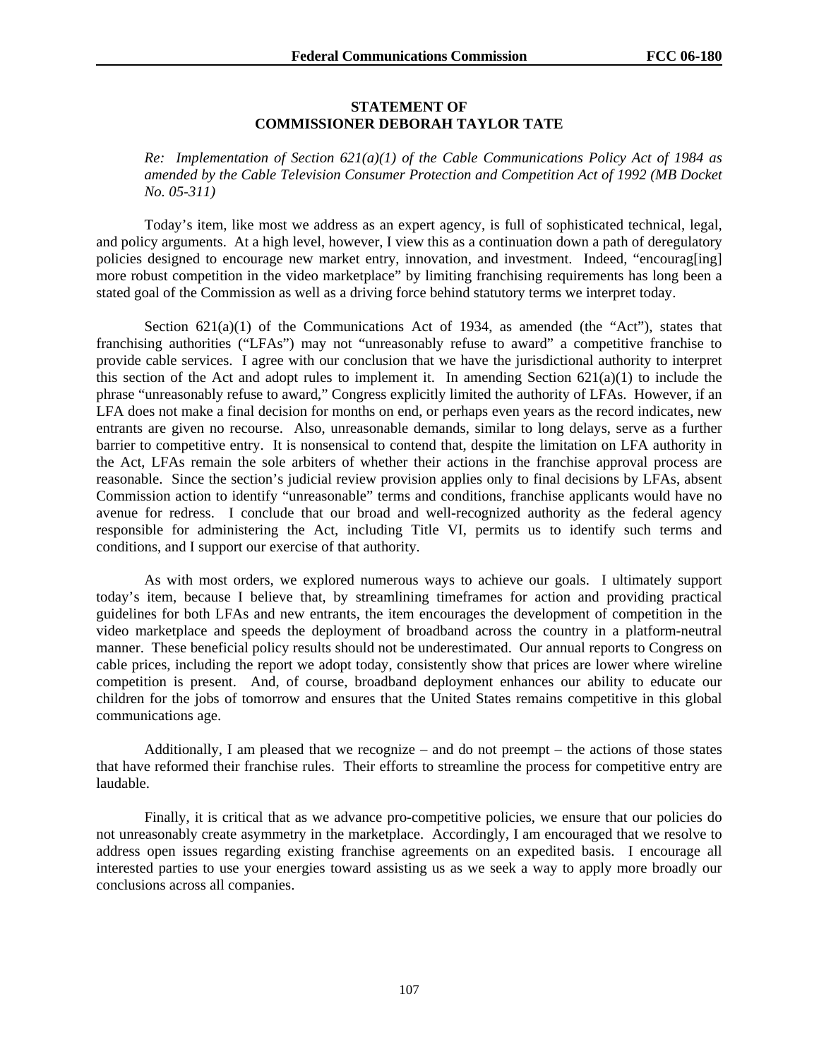## STATEMENT OF
## COMMISSIONER DEBORAH TAYLOR TATE

*Re: Implementation of Section 621(a)(1) of the Cable Communications Policy Act of 1984 as amended by the Cable Television Consumer Protection and Competition Act of 1992 (MB Docket No. 05-311)*

Today's item, like most we address as an expert agency, is full of sophisticated technical, legal, and policy arguments. At a high level, however, I view this as a continuation down a path of deregulatory policies designed to encourage new market entry, innovation, and investment. Indeed, "encourag[ing] more robust competition in the video marketplace" by limiting franchising requirements has long been a stated goal of the Commission as well as a driving force behind statutory terms we interpret today.

Section 621(a)(1) of the Communications Act of 1934, as amended (the "Act"), states that franchising authorities ("LFAs") may not "unreasonably refuse to award" a competitive franchise to provide cable services. I agree with our conclusion that we have the jurisdictional authority to interpret this section of the Act and adopt rules to implement it. In amending Section 621(a)(1) to include the phrase "unreasonably refuse to award," Congress explicitly limited the authority of LFAs. However, if an LFA does not make a final decision for months on end, or perhaps even years as the record indicates, new entrants are given no recourse. Also, unreasonable demands, similar to long delays, serve as a further barrier to competitive entry. It is nonsensical to contend that, despite the limitation on LFA authority in the Act, LFAs remain the sole arbiters of whether their actions in the franchise approval process are reasonable. Since the section's judicial review provision applies only to final decisions by LFAs, absent Commission action to identify "unreasonable" terms and conditions, franchise applicants would have no avenue for redress. I conclude that our broad and well-recognized authority as the federal agency responsible for administering the Act, including Title VI, permits us to identify such terms and conditions, and I support our exercise of that authority.

As with most orders, we explored numerous ways to achieve our goals. I ultimately support today's item, because I believe that, by streamlining timeframes for action and providing practical guidelines for both LFAs and new entrants, the item encourages the development of competition in the video marketplace and speeds the deployment of broadband across the country in a platform-neutral manner. These beneficial policy results should not be underestimated. Our annual reports to Congress on cable prices, including the report we adopt today, consistently show that prices are lower where wireline competition is present. And, of course, broadband deployment enhances our ability to educate our children for the jobs of tomorrow and ensures that the United States remains competitive in this global communications age.

Additionally, I am pleased that we recognize – and do not preempt – the actions of those states that have reformed their franchise rules. Their efforts to streamline the process for competitive entry are laudable.

Finally, it is critical that as we advance pro-competitive policies, we ensure that our policies do not unreasonably create asymmetry in the marketplace. Accordingly, I am encouraged that we resolve to address open issues regarding existing franchise agreements on an expedited basis. I encourage all interested parties to use your energies toward assisting us as we seek a way to apply more broadly our conclusions across all companies.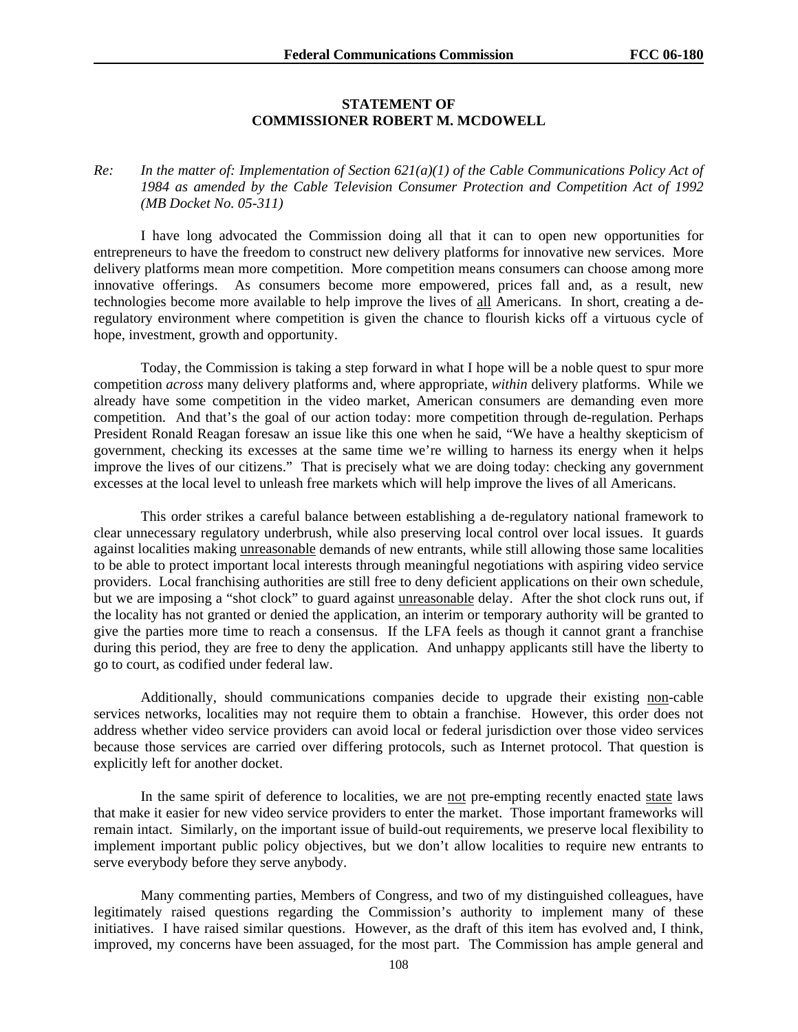**STATEMENT OF**
**COMMISSIONER ROBERT M. MCDOWELL**

*Re: In the matter of: Implementation of Section 621(a)(1) of the Cable Communications Policy Act of 1984 as amended by the Cable Television Consumer Protection and Competition Act of 1992 (MB Docket No. 05-311)*

I have long advocated the Commission doing all that it can to open new opportunities for entrepreneurs to have the freedom to construct new delivery platforms for innovative new services. More delivery platforms mean more competition. More competition means consumers can choose among more innovative offerings. As consumers become more empowered, prices fall and, as a result, new technologies become more available to help improve the lives of all Americans. In short, creating a de-regulatory environment where competition is given the chance to flourish kicks off a virtuous cycle of hope, investment, growth and opportunity.

Today, the Commission is taking a step forward in what I hope will be a noble quest to spur more competition *across* many delivery platforms and, where appropriate, *within* delivery platforms. While we already have some competition in the video market, American consumers are demanding even more competition. And that's the goal of our action today: more competition through de-regulation. Perhaps President Ronald Reagan foresaw an issue like this one when he said, "We have a healthy skepticism of government, checking its excesses at the same time we're willing to harness its energy when it helps improve the lives of our citizens." That is precisely what we are doing today: checking any government excesses at the local level to unleash free markets which will help improve the lives of all Americans.

This order strikes a careful balance between establishing a de-regulatory national framework to clear unnecessary regulatory underbrush, while also preserving local control over local issues. It guards against localities making unreasonable demands of new entrants, while still allowing those same localities to be able to protect important local interests through meaningful negotiations with aspiring video service providers. Local franchising authorities are still free to deny deficient applications on their own schedule, but we are imposing a "shot clock" to guard against unreasonable delay. After the shot clock runs out, if the locality has not granted or denied the application, an interim or temporary authority will be granted to give the parties more time to reach a consensus. If the LFA feels as though it cannot grant a franchise during this period, they are free to deny the application. And unhappy applicants still have the liberty to go to court, as codified under federal law.

Additionally, should communications companies decide to upgrade their existing non-cable services networks, localities may not require them to obtain a franchise. However, this order does not address whether video service providers can avoid local or federal jurisdiction over those video services because those services are carried over differing protocols, such as Internet protocol. That question is explicitly left for another docket.

In the same spirit of deference to localities, we are not pre-empting recently enacted state laws that make it easier for new video service providers to enter the market. Those important frameworks will remain intact. Similarly, on the important issue of build-out requirements, we preserve local flexibility to implement important public policy objectives, but we don't allow localities to require new entrants to serve everybody before they serve anybody.

Many commenting parties, Members of Congress, and two of my distinguished colleagues, have legitimately raised questions regarding the Commission's authority to implement many of these initiatives. I have raised similar questions. However, as the draft of this item has evolved and, I think, improved, my concerns have been assuaged, for the most part. The Commission has ample general and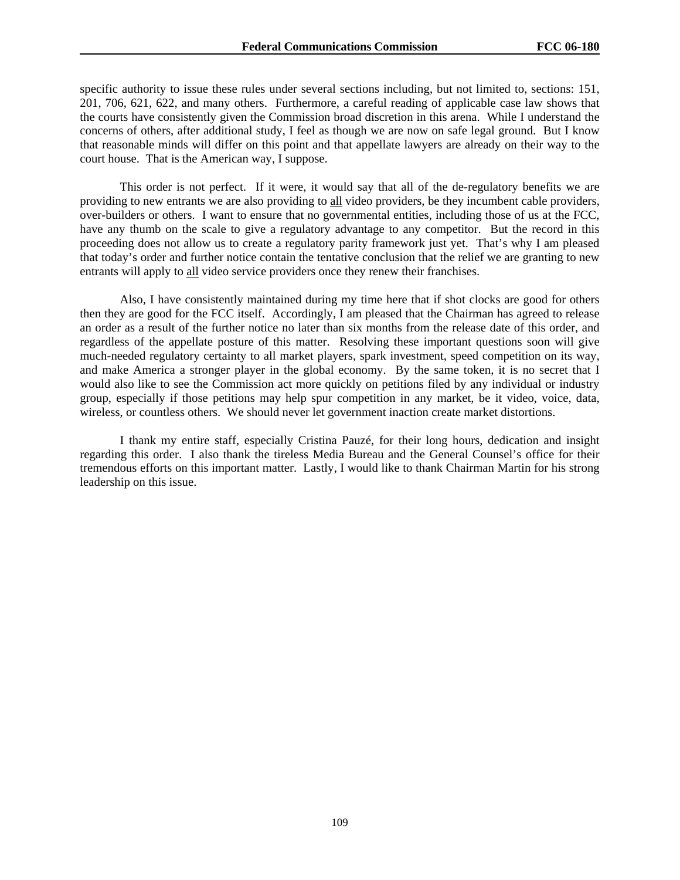specific authority to issue these rules under several sections including, but not limited to, sections: 151, 201, 706, 621, 622, and many others. Furthermore, a careful reading of applicable case law shows that the courts have consistently given the Commission broad discretion in this arena. While I understand the concerns of others, after additional study, I feel as though we are now on safe legal ground. But I know that reasonable minds will differ on this point and that appellate lawyers are already on their way to the court house. That is the American way, I suppose.

This order is not perfect. If it were, it would say that all of the de-regulatory benefits we are providing to new entrants we are also providing to all video providers, be they incumbent cable providers, over-builders or others. I want to ensure that no governmental entities, including those of us at the FCC, have any thumb on the scale to give a regulatory advantage to any competitor. But the record in this proceeding does not allow us to create a regulatory parity framework just yet. That's why I am pleased that today's order and further notice contain the tentative conclusion that the relief we are granting to new entrants will apply to all video service providers once they renew their franchises.

Also, I have consistently maintained during my time here that if shot clocks are good for others then they are good for the FCC itself. Accordingly, I am pleased that the Chairman has agreed to release an order as a result of the further notice no later than six months from the release date of this order, and regardless of the appellate posture of this matter. Resolving these important questions soon will give much-needed regulatory certainty to all market players, spark investment, speed competition on its way, and make America a stronger player in the global economy. By the same token, it is no secret that I would also like to see the Commission act more quickly on petitions filed by any individual or industry group, especially if those petitions may help spur competition in any market, be it video, voice, data, wireless, or countless others. We should never let government inaction create market distortions.

I thank my entire staff, especially Cristina Pauzé, for their long hours, dedication and insight regarding this order. I also thank the tireless Media Bureau and the General Counsel's office for their tremendous efforts on this important matter. Lastly, I would like to thank Chairman Martin for his strong leadership on this issue.